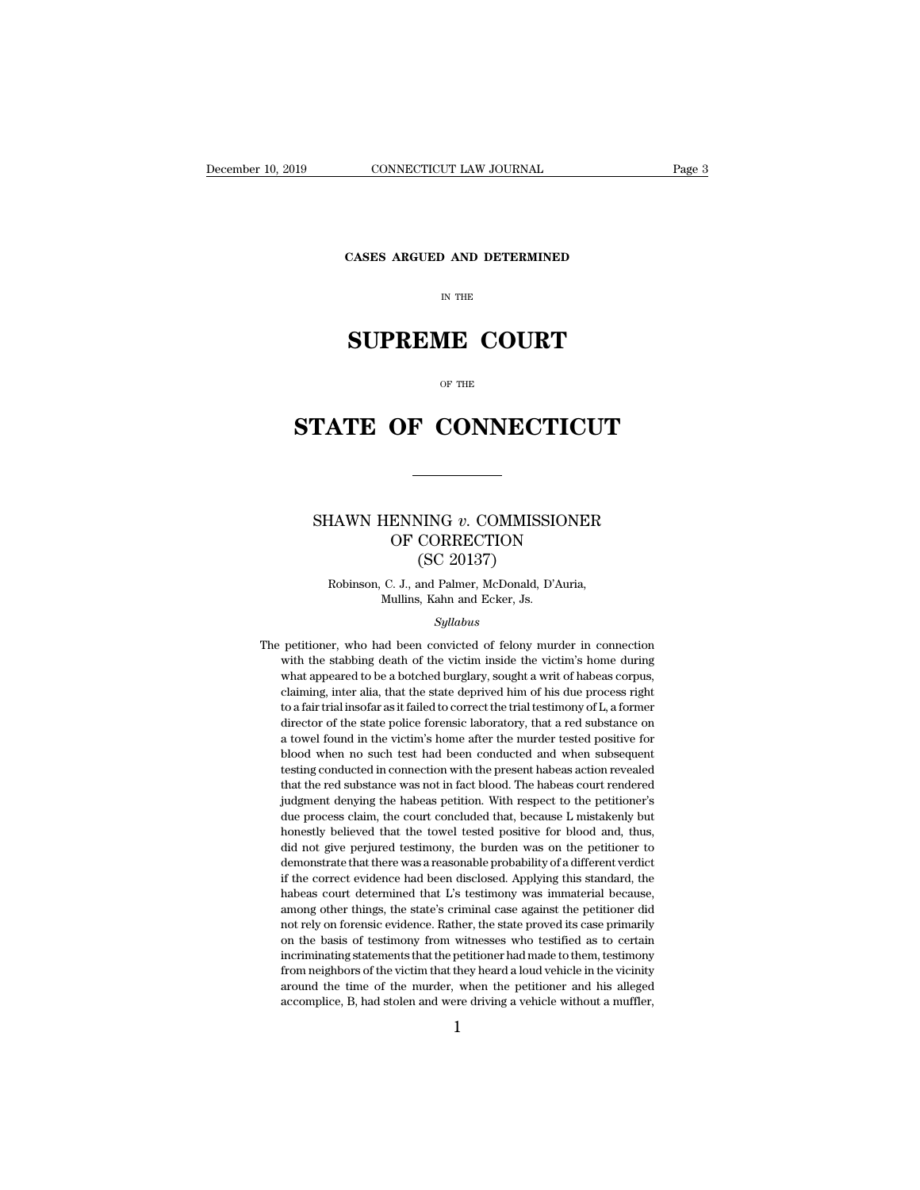CASES ARGUED AND DETERMINED

IN THE

# SUPREME COURT

OF THE

# STATE OF CONNECTICUT

---

## SHAWN HENNING *v.* COMMISSIONER OF CORRECTION (SC 20137)

Robinson, C. J., and Palmer, McDonald, D'Auria, Mullins, Kahn and Ecker, Js.

*Syllabus*

The petitioner, who had been convicted of felony murder in connection with the stabbing death of the victim inside the victim's home during what appeared to be a botched burglary, sought a writ of habeas corpus, claiming, inter alia, that the state deprived him of his due process right to a fair trial insofar as it failed to correct the trial testimony of L, a former director of the state police forensic laboratory, that a red substance on a towel found in the victim's home after the murder tested positive for blood when no such test had been conducted and when subsequent testing conducted in connection with the present habeas action revealed that the red substance was not in fact blood. The habeas court rendered judgment denying the habeas petition. With respect to the petitioner's due process claim, the court concluded that, because L mistakenly but honestly believed that the towel tested positive for blood and, thus, did not give perjured testimony, the burden was on the petitioner to demonstrate that there was a reasonable probability of a different verdict if the correct evidence had been disclosed. Applying this standard, the habeas court determined that L's testimony was immaterial because, among other things, the state's criminal case against the petitioner did not rely on forensic evidence. Rather, the state proved its case primarily on the basis of testimony from witnesses who testified as to certain incriminating statements that the petitioner had made to them, testimony from neighbors of the victim that they heard a loud vehicle in the vicinity around the time of the murder, when the petitioner and his alleged accomplice, B, had stolen and were driving a vehicle without a muffler,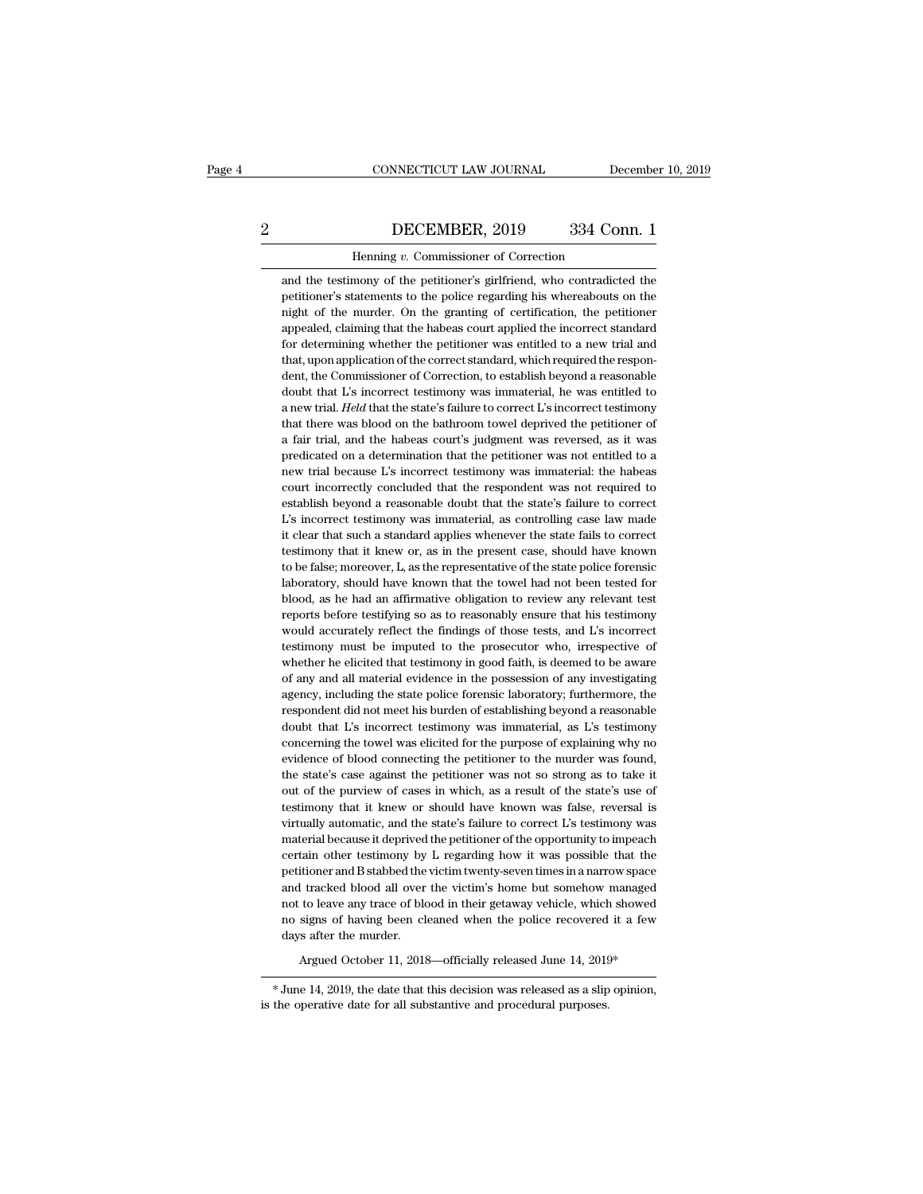and the testimony of the petitioner's girlfriend, who contradicted the petitioner's statements to the police regarding his whereabouts on the night of the murder. On the granting of certification, the petitioner appealed, claiming that the habeas court applied the incorrect standard for determining whether the petitioner was entitled to a new trial and that, upon application of the correct standard, which required the respondent, the Commissioner of Correction, to establish beyond a reasonable doubt that L's incorrect testimony was immaterial, he was entitled to a new trial. *Held* that the state's failure to correct L's incorrect testimony that there was blood on the bathroom towel deprived the petitioner of a fair trial, and the habeas court's judgment was reversed, as it was predicated on a determination that the petitioner was not entitled to a new trial because L's incorrect testimony was immaterial: the habeas court incorrectly concluded that the respondent was not required to establish beyond a reasonable doubt that the state's failure to correct L's incorrect testimony was immaterial, as controlling case law made it clear that such a standard applies whenever the state fails to correct testimony that it knew or, as in the present case, should have known to be false; moreover, L, as the representative of the state police forensic laboratory, should have known that the towel had not been tested for blood, as he had an affirmative obligation to review any relevant test reports before testifying so as to reasonably ensure that his testimony would accurately reflect the findings of those tests, and L's incorrect testimony must be imputed to the prosecutor who, irrespective of whether he elicited that testimony in good faith, is deemed to be aware of any and all material evidence in the possession of any investigating agency, including the state police forensic laboratory; furthermore, the respondent did not meet his burden of establishing beyond a reasonable doubt that L's incorrect testimony was immaterial, as L's testimony concerning the towel was elicited for the purpose of explaining why no evidence of blood connecting the petitioner to the murder was found, the state's case against the petitioner was not so strong as to take it out of the purview of cases in which, as a result of the state's use of testimony that it knew or should have known was false, reversal is virtually automatic, and the state's failure to correct L's testimony was material because it deprived the petitioner of the opportunity to impeach certain other testimony by L regarding how it was possible that the petitioner and B stabbed the victim twenty-seven times in a narrow space and tracked blood all over the victim's home but somehow managed not to leave any trace of blood in their getaway vehicle, which showed no signs of having been cleaned when the police recovered it a few days after the murder.

Argued October 11, 2018—officially released June 14, 2019*

* June 14, 2019, the date that this decision was released as a slip opinion, is the operative date for all substantive and procedural purposes.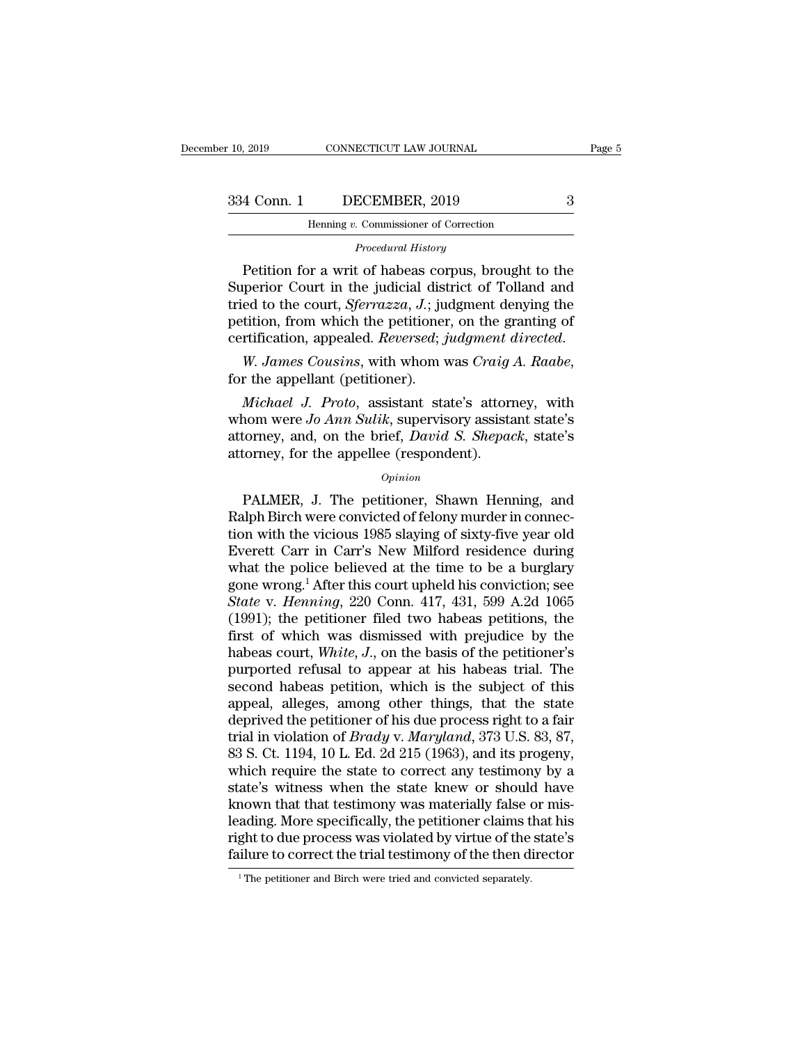*Procedural History*

Petition for a writ of habeas corpus, brought to the Superior Court in the judicial district of Tolland and tried to the court, *Sferrazza, J.*; judgment denying the petition, from which the petitioner, on the granting of certification, appealed. *Reversed*; *judgment directed*.

*W. James Cousins*, with whom was *Craig A. Raabe*, for the appellant (petitioner).

*Michael J. Proto*, assistant state's attorney, with whom were *Jo Ann Sulik*, supervisory assistant state's attorney, and, on the brief, *David S. Shepack*, state's attorney, for the appellee (respondent).

*Opinion*

PALMER, J. The petitioner, Shawn Henning, and Ralph Birch were convicted of felony murder in connection with the vicious 1985 slaying of sixty-five year old Everett Carr in Carr's New Milford residence during what the police believed at the time to be a burglary gone wrong.[1] After this court upheld his conviction; see *State* v. *Henning*, 220 Conn. 417, 431, 599 A.2d 1065 (1991); the petitioner filed two habeas petitions, the first of which was dismissed with prejudice by the habeas court, *White, J.*, on the basis of the petitioner's purported refusal to appear at his habeas trial. The second habeas petition, which is the subject of this appeal, alleges, among other things, that the state deprived the petitioner of his due process right to a fair trial in violation of *Brady* v. *Maryland*, 373 U.S. 83, 87, 83 S. Ct. 1194, 10 L. Ed. 2d 215 (1963), and its progeny, which require the state to correct any testimony by a state's witness when the state knew or should have known that that testimony was materially false or misleading. More specifically, the petitioner claims that his right to due process was violated by virtue of the state's failure to correct the trial testimony of the then director

[1] The petitioner and Birch were tried and convicted separately.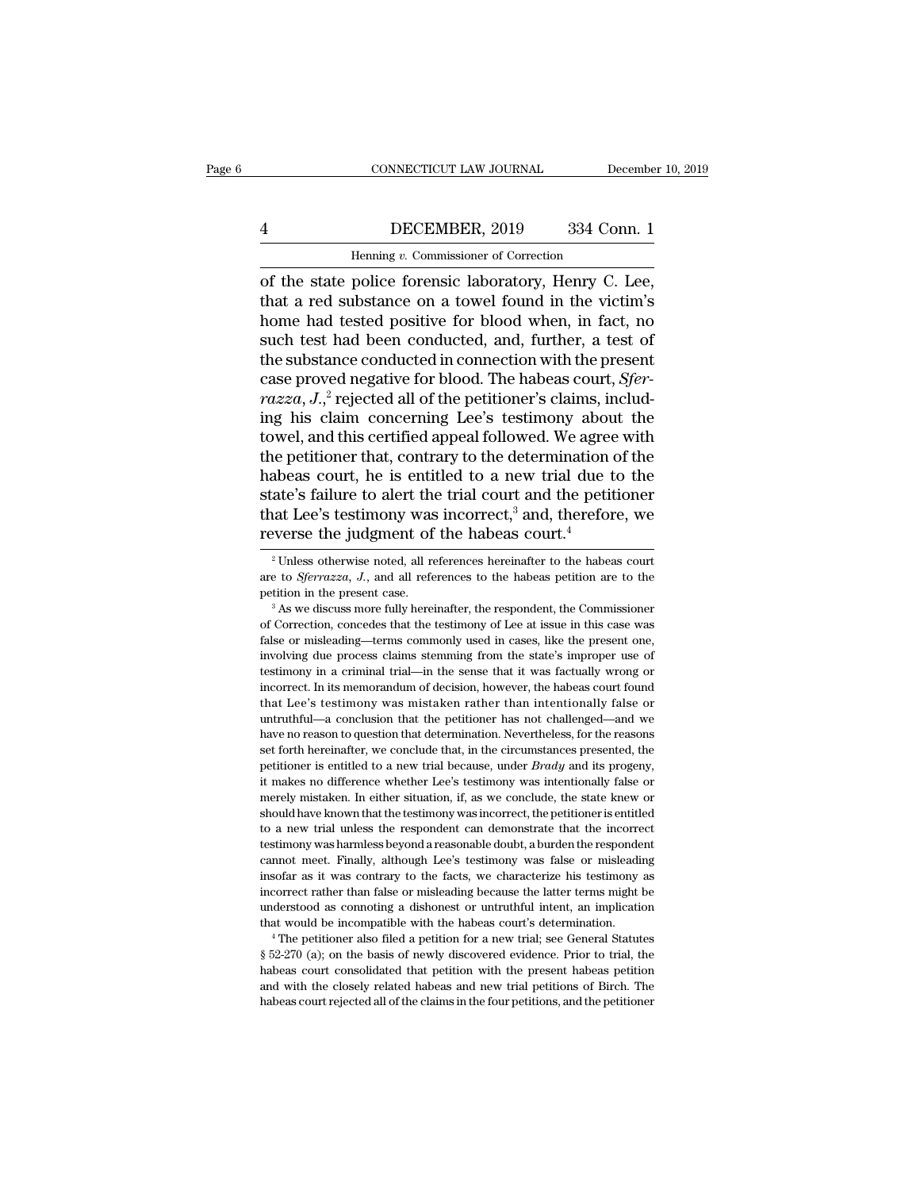of the state police forensic laboratory, Henry C. Lee, that a red substance on a towel found in the victim's home had tested positive for blood when, in fact, no such test had been conducted, and, further, a test of the substance conducted in connection with the present case proved negative for blood. The habeas court, *Sferrazza, J.*,[2] rejected all of the petitioner's claims, including his claim concerning Lee's testimony about the towel, and this certified appeal followed. We agree with the petitioner that, contrary to the determination of the habeas court, he is entitled to a new trial due to the state's failure to alert the trial court and the petitioner that Lee's testimony was incorrect,[3] and, therefore, we reverse the judgment of the habeas court.[4]

[2] Unless otherwise noted, all references hereinafter to the habeas court are to *Sferrazza, J.*, and all references to the habeas petition are to the petition in the present case.

[3] As we discuss more fully hereinafter, the respondent, the Commissioner of Correction, concedes that the testimony of Lee at issue in this case was false or misleading—terms commonly used in cases, like the present one, involving due process claims stemming from the state's improper use of testimony in a criminal trial—in the sense that it was factually wrong or incorrect. In its memorandum of decision, however, the habeas court found that Lee's testimony was mistaken rather than intentionally false or untruthful—a conclusion that the petitioner has not challenged—and we have no reason to question that determination. Nevertheless, for the reasons set forth hereinafter, we conclude that, in the circumstances presented, the petitioner is entitled to a new trial because, under *Brady* and its progeny, it makes no difference whether Lee's testimony was intentionally false or merely mistaken. In either situation, if, as we conclude, the state knew or should have known that the testimony was incorrect, the petitioner is entitled to a new trial unless the respondent can demonstrate that the incorrect testimony was harmless beyond a reasonable doubt, a burden the respondent cannot meet. Finally, although Lee's testimony was false or misleading insofar as it was contrary to the facts, we characterize his testimony as incorrect rather than false or misleading because the latter terms might be understood as connoting a dishonest or untruthful intent, an implication that would be incompatible with the habeas court's determination.

[4] The petitioner also filed a petition for a new trial; see General Statutes § 52-270 (a); on the basis of newly discovered evidence. Prior to trial, the habeas court consolidated that petition with the present habeas petition and with the closely related habeas and new trial petitions of Birch. The habeas court rejected all of the claims in the four petitions, and the petitioner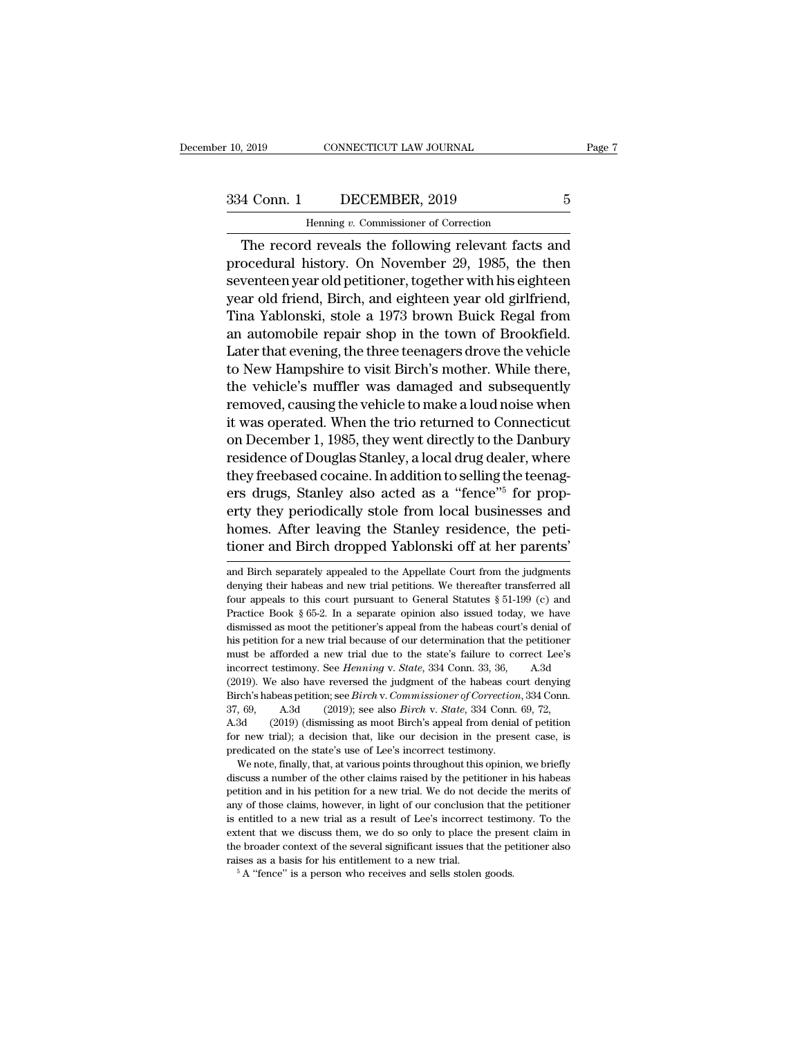The record reveals the following relevant facts and procedural history. On November 29, 1985, the then seventeen year old petitioner, together with his eighteen year old friend, Birch, and eighteen year old girlfriend, Tina Yablonski, stole a 1973 brown Buick Regal from an automobile repair shop in the town of Brookfield. Later that evening, the three teenagers drove the vehicle to New Hampshire to visit Birch's mother. While there, the vehicle's muffler was damaged and subsequently removed, causing the vehicle to make a loud noise when it was operated. When the trio returned to Connecticut on December 1, 1985, they went directly to the Danbury residence of Douglas Stanley, a local drug dealer, where they freebased cocaine. In addition to selling the teenagers drugs, Stanley also acted as a "fence"[5] for property they periodically stole from local businesses and homes. After leaving the Stanley residence, the petitioner and Birch dropped Yablonski off at her parents'

---

and Birch separately appealed to the Appellate Court from the judgments denying their habeas and new trial petitions. We thereafter transferred all four appeals to this court pursuant to General Statutes § 51-199 (c) and Practice Book § 65-2. In a separate opinion also issued today, we have dismissed as moot the petitioner's appeal from the habeas court's denial of his petition for a new trial because of our determination that the petitioner must be afforded a new trial due to the state's failure to correct Lee's incorrect testimony. See *Henning* v. *State*, 334 Conn. 33, 36, A.3d (2019). We also have reversed the judgment of the habeas court denying Birch's habeas petition; see *Birch* v. *Commissioner of Correction*, 334 Conn. 37, 69, A.3d (2019); see also *Birch* v. *State*, 334 Conn. 69, 72, A.3d (2019) (dismissing as moot Birch's appeal from denial of petition for new trial); a decision that, like our decision in the present case, is predicated on the state's use of Lee's incorrect testimony.

We note, finally, that, at various points throughout this opinion, we briefly discuss a number of the other claims raised by the petitioner in his habeas petition and in his petition for a new trial. We do not decide the merits of any of those claims, however, in light of our conclusion that the petitioner is entitled to a new trial as a result of Lee's incorrect testimony. To the extent that we discuss them, we do so only to place the present claim in the broader context of the several significant issues that the petitioner also raises as a basis for his entitlement to a new trial.

[5] A "fence" is a person who receives and sells stolen goods.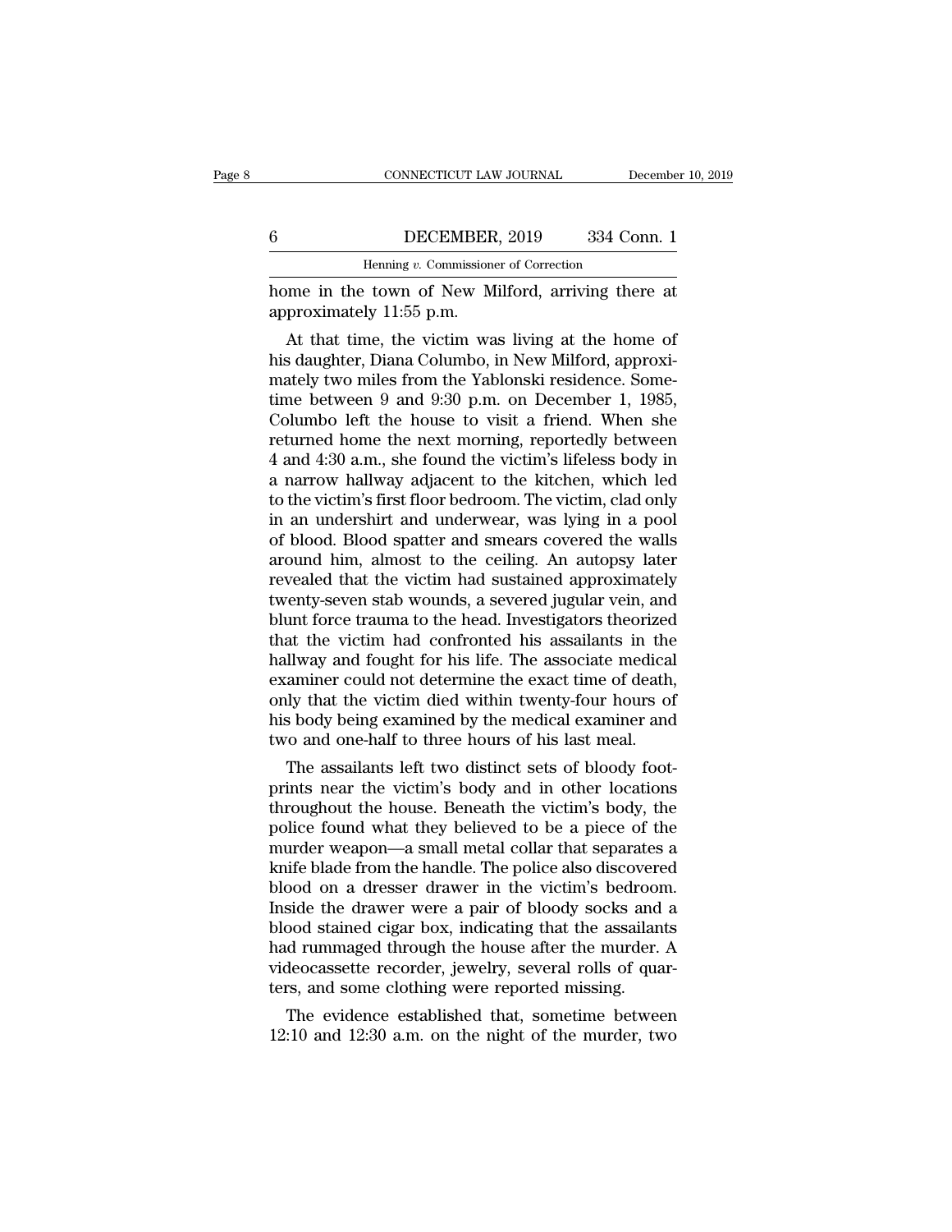home in the town of New Milford, arriving there at approximately 11:55 p.m.

At that time, the victim was living at the home of his daughter, Diana Columbo, in New Milford, approximately two miles from the Yablonski residence. Sometime between 9 and 9:30 p.m. on December 1, 1985, Columbo left the house to visit a friend. When she returned home the next morning, reportedly between 4 and 4:30 a.m., she found the victim's lifeless body in a narrow hallway adjacent to the kitchen, which led to the victim's first floor bedroom. The victim, clad only in an undershirt and underwear, was lying in a pool of blood. Blood spatter and smears covered the walls around him, almost to the ceiling. An autopsy later revealed that the victim had sustained approximately twenty-seven stab wounds, a severed jugular vein, and blunt force trauma to the head. Investigators theorized that the victim had confronted his assailants in the hallway and fought for his life. The associate medical examiner could not determine the exact time of death, only that the victim died within twenty-four hours of his body being examined by the medical examiner and two and one-half to three hours of his last meal.

The assailants left two distinct sets of bloody footprints near the victim's body and in other locations throughout the house. Beneath the victim's body, the police found what they believed to be a piece of the murder weapon—a small metal collar that separates a knife blade from the handle. The police also discovered blood on a dresser drawer in the victim's bedroom. Inside the drawer were a pair of bloody socks and a blood stained cigar box, indicating that the assailants had rummaged through the house after the murder. A videocassette recorder, jewelry, several rolls of quarters, and some clothing were reported missing.

The evidence established that, sometime between 12:10 and 12:30 a.m. on the night of the murder, two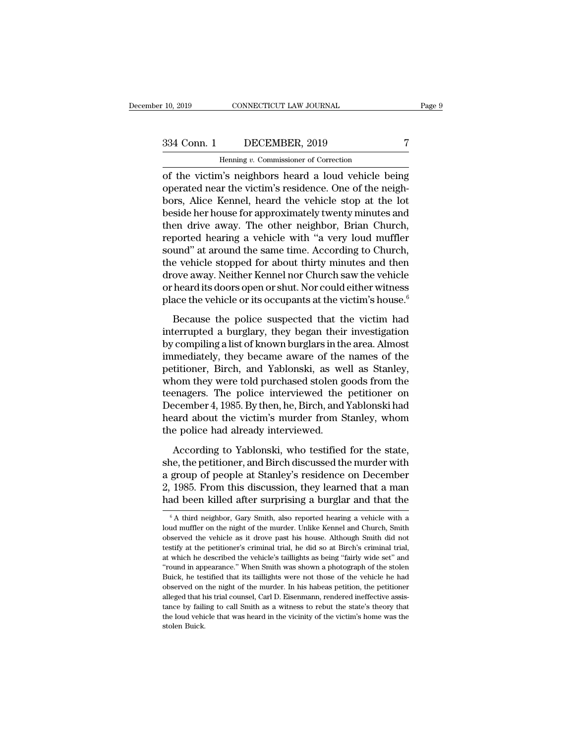of the victim's neighbors heard a loud vehicle being operated near the victim's residence. One of the neighbors, Alice Kennel, heard the vehicle stop at the lot beside her house for approximately twenty minutes and then drive away. The other neighbor, Brian Church, reported hearing a vehicle with "a very loud muffler sound" at around the same time. According to Church, the vehicle stopped for about thirty minutes and then drove away. Neither Kennel nor Church saw the vehicle or heard its doors open or shut. Nor could either witness place the vehicle or its occupants at the victim's house.[6]

Because the police suspected that the victim had interrupted a burglary, they began their investigation by compiling a list of known burglars in the area. Almost immediately, they became aware of the names of the petitioner, Birch, and Yablonski, as well as Stanley, whom they were told purchased stolen goods from the teenagers. The police interviewed the petitioner on December 4, 1985. By then, he, Birch, and Yablonski had heard about the victim's murder from Stanley, whom the police had already interviewed.

According to Yablonski, who testified for the state, she, the petitioner, and Birch discussed the murder with a group of people at Stanley's residence on December 2, 1985. From this discussion, they learned that a man had been killed after surprising a burglar and that the

[6] A third neighbor, Gary Smith, also reported hearing a vehicle with a loud muffler on the night of the murder. Unlike Kennel and Church, Smith observed the vehicle as it drove past his house. Although Smith did not testify at the petitioner's criminal trial, he did so at Birch's criminal trial, at which he described the vehicle's taillights as being "fairly wide set" and "round in appearance." When Smith was shown a photograph of the stolen Buick, he testified that its taillights were not those of the vehicle he had observed on the night of the murder. In his habeas petition, the petitioner alleged that his trial counsel, Carl D. Eisenmann, rendered ineffective assistance by failing to call Smith as a witness to rebut the state's theory that the loud vehicle that was heard in the vicinity of the victim's home was the stolen Buick.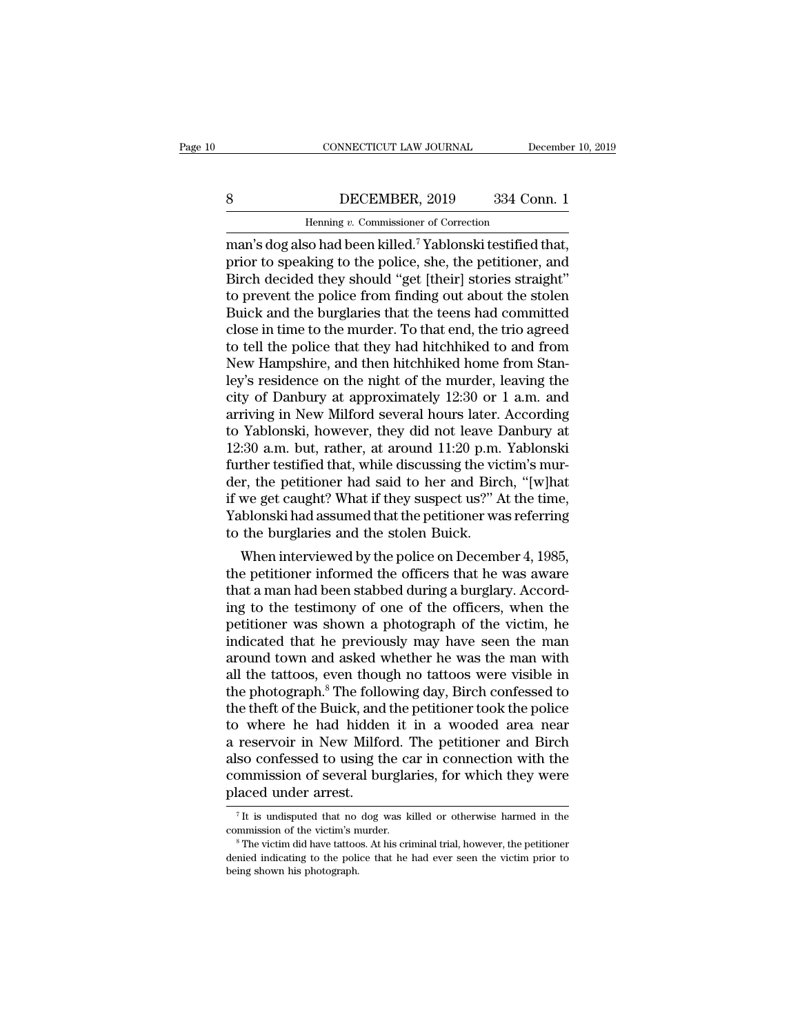man's dog also had been killed.[7] Yablonski testified that, prior to speaking to the police, she, the petitioner, and Birch decided they should "get [their] stories straight" to prevent the police from finding out about the stolen Buick and the burglaries that the teens had committed close in time to the murder. To that end, the trio agreed to tell the police that they had hitchhiked to and from New Hampshire, and then hitchhiked home from Stanley's residence on the night of the murder, leaving the city of Danbury at approximately 12:30 or 1 a.m. and arriving in New Milford several hours later. According to Yablonski, however, they did not leave Danbury at 12:30 a.m. but, rather, at around 11:20 p.m. Yablonski further testified that, while discussing the victim's murder, the petitioner had said to her and Birch, "[w]hat if we get caught? What if they suspect us?" At the time, Yablonski had assumed that the petitioner was referring to the burglaries and the stolen Buick.

When interviewed by the police on December 4, 1985, the petitioner informed the officers that he was aware that a man had been stabbed during a burglary. According to the testimony of one of the officers, when the petitioner was shown a photograph of the victim, he indicated that he previously may have seen the man around town and asked whether he was the man with all the tattoos, even though no tattoos were visible in the photograph.[8] The following day, Birch confessed to the theft of the Buick, and the petitioner took the police to where he had hidden it in a wooded area near a reservoir in New Milford. The petitioner and Birch also confessed to using the car in connection with the commission of several burglaries, for which they were placed under arrest.

[7] It is undisputed that no dog was killed or otherwise harmed in the commission of the victim's murder.

[8] The victim did have tattoos. At his criminal trial, however, the petitioner denied indicating to the police that he had ever seen the victim prior to being shown his photograph.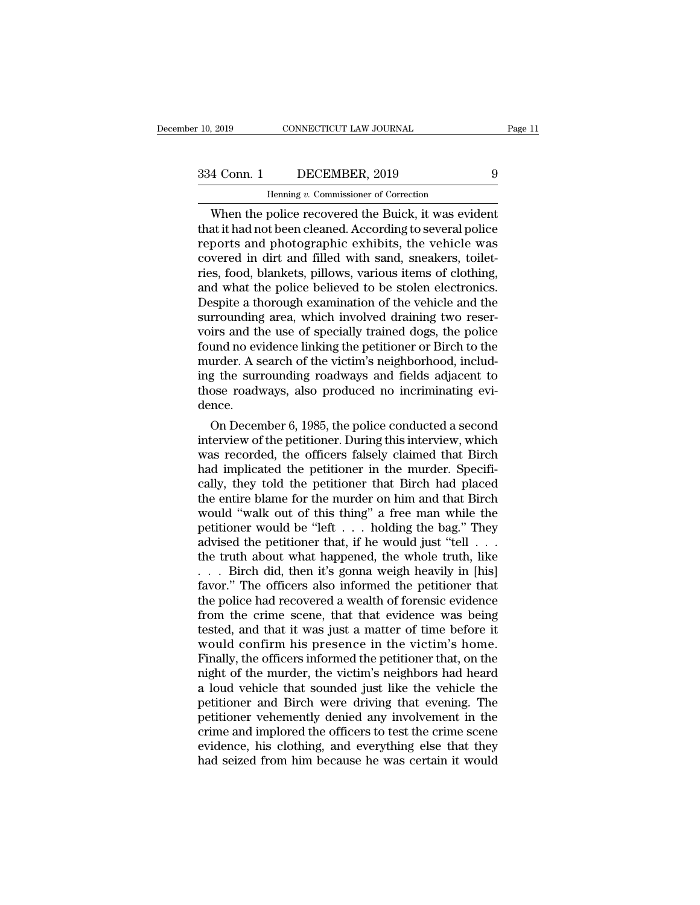When the police recovered the Buick, it was evident that it had not been cleaned. According to several police reports and photographic exhibits, the vehicle was covered in dirt and filled with sand, sneakers, toiletries, food, blankets, pillows, various items of clothing, and what the police believed to be stolen electronics. Despite a thorough examination of the vehicle and the surrounding area, which involved draining two reservoirs and the use of specially trained dogs, the police found no evidence linking the petitioner or Birch to the murder. A search of the victim's neighborhood, including the surrounding roadways and fields adjacent to those roadways, also produced no incriminating evidence.

On December 6, 1985, the police conducted a second interview of the petitioner. During this interview, which was recorded, the officers falsely claimed that Birch had implicated the petitioner in the murder. Specifically, they told the petitioner that Birch had placed the entire blame for the murder on him and that Birch would "walk out of this thing" a free man while the petitioner would be "left . . . holding the bag." They advised the petitioner that, if he would just "tell . . . the truth about what happened, the whole truth, like . . . Birch did, then it's gonna weigh heavily in [his] favor." The officers also informed the petitioner that the police had recovered a wealth of forensic evidence from the crime scene, that that evidence was being tested, and that it was just a matter of time before it would confirm his presence in the victim's home. Finally, the officers informed the petitioner that, on the night of the murder, the victim's neighbors had heard a loud vehicle that sounded just like the vehicle the petitioner and Birch were driving that evening. The petitioner vehemently denied any involvement in the crime and implored the officers to test the crime scene evidence, his clothing, and everything else that they had seized from him because he was certain it would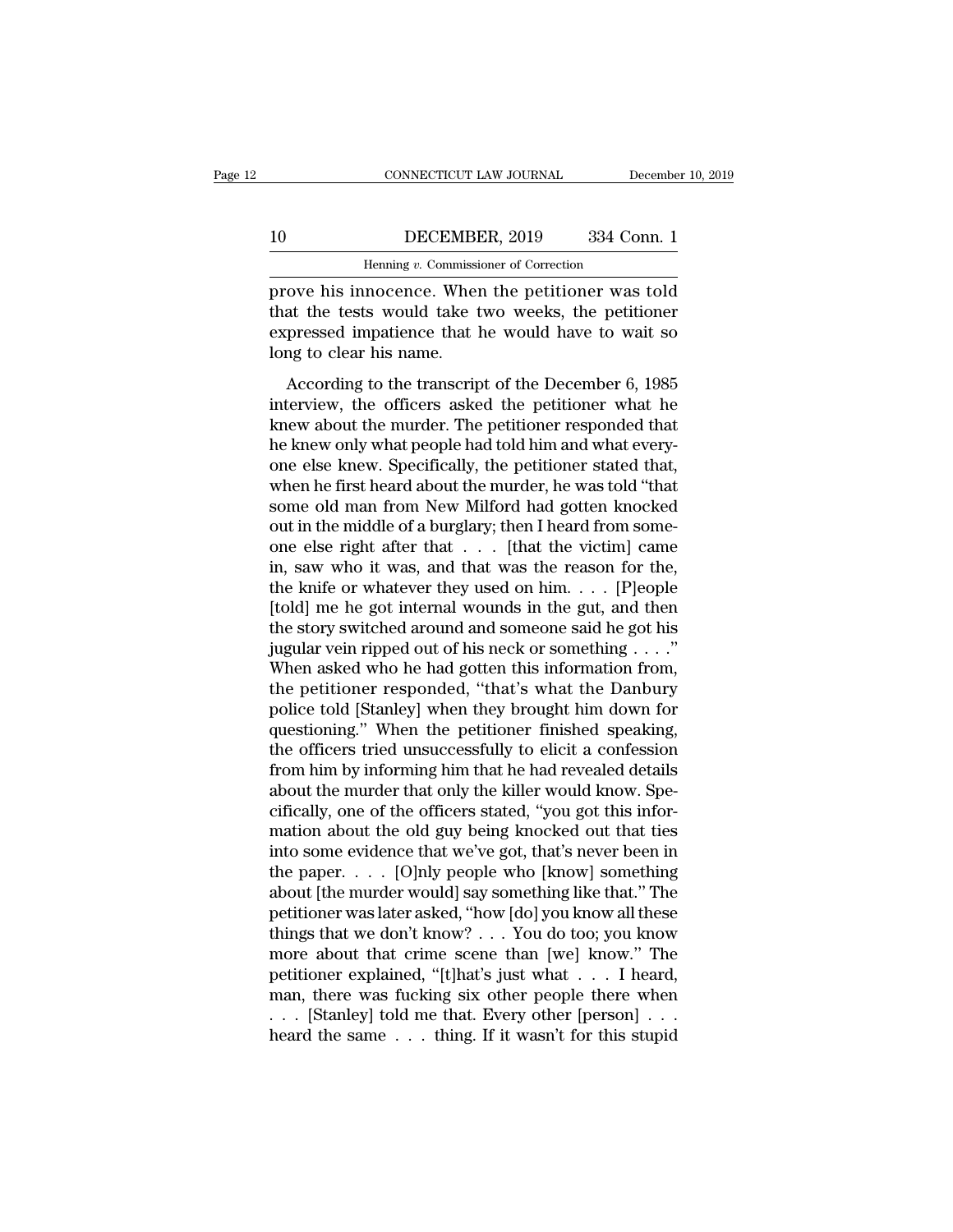prove his innocence. When the petitioner was told that the tests would take two weeks, the petitioner expressed impatience that he would have to wait so long to clear his name.

According to the transcript of the December 6, 1985 interview, the officers asked the petitioner what he knew about the murder. The petitioner responded that he knew only what people had told him and what everyone else knew. Specifically, the petitioner stated that, when he first heard about the murder, he was told "that some old man from New Milford had gotten knocked out in the middle of a burglary; then I heard from someone else right after that . . . [that the victim] came in, saw who it was, and that was the reason for the, the knife or whatever they used on him. . . . [P]eople [told] me he got internal wounds in the gut, and then the story switched around and someone said he got his jugular vein ripped out of his neck or something . . . ." When asked who he had gotten this information from, the petitioner responded, "that's what the Danbury police told [Stanley] when they brought him down for questioning." When the petitioner finished speaking, the officers tried unsuccessfully to elicit a confession from him by informing him that he had revealed details about the murder that only the killer would know. Specifically, one of the officers stated, "you got this information about the old guy being knocked out that ties into some evidence that we've got, that's never been in the paper. . . . [O]nly people who [know] something about [the murder would] say something like that." The petitioner was later asked, "how [do] you know all these things that we don't know? . . . You do too; you know more about that crime scene than [we] know." The petitioner explained, "[t]hat's just what . . . I heard, man, there was fucking six other people there when . . . [Stanley] told me that. Every other [person] . . . heard the same . . . thing. If it wasn't for this stupid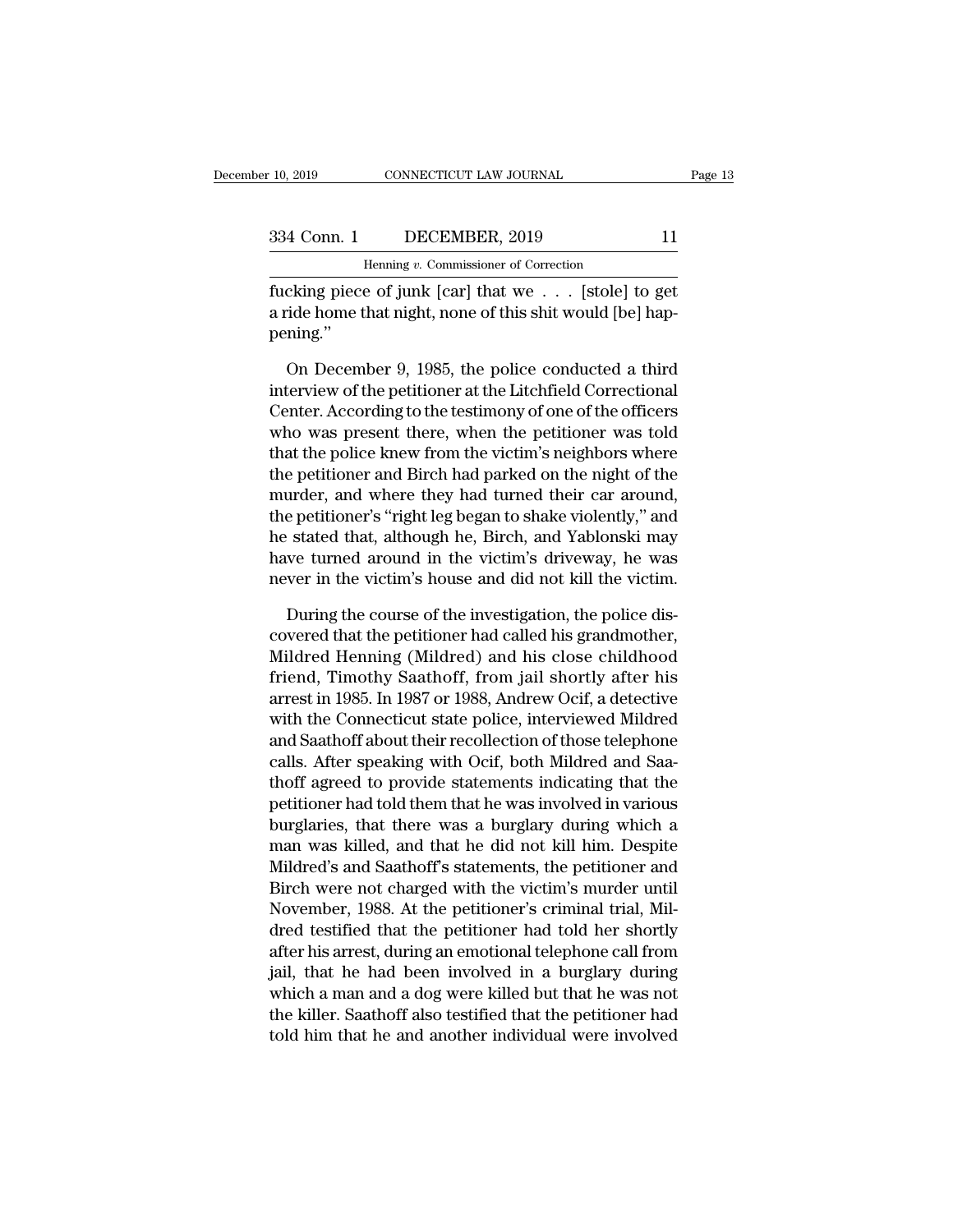fucking piece of junk [car] that we . . . [stole] to get a ride home that night, none of this shit would [be] happening."

On December 9, 1985, the police conducted a third interview of the petitioner at the Litchfield Correctional Center. According to the testimony of one of the officers who was present there, when the petitioner was told that the police knew from the victim's neighbors where the petitioner and Birch had parked on the night of the murder, and where they had turned their car around, the petitioner's "right leg began to shake violently," and he stated that, although he, Birch, and Yablonski may have turned around in the victim's driveway, he was never in the victim's house and did not kill the victim.

During the course of the investigation, the police discovered that the petitioner had called his grandmother, Mildred Henning (Mildred) and his close childhood friend, Timothy Saathoff, from jail shortly after his arrest in 1985. In 1987 or 1988, Andrew Ocif, a detective with the Connecticut state police, interviewed Mildred and Saathoff about their recollection of those telephone calls. After speaking with Ocif, both Mildred and Saathoff agreed to provide statements indicating that the petitioner had told them that he was involved in various burglaries, that there was a burglary during which a man was killed, and that he did not kill him. Despite Mildred's and Saathoff's statements, the petitioner and Birch were not charged with the victim's murder until November, 1988. At the petitioner's criminal trial, Mildred testified that the petitioner had told her shortly after his arrest, during an emotional telephone call from jail, that he had been involved in a burglary during which a man and a dog were killed but that he was not the killer. Saathoff also testified that the petitioner had told him that he and another individual were involved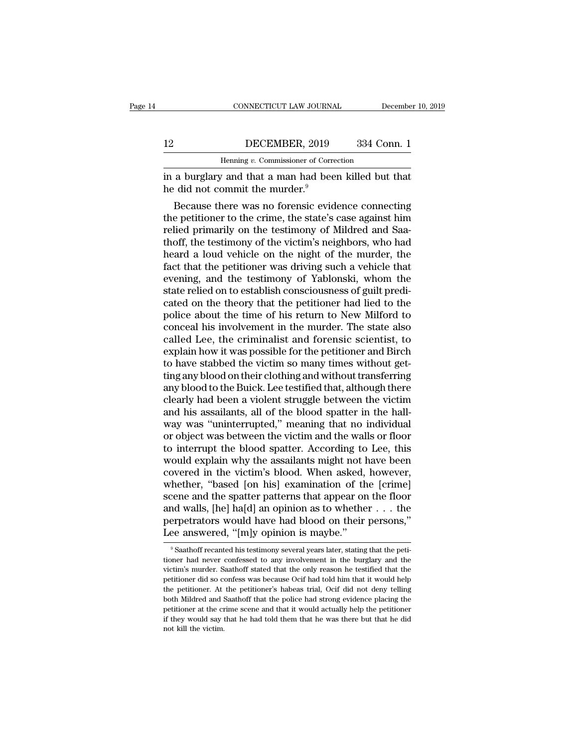in a burglary and that a man had been killed but that he did not commit the murder.[9]

Because there was no forensic evidence connecting the petitioner to the crime, the state's case against him relied primarily on the testimony of Mildred and Saathoff, the testimony of the victim's neighbors, who had heard a loud vehicle on the night of the murder, the fact that the petitioner was driving such a vehicle that evening, and the testimony of Yablonski, whom the state relied on to establish consciousness of guilt predicated on the theory that the petitioner had lied to the police about the time of his return to New Milford to conceal his involvement in the murder. The state also called Lee, the criminalist and forensic scientist, to explain how it was possible for the petitioner and Birch to have stabbed the victim so many times without getting any blood on their clothing and without transferring any blood to the Buick. Lee testified that, although there clearly had been a violent struggle between the victim and his assailants, all of the blood spatter in the hallway was "uninterrupted," meaning that no individual or object was between the victim and the walls or floor to interrupt the blood spatter. According to Lee, this would explain why the assailants might not have been covered in the victim's blood. When asked, however, whether, "based [on his] examination of the [crime] scene and the spatter patterns that appear on the floor and walls, [he] ha[d] an opinion as to whether . . . the perpetrators would have had blood on their persons," Lee answered, "[m]y opinion is maybe."

[9] Saathoff recanted his testimony several years later, stating that the petitioner had never confessed to any involvement in the burglary and the victim's murder. Saathoff stated that the only reason he testified that the petitioner did so confess was because Ocif had told him that it would help the petitioner. At the petitioner's habeas trial, Ocif did not deny telling both Mildred and Saathoff that the police had strong evidence placing the petitioner at the crime scene and that it would actually help the petitioner if they would say that he had told them that he was there but that he did not kill the victim.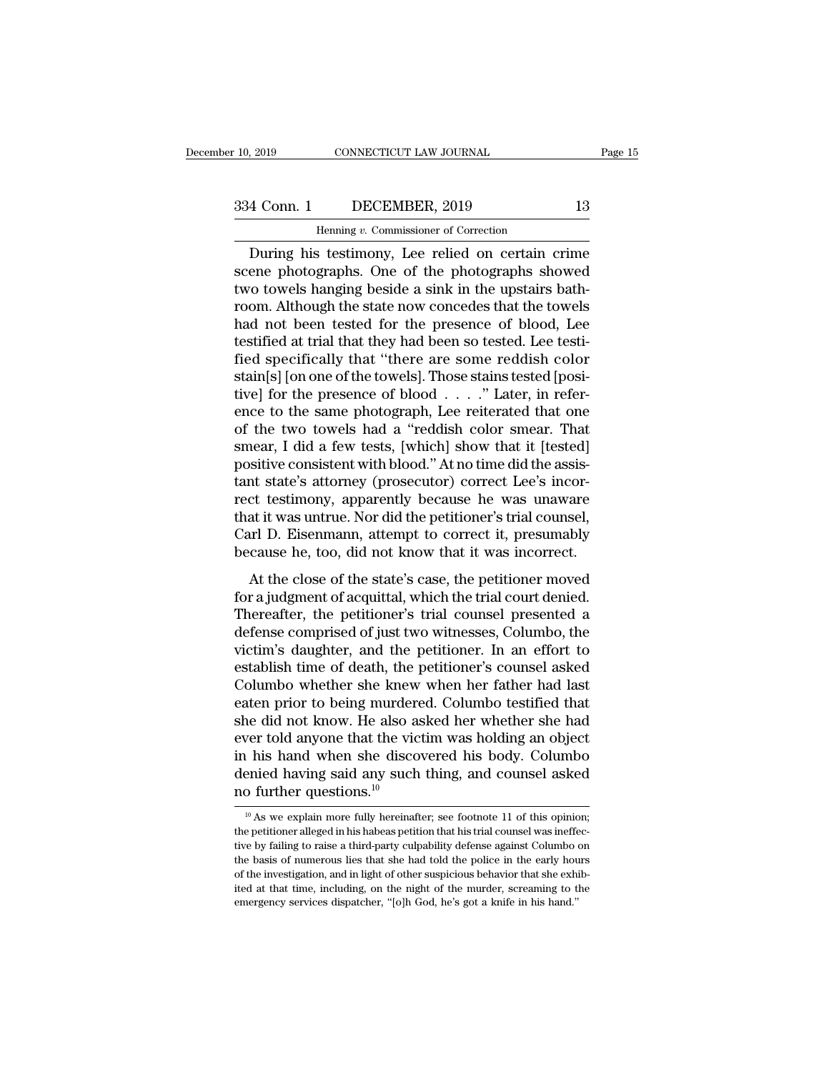During his testimony, Lee relied on certain crime scene photographs. One of the photographs showed two towels hanging beside a sink in the upstairs bathroom. Although the state now concedes that the towels had not been tested for the presence of blood, Lee testified at trial that they had been so tested. Lee testified specifically that "there are some reddish color stain[s] [on one of the towels]. Those stains tested [positive] for the presence of blood . . . ." Later, in reference to the same photograph, Lee reiterated that one of the two towels had a "reddish color smear. That smear, I did a few tests, [which] show that it [tested] positive consistent with blood." At no time did the assistant state's attorney (prosecutor) correct Lee's incorrect testimony, apparently because he was unaware that it was untrue. Nor did the petitioner's trial counsel, Carl D. Eisenmann, attempt to correct it, presumably because he, too, did not know that it was incorrect.

At the close of the state's case, the petitioner moved for a judgment of acquittal, which the trial court denied. Thereafter, the petitioner's trial counsel presented a defense comprised of just two witnesses, Columbo, the victim's daughter, and the petitioner. In an effort to establish time of death, the petitioner's counsel asked Columbo whether she knew when her father had last eaten prior to being murdered. Columbo testified that she did not know. He also asked her whether she had ever told anyone that the victim was holding an object in his hand when she discovered his body. Columbo denied having said any such thing, and counsel asked no further questions.[10]

[10] As we explain more fully hereinafter; see footnote 11 of this opinion; the petitioner alleged in his habeas petition that his trial counsel was ineffective by failing to raise a third-party culpability defense against Columbo on the basis of numerous lies that she had told the police in the early hours of the investigation, and in light of other suspicious behavior that she exhibited at that time, including, on the night of the murder, screaming to the emergency services dispatcher, "[o]h God, he's got a knife in his hand."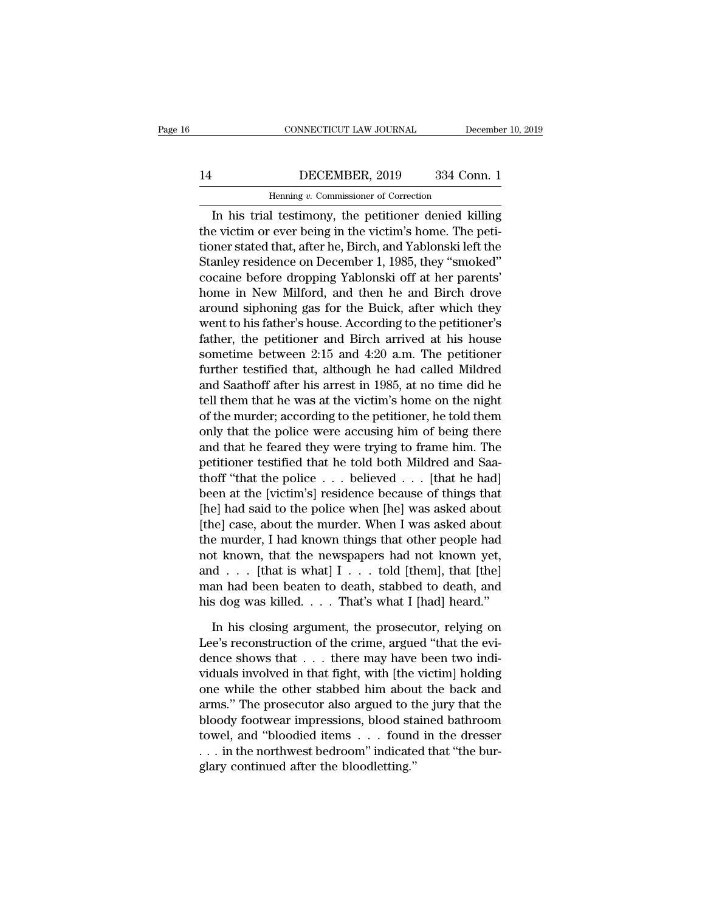In his trial testimony, the petitioner denied killing the victim or ever being in the victim's home. The petitioner stated that, after he, Birch, and Yablonski left the Stanley residence on December 1, 1985, they "smoked" cocaine before dropping Yablonski off at her parents' home in New Milford, and then he and Birch drove around siphoning gas for the Buick, after which they went to his father's house. According to the petitioner's father, the petitioner and Birch arrived at his house sometime between 2:15 and 4:20 a.m. The petitioner further testified that, although he had called Mildred and Saathoff after his arrest in 1985, at no time did he tell them that he was at the victim's home on the night of the murder; according to the petitioner, he told them only that the police were accusing him of being there and that he feared they were trying to frame him. The petitioner testified that he told both Mildred and Saathoff "that the police . . . believed . . . [that he had] been at the [victim's] residence because of things that [he] had said to the police when [he] was asked about [the] case, about the murder. When I was asked about the murder, I had known things that other people had not known, that the newspapers had not known yet, and . . . [that is what] I . . . told [them], that [the] man had been beaten to death, stabbed to death, and his dog was killed. . . . That's what I [had] heard."

In his closing argument, the prosecutor, relying on Lee's reconstruction of the crime, argued "that the evidence shows that . . . there may have been two individuals involved in that fight, with [the victim] holding one while the other stabbed him about the back and arms." The prosecutor also argued to the jury that the bloody footwear impressions, blood stained bathroom towel, and "bloodied items . . . found in the dresser . . . in the northwest bedroom" indicated that "the burglary continued after the bloodletting."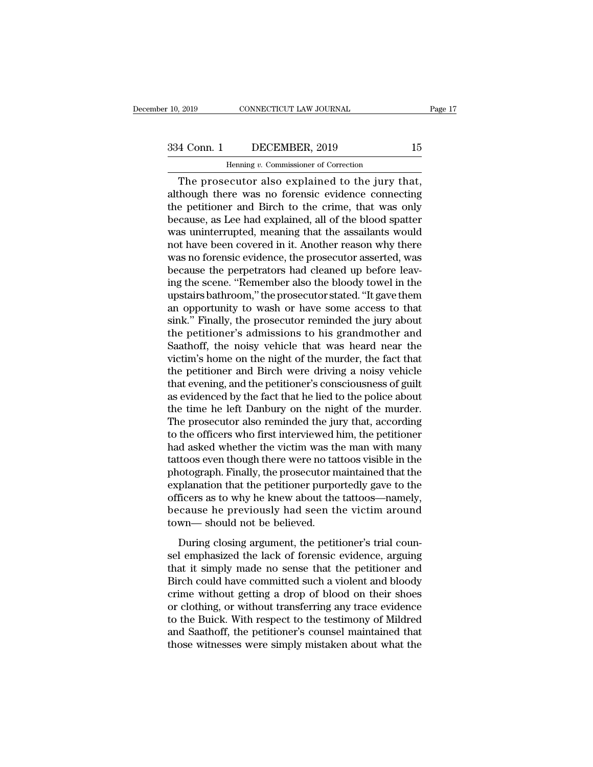The prosecutor also explained to the jury that, although there was no forensic evidence connecting the petitioner and Birch to the crime, that was only because, as Lee had explained, all of the blood spatter was uninterrupted, meaning that the assailants would not have been covered in it. Another reason why there was no forensic evidence, the prosecutor asserted, was because the perpetrators had cleaned up before leaving the scene. "Remember also the bloody towel in the upstairs bathroom," the prosecutor stated. "It gave them an opportunity to wash or have some access to that sink." Finally, the prosecutor reminded the jury about the petitioner's admissions to his grandmother and Saathoff, the noisy vehicle that was heard near the victim's home on the night of the murder, the fact that the petitioner and Birch were driving a noisy vehicle that evening, and the petitioner's consciousness of guilt as evidenced by the fact that he lied to the police about the time he left Danbury on the night of the murder. The prosecutor also reminded the jury that, according to the officers who first interviewed him, the petitioner had asked whether the victim was the man with many tattoos even though there were no tattoos visible in the photograph. Finally, the prosecutor maintained that the explanation that the petitioner purportedly gave to the officers as to why he knew about the tattoos—namely, because he previously had seen the victim around town— should not be believed.

During closing argument, the petitioner's trial counsel emphasized the lack of forensic evidence, arguing that it simply made no sense that the petitioner and Birch could have committed such a violent and bloody crime without getting a drop of blood on their shoes or clothing, or without transferring any trace evidence to the Buick. With respect to the testimony of Mildred and Saathoff, the petitioner's counsel maintained that those witnesses were simply mistaken about what the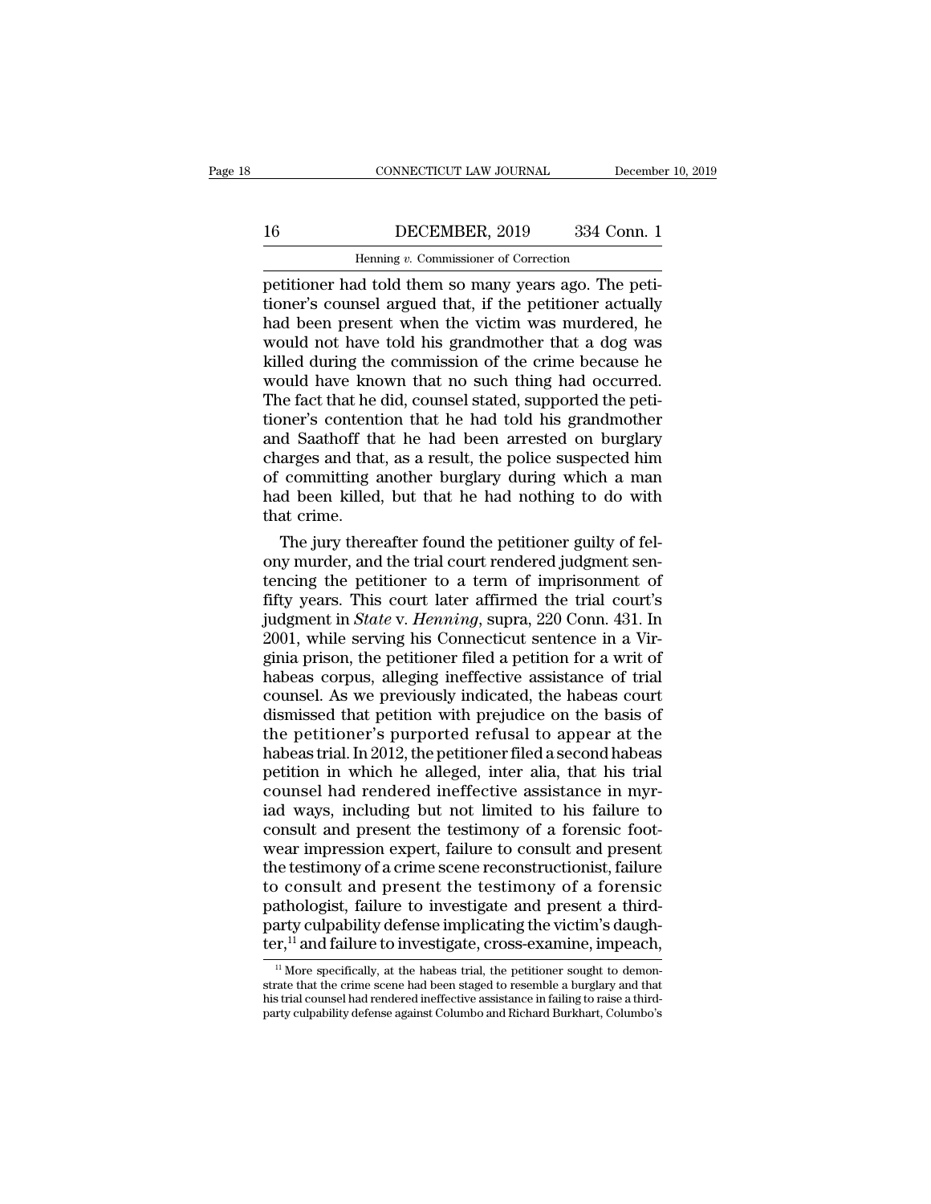petitioner had told them so many years ago. The petitioner's counsel argued that, if the petitioner actually had been present when the victim was murdered, he would not have told his grandmother that a dog was killed during the commission of the crime because he would have known that no such thing had occurred. The fact that he did, counsel stated, supported the petitioner's contention that he had told his grandmother and Saathoff that he had been arrested on burglary charges and that, as a result, the police suspected him of committing another burglary during which a man had been killed, but that he had nothing to do with that crime.

The jury thereafter found the petitioner guilty of felony murder, and the trial court rendered judgment sentencing the petitioner to a term of imprisonment of fifty years. This court later affirmed the trial court's judgment in *State* v. *Henning*, supra, 220 Conn. 431. In 2001, while serving his Connecticut sentence in a Virginia prison, the petitioner filed a petition for a writ of habeas corpus, alleging ineffective assistance of trial counsel. As we previously indicated, the habeas court dismissed that petition with prejudice on the basis of the petitioner's purported refusal to appear at the habeas trial. In 2012, the petitioner filed a second habeas petition in which he alleged, inter alia, that his trial counsel had rendered ineffective assistance in myriad ways, including but not limited to his failure to consult and present the testimony of a forensic footwear impression expert, failure to consult and present the testimony of a crime scene reconstructionist, failure to consult and present the testimony of a forensic pathologist, failure to investigate and present a third-party culpability defense implicating the victim's daughter,[11] and failure to investigate, cross-examine, impeach,

[11] More specifically, at the habeas trial, the petitioner sought to demonstrate that the crime scene had been staged to resemble a burglary and that his trial counsel had rendered ineffective assistance in failing to raise a third-party culpability defense against Columbo and Richard Burkhart, Columbo's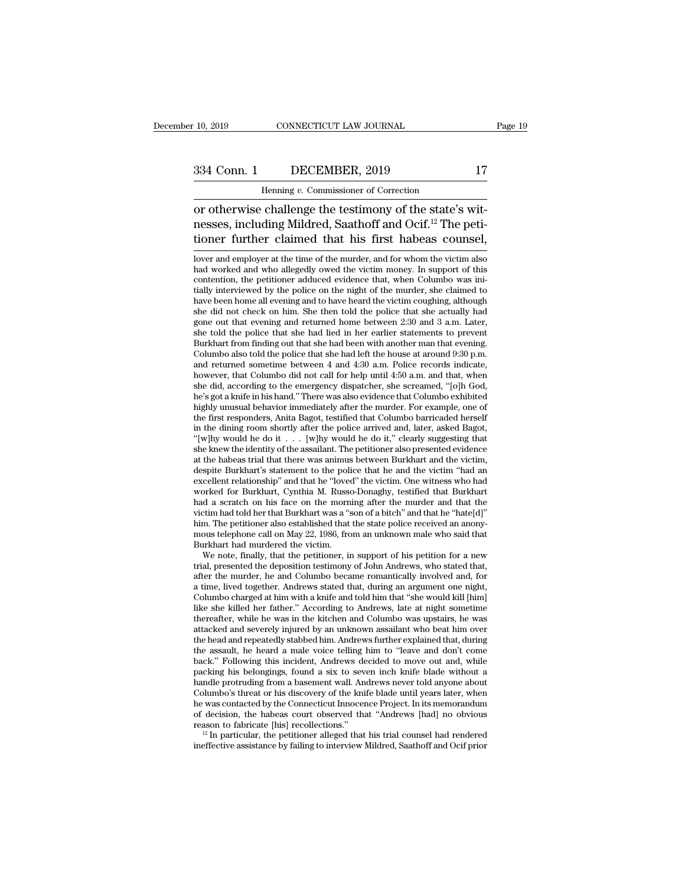or otherwise challenge the testimony of the state's witnesses, including Mildred, Saathoff and Ocif.[12] The petitioner further claimed that his first habeas counsel,

lover and employer at the time of the murder, and for whom the victim also had worked and who allegedly owed the victim money. In support of this contention, the petitioner adduced evidence that, when Columbo was initially interviewed by the police on the night of the murder, she claimed to have been home all evening and to have heard the victim coughing, although she did not check on him. She then told the police that she actually had gone out that evening and returned home between 2:30 and 3 a.m. Later, she told the police that she had lied in her earlier statements to prevent Burkhart from finding out that she had been with another man that evening. Columbo also told the police that she had left the house at around 9:30 p.m. and returned sometime between 4 and 4:30 a.m. Police records indicate, however, that Columbo did not call for help until 4:50 a.m. and that, when she did, according to the emergency dispatcher, she screamed, "[o]h God, he's got a knife in his hand." There was also evidence that Columbo exhibited highly unusual behavior immediately after the murder. For example, one of the first responders, Anita Bagot, testified that Columbo barricaded herself in the dining room shortly after the police arrived and, later, asked Bagot, "[w]hy would he do it . . . [w]hy would he do it," clearly suggesting that she knew the identity of the assailant. The petitioner also presented evidence at the habeas trial that there was animus between Burkhart and the victim, despite Burkhart's statement to the police that he and the victim "had an excellent relationship" and that he "loved" the victim. One witness who had worked for Burkhart, Cynthia M. Russo-Donaghy, testified that Burkhart had a scratch on his face on the morning after the murder and that the victim had told her that Burkhart was a "son of a bitch" and that he "hate[d]" him. The petitioner also established that the state police received an anonymous telephone call on May 22, 1986, from an unknown male who said that Burkhart had murdered the victim.

We note, finally, that the petitioner, in support of his petition for a new trial, presented the deposition testimony of John Andrews, who stated that, after the murder, he and Columbo became romantically involved and, for a time, lived together. Andrews stated that, during an argument one night, Columbo charged at him with a knife and told him that "she would kill [him] like she killed her father." According to Andrews, late at night sometime thereafter, while he was in the kitchen and Columbo was upstairs, he was attacked and severely injured by an unknown assailant who beat him over the head and repeatedly stabbed him. Andrews further explained that, during the assault, he heard a male voice telling him to "leave and don't come back." Following this incident, Andrews decided to move out and, while packing his belongings, found a six to seven inch knife blade without a handle protruding from a basement wall. Andrews never told anyone about Columbo's threat or his discovery of the knife blade until years later, when he was contacted by the Connecticut Innocence Project. In its memorandum of decision, the habeas court observed that "Andrews [had] no obvious reason to fabricate [his] recollections."

[12] In particular, the petitioner alleged that his trial counsel had rendered ineffective assistance by failing to interview Mildred, Saathoff and Ocif prior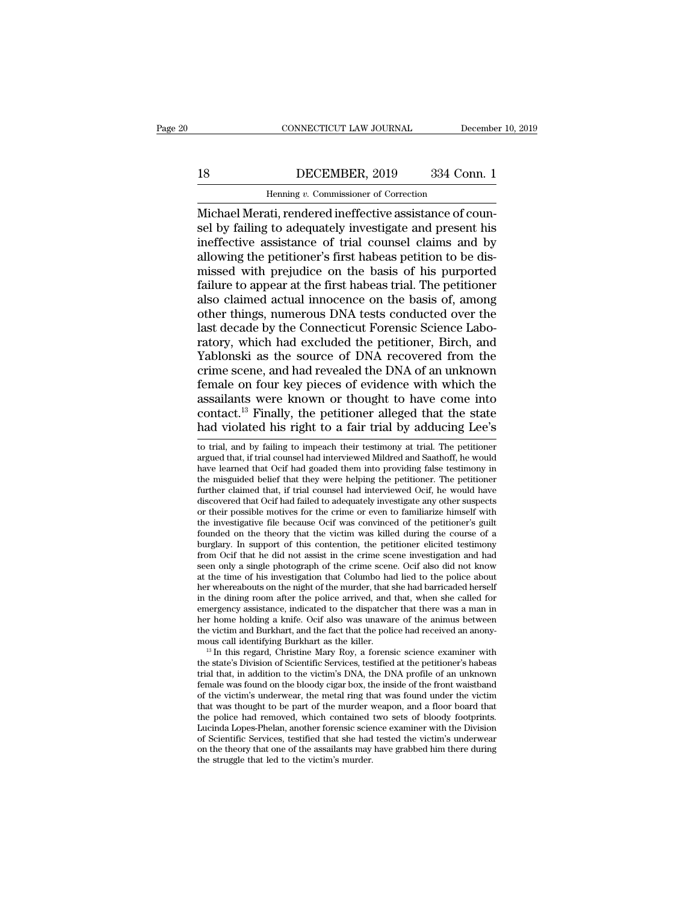Michael Merati, rendered ineffective assistance of counsel by failing to adequately investigate and present his ineffective assistance of trial counsel claims and by allowing the petitioner's first habeas petition to be dismissed with prejudice on the basis of his purported failure to appear at the first habeas trial. The petitioner also claimed actual innocence on the basis of, among other things, numerous DNA tests conducted over the last decade by the Connecticut Forensic Science Laboratory, which had excluded the petitioner, Birch, and Yablonski as the source of DNA recovered from the crime scene, and had revealed the DNA of an unknown female on four key pieces of evidence with which the assailants were known or thought to have come into contact.[13] Finally, the petitioner alleged that the state had violated his right to a fair trial by adducing Lee's

to trial, and by failing to impeach their testimony at trial. The petitioner argued that, if trial counsel had interviewed Mildred and Saathoff, he would have learned that Ocif had goaded them into providing false testimony in the misguided belief that they were helping the petitioner. The petitioner further claimed that, if trial counsel had interviewed Ocif, he would have discovered that Ocif had failed to adequately investigate any other suspects or their possible motives for the crime or even to familiarize himself with the investigative file because Ocif was convinced of the petitioner's guilt founded on the theory that the victim was killed during the course of a burglary. In support of this contention, the petitioner elicited testimony from Ocif that he did not assist in the crime scene investigation and had seen only a single photograph of the crime scene. Ocif also did not know at the time of his investigation that Columbo had lied to the police about her whereabouts on the night of the murder, that she had barricaded herself in the dining room after the police arrived, and that, when she called for emergency assistance, indicated to the dispatcher that there was a man in her home holding a knife. Ocif also was unaware of the animus between the victim and Burkhart, and the fact that the police had received an anonymous call identifying Burkhart as the killer.

[13] In this regard, Christine Mary Roy, a forensic science examiner with the state's Division of Scientific Services, testified at the petitioner's habeas trial that, in addition to the victim's DNA, the DNA profile of an unknown female was found on the bloody cigar box, the inside of the front waistband of the victim's underwear, the metal ring that was found under the victim that was thought to be part of the murder weapon, and a floor board that the police had removed, which contained two sets of bloody footprints. Lucinda Lopes-Phelan, another forensic science examiner with the Division of Scientific Services, testified that she had tested the victim's underwear on the theory that one of the assailants may have grabbed him there during the struggle that led to the victim's murder.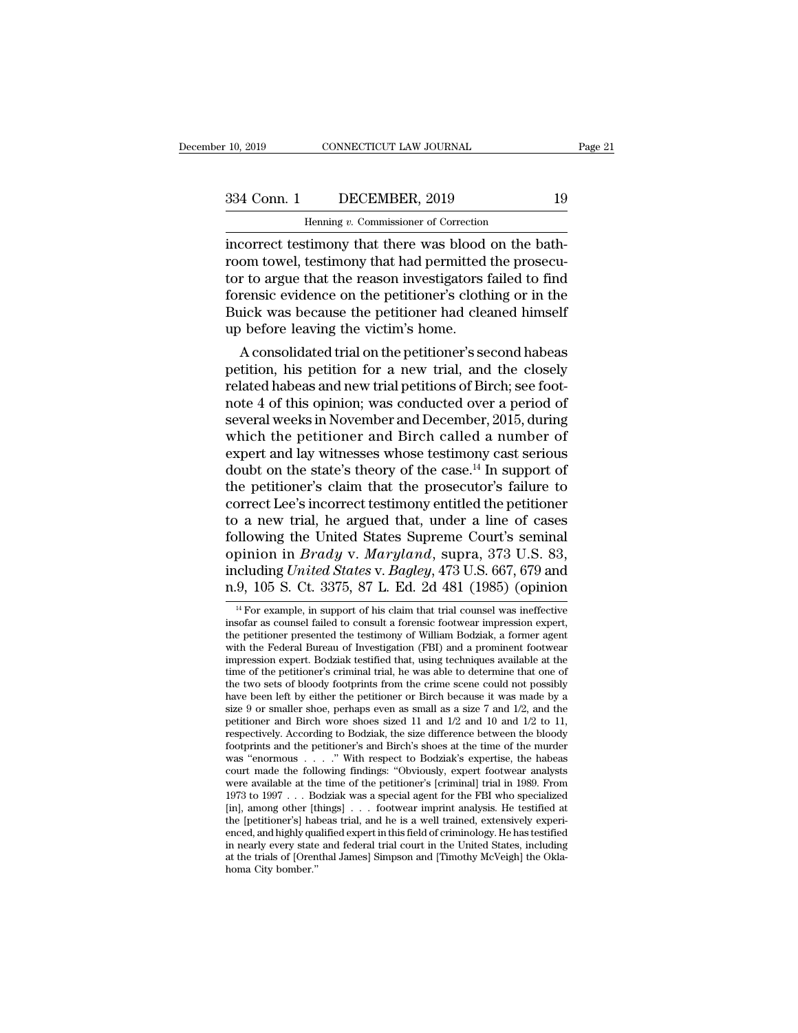incorrect testimony that there was blood on the bathroom towel, testimony that had permitted the prosecutor to argue that the reason investigators failed to find forensic evidence on the petitioner's clothing or in the Buick was because the petitioner had cleaned himself up before leaving the victim's home.

A consolidated trial on the petitioner's second habeas petition, his petition for a new trial, and the closely related habeas and new trial petitions of Birch; see footnote 4 of this opinion; was conducted over a period of several weeks in November and December, 2015, during which the petitioner and Birch called a number of expert and lay witnesses whose testimony cast serious doubt on the state's theory of the case.[14] In support of the petitioner's claim that the prosecutor's failure to correct Lee's incorrect testimony entitled the petitioner to a new trial, he argued that, under a line of cases following the United States Supreme Court's seminal opinion in *Brady* v. *Maryland*, supra, 373 U.S. 83, including *United States* v. *Bagley*, 473 U.S. 667, 679 and n.9, 105 S. Ct. 3375, 87 L. Ed. 2d 481 (1985) (opinion

[14] For example, in support of his claim that trial counsel was ineffective insofar as counsel failed to consult a forensic footwear impression expert, the petitioner presented the testimony of William Bodziak, a former agent with the Federal Bureau of Investigation (FBI) and a prominent footwear impression expert. Bodziak testified that, using techniques available at the time of the petitioner's criminal trial, he was able to determine that one of the two sets of bloody footprints from the crime scene could not possibly have been left by either the petitioner or Birch because it was made by a size 9 or smaller shoe, perhaps even as small as a size 7 and 1/2, and the petitioner and Birch wore shoes sized 11 and 1/2 and 10 and 1/2 to 11, respectively. According to Bodziak, the size difference between the bloody footprints and the petitioner's and Birch's shoes at the time of the murder was "enormous . . . ." With respect to Bodziak's expertise, the habeas court made the following findings: "Obviously, expert footwear analysts were available at the time of the petitioner's [criminal] trial in 1989. From 1973 to 1997 . . . Bodziak was a special agent for the FBI who specialized [in], among other [things] . . . footwear imprint analysis. He testified at the [petitioner's] habeas trial, and he is a well trained, extensively experienced, and highly qualified expert in this field of criminology. He has testified in nearly every state and federal trial court in the United States, including at the trials of [Orenthal James] Simpson and [Timothy McVeigh] the Oklahoma City bomber."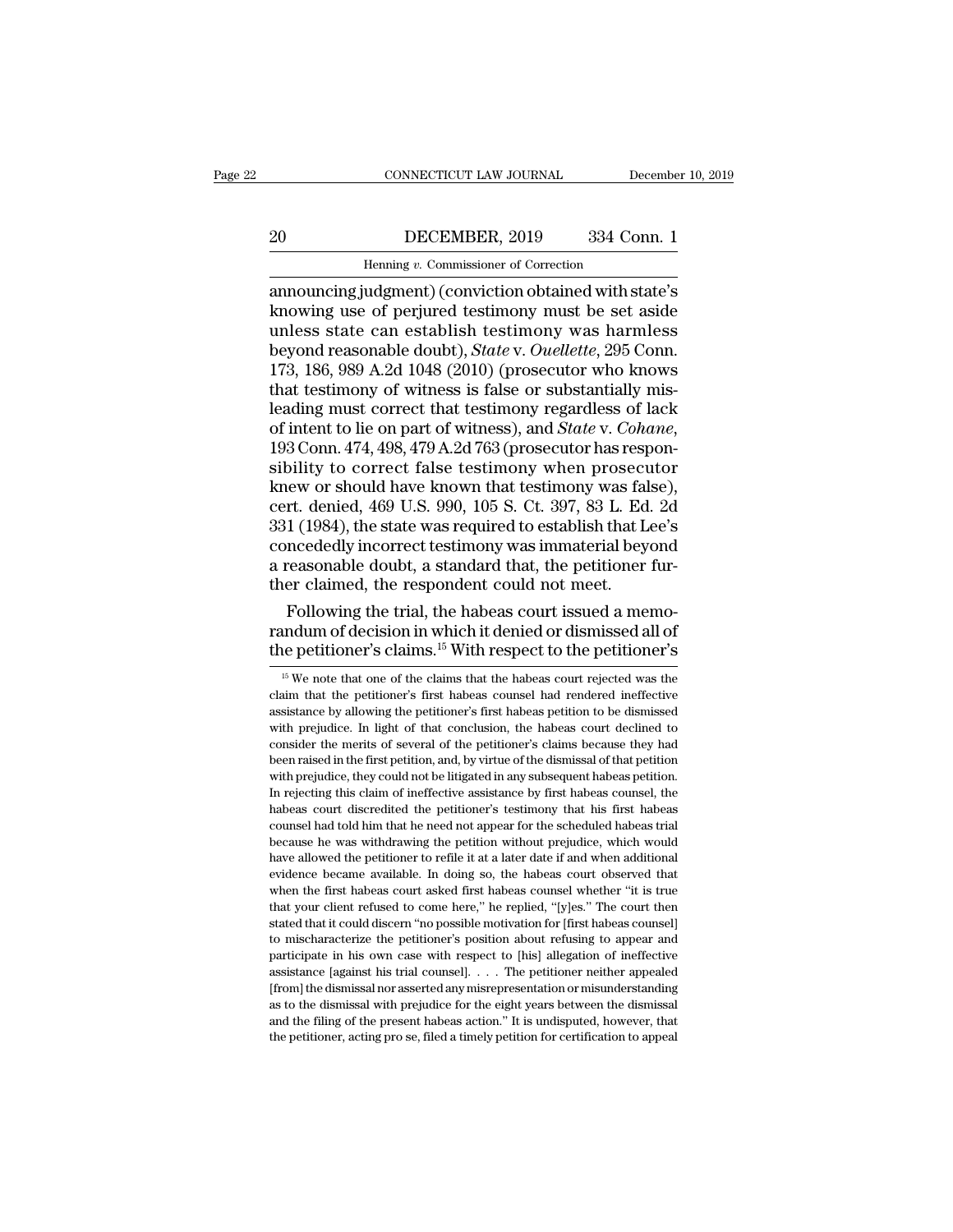announcing judgment) (conviction obtained with state's knowing use of perjured testimony must be set aside unless state can establish testimony was harmless beyond reasonable doubt), *State* v. *Ouellette*, 295 Conn. 173, 186, 989 A.2d 1048 (2010) (prosecutor who knows that testimony of witness is false or substantially misleading must correct that testimony regardless of lack of intent to lie on part of witness), and *State* v. *Cohane*, 193 Conn. 474, 498, 479 A.2d 763 (prosecutor has responsibility to correct false testimony when prosecutor knew or should have known that testimony was false), cert. denied, 469 U.S. 990, 105 S. Ct. 397, 83 L. Ed. 2d 331 (1984), the state was required to establish that Lee's concededly incorrect testimony was immaterial beyond a reasonable doubt, a standard that, the petitioner further claimed, the respondent could not meet.

Following the trial, the habeas court issued a memorandum of decision in which it denied or dismissed all of the petitioner's claims.[15] With respect to the petitioner's

---

[15] We note that one of the claims that the habeas court rejected was the claim that the petitioner's first habeas counsel had rendered ineffective assistance by allowing the petitioner's first habeas petition to be dismissed with prejudice. In light of that conclusion, the habeas court declined to consider the merits of several of the petitioner's claims because they had been raised in the first petition, and, by virtue of the dismissal of that petition with prejudice, they could not be litigated in any subsequent habeas petition. In rejecting this claim of ineffective assistance by first habeas counsel, the habeas court discredited the petitioner's testimony that his first habeas counsel had told him that he need not appear for the scheduled habeas trial because he was withdrawing the petition without prejudice, which would have allowed the petitioner to refile it at a later date if and when additional evidence became available. In doing so, the habeas court observed that when the first habeas court asked first habeas counsel whether "it is true that your client refused to come here," he replied, "[y]es." The court then stated that it could discern "no possible motivation for [first habeas counsel] to mischaracterize the petitioner's position about refusing to appear and participate in his own case with respect to [his] allegation of ineffective assistance [against his trial counsel]. . . . The petitioner neither appealed [from] the dismissal nor asserted any misrepresentation or misunderstanding as to the dismissal with prejudice for the eight years between the dismissal and the filing of the present habeas action." It is undisputed, however, that the petitioner, acting pro se, filed a timely petition for certification to appeal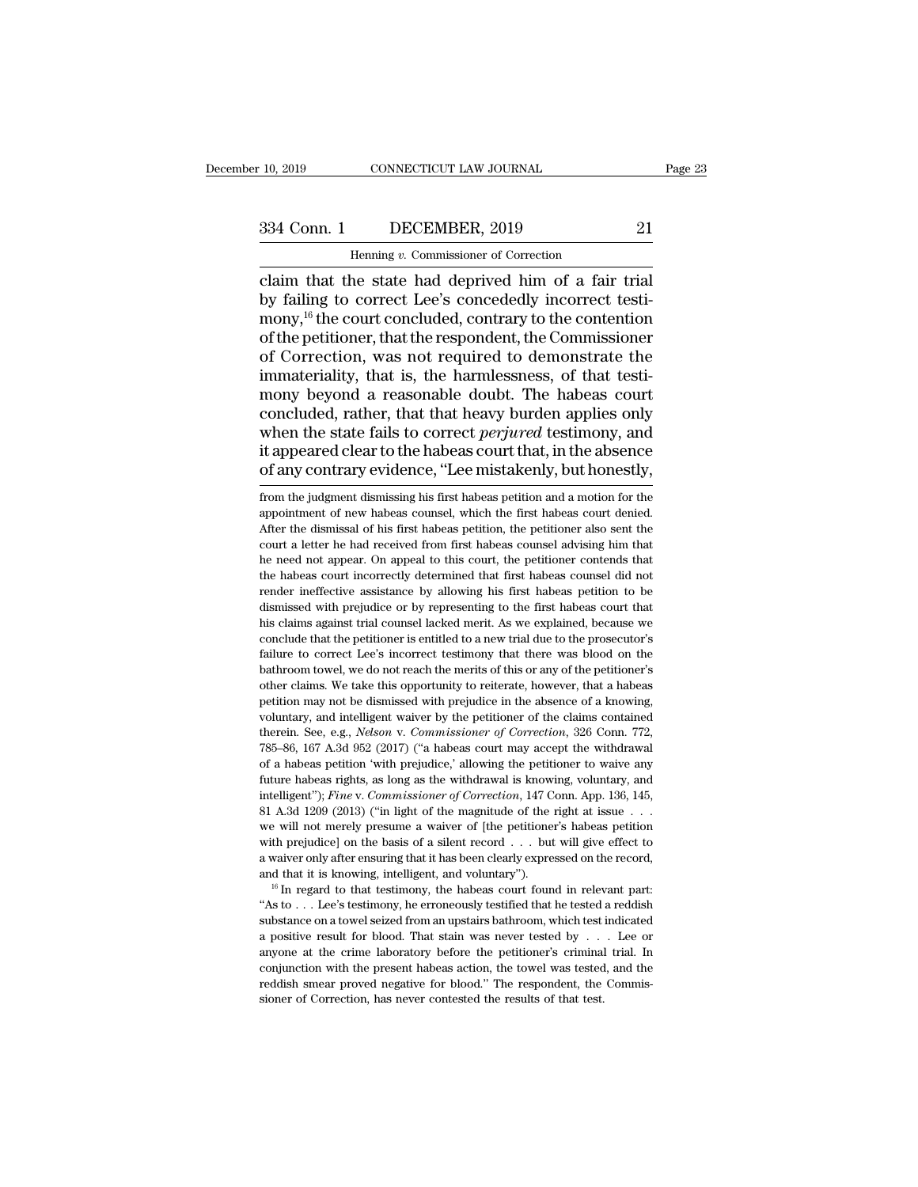claim that the state had deprived him of a fair trial by failing to correct Lee's concededly incorrect testimony,[16] the court concluded, contrary to the contention of the petitioner, that the respondent, the Commissioner of Correction, was not required to demonstrate the immateriality, that is, the harmlessness, of that testimony beyond a reasonable doubt. The habeas court concluded, rather, that that heavy burden applies only when the state fails to correct *perjured* testimony, and it appeared clear to the habeas court that, in the absence of any contrary evidence, "Lee mistakenly, but honestly,

---

from the judgment dismissing his first habeas petition and a motion for the appointment of new habeas counsel, which the first habeas court denied. After the dismissal of his first habeas petition, the petitioner also sent the court a letter he had received from first habeas counsel advising him that he need not appear. On appeal to this court, the petitioner contends that the habeas court incorrectly determined that first habeas counsel did not render ineffective assistance by allowing his first habeas petition to be dismissed with prejudice or by representing to the first habeas court that his claims against trial counsel lacked merit. As we explained, because we conclude that the petitioner is entitled to a new trial due to the prosecutor's failure to correct Lee's incorrect testimony that there was blood on the bathroom towel, we do not reach the merits of this or any of the petitioner's other claims. We take this opportunity to reiterate, however, that a habeas petition may not be dismissed with prejudice in the absence of a knowing, voluntary, and intelligent waiver by the petitioner of the claims contained therein. See, e.g., *Nelson* v. *Commissioner of Correction*, 326 Conn. 772, 785–86, 167 A.3d 952 (2017) ("a habeas court may accept the withdrawal of a habeas petition 'with prejudice,' allowing the petitioner to waive any future habeas rights, as long as the withdrawal is knowing, voluntary, and intelligent"); *Fine* v. *Commissioner of Correction*, 147 Conn. App. 136, 145, 81 A.3d 1209 (2013) ("in light of the magnitude of the right at issue . . . we will not merely presume a waiver of [the petitioner's habeas petition with prejudice] on the basis of a silent record . . . but will give effect to a waiver only after ensuring that it has been clearly expressed on the record, and that it is knowing, intelligent, and voluntary").

[16] In regard to that testimony, the habeas court found in relevant part: "As to . . . Lee's testimony, he erroneously testified that he tested a reddish substance on a towel seized from an upstairs bathroom, which test indicated a positive result for blood. That stain was never tested by . . . Lee or anyone at the crime laboratory before the petitioner's criminal trial. In conjunction with the present habeas action, the towel was tested, and the reddish smear proved negative for blood." The respondent, the Commissioner of Correction, has never contested the results of that test.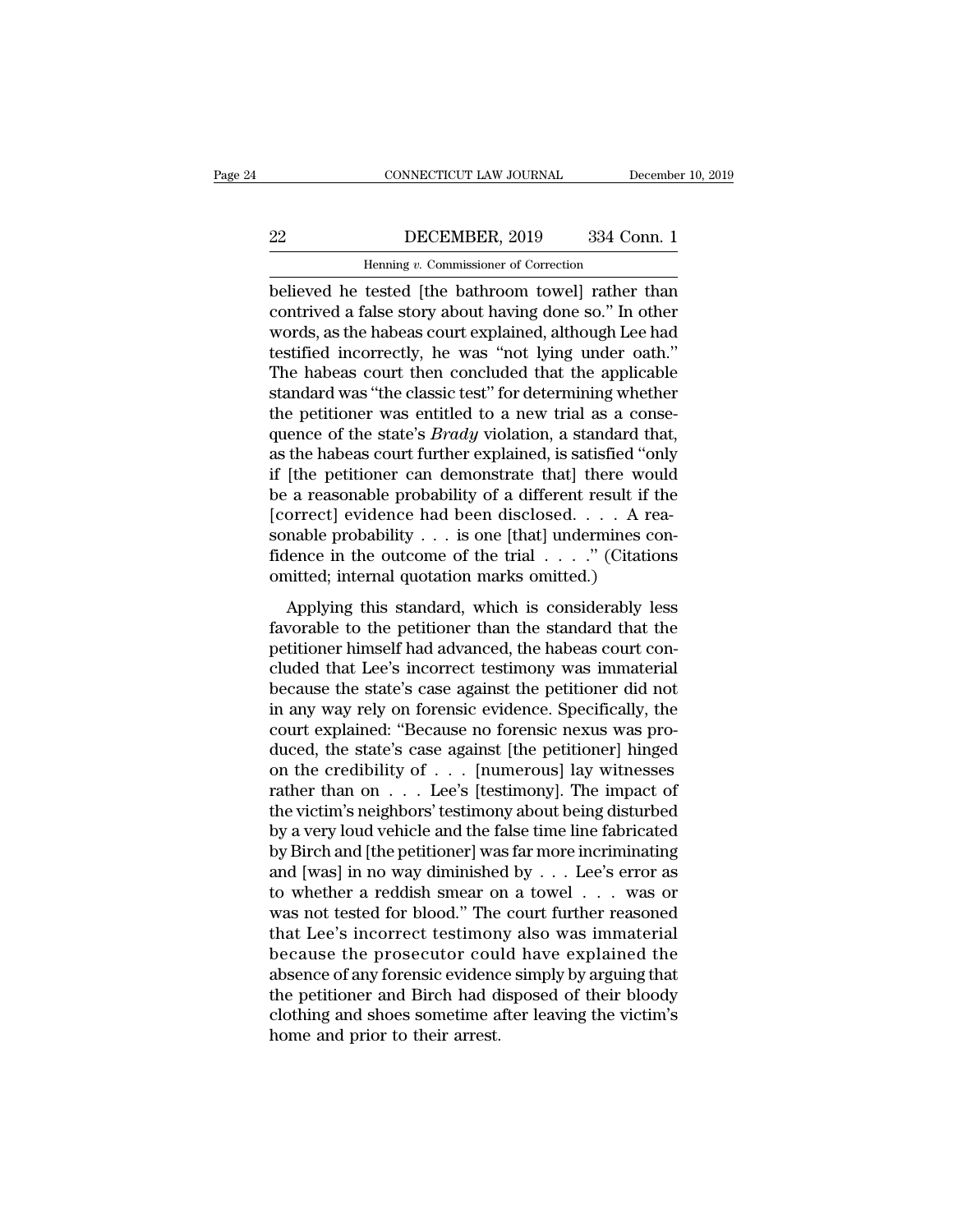believed he tested [the bathroom towel] rather than contrived a false story about having done so." In other words, as the habeas court explained, although Lee had testified incorrectly, he was "not lying under oath." The habeas court then concluded that the applicable standard was "the classic test" for determining whether the petitioner was entitled to a new trial as a consequence of the state's *Brady* violation, a standard that, as the habeas court further explained, is satisfied "only if [the petitioner can demonstrate that] there would be a reasonable probability of a different result if the [correct] evidence had been disclosed. . . . A reasonable probability . . . is one [that] undermines confidence in the outcome of the trial . . . ." (Citations omitted; internal quotation marks omitted.)

Applying this standard, which is considerably less favorable to the petitioner than the standard that the petitioner himself had advanced, the habeas court concluded that Lee's incorrect testimony was immaterial because the state's case against the petitioner did not in any way rely on forensic evidence. Specifically, the court explained: "Because no forensic nexus was produced, the state's case against [the petitioner] hinged on the credibility of . . . [numerous] lay witnesses rather than on . . . Lee's [testimony]. The impact of the victim's neighbors' testimony about being disturbed by a very loud vehicle and the false time line fabricated by Birch and [the petitioner] was far more incriminating and [was] in no way diminished by . . . Lee's error as to whether a reddish smear on a towel . . . was or was not tested for blood." The court further reasoned that Lee's incorrect testimony also was immaterial because the prosecutor could have explained the absence of any forensic evidence simply by arguing that the petitioner and Birch had disposed of their bloody clothing and shoes sometime after leaving the victim's home and prior to their arrest.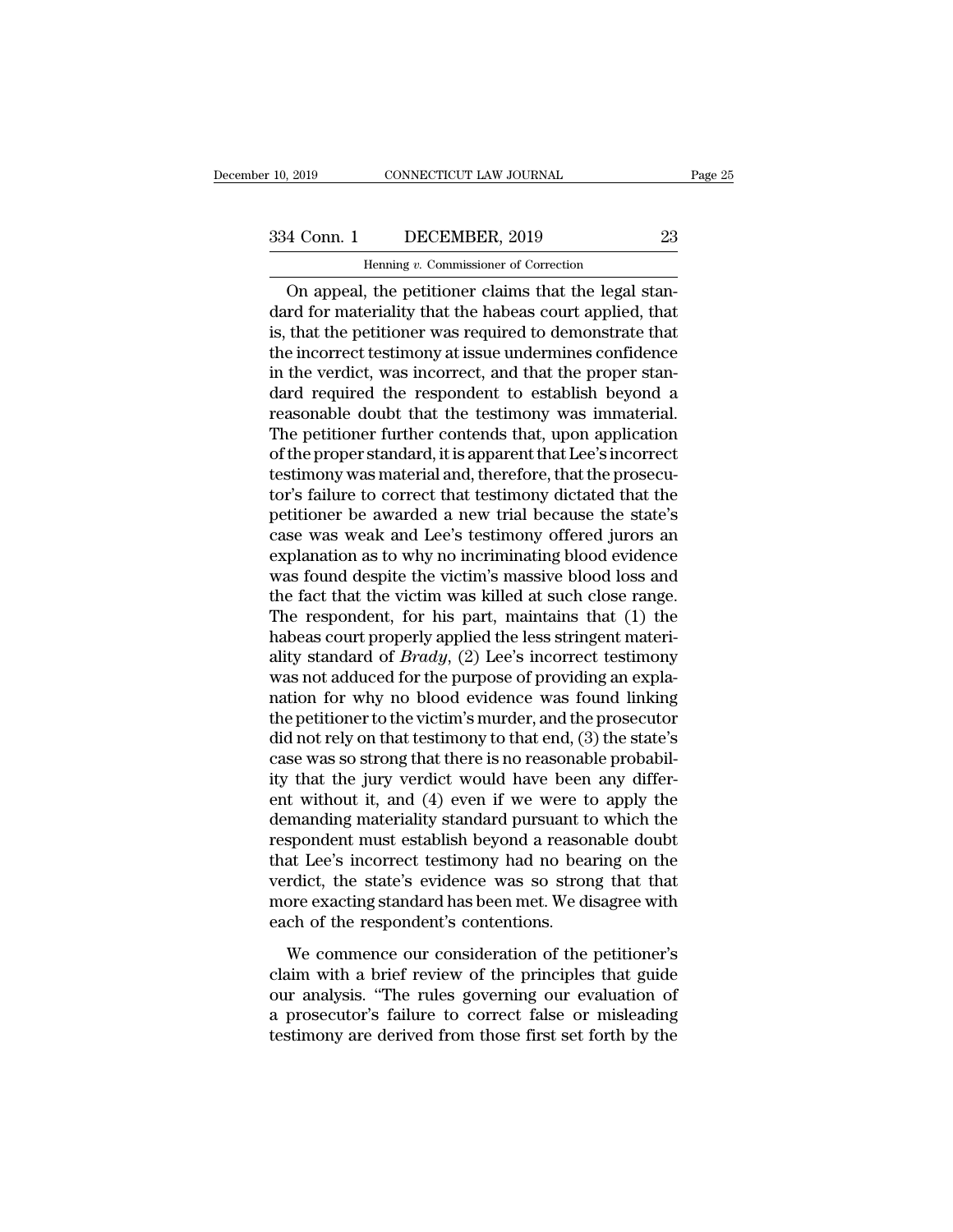On appeal, the petitioner claims that the legal standard for materiality that the habeas court applied, that is, that the petitioner was required to demonstrate that the incorrect testimony at issue undermines confidence in the verdict, was incorrect, and that the proper standard required the respondent to establish beyond a reasonable doubt that the testimony was immaterial. The petitioner further contends that, upon application of the proper standard, it is apparent that Lee's incorrect testimony was material and, therefore, that the prosecutor's failure to correct that testimony dictated that the petitioner be awarded a new trial because the state's case was weak and Lee's testimony offered jurors an explanation as to why no incriminating blood evidence was found despite the victim's massive blood loss and the fact that the victim was killed at such close range. The respondent, for his part, maintains that (1) the habeas court properly applied the less stringent materiality standard of *Brady*, (2) Lee's incorrect testimony was not adduced for the purpose of providing an explanation for why no blood evidence was found linking the petitioner to the victim's murder, and the prosecutor did not rely on that testimony to that end, (3) the state's case was so strong that there is no reasonable probability that the jury verdict would have been any different without it, and (4) even if we were to apply the demanding materiality standard pursuant to which the respondent must establish beyond a reasonable doubt that Lee's incorrect testimony had no bearing on the verdict, the state's evidence was so strong that that more exacting standard has been met. We disagree with each of the respondent's contentions.

We commence our consideration of the petitioner's claim with a brief review of the principles that guide our analysis. "The rules governing our evaluation of a prosecutor's failure to correct false or misleading testimony are derived from those first set forth by the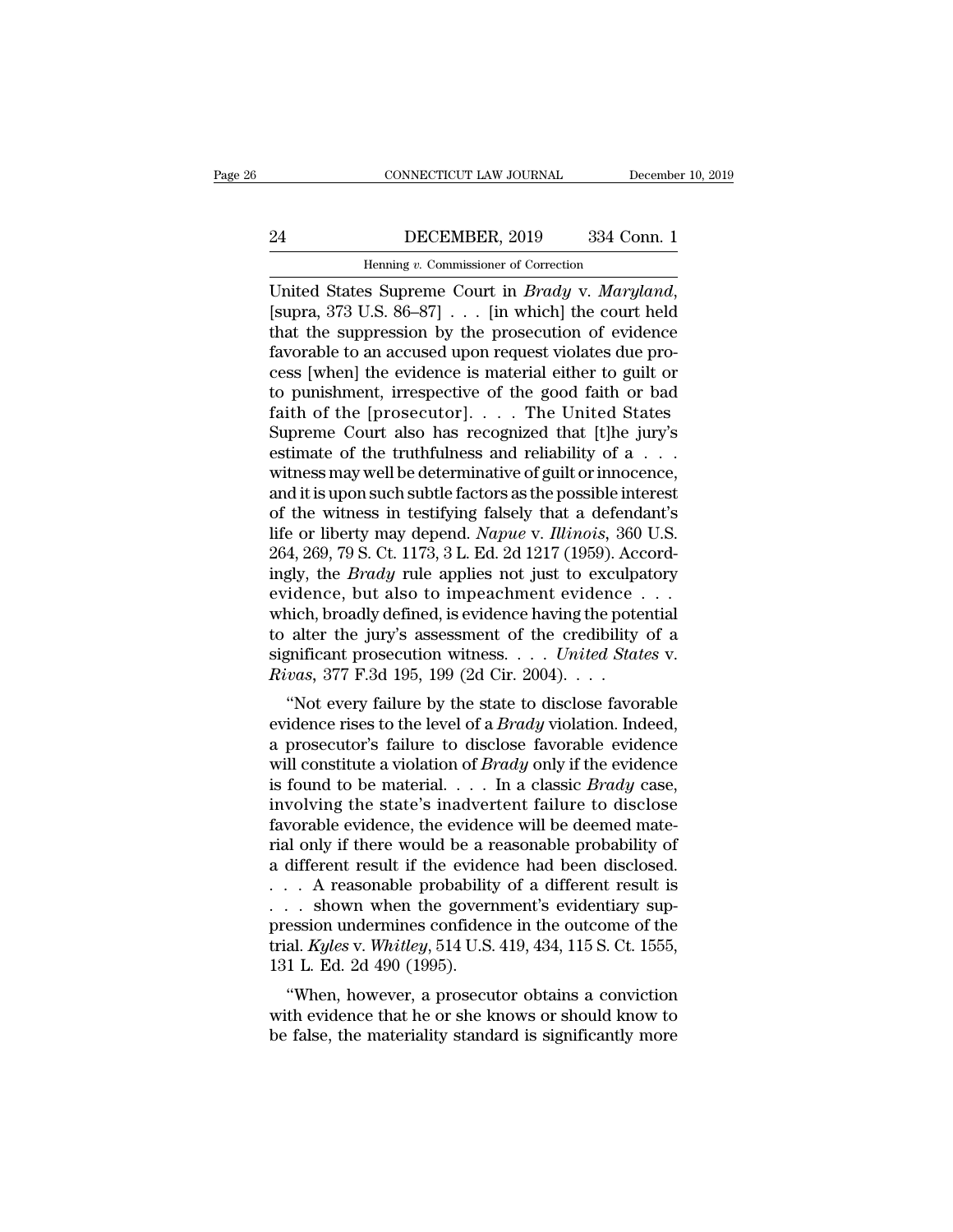United States Supreme Court in *Brady* v. *Maryland*, [supra, 373 U.S. 86–87] . . . [in which] the court held that the suppression by the prosecution of evidence favorable to an accused upon request violates due process [when] the evidence is material either to guilt or to punishment, irrespective of the good faith or bad faith of the [prosecutor]. . . . The United States Supreme Court also has recognized that [t]he jury's estimate of the truthfulness and reliability of a . . . witness may well be determinative of guilt or innocence, and it is upon such subtle factors as the possible interest of the witness in testifying falsely that a defendant's life or liberty may depend. *Napue* v. *Illinois*, 360 U.S. 264, 269, 79 S. Ct. 1173, 3 L. Ed. 2d 1217 (1959). Accordingly, the *Brady* rule applies not just to exculpatory evidence, but also to impeachment evidence . . . which, broadly defined, is evidence having the potential to alter the jury's assessment of the credibility of a significant prosecution witness. . . . *United States* v. *Rivas*, 377 F.3d 195, 199 (2d Cir. 2004). . . .

"Not every failure by the state to disclose favorable evidence rises to the level of a *Brady* violation. Indeed, a prosecutor's failure to disclose favorable evidence will constitute a violation of *Brady* only if the evidence is found to be material. . . . In a classic *Brady* case, involving the state's inadvertent failure to disclose favorable evidence, the evidence will be deemed material only if there would be a reasonable probability of a different result if the evidence had been disclosed. . . . A reasonable probability of a different result is . . . shown when the government's evidentiary suppression undermines confidence in the outcome of the trial. *Kyles* v. *Whitley*, 514 U.S. 419, 434, 115 S. Ct. 1555, 131 L. Ed. 2d 490 (1995).

"When, however, a prosecutor obtains a conviction with evidence that he or she knows or should know to be false, the materiality standard is significantly more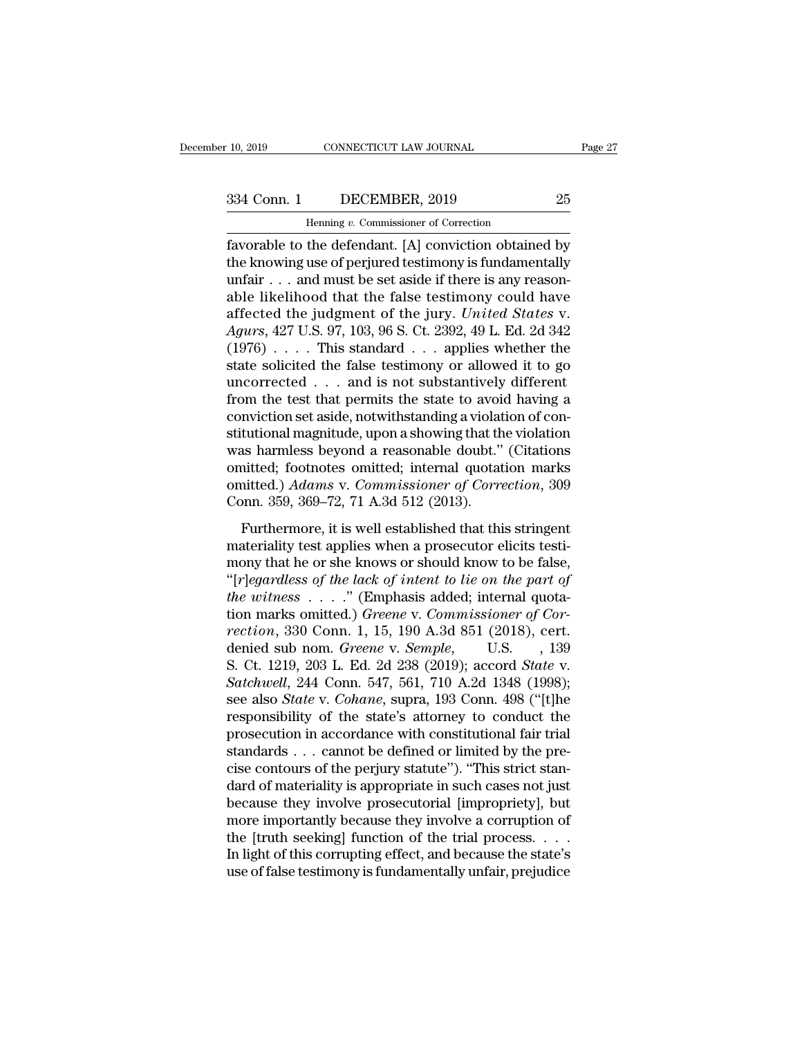favorable to the defendant. [A] conviction obtained by the knowing use of perjured testimony is fundamentally unfair . . . and must be set aside if there is any reasonable likelihood that the false testimony could have affected the judgment of the jury. *United States* v. *Agurs*, 427 U.S. 97, 103, 96 S. Ct. 2392, 49 L. Ed. 2d 342 (1976) . . . . This standard . . . applies whether the state solicited the false testimony or allowed it to go uncorrected . . . and is not substantively different from the test that permits the state to avoid having a conviction set aside, notwithstanding a violation of constitutional magnitude, upon a showing that the violation was harmless beyond a reasonable doubt." (Citations omitted; footnotes omitted; internal quotation marks omitted.) *Adams* v. *Commissioner of Correction*, 309 Conn. 359, 369–72, 71 A.3d 512 (2013).

Furthermore, it is well established that this stringent materiality test applies when a prosecutor elicits testimony that he or she knows or should know to be false, "[r]*egardless of the lack of intent to lie on the part of the witness* . . . ." (Emphasis added; internal quotation marks omitted.) *Greene* v. *Commissioner of Correction*, 330 Conn. 1, 15, 190 A.3d 851 (2018), cert. denied sub nom. *Greene* v. *Semple*, U.S. , 139 S. Ct. 1219, 203 L. Ed. 2d 238 (2019); accord *State* v. *Satchwell*, 244 Conn. 547, 561, 710 A.2d 1348 (1998); see also *State* v. *Cohane*, supra, 193 Conn. 498 ("[t]he responsibility of the state's attorney to conduct the prosecution in accordance with constitutional fair trial standards . . . cannot be defined or limited by the precise contours of the perjury statute"). "This strict standard of materiality is appropriate in such cases not just because they involve prosecutorial [impropriety], but more importantly because they involve a corruption of the [truth seeking] function of the trial process. . . . In light of this corrupting effect, and because the state's use of false testimony is fundamentally unfair, prejudice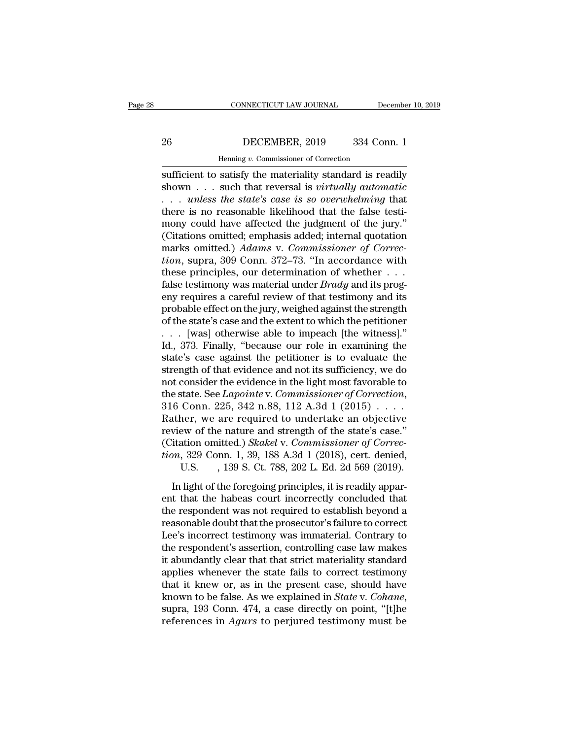sufficient to satisfy the materiality standard is readily shown . . . such that reversal is *virtually automatic* . . . *unless the state's case is so overwhelming* that there is no reasonable likelihood that the false testimony could have affected the judgment of the jury." (Citations omitted; emphasis added; internal quotation marks omitted.) *Adams* v. *Commissioner of Correction*, supra, 309 Conn. 372–73. "In accordance with these principles, our determination of whether . . . false testimony was material under *Brady* and its progeny requires a careful review of that testimony and its probable effect on the jury, weighed against the strength of the state's case and the extent to which the petitioner . . . [was] otherwise able to impeach [the witness]." Id., 373. Finally, "because our role in examining the state's case against the petitioner is to evaluate the strength of that evidence and not its sufficiency, we do not consider the evidence in the light most favorable to the state. See *Lapointe* v. *Commissioner of Correction*, 316 Conn. 225, 342 n.88, 112 A.3d 1 (2015) . . . . Rather, we are required to undertake an objective review of the nature and strength of the state's case." (Citation omitted.) *Skakel* v. *Commissioner of Correction*, 329 Conn. 1, 39, 188 A.3d 1 (2018), cert. denied, U.S. , 139 S. Ct. 788, 202 L. Ed. 2d 569 (2019).

In light of the foregoing principles, it is readily apparent that the habeas court incorrectly concluded that the respondent was not required to establish beyond a reasonable doubt that the prosecutor's failure to correct Lee's incorrect testimony was immaterial. Contrary to the respondent's assertion, controlling case law makes it abundantly clear that that strict materiality standard applies whenever the state fails to correct testimony that it knew or, as in the present case, should have known to be false. As we explained in *State* v. *Cohane*, supra, 193 Conn. 474, a case directly on point, "[t]he references in *Agurs* to perjured testimony must be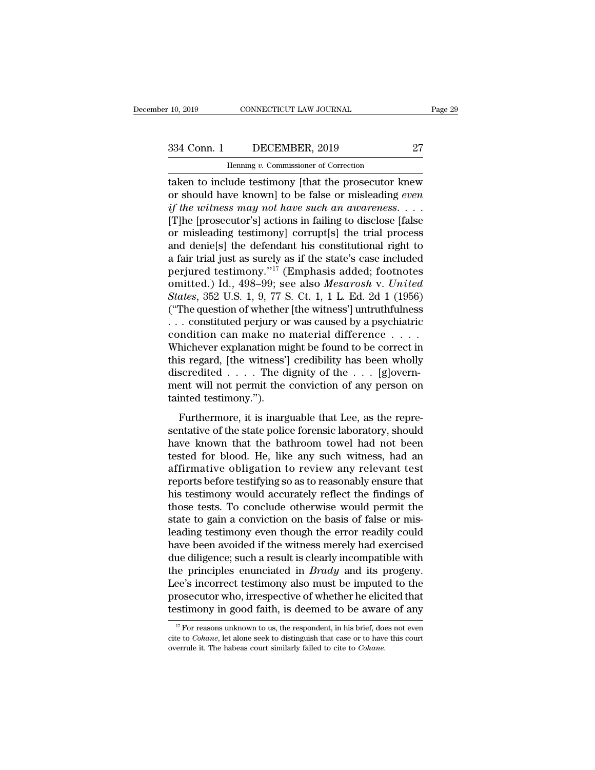taken to include testimony [that the prosecutor knew or should have known] to be false or misleading *even if the witness may not have such an awareness*. . . . [T]he [prosecutor's] actions in failing to disclose [false or misleading testimony] corrupt[s] the trial process and denie[s] the defendant his constitutional right to a fair trial just as surely as if the state's case included perjured testimony.''[17] (Emphasis added; footnotes omitted.) Id., 498–99; see also *Mesarosh* v. *United States*, 352 U.S. 1, 9, 77 S. Ct. 1, 1 L. Ed. 2d 1 (1956) (''The question of whether [the witness'] untruthfulness . . . constituted perjury or was caused by a psychiatric condition can make no material difference . . . . Whichever explanation might be found to be correct in this regard, [the witness'] credibility has been wholly discredited . . . . The dignity of the . . . [g]overnment will not permit the conviction of any person on tainted testimony.'').

Furthermore, it is inarguable that Lee, as the representative of the state police forensic laboratory, should have known that the bathroom towel had not been tested for blood. He, like any such witness, had an affirmative obligation to review any relevant test reports before testifying so as to reasonably ensure that his testimony would accurately reflect the findings of those tests. To conclude otherwise would permit the state to gain a conviction on the basis of false or misleading testimony even though the error readily could have been avoided if the witness merely had exercised due diligence; such a result is clearly incompatible with the principles enunciated in *Brady* and its progeny. Lee's incorrect testimony also must be imputed to the prosecutor who, irrespective of whether he elicited that testimony in good faith, is deemed to be aware of any

[17] For reasons unknown to us, the respondent, in his brief, does not even cite to *Cohane*, let alone seek to distinguish that case or to have this court overrule it. The habeas court similarly failed to cite to *Cohane*.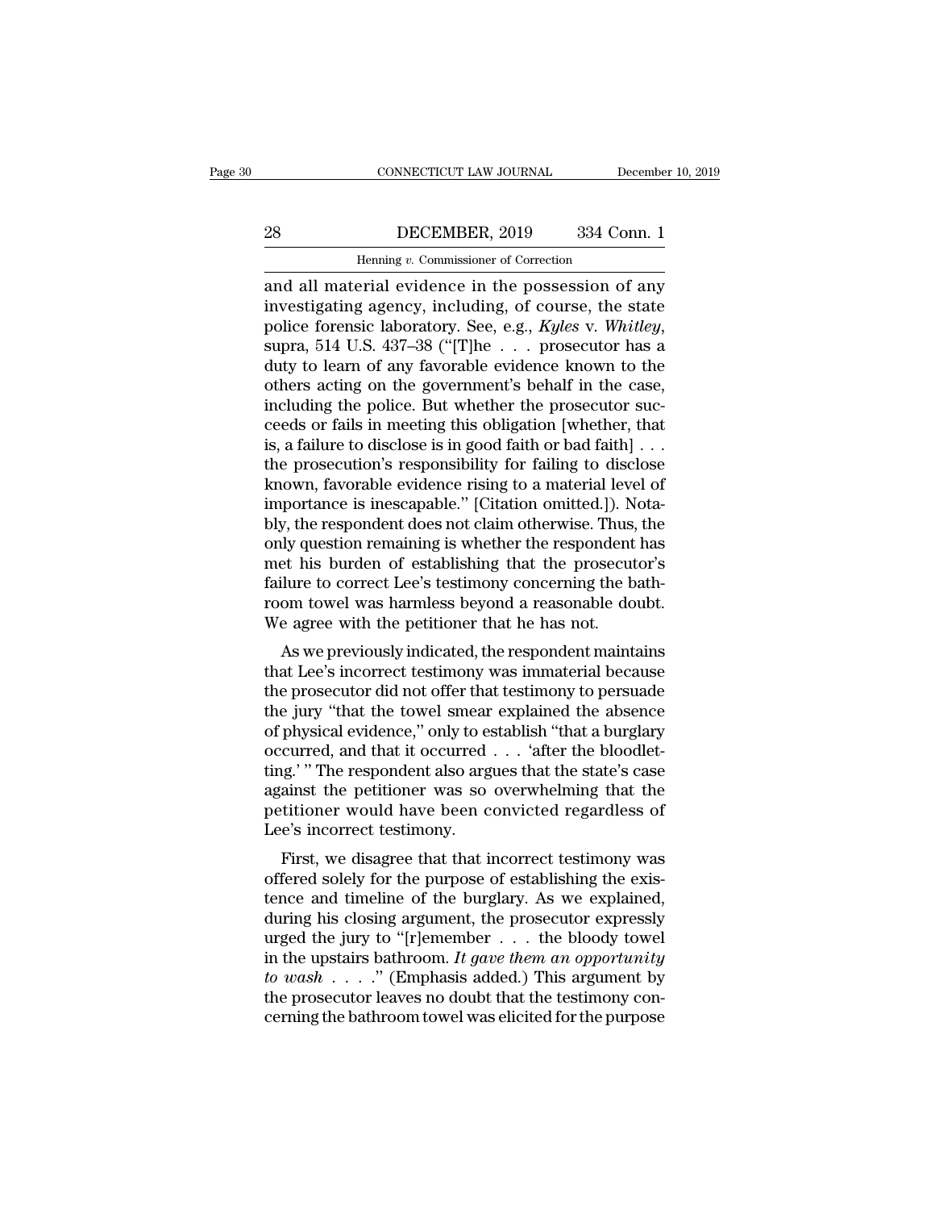and all material evidence in the possession of any investigating agency, including, of course, the state police forensic laboratory. See, e.g., *Kyles* v. *Whitley*, supra, 514 U.S. 437–38 ("[T]he . . . prosecutor has a duty to learn of any favorable evidence known to the others acting on the government's behalf in the case, including the police. But whether the prosecutor succeeds or fails in meeting this obligation [whether, that is, a failure to disclose is in good faith or bad faith] . . . the prosecution's responsibility for failing to disclose known, favorable evidence rising to a material level of importance is inescapable." [Citation omitted.]). Notably, the respondent does not claim otherwise. Thus, the only question remaining is whether the respondent has met his burden of establishing that the prosecutor's failure to correct Lee's testimony concerning the bathroom towel was harmless beyond a reasonable doubt. We agree with the petitioner that he has not.

As we previously indicated, the respondent maintains that Lee's incorrect testimony was immaterial because the prosecutor did not offer that testimony to persuade the jury "that the towel smear explained the absence of physical evidence," only to establish "that a burglary occurred, and that it occurred . . . 'after the bloodletting.' " The respondent also argues that the state's case against the petitioner was so overwhelming that the petitioner would have been convicted regardless of Lee's incorrect testimony.

First, we disagree that that incorrect testimony was offered solely for the purpose of establishing the existence and timeline of the burglary. As we explained, during his closing argument, the prosecutor expressly urged the jury to "[r]emember . . . the bloody towel in the upstairs bathroom. *It gave them an opportunity to wash* . . . ." (Emphasis added.) This argument by the prosecutor leaves no doubt that the testimony concerning the bathroom towel was elicited for the purpose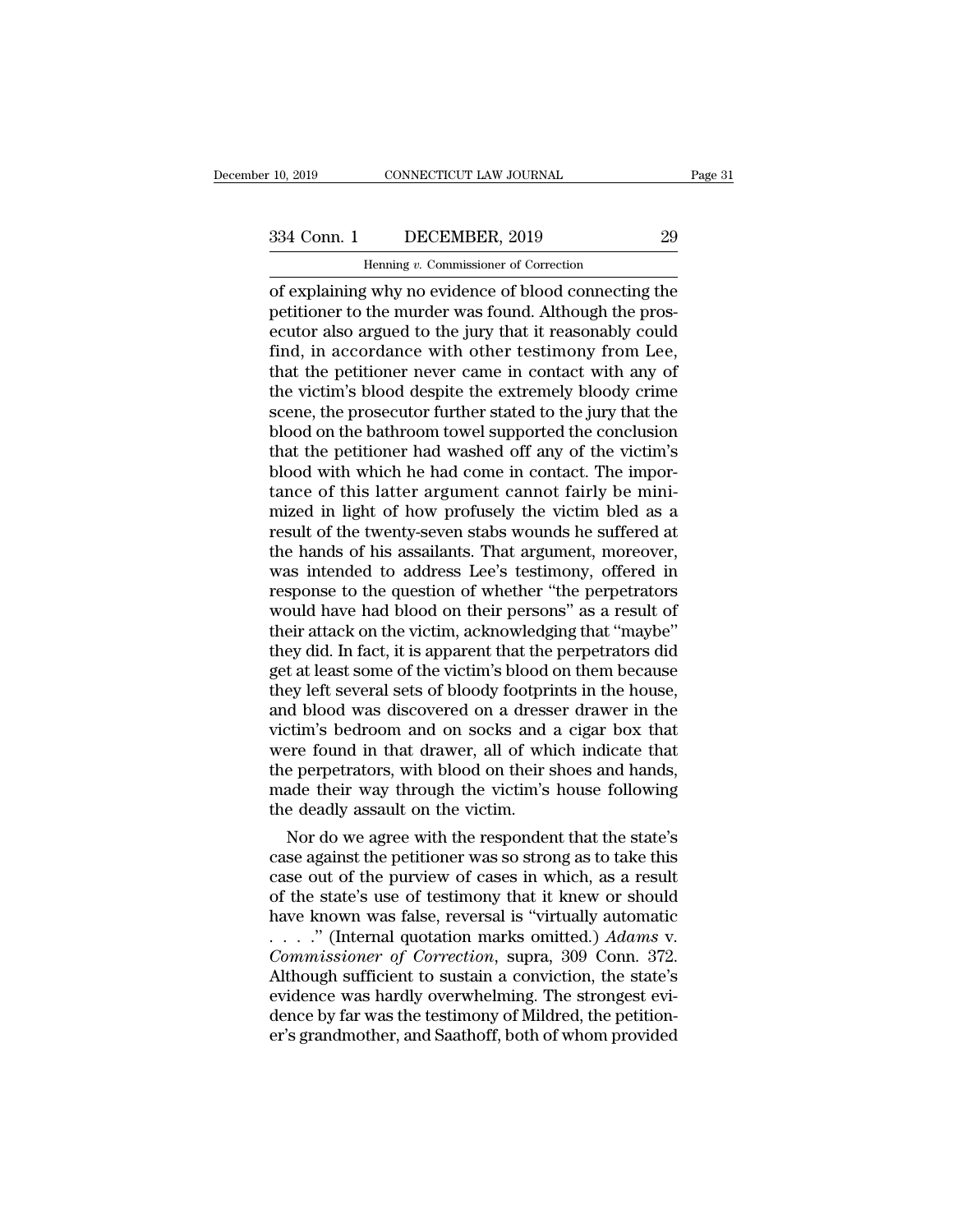of explaining why no evidence of blood connecting the petitioner to the murder was found. Although the prosecutor also argued to the jury that it reasonably could find, in accordance with other testimony from Lee, that the petitioner never came in contact with any of the victim's blood despite the extremely bloody crime scene, the prosecutor further stated to the jury that the blood on the bathroom towel supported the conclusion that the petitioner had washed off any of the victim's blood with which he had come in contact. The importance of this latter argument cannot fairly be minimized in light of how profusely the victim bled as a result of the twenty-seven stabs wounds he suffered at the hands of his assailants. That argument, moreover, was intended to address Lee's testimony, offered in response to the question of whether "the perpetrators would have had blood on their persons" as a result of their attack on the victim, acknowledging that "maybe" they did. In fact, it is apparent that the perpetrators did get at least some of the victim's blood on them because they left several sets of bloody footprints in the house, and blood was discovered on a dresser drawer in the victim's bedroom and on socks and a cigar box that were found in that drawer, all of which indicate that the perpetrators, with blood on their shoes and hands, made their way through the victim's house following the deadly assault on the victim.

Nor do we agree with the respondent that the state's case against the petitioner was so strong as to take this case out of the purview of cases in which, as a result of the state's use of testimony that it knew or should have known was false, reversal is "virtually automatic . . . ." (Internal quotation marks omitted.) *Adams* v. *Commissioner of Correction*, supra, 309 Conn. 372. Although sufficient to sustain a conviction, the state's evidence was hardly overwhelming. The strongest evidence by far was the testimony of Mildred, the petitioner's grandmother, and Saathoff, both of whom provided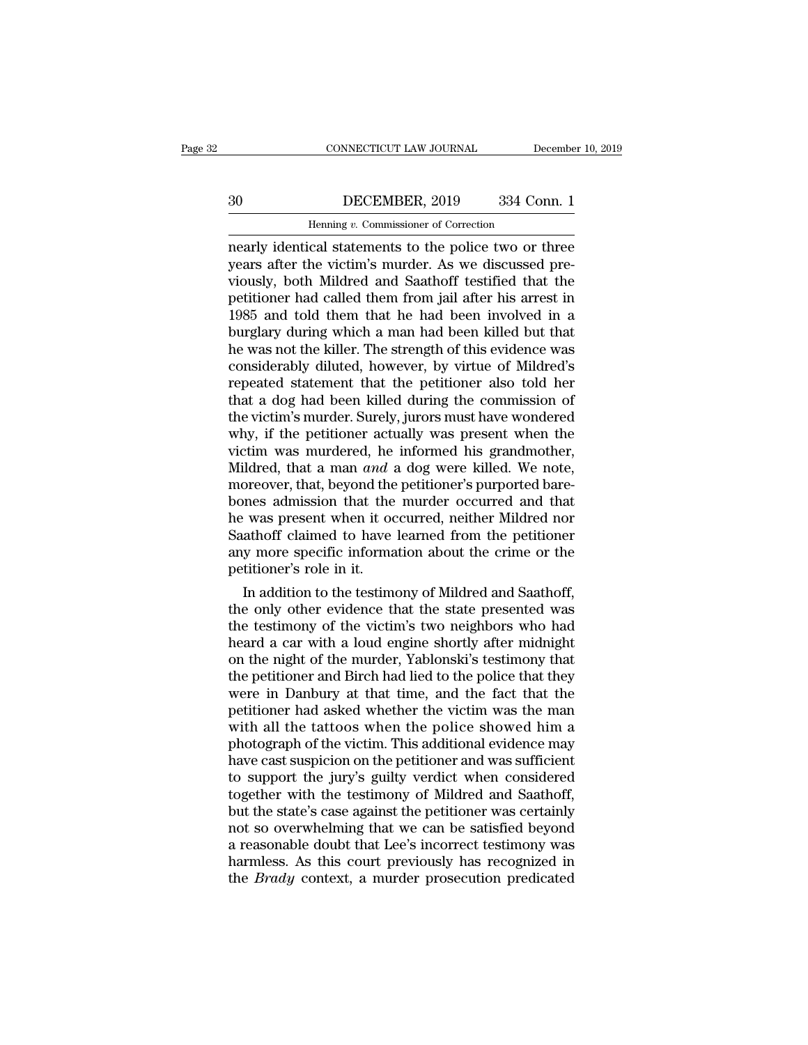nearly identical statements to the police two or three years after the victim's murder. As we discussed previously, both Mildred and Saathoff testified that the petitioner had called them from jail after his arrest in 1985 and told them that he had been involved in a burglary during which a man had been killed but that he was not the killer. The strength of this evidence was considerably diluted, however, by virtue of Mildred's repeated statement that the petitioner also told her that a dog had been killed during the commission of the victim's murder. Surely, jurors must have wondered why, if the petitioner actually was present when the victim was murdered, he informed his grandmother, Mildred, that a man *and* a dog were killed. We note, moreover, that, beyond the petitioner's purported bare-bones admission that the murder occurred and that he was present when it occurred, neither Mildred nor Saathoff claimed to have learned from the petitioner any more specific information about the crime or the petitioner's role in it.

In addition to the testimony of Mildred and Saathoff, the only other evidence that the state presented was the testimony of the victim's two neighbors who had heard a car with a loud engine shortly after midnight on the night of the murder, Yablonski's testimony that the petitioner and Birch had lied to the police that they were in Danbury at that time, and the fact that the petitioner had asked whether the victim was the man with all the tattoos when the police showed him a photograph of the victim. This additional evidence may have cast suspicion on the petitioner and was sufficient to support the jury's guilty verdict when considered together with the testimony of Mildred and Saathoff, but the state's case against the petitioner was certainly not so overwhelming that we can be satisfied beyond a reasonable doubt that Lee's incorrect testimony was harmless. As this court previously has recognized in the *Brady* context, a murder prosecution predicated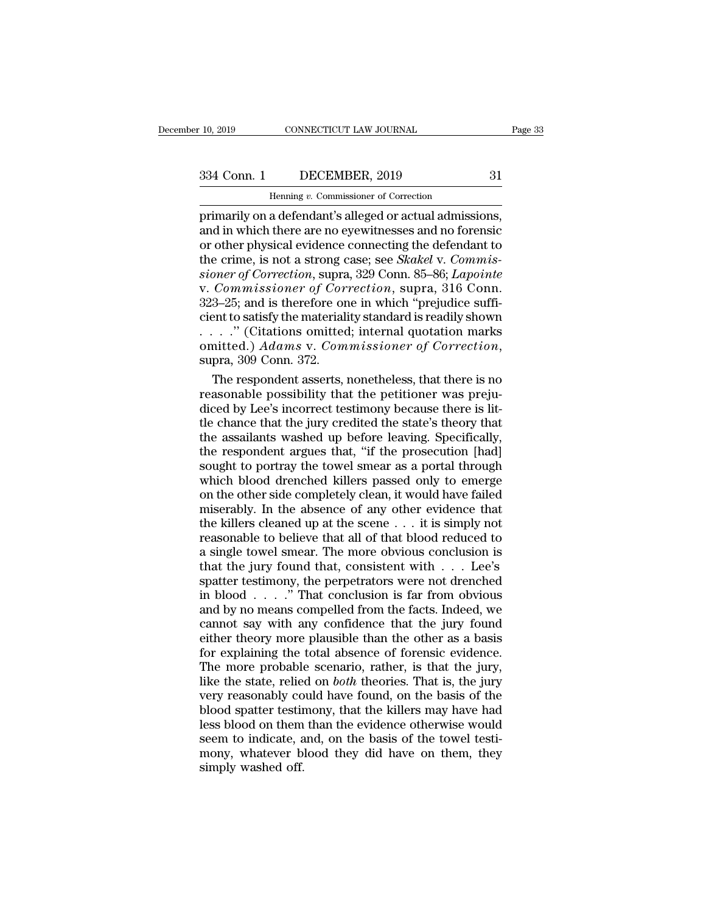primarily on a defendant's alleged or actual admissions, and in which there are no eyewitnesses and no forensic or other physical evidence connecting the defendant to the crime, is not a strong case; see *Skakel* v. *Commissioner of Correction*, supra, 329 Conn. 85–86; *Lapointe* v. *Commissioner of Correction*, supra, 316 Conn. 323–25; and is therefore one in which "prejudice sufficient to satisfy the materiality standard is readily shown . . . ." (Citations omitted; internal quotation marks omitted.) *Adams* v. *Commissioner of Correction*, supra, 309 Conn. 372.

The respondent asserts, nonetheless, that there is no reasonable possibility that the petitioner was prejudiced by Lee's incorrect testimony because there is little chance that the jury credited the state's theory that the assailants washed up before leaving. Specifically, the respondent argues that, "if the prosecution [had] sought to portray the towel smear as a portal through which blood drenched killers passed only to emerge on the other side completely clean, it would have failed miserably. In the absence of any other evidence that the killers cleaned up at the scene . . . it is simply not reasonable to believe that all of that blood reduced to a single towel smear. The more obvious conclusion is that the jury found that, consistent with . . . Lee's spatter testimony, the perpetrators were not drenched in blood . . . ." That conclusion is far from obvious and by no means compelled from the facts. Indeed, we cannot say with any confidence that the jury found either theory more plausible than the other as a basis for explaining the total absence of forensic evidence. The more probable scenario, rather, is that the jury, like the state, relied on *both* theories. That is, the jury very reasonably could have found, on the basis of the blood spatter testimony, that the killers may have had less blood on them than the evidence otherwise would seem to indicate, and, on the basis of the towel testimony, whatever blood they did have on them, they simply washed off.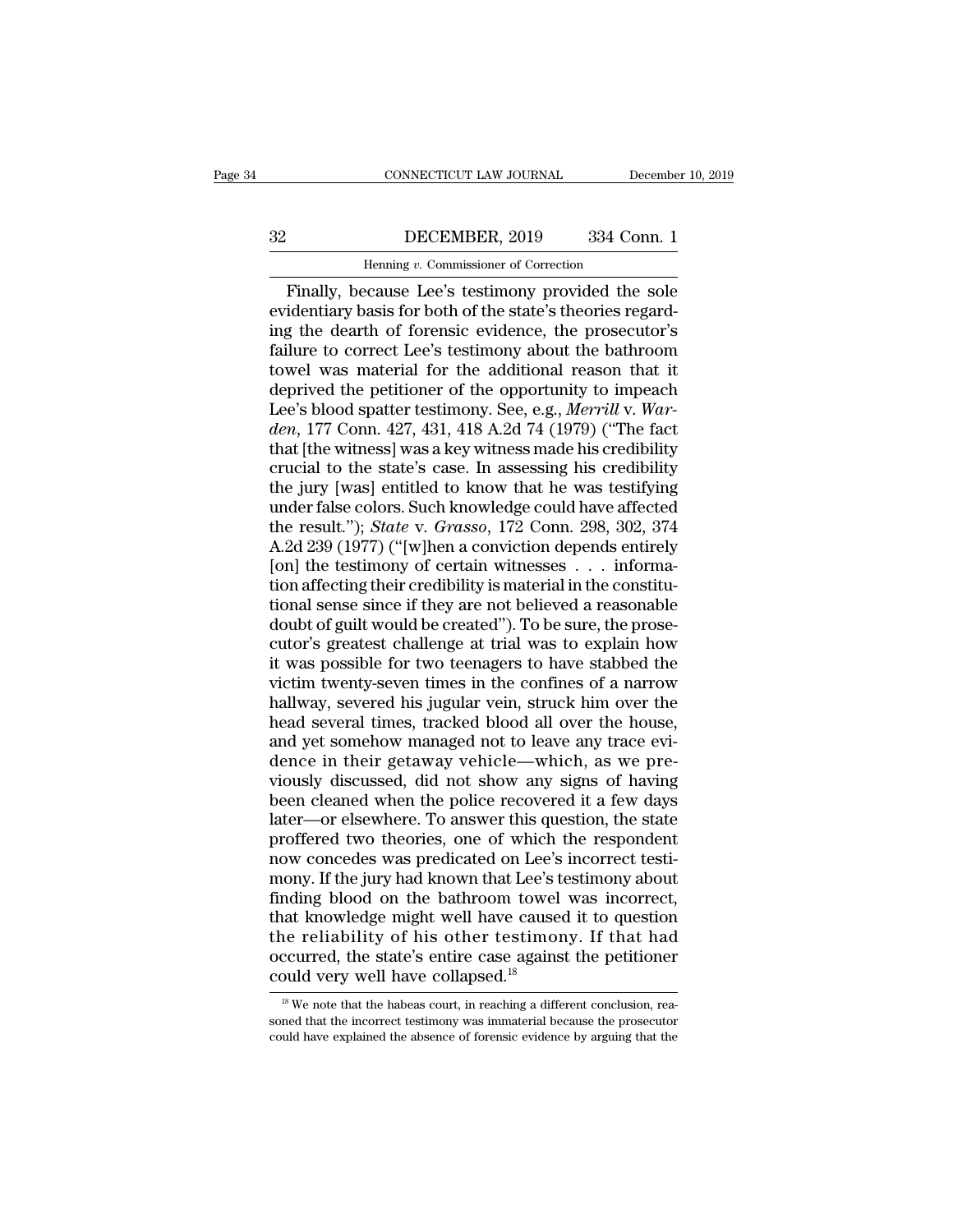Finally, because Lee's testimony provided the sole evidentiary basis for both of the state's theories regarding the dearth of forensic evidence, the prosecutor's failure to correct Lee's testimony about the bathroom towel was material for the additional reason that it deprived the petitioner of the opportunity to impeach Lee's blood spatter testimony. See, e.g., *Merrill* v. *Warden*, 177 Conn. 427, 431, 418 A.2d 74 (1979) ("The fact that [the witness] was a key witness made his credibility crucial to the state's case. In assessing his credibility the jury [was] entitled to know that he was testifying under false colors. Such knowledge could have affected the result."); *State* v. *Grasso*, 172 Conn. 298, 302, 374 A.2d 239 (1977) ("[w]hen a conviction depends entirely [on] the testimony of certain witnesses . . . information affecting their credibility is material in the constitutional sense since if they are not believed a reasonable doubt of guilt would be created"). To be sure, the prosecutor's greatest challenge at trial was to explain how it was possible for two teenagers to have stabbed the victim twenty-seven times in the confines of a narrow hallway, severed his jugular vein, struck him over the head several times, tracked blood all over the house, and yet somehow managed not to leave any trace evidence in their getaway vehicle—which, as we previously discussed, did not show any signs of having been cleaned when the police recovered it a few days later—or elsewhere. To answer this question, the state proffered two theories, one of which the respondent now concedes was predicated on Lee's incorrect testimony. If the jury had known that Lee's testimony about finding blood on the bathroom towel was incorrect, that knowledge might well have caused it to question the reliability of his other testimony. If that had occurred, the state's entire case against the petitioner could very well have collapsed.[18]

[18] We note that the habeas court, in reaching a different conclusion, reasoned that the incorrect testimony was immaterial because the prosecutor could have explained the absence of forensic evidence by arguing that the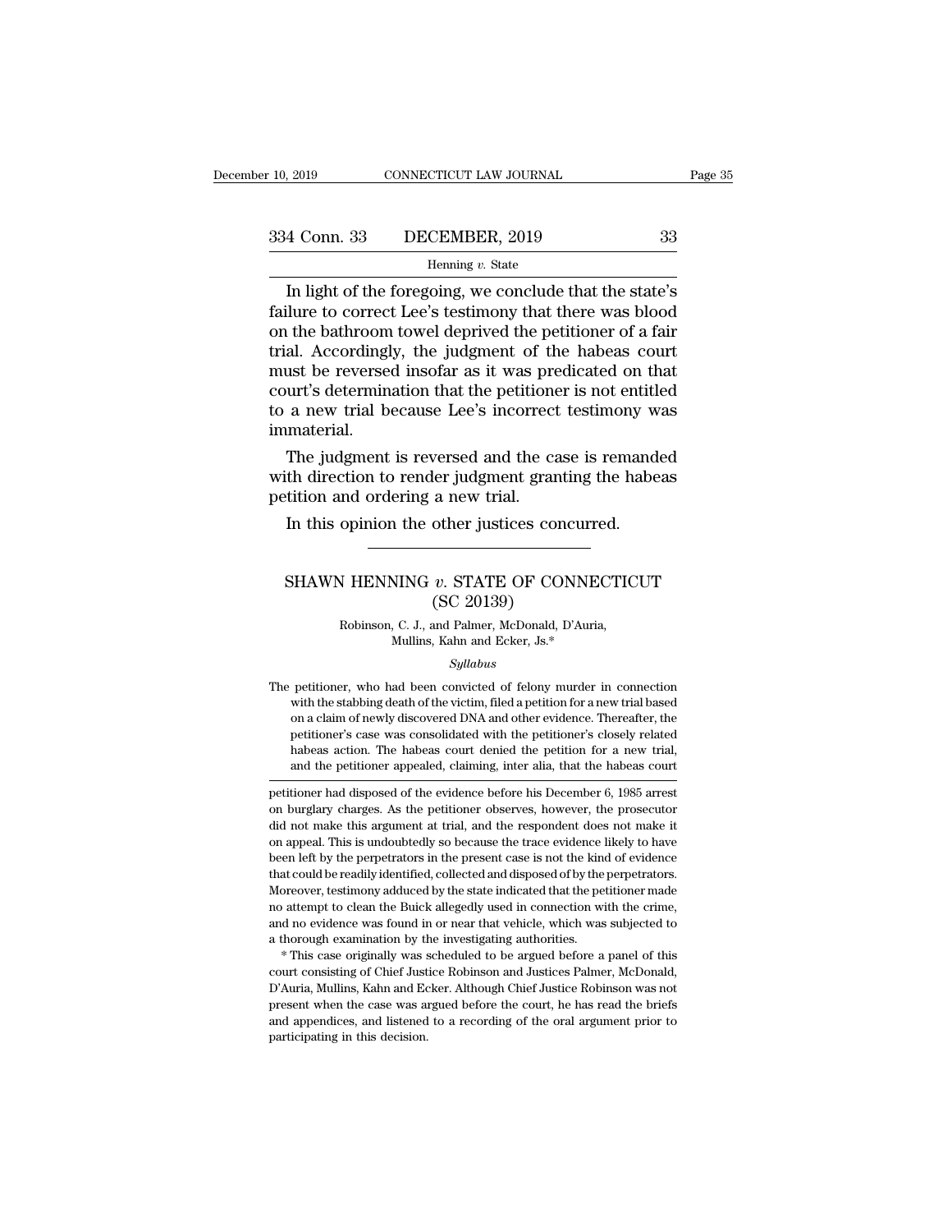In light of the foregoing, we conclude that the state's failure to correct Lee's testimony that there was blood on the bathroom towel deprived the petitioner of a fair trial. Accordingly, the judgment of the habeas court must be reversed insofar as it was predicated on that court's determination that the petitioner is not entitled to a new trial because Lee's incorrect testimony was immaterial.

The judgment is reversed and the case is remanded with direction to render judgment granting the habeas petition and ordering a new trial.

In this opinion the other justices concurred.

---

## SHAWN HENNING *v.* STATE OF CONNECTICUT (SC 20139)

Robinson, C. J., and Palmer, McDonald, D'Auria, Mullins, Kahn and Ecker, Js.*

*Syllabus*

The petitioner, who had been convicted of felony murder in connection with the stabbing death of the victim, filed a petition for a new trial based on a claim of newly discovered DNA and other evidence. Thereafter, the petitioner's case was consolidated with the petitioner's closely related habeas action. The habeas court denied the petition for a new trial, and the petitioner appealed, claiming, inter alia, that the habeas court

---

petitioner had disposed of the evidence before his December 6, 1985 arrest on burglary charges. As the petitioner observes, however, the prosecutor did not make this argument at trial, and the respondent does not make it on appeal. This is undoubtedly so because the trace evidence likely to have been left by the perpetrators in the present case is not the kind of evidence that could be readily identified, collected and disposed of by the perpetrators. Moreover, testimony adduced by the state indicated that the petitioner made no attempt to clean the Buick allegedly used in connection with the crime, and no evidence was found in or near that vehicle, which was subjected to a thorough examination by the investigating authorities.

\* This case originally was scheduled to be argued before a panel of this court consisting of Chief Justice Robinson and Justices Palmer, McDonald, D'Auria, Mullins, Kahn and Ecker. Although Chief Justice Robinson was not present when the case was argued before the court, he has read the briefs and appendices, and listened to a recording of the oral argument prior to participating in this decision.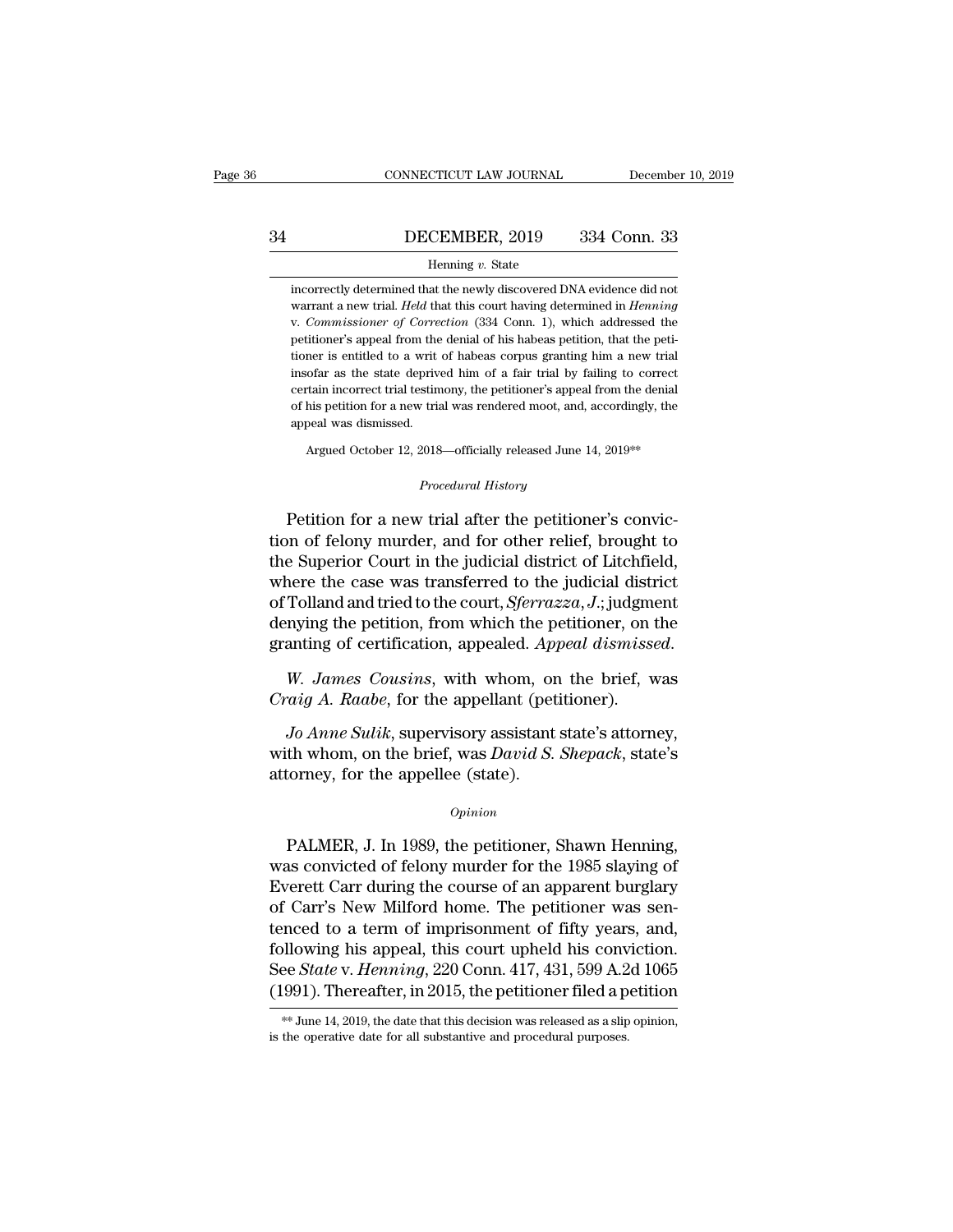incorrectly determined that the newly discovered DNA evidence did not warrant a new trial. *Held* that this court having determined in *Henning* v. *Commissioner of Correction* (334 Conn. 1), which addressed the petitioner's appeal from the denial of his habeas petition, that the petitioner is entitled to a writ of habeas corpus granting him a new trial insofar as the state deprived him of a fair trial by failing to correct certain incorrect trial testimony, the petitioner's appeal from the denial of his petition for a new trial was rendered moot, and, accordingly, the appeal was dismissed.

Argued October 12, 2018—officially released June 14, 2019**

*Procedural History*

Petition for a new trial after the petitioner's conviction of felony murder, and for other relief, brought to the Superior Court in the judicial district of Litchfield, where the case was transferred to the judicial district of Tolland and tried to the court, *Sferrazza*, *J.*; judgment denying the petition, from which the petitioner, on the granting of certification, appealed. *Appeal dismissed*.

*W. James Cousins*, with whom, on the brief, was *Craig A. Raabe*, for the appellant (petitioner).

*Jo Anne Sulik*, supervisory assistant state's attorney, with whom, on the brief, was *David S. Shepack*, state's attorney, for the appellee (state).

*Opinion*

PALMER, J. In 1989, the petitioner, Shawn Henning, was convicted of felony murder for the 1985 slaying of Everett Carr during the course of an apparent burglary of Carr's New Milford home. The petitioner was sentenced to a term of imprisonment of fifty years, and, following his appeal, this court upheld his conviction. See *State* v. *Henning*, 220 Conn. 417, 431, 599 A.2d 1065 (1991). Thereafter, in 2015, the petitioner filed a petition

** June 14, 2019, the date that this decision was released as a slip opinion, is the operative date for all substantive and procedural purposes.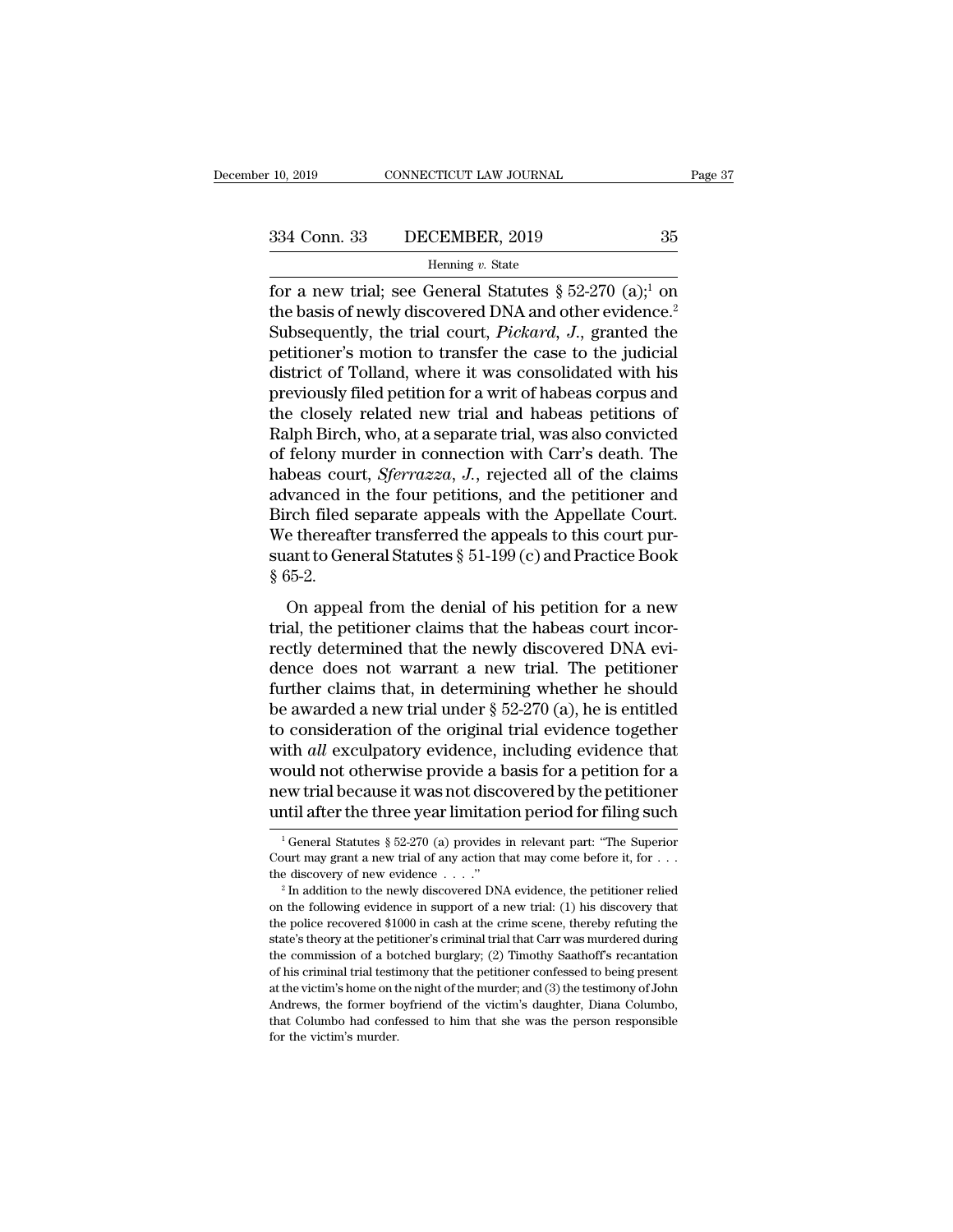for a new trial; see General Statutes § 52-270 (a);[1] on the basis of newly discovered DNA and other evidence.[2] Subsequently, the trial court, *Pickard*, *J.*, granted the petitioner's motion to transfer the case to the judicial district of Tolland, where it was consolidated with his previously filed petition for a writ of habeas corpus and the closely related new trial and habeas petitions of Ralph Birch, who, at a separate trial, was also convicted of felony murder in connection with Carr's death. The habeas court, *Sferrazza*, *J.*, rejected all of the claims advanced in the four petitions, and the petitioner and Birch filed separate appeals with the Appellate Court. We thereafter transferred the appeals to this court pursuant to General Statutes § 51-199 (c) and Practice Book § 65-2.

On appeal from the denial of his petition for a new trial, the petitioner claims that the habeas court incorrectly determined that the newly discovered DNA evidence does not warrant a new trial. The petitioner further claims that, in determining whether he should be awarded a new trial under § 52-270 (a), he is entitled to consideration of the original trial evidence together with *all* exculpatory evidence, including evidence that would not otherwise provide a basis for a petition for a new trial because it was not discovered by the petitioner until after the three year limitation period for filing such

---

[1] General Statutes § 52-270 (a) provides in relevant part: "The Superior Court may grant a new trial of any action that may come before it, for . . . the discovery of new evidence . . . ."

[2] In addition to the newly discovered DNA evidence, the petitioner relied on the following evidence in support of a new trial: (1) his discovery that the police recovered $1000 in cash at the crime scene, thereby refuting the state's theory at the petitioner's criminal trial that Carr was murdered during the commission of a botched burglary; (2) Timothy Saathoff's recantation of his criminal trial testimony that the petitioner confessed to being present at the victim's home on the night of the murder; and (3) the testimony of John Andrews, the former boyfriend of the victim's daughter, Diana Columbo, that Columbo had confessed to him that she was the person responsible for the victim's murder.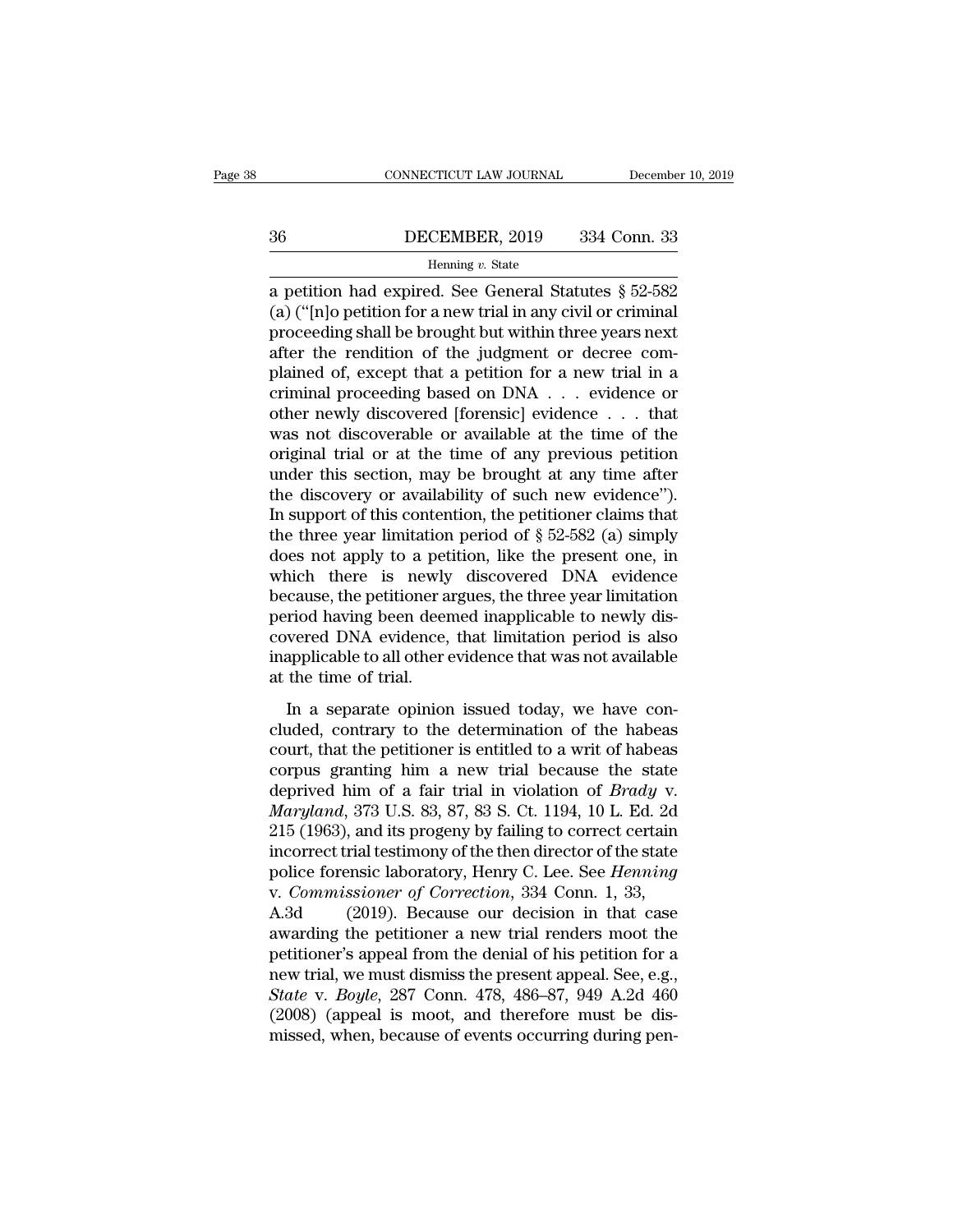a petition had expired. See General Statutes § 52-582 (a) ("[n]o petition for a new trial in any civil or criminal proceeding shall be brought but within three years next after the rendition of the judgment or decree complained of, except that a petition for a new trial in a criminal proceeding based on DNA . . . evidence or other newly discovered [forensic] evidence . . . that was not discoverable or available at the time of the original trial or at the time of any previous petition under this section, may be brought at any time after the discovery or availability of such new evidence"). In support of this contention, the petitioner claims that the three year limitation period of § 52-582 (a) simply does not apply to a petition, like the present one, in which there is newly discovered DNA evidence because, the petitioner argues, the three year limitation period having been deemed inapplicable to newly discovered DNA evidence, that limitation period is also inapplicable to all other evidence that was not available at the time of trial.

In a separate opinion issued today, we have concluded, contrary to the determination of the habeas court, that the petitioner is entitled to a writ of habeas corpus granting him a new trial because the state deprived him of a fair trial in violation of *Brady* v. *Maryland*, 373 U.S. 83, 87, 83 S. Ct. 1194, 10 L. Ed. 2d 215 (1963), and its progeny by failing to correct certain incorrect trial testimony of the then director of the state police forensic laboratory, Henry C. Lee. See *Henning* v. *Commissioner of Correction*, 334 Conn. 1, 33, A.3d (2019). Because our decision in that case awarding the petitioner a new trial renders moot the petitioner's appeal from the denial of his petition for a new trial, we must dismiss the present appeal. See, e.g., *State* v. *Boyle*, 287 Conn. 478, 486–87, 949 A.2d 460 (2008) (appeal is moot, and therefore must be dismissed, when, because of events occurring during pen-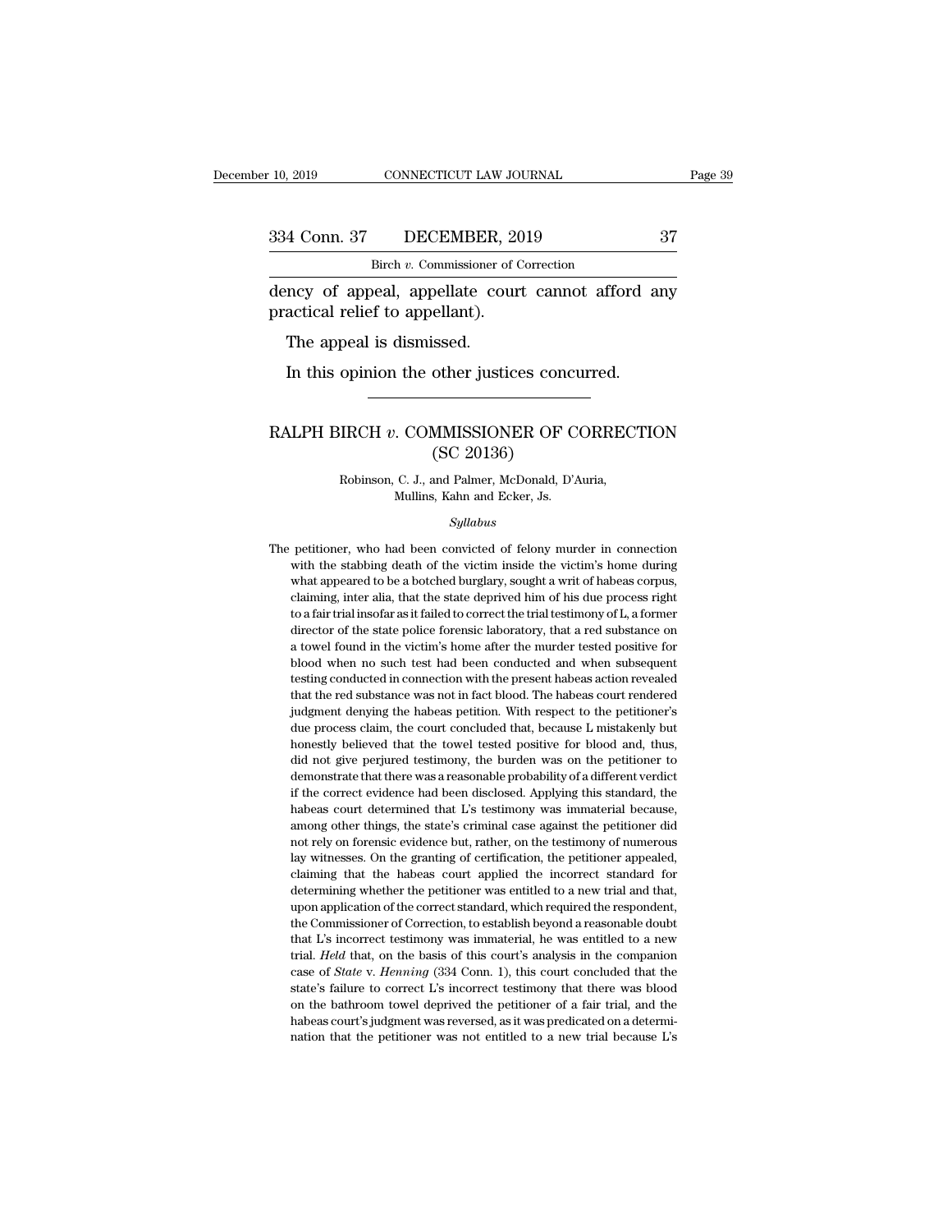dency of appeal, appellate court cannot afford any practical relief to appellant).

The appeal is dismissed.

In this opinion the other justices concurred.

---

# RALPH BIRCH *v.* COMMISSIONER OF CORRECTION (SC 20136)

Robinson, C. J., and Palmer, McDonald, D'Auria, Mullins, Kahn and Ecker, Js.

*Syllabus*

The petitioner, who had been convicted of felony murder in connection with the stabbing death of the victim inside the victim's home during what appeared to be a botched burglary, sought a writ of habeas corpus, claiming, inter alia, that the state deprived him of his due process right to a fair trial insofar as it failed to correct the trial testimony of L, a former director of the state police forensic laboratory, that a red substance on a towel found in the victim's home after the murder tested positive for blood when no such test had been conducted and when subsequent testing conducted in connection with the present habeas action revealed that the red substance was not in fact blood. The habeas court rendered judgment denying the habeas petition. With respect to the petitioner's due process claim, the court concluded that, because L mistakenly but honestly believed that the towel tested positive for blood and, thus, did not give perjured testimony, the burden was on the petitioner to demonstrate that there was a reasonable probability of a different verdict if the correct evidence had been disclosed. Applying this standard, the habeas court determined that L's testimony was immaterial because, among other things, the state's criminal case against the petitioner did not rely on forensic evidence but, rather, on the testimony of numerous lay witnesses. On the granting of certification, the petitioner appealed, claiming that the habeas court applied the incorrect standard for determining whether the petitioner was entitled to a new trial and that, upon application of the correct standard, which required the respondent, the Commissioner of Correction, to establish beyond a reasonable doubt that L's incorrect testimony was immaterial, he was entitled to a new trial. *Held* that, on the basis of this court's analysis in the companion case of *State* v. *Henning* (334 Conn. 1), this court concluded that the state's failure to correct L's incorrect testimony that there was blood on the bathroom towel deprived the petitioner of a fair trial, and the habeas court's judgment was reversed, as it was predicated on a determination that the petitioner was not entitled to a new trial because L's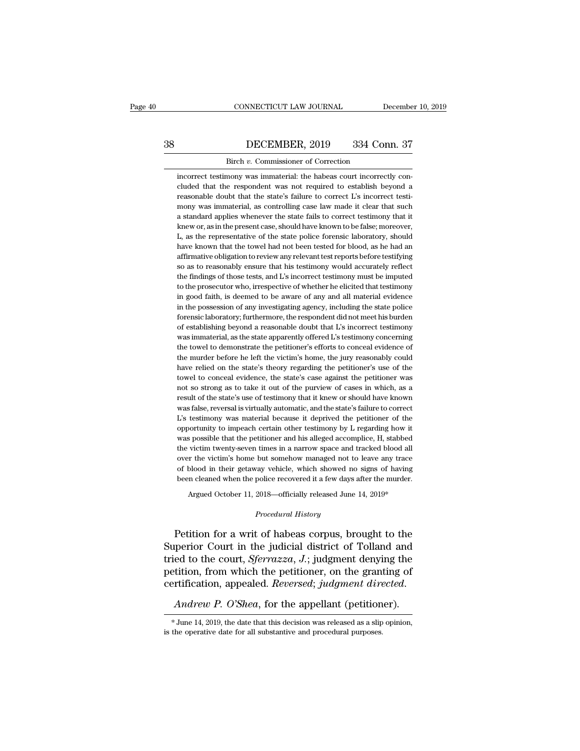incorrect testimony was immaterial: the habeas court incorrectly concluded that the respondent was not required to establish beyond a reasonable doubt that the state's failure to correct L's incorrect testimony was immaterial, as controlling case law made it clear that such a standard applies whenever the state fails to correct testimony that it knew or, as in the present case, should have known to be false; moreover, L, as the representative of the state police forensic laboratory, should have known that the towel had not been tested for blood, as he had an affirmative obligation to review any relevant test reports before testifying so as to reasonably ensure that his testimony would accurately reflect the findings of those tests, and L's incorrect testimony must be imputed to the prosecutor who, irrespective of whether he elicited that testimony in good faith, is deemed to be aware of any and all material evidence in the possession of any investigating agency, including the state police forensic laboratory; furthermore, the respondent did not meet his burden of establishing beyond a reasonable doubt that L's incorrect testimony was immaterial, as the state apparently offered L's testimony concerning the towel to demonstrate the petitioner's efforts to conceal evidence of the murder before he left the victim's home, the jury reasonably could have relied on the state's theory regarding the petitioner's use of the towel to conceal evidence, the state's case against the petitioner was not so strong as to take it out of the purview of cases in which, as a result of the state's use of testimony that it knew or should have known was false, reversal is virtually automatic, and the state's failure to correct L's testimony was material because it deprived the petitioner of the opportunity to impeach certain other testimony by L regarding how it was possible that the petitioner and his alleged accomplice, H, stabbed the victim twenty-seven times in a narrow space and tracked blood all over the victim's home but somehow managed not to leave any trace of blood in their getaway vehicle, which showed no signs of having been cleaned when the police recovered it a few days after the murder.

Argued October 11, 2018—officially released June 14, 2019*

*Procedural History*

Petition for a writ of habeas corpus, brought to the Superior Court in the judicial district of Tolland and tried to the court, *Sferrazza, J.*; judgment denying the petition, from which the petitioner, on the granting of certification, appealed. *Reversed*; *judgment directed*.

*Andrew P. O'Shea*, for the appellant (petitioner).

---

* June 14, 2019, the date that this decision was released as a slip opinion, is the operative date for all substantive and procedural purposes.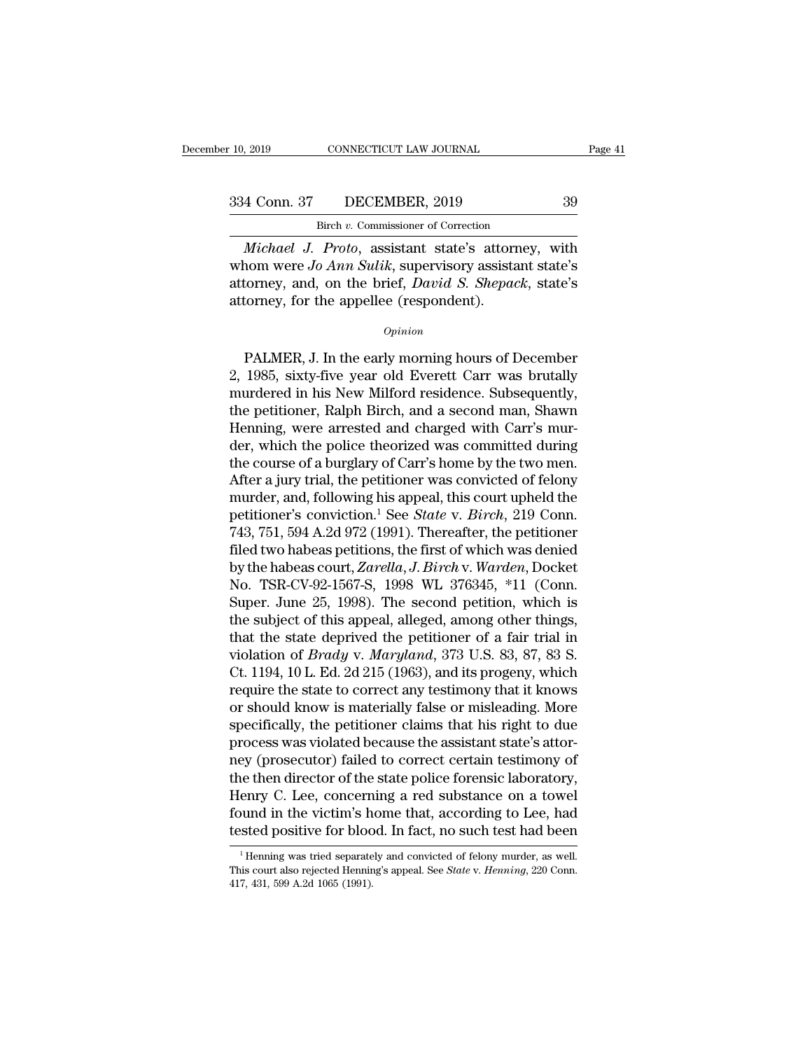*Michael J. Proto*, assistant state's attorney, with whom were *Jo Ann Sulik*, supervisory assistant state's attorney, and, on the brief, *David S. Shepack*, state's attorney, for the appellee (respondent).

*Opinion*

PALMER, J. In the early morning hours of December 2, 1985, sixty-five year old Everett Carr was brutally murdered in his New Milford residence. Subsequently, the petitioner, Ralph Birch, and a second man, Shawn Henning, were arrested and charged with Carr's murder, which the police theorized was committed during the course of a burglary of Carr's home by the two men. After a jury trial, the petitioner was convicted of felony murder, and, following his appeal, this court upheld the petitioner's conviction.[1] See *State* v. *Birch*, 219 Conn. 743, 751, 594 A.2d 972 (1991). Thereafter, the petitioner filed two habeas petitions, the first of which was denied by the habeas court, *Zarella, J. Birch* v. *Warden*, Docket No. TSR-CV-92-1567-S, 1998 WL 376345, *11 (Conn. Super. June 25, 1998). The second petition, which is the subject of this appeal, alleged, among other things, that the state deprived the petitioner of a fair trial in violation of *Brady* v. *Maryland*, 373 U.S. 83, 87, 83 S. Ct. 1194, 10 L. Ed. 2d 215 (1963), and its progeny, which require the state to correct any testimony that it knows or should know is materially false or misleading. More specifically, the petitioner claims that his right to due process was violated because the assistant state's attorney (prosecutor) failed to correct certain testimony of the then director of the state police forensic laboratory, Henry C. Lee, concerning a red substance on a towel found in the victim's home that, according to Lee, had tested positive for blood. In fact, no such test had been

[1] Henning was tried separately and convicted of felony murder, as well. This court also rejected Henning's appeal. See *State* v. *Henning*, 220 Conn. 417, 431, 599 A.2d 1065 (1991).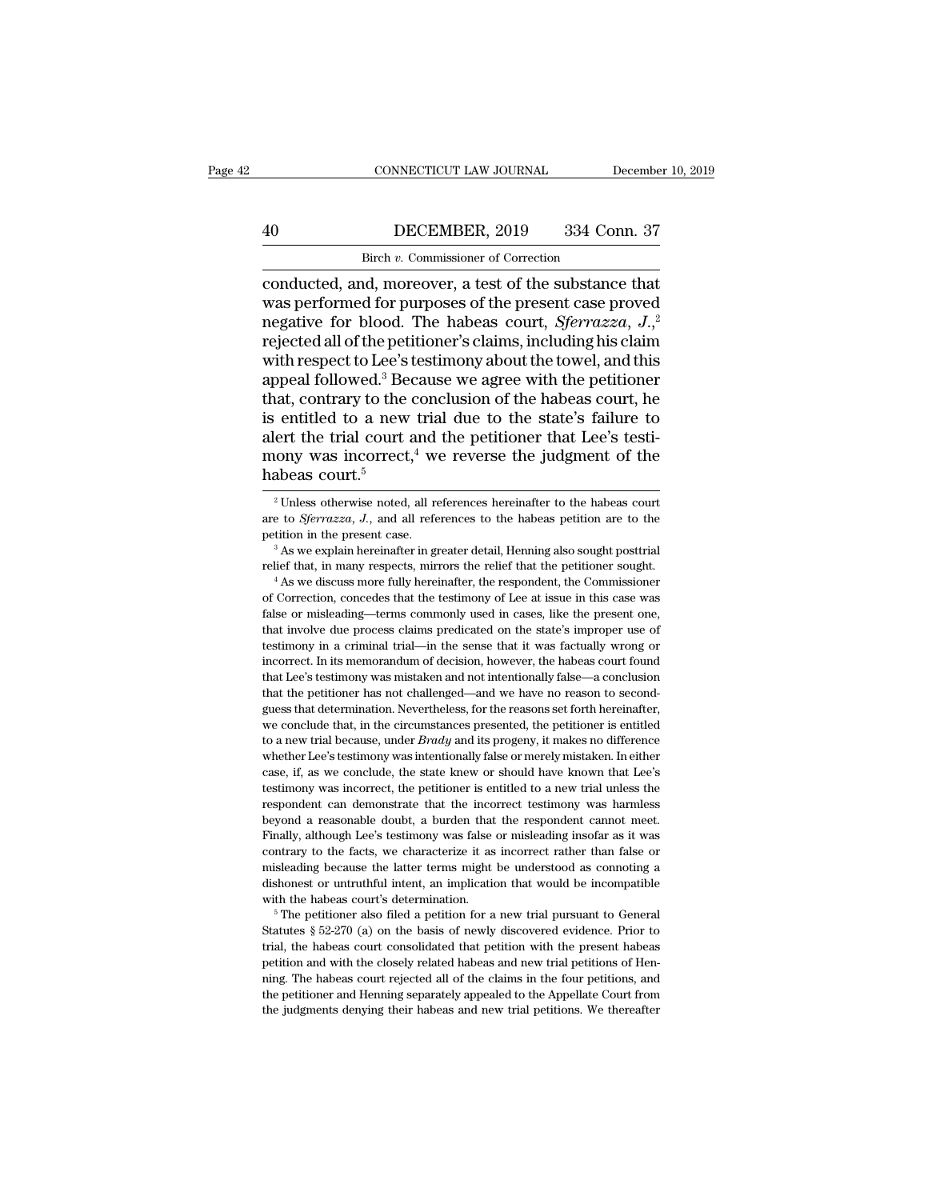conducted, and, moreover, a test of the substance that was performed for purposes of the present case proved negative for blood. The habeas court, *Sferrazza, J.*,[2] rejected all of the petitioner's claims, including his claim with respect to Lee's testimony about the towel, and this appeal followed.[3] Because we agree with the petitioner that, contrary to the conclusion of the habeas court, he is entitled to a new trial due to the state's failure to alert the trial court and the petitioner that Lee's testimony was incorrect,[4] we reverse the judgment of the habeas court.[5]

[2] Unless otherwise noted, all references hereinafter to the habeas court are to *Sferrazza, J.*, and all references to the habeas petition are to the petition in the present case.

[3] As we explain hereinafter in greater detail, Henning also sought posttrial relief that, in many respects, mirrors the relief that the petitioner sought.

[4] As we discuss more fully hereinafter, the respondent, the Commissioner of Correction, concedes that the testimony of Lee at issue in this case was false or misleading—terms commonly used in cases, like the present one, that involve due process claims predicated on the state's improper use of testimony in a criminal trial—in the sense that it was factually wrong or incorrect. In its memorandum of decision, however, the habeas court found that Lee's testimony was mistaken and not intentionally false—a conclusion that the petitioner has not challenged—and we have no reason to second-guess that determination. Nevertheless, for the reasons set forth hereinafter, we conclude that, in the circumstances presented, the petitioner is entitled to a new trial because, under *Brady* and its progeny, it makes no difference whether Lee's testimony was intentionally false or merely mistaken. In either case, if, as we conclude, the state knew or should have known that Lee's testimony was incorrect, the petitioner is entitled to a new trial unless the respondent can demonstrate that the incorrect testimony was harmless beyond a reasonable doubt, a burden that the respondent cannot meet. Finally, although Lee's testimony was false or misleading insofar as it was contrary to the facts, we characterize it as incorrect rather than false or misleading because the latter terms might be understood as connoting a dishonest or untruthful intent, an implication that would be incompatible with the habeas court's determination.

[5] The petitioner also filed a petition for a new trial pursuant to General Statutes § 52-270 (a) on the basis of newly discovered evidence. Prior to trial, the habeas court consolidated that petition with the present habeas petition and with the closely related habeas and new trial petitions of Henning. The habeas court rejected all of the claims in the four petitions, and the petitioner and Henning separately appealed to the Appellate Court from the judgments denying their habeas and new trial petitions. We thereafter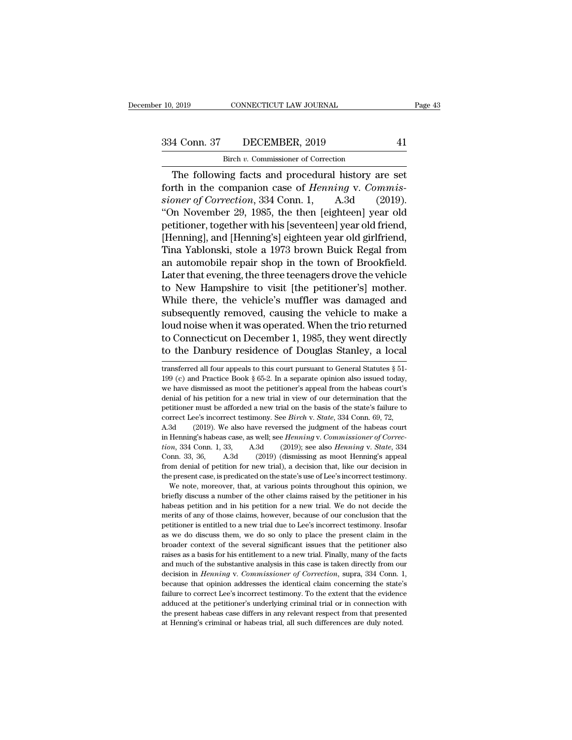The following facts and procedural history are set forth in the companion case of *Henning* v. *Commissioner of Correction*, 334 Conn. 1, A.3d (2019). "On November 29, 1985, the then [eighteen] year old petitioner, together with his [seventeen] year old friend, [Henning], and [Henning's] eighteen year old girlfriend, Tina Yablonski, stole a 1973 brown Buick Regal from an automobile repair shop in the town of Brookfield. Later that evening, the three teenagers drove the vehicle to New Hampshire to visit [the petitioner's] mother. While there, the vehicle's muffler was damaged and subsequently removed, causing the vehicle to make a loud noise when it was operated. When the trio returned to Connecticut on December 1, 1985, they went directly to the Danbury residence of Douglas Stanley, a local

transferred all four appeals to this court pursuant to General Statutes § 51-199 (c) and Practice Book § 65-2. In a separate opinion also issued today, we have dismissed as moot the petitioner's appeal from the habeas court's denial of his petition for a new trial in view of our determination that the petitioner must be afforded a new trial on the basis of the state's failure to correct Lee's incorrect testimony. See *Birch* v. *State*, 334 Conn. 69, 72, A.3d (2019). We also have reversed the judgment of the habeas court in Henning's habeas case, as well; see *Henning* v. *Commissioner of Correction*, 334 Conn. 1, 33, A.3d (2019); see also *Henning* v. *State*, 334 Conn. 33, 36, A.3d (2019) (dismissing as moot Henning's appeal from denial of petition for new trial), a decision that, like our decision in the present case, is predicated on the state's use of Lee's incorrect testimony.

We note, moreover, that, at various points throughout this opinion, we briefly discuss a number of the other claims raised by the petitioner in his habeas petition and in his petition for a new trial. We do not decide the merits of any of those claims, however, because of our conclusion that the petitioner is entitled to a new trial due to Lee's incorrect testimony. Insofar as we do discuss them, we do so only to place the present claim in the broader context of the several significant issues that the petitioner also raises as a basis for his entitlement to a new trial. Finally, many of the facts and much of the substantive analysis in this case is taken directly from our decision in *Henning* v. *Commissioner of Correction*, supra, 334 Conn. 1, because that opinion addresses the identical claim concerning the state's failure to correct Lee's incorrect testimony. To the extent that the evidence adduced at the petitioner's underlying criminal trial or in connection with the present habeas case differs in any relevant respect from that presented at Henning's criminal or habeas trial, all such differences are duly noted.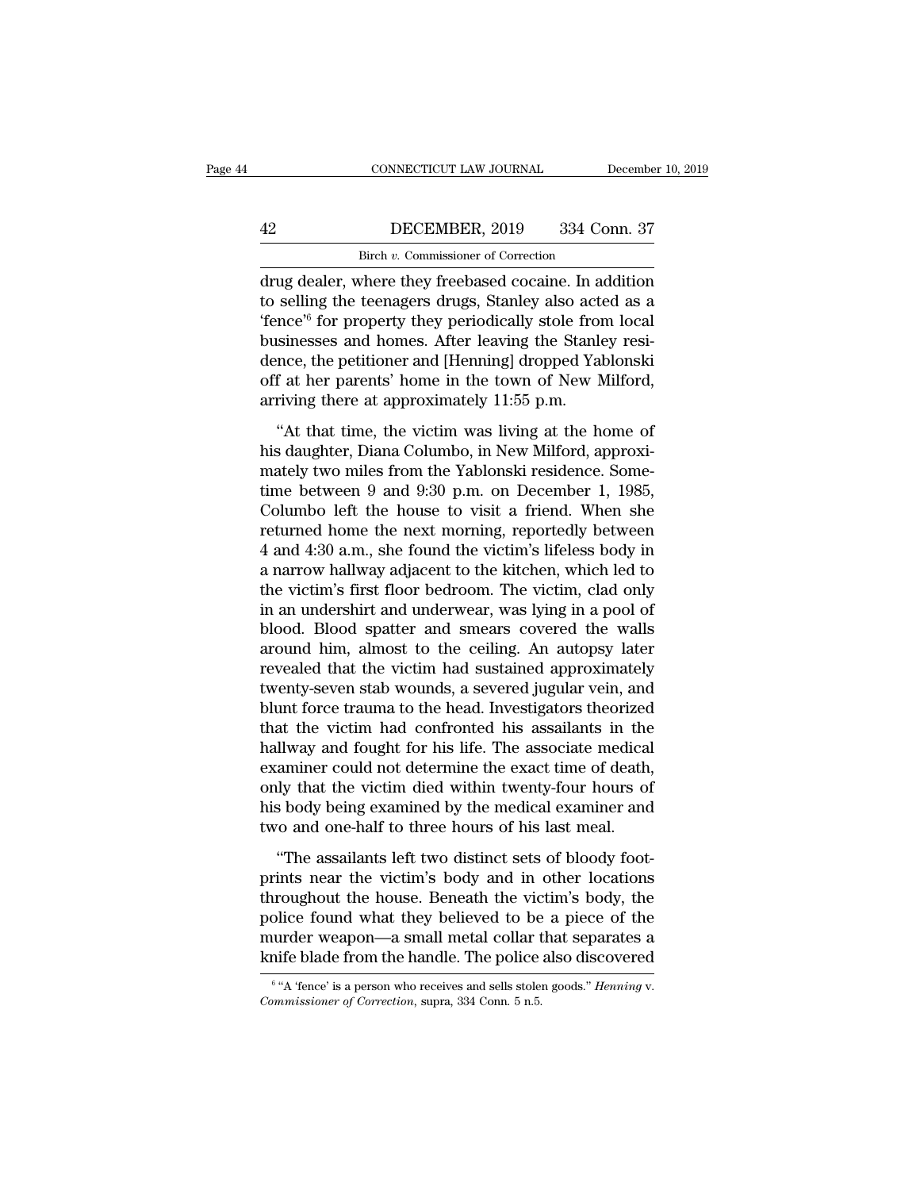drug dealer, where they freebased cocaine. In addition to selling the teenagers drugs, Stanley also acted as a 'fence'[6] for property they periodically stole from local businesses and homes. After leaving the Stanley residence, the petitioner and [Henning] dropped Yablonski off at her parents' home in the town of New Milford, arriving there at approximately 11:55 p.m.

"At that time, the victim was living at the home of his daughter, Diana Columbo, in New Milford, approximately two miles from the Yablonski residence. Sometime between 9 and 9:30 p.m. on December 1, 1985, Columbo left the house to visit a friend. When she returned home the next morning, reportedly between 4 and 4:30 a.m., she found the victim's lifeless body in a narrow hallway adjacent to the kitchen, which led to the victim's first floor bedroom. The victim, clad only in an undershirt and underwear, was lying in a pool of blood. Blood spatter and smears covered the walls around him, almost to the ceiling. An autopsy later revealed that the victim had sustained approximately twenty-seven stab wounds, a severed jugular vein, and blunt force trauma to the head. Investigators theorized that the victim had confronted his assailants in the hallway and fought for his life. The associate medical examiner could not determine the exact time of death, only that the victim died within twenty-four hours of his body being examined by the medical examiner and two and one-half to three hours of his last meal.

"The assailants left two distinct sets of bloody footprints near the victim's body and in other locations throughout the house. Beneath the victim's body, the police found what they believed to be a piece of the murder weapon—a small metal collar that separates a knife blade from the handle. The police also discovered

[6] "A 'fence' is a person who receives and sells stolen goods." *Henning* v. *Commissioner of Correction*, supra, 334 Conn. 5 n.5.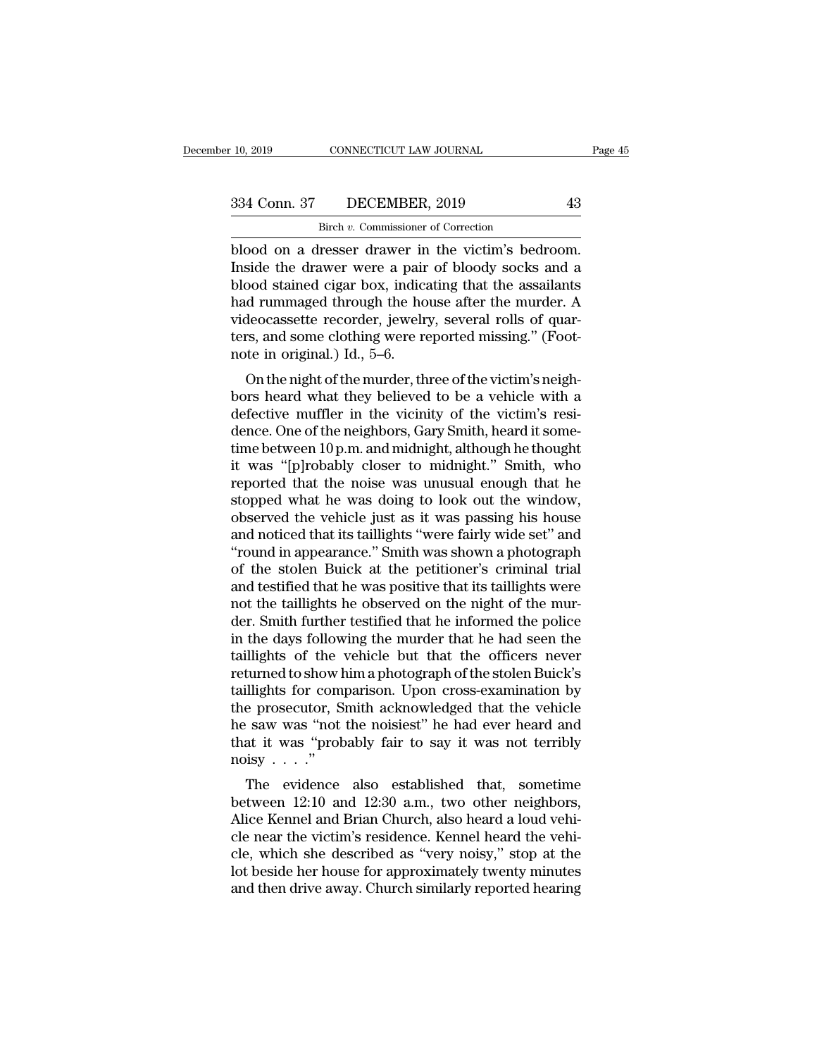blood on a dresser drawer in the victim's bedroom. Inside the drawer were a pair of bloody socks and a blood stained cigar box, indicating that the assailants had rummaged through the house after the murder. A videocassette recorder, jewelry, several rolls of quarters, and some clothing were reported missing." (Footnote in original.) Id., 5–6.

On the night of the murder, three of the victim's neighbors heard what they believed to be a vehicle with a defective muffler in the vicinity of the victim's residence. One of the neighbors, Gary Smith, heard it sometime between 10 p.m. and midnight, although he thought it was "[p]robably closer to midnight." Smith, who reported that the noise was unusual enough that he stopped what he was doing to look out the window, observed the vehicle just as it was passing his house and noticed that its taillights "were fairly wide set" and "round in appearance." Smith was shown a photograph of the stolen Buick at the petitioner's criminal trial and testified that he was positive that its taillights were not the taillights he observed on the night of the murder. Smith further testified that he informed the police in the days following the murder that he had seen the taillights of the vehicle but that the officers never returned to show him a photograph of the stolen Buick's taillights for comparison. Upon cross-examination by the prosecutor, Smith acknowledged that the vehicle he saw was "not the noisiest" he had ever heard and that it was "probably fair to say it was not terribly noisy . . . ."

The evidence also established that, sometime between 12:10 and 12:30 a.m., two other neighbors, Alice Kennel and Brian Church, also heard a loud vehicle near the victim's residence. Kennel heard the vehicle, which she described as "very noisy," stop at the lot beside her house for approximately twenty minutes and then drive away. Church similarly reported hearing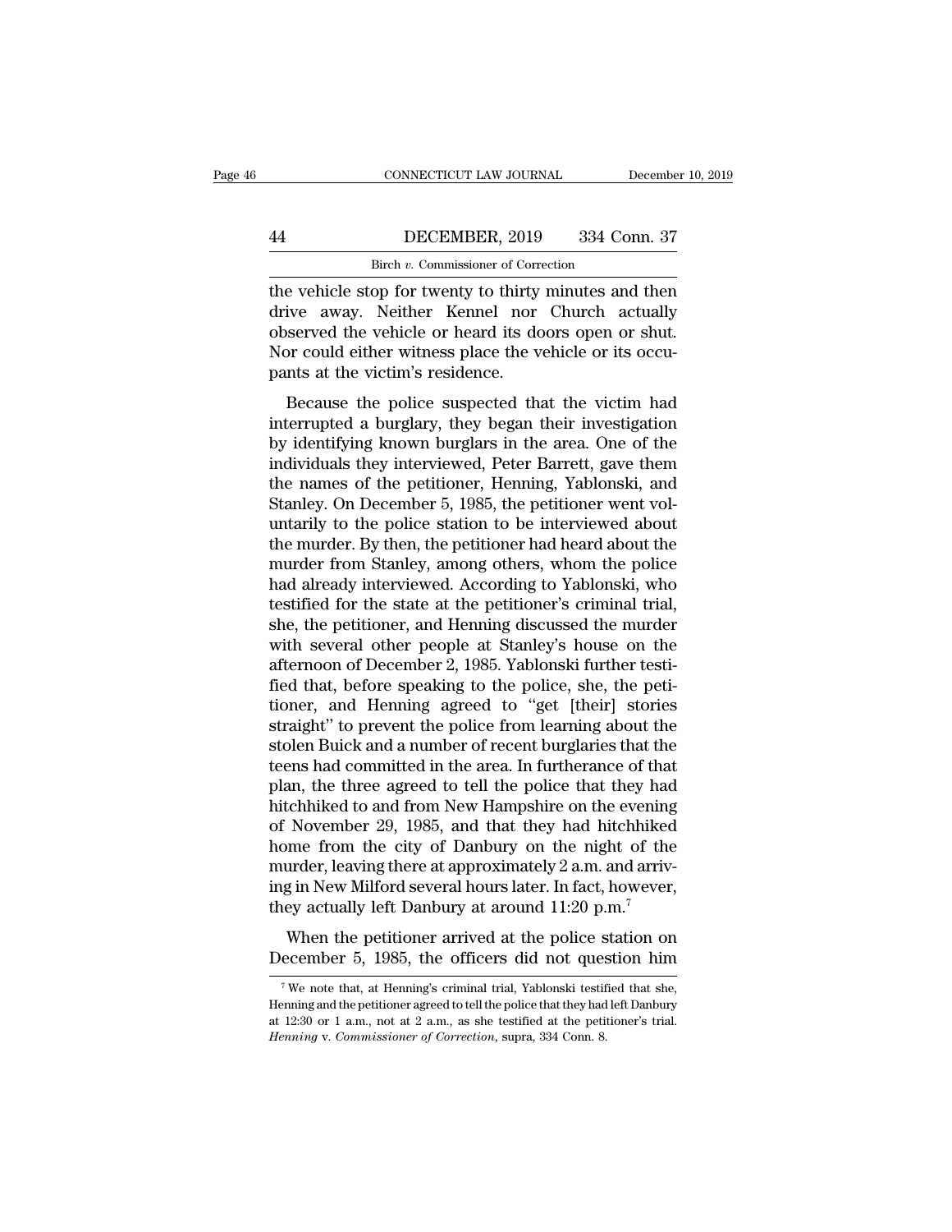the vehicle stop for twenty to thirty minutes and then drive away. Neither Kennel nor Church actually observed the vehicle or heard its doors open or shut. Nor could either witness place the vehicle or its occupants at the victim's residence.

Because the police suspected that the victim had interrupted a burglary, they began their investigation by identifying known burglars in the area. One of the individuals they interviewed, Peter Barrett, gave them the names of the petitioner, Henning, Yablonski, and Stanley. On December 5, 1985, the petitioner went voluntarily to the police station to be interviewed about the murder. By then, the petitioner had heard about the murder from Stanley, among others, whom the police had already interviewed. According to Yablonski, who testified for the state at the petitioner's criminal trial, she, the petitioner, and Henning discussed the murder with several other people at Stanley's house on the afternoon of December 2, 1985. Yablonski further testified that, before speaking to the police, she, the petitioner, and Henning agreed to "get [their] stories straight" to prevent the police from learning about the stolen Buick and a number of recent burglaries that the teens had committed in the area. In furtherance of that plan, the three agreed to tell the police that they had hitchhiked to and from New Hampshire on the evening of November 29, 1985, and that they had hitchhiked home from the city of Danbury on the night of the murder, leaving there at approximately 2 a.m. and arriving in New Milford several hours later. In fact, however, they actually left Danbury at around 11:20 p.m.[7]

When the petitioner arrived at the police station on December 5, 1985, the officers did not question him

[7] We note that, at Henning's criminal trial, Yablonski testified that she, Henning and the petitioner agreed to tell the police that they had left Danbury at 12:30 or 1 a.m., not at 2 a.m., as she testified at the petitioner's trial. *Henning* v. *Commissioner of Correction*, supra, 334 Conn. 8.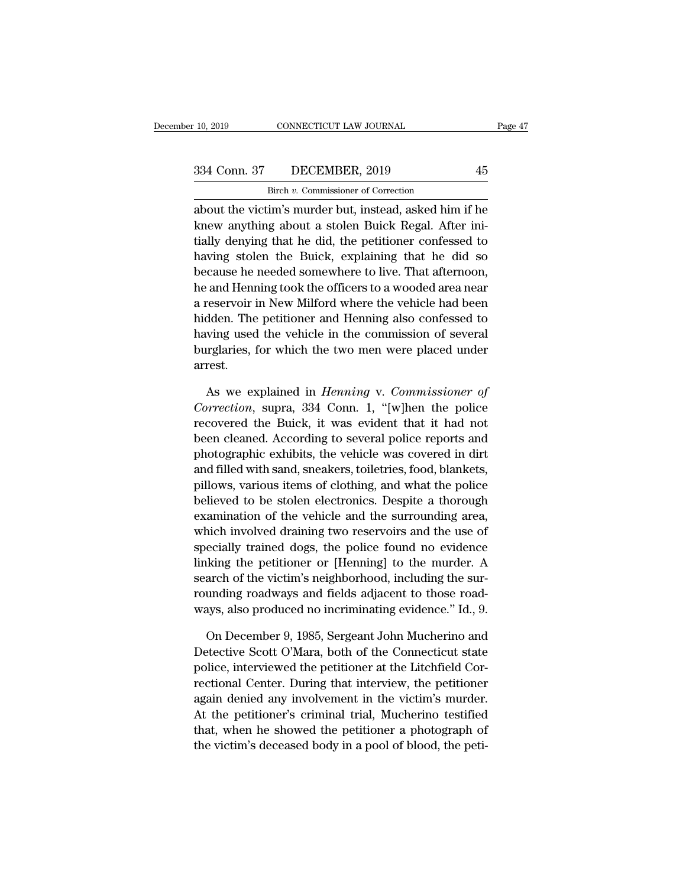about the victim's murder but, instead, asked him if he knew anything about a stolen Buick Regal. After initially denying that he did, the petitioner confessed to having stolen the Buick, explaining that he did so because he needed somewhere to live. That afternoon, he and Henning took the officers to a wooded area near a reservoir in New Milford where the vehicle had been hidden. The petitioner and Henning also confessed to having used the vehicle in the commission of several burglaries, for which the two men were placed under arrest.

As we explained in *Henning* v. *Commissioner of Correction*, supra, 334 Conn. 1, "[w]hen the police recovered the Buick, it was evident that it had not been cleaned. According to several police reports and photographic exhibits, the vehicle was covered in dirt and filled with sand, sneakers, toiletries, food, blankets, pillows, various items of clothing, and what the police believed to be stolen electronics. Despite a thorough examination of the vehicle and the surrounding area, which involved draining two reservoirs and the use of specially trained dogs, the police found no evidence linking the petitioner or [Henning] to the murder. A search of the victim's neighborhood, including the surrounding roadways and fields adjacent to those roadways, also produced no incriminating evidence." Id., 9.

On December 9, 1985, Sergeant John Mucherino and Detective Scott O'Mara, both of the Connecticut state police, interviewed the petitioner at the Litchfield Correctional Center. During that interview, the petitioner again denied any involvement in the victim's murder. At the petitioner's criminal trial, Mucherino testified that, when he showed the petitioner a photograph of the victim's deceased body in a pool of blood, the peti-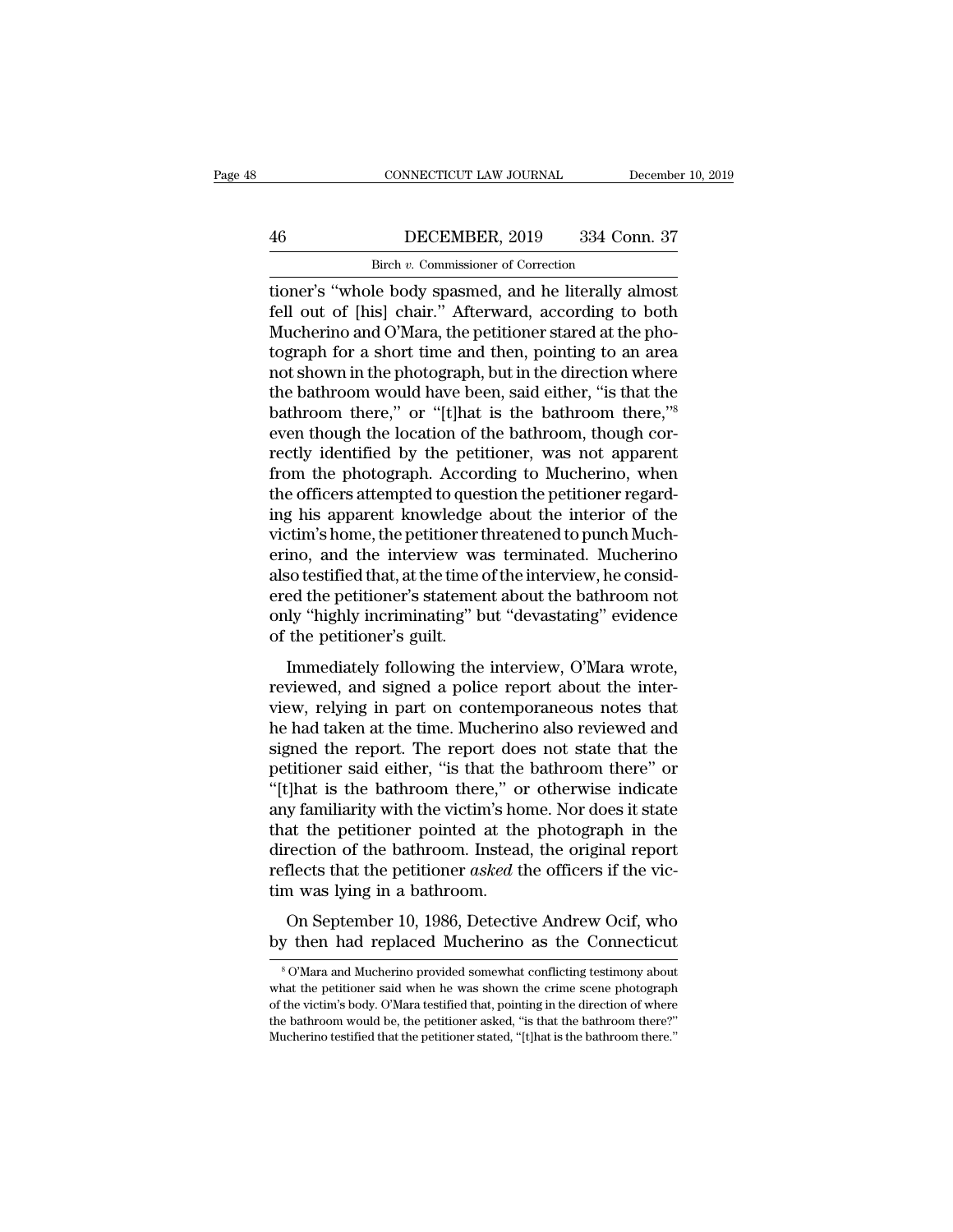tioner's "whole body spasmed, and he literally almost fell out of [his] chair." Afterward, according to both Mucherino and O'Mara, the petitioner stared at the photograph for a short time and then, pointing to an area not shown in the photograph, but in the direction where the bathroom would have been, said either, "is that the bathroom there," or "[t]hat is the bathroom there,"[8] even though the location of the bathroom, though correctly identified by the petitioner, was not apparent from the photograph. According to Mucherino, when the officers attempted to question the petitioner regarding his apparent knowledge about the interior of the victim's home, the petitioner threatened to punch Mucherino, and the interview was terminated. Mucherino also testified that, at the time of the interview, he considered the petitioner's statement about the bathroom not only "highly incriminating" but "devastating" evidence of the petitioner's guilt.

Immediately following the interview, O'Mara wrote, reviewed, and signed a police report about the interview, relying in part on contemporaneous notes that he had taken at the time. Mucherino also reviewed and signed the report. The report does not state that the petitioner said either, "is that the bathroom there" or "[t]hat is the bathroom there," or otherwise indicate any familiarity with the victim's home. Nor does it state that the petitioner pointed at the photograph in the direction of the bathroom. Instead, the original report reflects that the petitioner *asked* the officers if the victim was lying in a bathroom.

On September 10, 1986, Detective Andrew Ocif, who by then had replaced Mucherino as the Connecticut

[8] O'Mara and Mucherino provided somewhat conflicting testimony about what the petitioner said when he was shown the crime scene photograph of the victim's body. O'Mara testified that, pointing in the direction of where the bathroom would be, the petitioner asked, "is that the bathroom there?" Mucherino testified that the petitioner stated, "[t]hat is the bathroom there."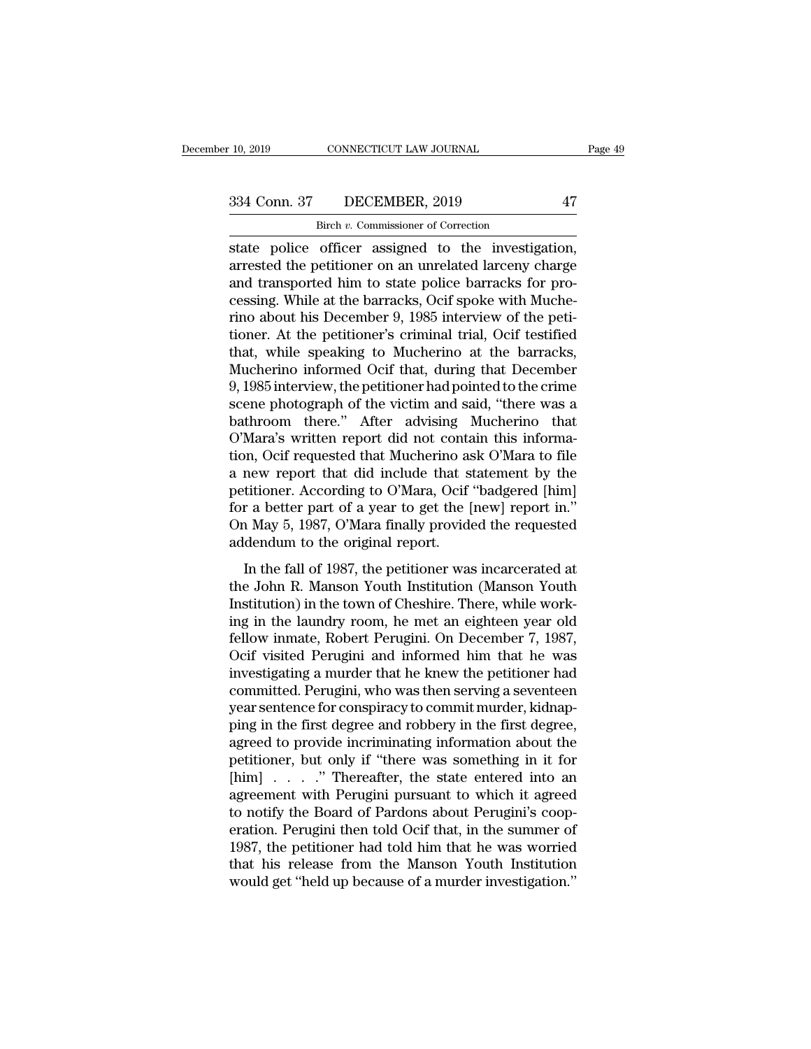state police officer assigned to the investigation, arrested the petitioner on an unrelated larceny charge and transported him to state police barracks for processing. While at the barracks, Ocif spoke with Mucherino about his December 9, 1985 interview of the petitioner. At the petitioner's criminal trial, Ocif testified that, while speaking to Mucherino at the barracks, Mucherino informed Ocif that, during that December 9, 1985 interview, the petitioner had pointed to the crime scene photograph of the victim and said, "there was a bathroom there." After advising Mucherino that O'Mara's written report did not contain this information, Ocif requested that Mucherino ask O'Mara to file a new report that did include that statement by the petitioner. According to O'Mara, Ocif "badgered [him] for a better part of a year to get the [new] report in." On May 5, 1987, O'Mara finally provided the requested addendum to the original report.

In the fall of 1987, the petitioner was incarcerated at the John R. Manson Youth Institution (Manson Youth Institution) in the town of Cheshire. There, while working in the laundry room, he met an eighteen year old fellow inmate, Robert Perugini. On December 7, 1987, Ocif visited Perugini and informed him that he was investigating a murder that he knew the petitioner had committed. Perugini, who was then serving a seventeen year sentence for conspiracy to commit murder, kidnapping in the first degree and robbery in the first degree, agreed to provide incriminating information about the petitioner, but only if "there was something in it for [him] . . . ." Thereafter, the state entered into an agreement with Perugini pursuant to which it agreed to notify the Board of Pardons about Perugini's cooperation. Perugini then told Ocif that, in the summer of 1987, the petitioner had told him that he was worried that his release from the Manson Youth Institution would get "held up because of a murder investigation."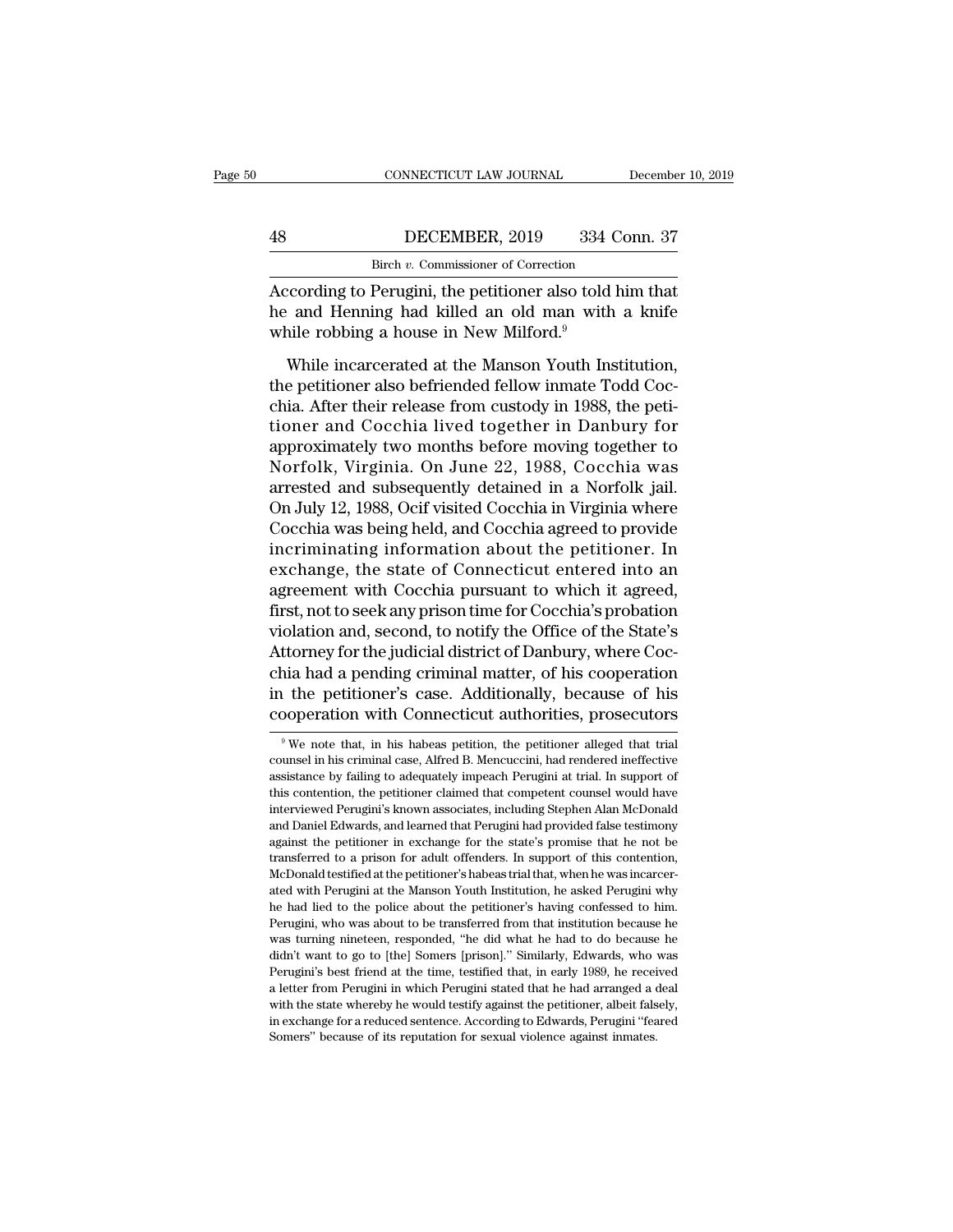According to Perugini, the petitioner also told him that he and Henning had killed an old man with a knife while robbing a house in New Milford.[9]

While incarcerated at the Manson Youth Institution, the petitioner also befriended fellow inmate Todd Cocchia. After their release from custody in 1988, the petitioner and Cocchia lived together in Danbury for approximately two months before moving together to Norfolk, Virginia. On June 22, 1988, Cocchia was arrested and subsequently detained in a Norfolk jail. On July 12, 1988, Ocif visited Cocchia in Virginia where Cocchia was being held, and Cocchia agreed to provide incriminating information about the petitioner. In exchange, the state of Connecticut entered into an agreement with Cocchia pursuant to which it agreed, first, not to seek any prison time for Cocchia's probation violation and, second, to notify the Office of the State's Attorney for the judicial district of Danbury, where Cocchia had a pending criminal matter, of his cooperation in the petitioner's case. Additionally, because of his cooperation with Connecticut authorities, prosecutors

[9] We note that, in his habeas petition, the petitioner alleged that trial counsel in his criminal case, Alfred B. Mencuccini, had rendered ineffective assistance by failing to adequately impeach Perugini at trial. In support of this contention, the petitioner claimed that competent counsel would have interviewed Perugini's known associates, including Stephen Alan McDonald and Daniel Edwards, and learned that Perugini had provided false testimony against the petitioner in exchange for the state's promise that he not be transferred to a prison for adult offenders. In support of this contention, McDonald testified at the petitioner's habeas trial that, when he was incarcerated with Perugini at the Manson Youth Institution, he asked Perugini why he had lied to the police about the petitioner's having confessed to him. Perugini, who was about to be transferred from that institution because he was turning nineteen, responded, "he did what he had to do because he didn't want to go to [the] Somers [prison]." Similarly, Edwards, who was Perugini's best friend at the time, testified that, in early 1989, he received a letter from Perugini in which Perugini stated that he had arranged a deal with the state whereby he would testify against the petitioner, albeit falsely, in exchange for a reduced sentence. According to Edwards, Perugini "feared Somers" because of its reputation for sexual violence against inmates.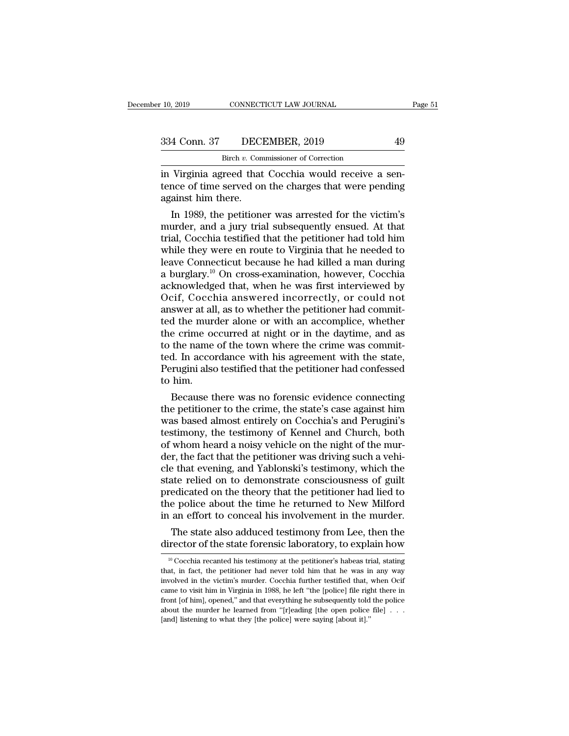in Virginia agreed that Cocchia would receive a sentence of time served on the charges that were pending against him there.

In 1989, the petitioner was arrested for the victim's murder, and a jury trial subsequently ensued. At that trial, Cocchia testified that the petitioner had told him while they were en route to Virginia that he needed to leave Connecticut because he had killed a man during a burglary.[10] On cross-examination, however, Cocchia acknowledged that, when he was first interviewed by Ocif, Cocchia answered incorrectly, or could not answer at all, as to whether the petitioner had committed the murder alone or with an accomplice, whether the crime occurred at night or in the daytime, and as to the name of the town where the crime was committed. In accordance with his agreement with the state, Perugini also testified that the petitioner had confessed to him.

Because there was no forensic evidence connecting the petitioner to the crime, the state's case against him was based almost entirely on Cocchia's and Perugini's testimony, the testimony of Kennel and Church, both of whom heard a noisy vehicle on the night of the murder, the fact that the petitioner was driving such a vehicle that evening, and Yablonski's testimony, which the state relied on to demonstrate consciousness of guilt predicated on the theory that the petitioner had lied to the police about the time he returned to New Milford in an effort to conceal his involvement in the murder.

The state also adduced testimony from Lee, then the director of the state forensic laboratory, to explain how

---

[10] Cocchia recanted his testimony at the petitioner's habeas trial, stating that, in fact, the petitioner had never told him that he was in any way involved in the victim's murder. Cocchia further testified that, when Ocif came to visit him in Virginia in 1988, he left "the [police] file right there in front [of him], opened," and that everything he subsequently told the police about the murder he learned from "[r]eading [the open police file] . . . [and] listening to what they [the police] were saying [about it]."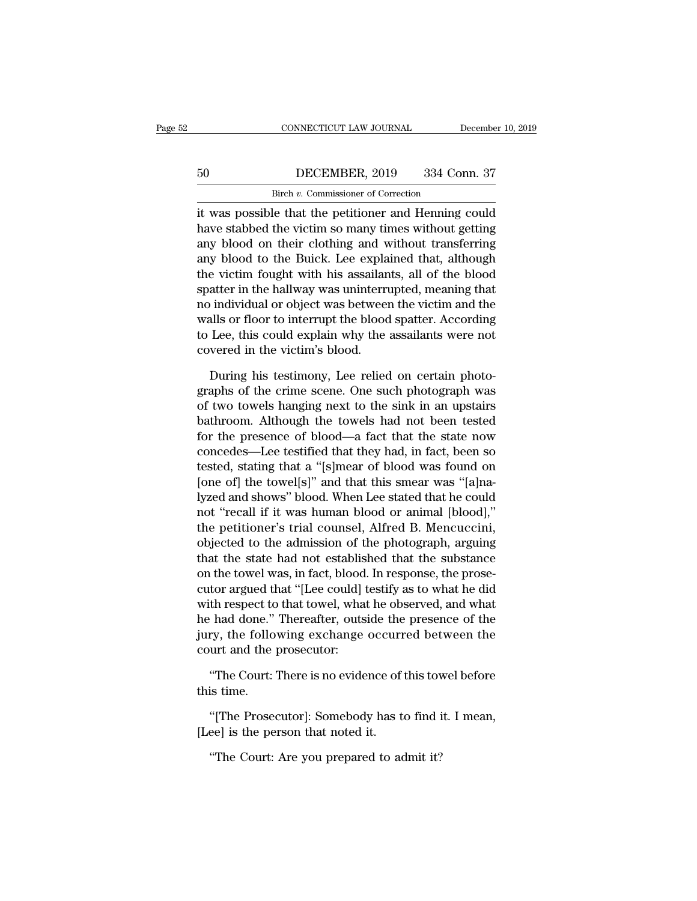it was possible that the petitioner and Henning could have stabbed the victim so many times without getting any blood on their clothing and without transferring any blood to the Buick. Lee explained that, although the victim fought with his assailants, all of the blood spatter in the hallway was uninterrupted, meaning that no individual or object was between the victim and the walls or floor to interrupt the blood spatter. According to Lee, this could explain why the assailants were not covered in the victim's blood.

During his testimony, Lee relied on certain photographs of the crime scene. One such photograph was of two towels hanging next to the sink in an upstairs bathroom. Although the towels had not been tested for the presence of blood—a fact that the state now concedes—Lee testified that they had, in fact, been so tested, stating that a "[s]mear of blood was found on [one of] the towel[s]" and that this smear was "[a]nalyzed and shows" blood. When Lee stated that he could not "recall if it was human blood or animal [blood]," the petitioner's trial counsel, Alfred B. Mencuccini, objected to the admission of the photograph, arguing that the state had not established that the substance on the towel was, in fact, blood. In response, the prosecutor argued that "[Lee could] testify as to what he did with respect to that towel, what he observed, and what he had done." Thereafter, outside the presence of the jury, the following exchange occurred between the court and the prosecutor:

"The Court: There is no evidence of this towel before this time.

"[The Prosecutor]: Somebody has to find it. I mean, [Lee] is the person that noted it.

"The Court: Are you prepared to admit it?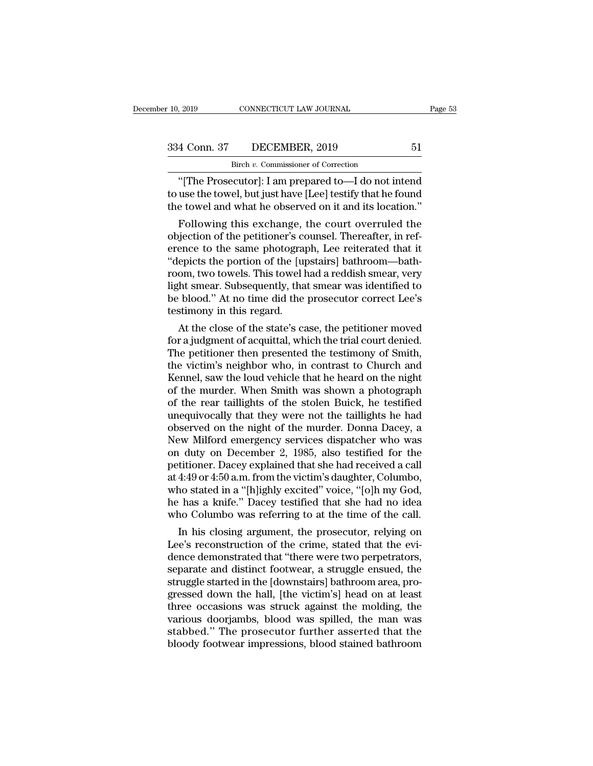"[The Prosecutor]: I am prepared to—I do not intend to use the towel, but just have [Lee] testify that he found the towel and what he observed on it and its location."

Following this exchange, the court overruled the objection of the petitioner's counsel. Thereafter, in reference to the same photograph, Lee reiterated that it "depicts the portion of the [upstairs] bathroom—bathroom, two towels. This towel had a reddish smear, very light smear. Subsequently, that smear was identified to be blood." At no time did the prosecutor correct Lee's testimony in this regard.

At the close of the state's case, the petitioner moved for a judgment of acquittal, which the trial court denied. The petitioner then presented the testimony of Smith, the victim's neighbor who, in contrast to Church and Kennel, saw the loud vehicle that he heard on the night of the murder. When Smith was shown a photograph of the rear taillights of the stolen Buick, he testified unequivocally that they were not the taillights he had observed on the night of the murder. Donna Dacey, a New Milford emergency services dispatcher who was on duty on December 2, 1985, also testified for the petitioner. Dacey explained that she had received a call at 4:49 or 4:50 a.m. from the victim's daughter, Columbo, who stated in a "[h]ighly excited" voice, "[o]h my God, he has a knife." Dacey testified that she had no idea who Columbo was referring to at the time of the call.

In his closing argument, the prosecutor, relying on Lee's reconstruction of the crime, stated that the evidence demonstrated that "there were two perpetrators, separate and distinct footwear, a struggle ensued, the struggle started in the [downstairs] bathroom area, progressed down the hall, [the victim's] head on at least three occasions was struck against the molding, the various doorjambs, blood was spilled, the man was stabbed." The prosecutor further asserted that the bloody footwear impressions, blood stained bathroom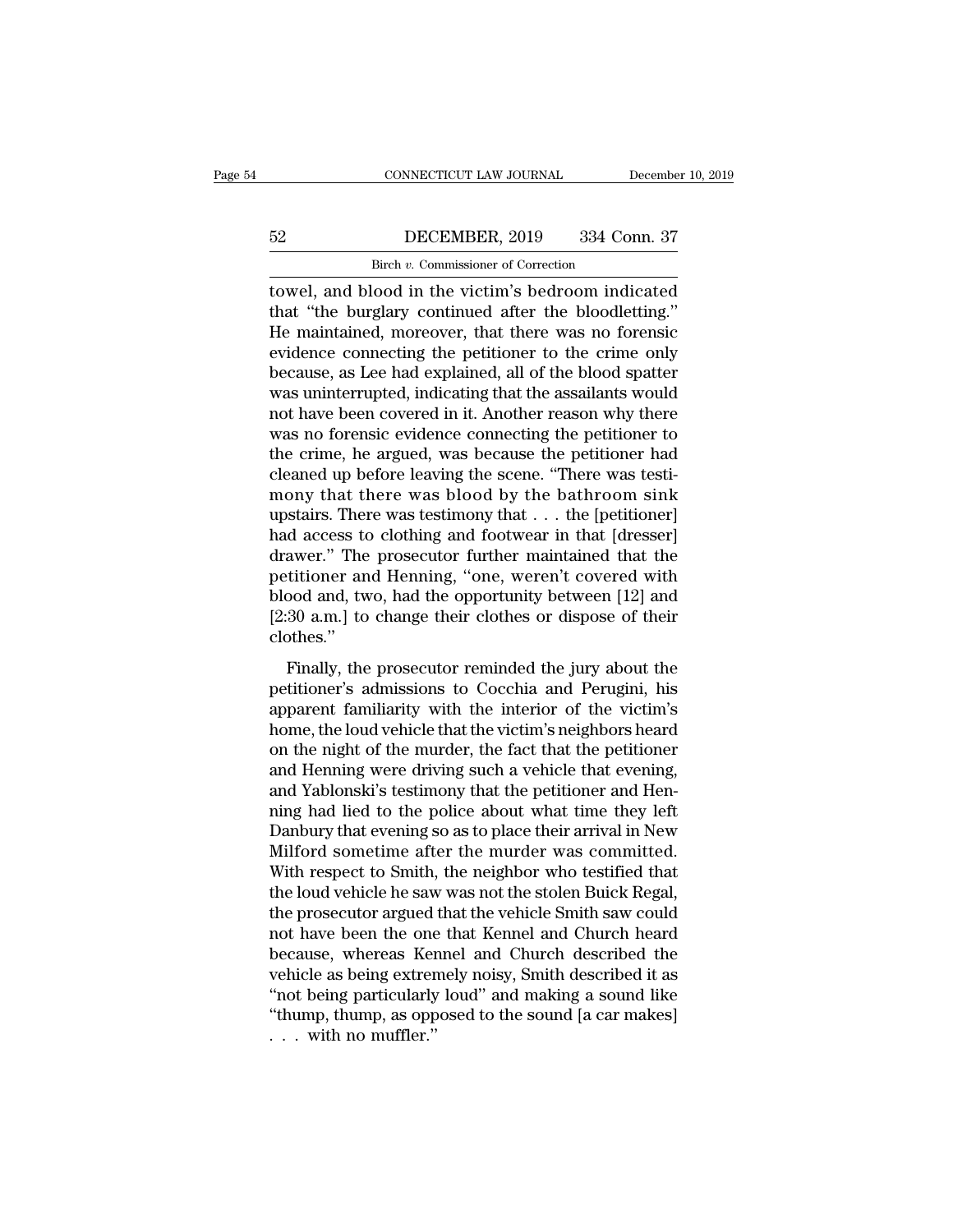towel, and blood in the victim's bedroom indicated that "the burglary continued after the bloodletting." He maintained, moreover, that there was no forensic evidence connecting the petitioner to the crime only because, as Lee had explained, all of the blood spatter was uninterrupted, indicating that the assailants would not have been covered in it. Another reason why there was no forensic evidence connecting the petitioner to the crime, he argued, was because the petitioner had cleaned up before leaving the scene. "There was testimony that there was blood by the bathroom sink upstairs. There was testimony that . . . the [petitioner] had access to clothing and footwear in that [dresser] drawer." The prosecutor further maintained that the petitioner and Henning, "one, weren't covered with blood and, two, had the opportunity between [12] and [2:30 a.m.] to change their clothes or dispose of their clothes."

Finally, the prosecutor reminded the jury about the petitioner's admissions to Cocchia and Perugini, his apparent familiarity with the interior of the victim's home, the loud vehicle that the victim's neighbors heard on the night of the murder, the fact that the petitioner and Henning were driving such a vehicle that evening, and Yablonski's testimony that the petitioner and Henning had lied to the police about what time they left Danbury that evening so as to place their arrival in New Milford sometime after the murder was committed. With respect to Smith, the neighbor who testified that the loud vehicle he saw was not the stolen Buick Regal, the prosecutor argued that the vehicle Smith saw could not have been the one that Kennel and Church heard because, whereas Kennel and Church described the vehicle as being extremely noisy, Smith described it as "not being particularly loud" and making a sound like "thump, thump, as opposed to the sound [a car makes] . . . with no muffler."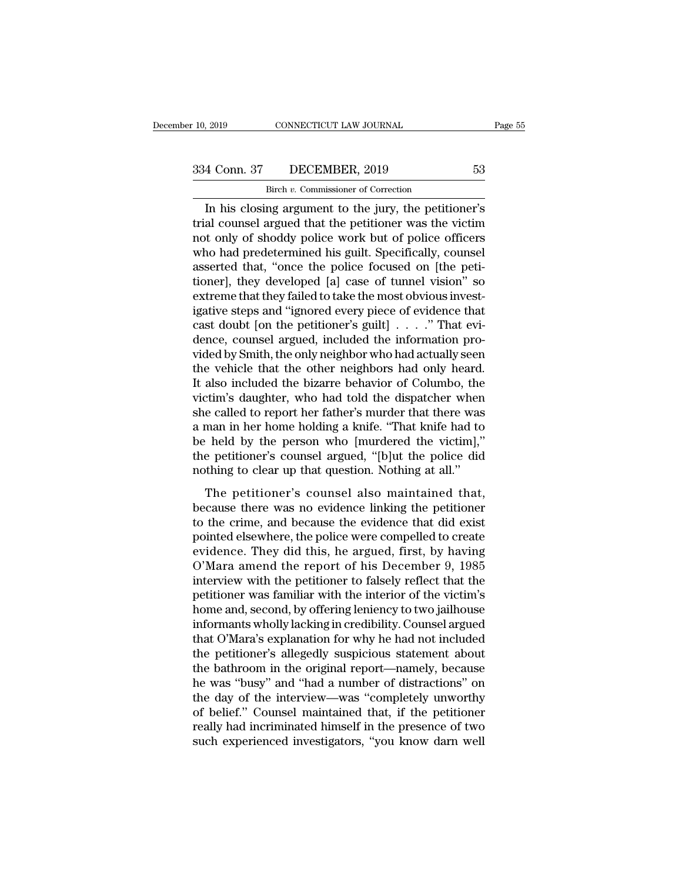In his closing argument to the jury, the petitioner's trial counsel argued that the petitioner was the victim not only of shoddy police work but of police officers who had predetermined his guilt. Specifically, counsel asserted that, "once the police focused on [the petitioner], they developed [a] case of tunnel vision" so extreme that they failed to take the most obvious investigative steps and "ignored every piece of evidence that cast doubt [on the petitioner's guilt] . . . ." That evidence, counsel argued, included the information provided by Smith, the only neighbor who had actually seen the vehicle that the other neighbors had only heard. It also included the bizarre behavior of Columbo, the victim's daughter, who had told the dispatcher when she called to report her father's murder that there was a man in her home holding a knife. "That knife had to be held by the person who [murdered the victim]," the petitioner's counsel argued, "[b]ut the police did nothing to clear up that question. Nothing at all."

The petitioner's counsel also maintained that, because there was no evidence linking the petitioner to the crime, and because the evidence that did exist pointed elsewhere, the police were compelled to create evidence. They did this, he argued, first, by having O'Mara amend the report of his December 9, 1985 interview with the petitioner to falsely reflect that the petitioner was familiar with the interior of the victim's home and, second, by offering leniency to two jailhouse informants wholly lacking in credibility. Counsel argued that O'Mara's explanation for why he had not included the petitioner's allegedly suspicious statement about the bathroom in the original report—namely, because he was "busy" and "had a number of distractions" on the day of the interview—was "completely unworthy of belief." Counsel maintained that, if the petitioner really had incriminated himself in the presence of two such experienced investigators, "you know darn well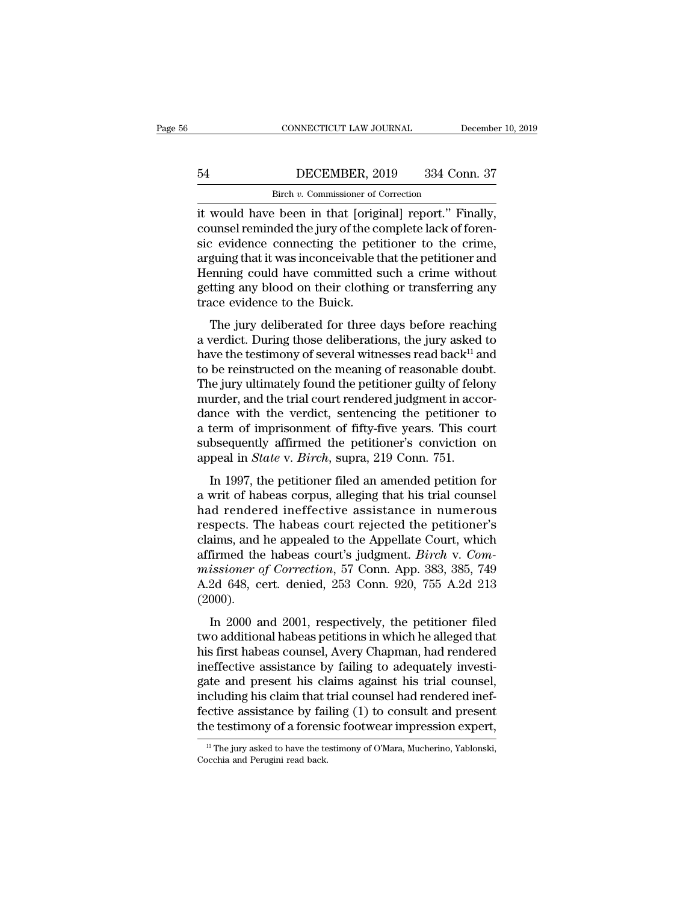it would have been in that [original] report." Finally, counsel reminded the jury of the complete lack of forensic evidence connecting the petitioner to the crime, arguing that it was inconceivable that the petitioner and Henning could have committed such a crime without getting any blood on their clothing or transferring any trace evidence to the Buick.

The jury deliberated for three days before reaching a verdict. During those deliberations, the jury asked to have the testimony of several witnesses read back[11] and to be reinstructed on the meaning of reasonable doubt. The jury ultimately found the petitioner guilty of felony murder, and the trial court rendered judgment in accordance with the verdict, sentencing the petitioner to a term of imprisonment of fifty-five years. This court subsequently affirmed the petitioner's conviction on appeal in *State* v. *Birch*, supra, 219 Conn. 751.

In 1997, the petitioner filed an amended petition for a writ of habeas corpus, alleging that his trial counsel had rendered ineffective assistance in numerous respects. The habeas court rejected the petitioner's claims, and he appealed to the Appellate Court, which affirmed the habeas court's judgment. *Birch* v. *Commissioner of Correction*, 57 Conn. App. 383, 385, 749 A.2d 648, cert. denied, 253 Conn. 920, 755 A.2d 213 (2000).

In 2000 and 2001, respectively, the petitioner filed two additional habeas petitions in which he alleged that his first habeas counsel, Avery Chapman, had rendered ineffective assistance by failing to adequately investigate and present his claims against his trial counsel, including his claim that trial counsel had rendered ineffective assistance by failing (1) to consult and present the testimony of a forensic footwear impression expert,

[11] The jury asked to have the testimony of O'Mara, Mucherino, Yablonski, Cocchia and Perugini read back.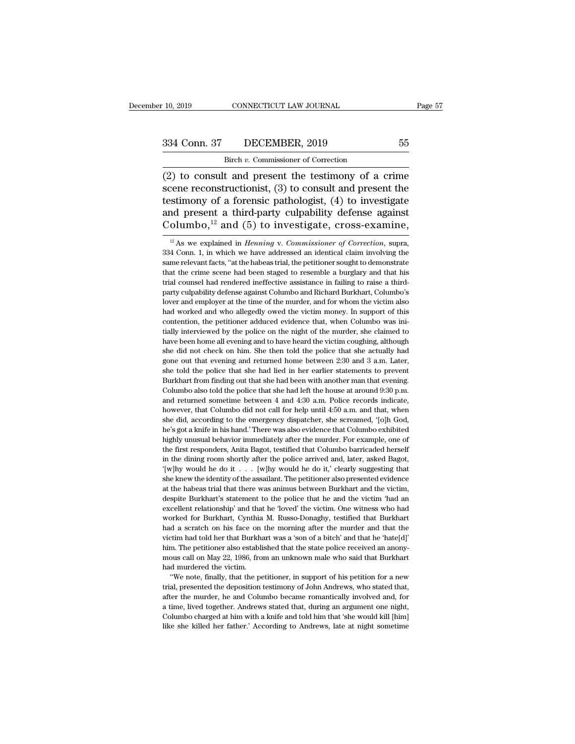(2) to consult and present the testimony of a crime scene reconstructionist, (3) to consult and present the testimony of a forensic pathologist, (4) to investigate and present a third-party culpability defense against Columbo,[12] and (5) to investigate, cross-examine,

[12] As we explained in *Henning* v. *Commissioner of Correction*, supra, 334 Conn. 1, in which we have addressed an identical claim involving the same relevant facts, "at the habeas trial, the petitioner sought to demonstrate that the crime scene had been staged to resemble a burglary and that his trial counsel had rendered ineffective assistance in failing to raise a third-party culpability defense against Columbo and Richard Burkhart, Columbo's lover and employer at the time of the murder, and for whom the victim also had worked and who allegedly owed the victim money. In support of this contention, the petitioner adduced evidence that, when Columbo was initially interviewed by the police on the night of the murder, she claimed to have been home all evening and to have heard the victim coughing, although she did not check on him. She then told the police that she actually had gone out that evening and returned home between 2:30 and 3 a.m. Later, she told the police that she had lied in her earlier statements to prevent Burkhart from finding out that she had been with another man that evening. Columbo also told the police that she had left the house at around 9:30 p.m. and returned sometime between 4 and 4:30 a.m. Police records indicate, however, that Columbo did not call for help until 4:50 a.m. and that, when she did, according to the emergency dispatcher, she screamed, '[o]h God, he's got a knife in his hand.' There was also evidence that Columbo exhibited highly unusual behavior immediately after the murder. For example, one of the first responders, Anita Bagot, testified that Columbo barricaded herself in the dining room shortly after the police arrived and, later, asked Bagot, '[w]hy would he do it . . . [w]hy would he do it,' clearly suggesting that she knew the identity of the assailant. The petitioner also presented evidence at the habeas trial that there was animus between Burkhart and the victim, despite Burkhart's statement to the police that he and the victim 'had an excellent relationship' and that he 'loved' the victim. One witness who had worked for Burkhart, Cynthia M. Russo-Donaghy, testified that Burkhart had a scratch on his face on the morning after the murder and that the victim had told her that Burkhart was a 'son of a bitch' and that he 'hate[d]' him. The petitioner also established that the state police received an anonymous call on May 22, 1986, from an unknown male who said that Burkhart had murdered the victim.

"We note, finally, that the petitioner, in support of his petition for a new trial, presented the deposition testimony of John Andrews, who stated that, after the murder, he and Columbo became romantically involved and, for a time, lived together. Andrews stated that, during an argument one night, Columbo charged at him with a knife and told him that 'she would kill [him] like she killed her father.' According to Andrews, late at night sometime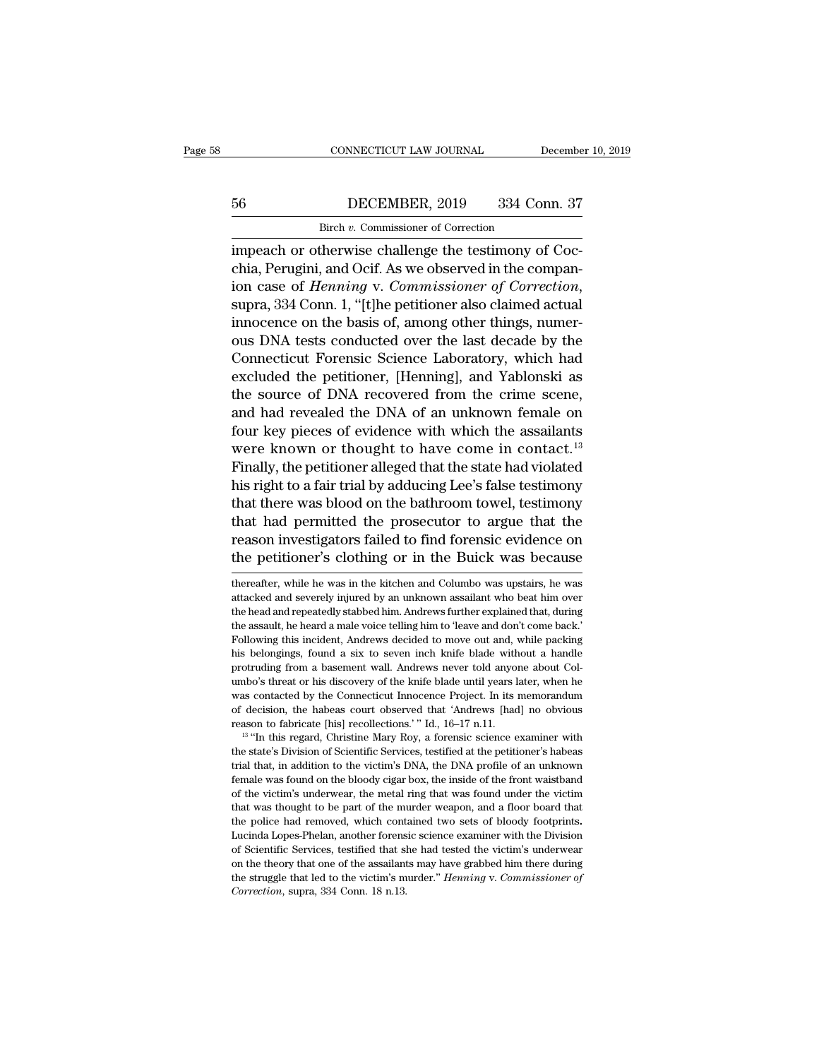impeach or otherwise challenge the testimony of Cocchia, Perugini, and Ocif. As we observed in the companion case of *Henning* v. *Commissioner of Correction*, supra, 334 Conn. 1, "[t]he petitioner also claimed actual innocence on the basis of, among other things, numerous DNA tests conducted over the last decade by the Connecticut Forensic Science Laboratory, which had excluded the petitioner, [Henning], and Yablonski as the source of DNA recovered from the crime scene, and had revealed the DNA of an unknown female on four key pieces of evidence with which the assailants were known or thought to have come in contact.[13] Finally, the petitioner alleged that the state had violated his right to a fair trial by adducing Lee's false testimony that there was blood on the bathroom towel, testimony that had permitted the prosecutor to argue that the reason investigators failed to find forensic evidence on the petitioner's clothing or in the Buick was because

---

thereafter, while he was in the kitchen and Columbo was upstairs, he was attacked and severely injured by an unknown assailant who beat him over the head and repeatedly stabbed him. Andrews further explained that, during the assault, he heard a male voice telling him to 'leave and don't come back.' Following this incident, Andrews decided to move out and, while packing his belongings, found a six to seven inch knife blade without a handle protruding from a basement wall. Andrews never told anyone about Columbo's threat or his discovery of the knife blade until years later, when he was contacted by the Connecticut Innocence Project. In its memorandum of decision, the habeas court observed that 'Andrews [had] no obvious reason to fabricate [his] recollections.' " Id., 16–17 n.11.

[13] "In this regard, Christine Mary Roy, a forensic science examiner with the state's Division of Scientific Services, testified at the petitioner's habeas trial that, in addition to the victim's DNA, the DNA profile of an unknown female was found on the bloody cigar box, the inside of the front waistband of the victim's underwear, the metal ring that was found under the victim that was thought to be part of the murder weapon, and a floor board that the police had removed, which contained two sets of bloody footprints. Lucinda Lopes-Phelan, another forensic science examiner with the Division of Scientific Services, testified that she had tested the victim's underwear on the theory that one of the assailants may have grabbed him there during the struggle that led to the victim's murder." *Henning* v. *Commissioner of Correction*, supra, 334 Conn. 18 n.13.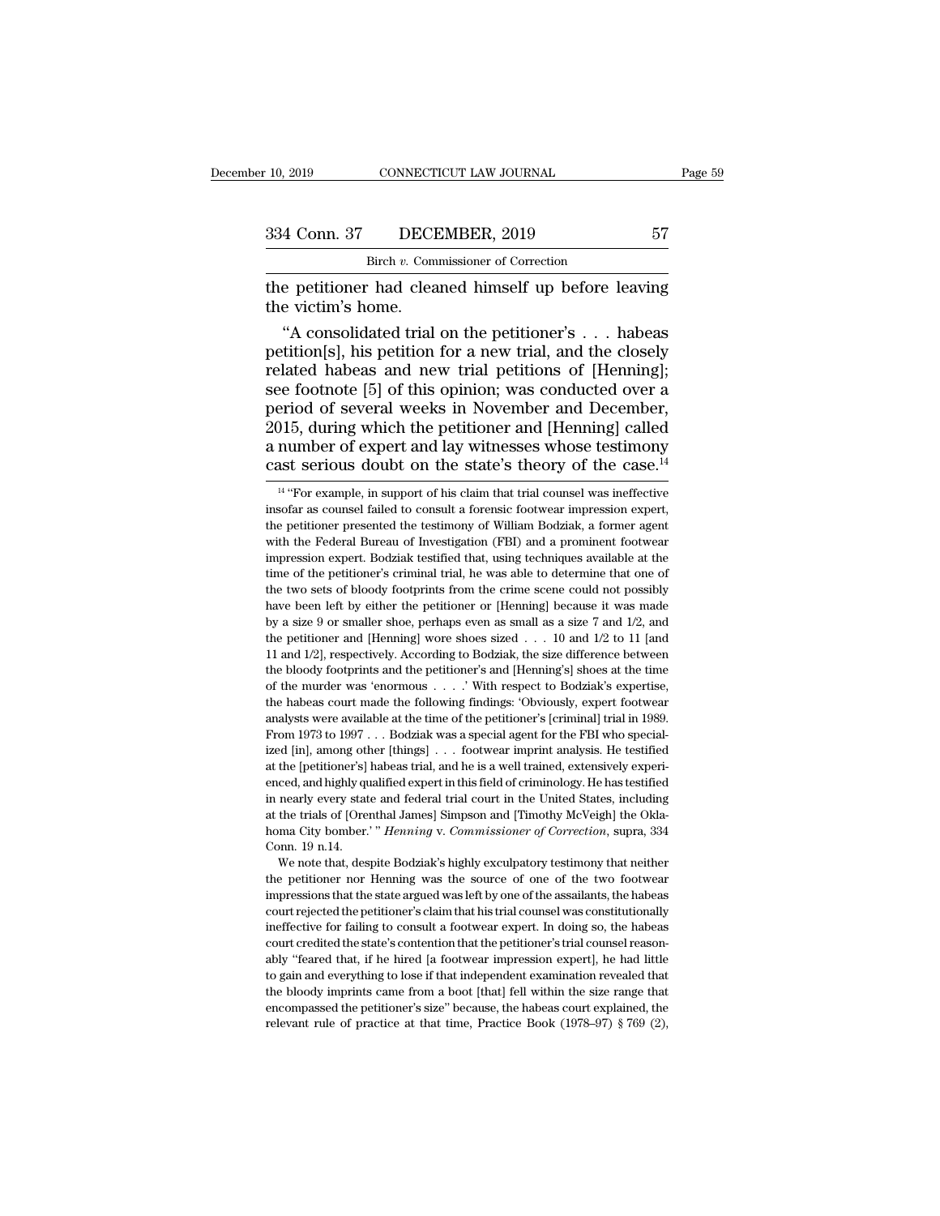the petitioner had cleaned himself up before leaving the victim's home.

"A consolidated trial on the petitioner's . . . habeas petition[s], his petition for a new trial, and the closely related habeas and new trial petitions of [Henning]; see footnote [5] of this opinion; was conducted over a period of several weeks in November and December, 2015, during which the petitioner and [Henning] called a number of expert and lay witnesses whose testimony cast serious doubt on the state's theory of the case.[14]

---

[14] "For example, in support of his claim that trial counsel was ineffective insofar as counsel failed to consult a forensic footwear impression expert, the petitioner presented the testimony of William Bodziak, a former agent with the Federal Bureau of Investigation (FBI) and a prominent footwear impression expert. Bodziak testified that, using techniques available at the time of the petitioner's criminal trial, he was able to determine that one of the two sets of bloody footprints from the crime scene could not possibly have been left by either the petitioner or [Henning] because it was made by a size 9 or smaller shoe, perhaps even as small as a size 7 and 1/2, and the petitioner and [Henning] wore shoes sized . . . 10 and 1/2 to 11 [and 11 and 1/2], respectively. According to Bodziak, the size difference between the bloody footprints and the petitioner's and [Henning's] shoes at the time of the murder was 'enormous . . . .' With respect to Bodziak's expertise, the habeas court made the following findings: 'Obviously, expert footwear analysts were available at the time of the petitioner's [criminal] trial in 1989. From 1973 to 1997 . . . Bodziak was a special agent for the FBI who specialized [in], among other [things] . . . footwear imprint analysis. He testified at the [petitioner's] habeas trial, and he is a well trained, extensively experienced, and highly qualified expert in this field of criminology. He has testified in nearly every state and federal trial court in the United States, including at the trials of [Orenthal James] Simpson and [Timothy McVeigh] the Oklahoma City bomber.' " *Henning* v. *Commissioner of Correction*, supra, 334 Conn. 19 n.14.

We note that, despite Bodziak's highly exculpatory testimony that neither the petitioner nor Henning was the source of one of the two footwear impressions that the state argued was left by one of the assailants, the habeas court rejected the petitioner's claim that his trial counsel was constitutionally ineffective for failing to consult a footwear expert. In doing so, the habeas court credited the state's contention that the petitioner's trial counsel reasonably "feared that, if he hired [a footwear impression expert], he had little to gain and everything to lose if that independent examination revealed that the bloody imprints came from a boot [that] fell within the size range that encompassed the petitioner's size" because, the habeas court explained, the relevant rule of practice at that time, Practice Book (1978–97) § 769 (2),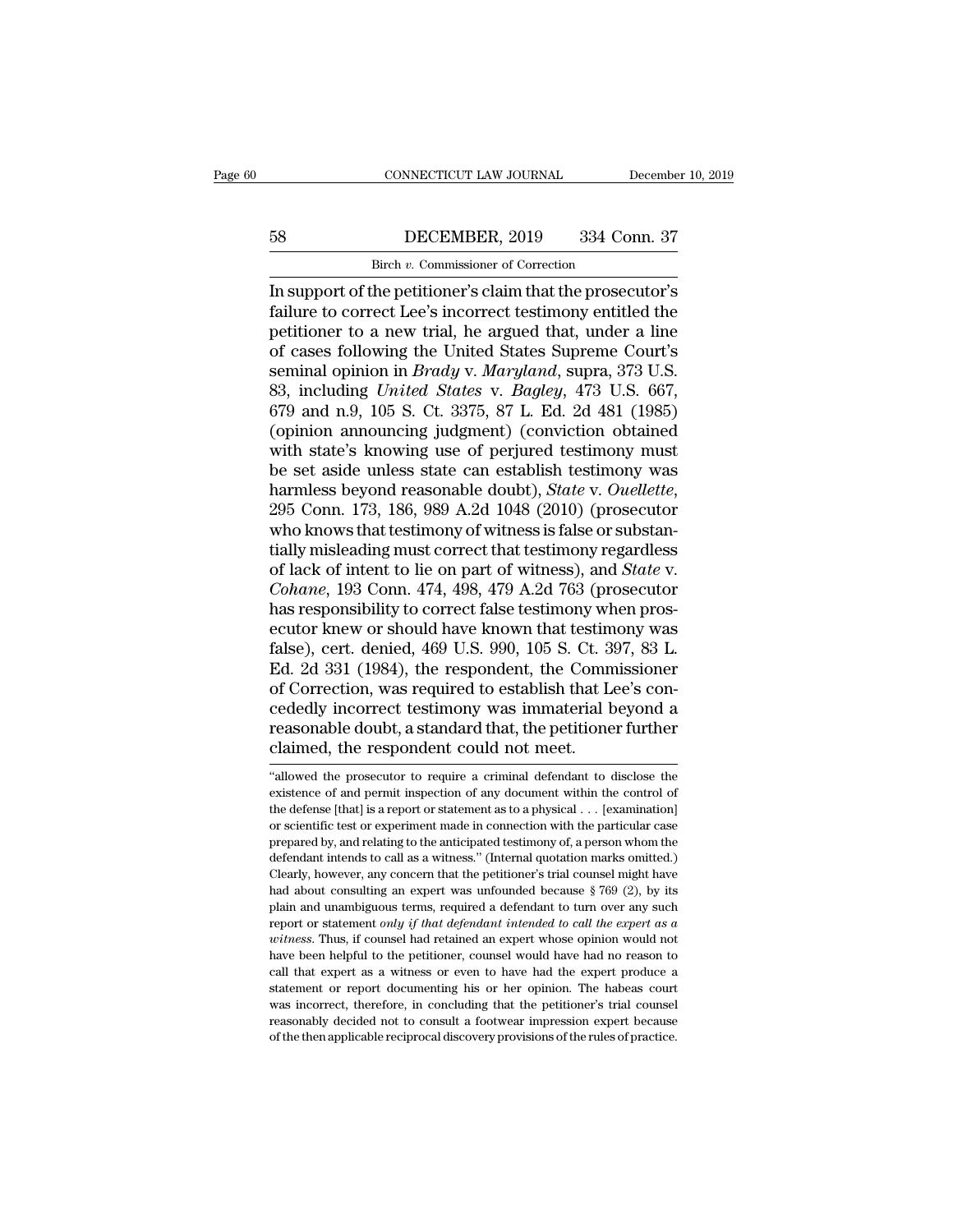In support of the petitioner's claim that the prosecutor's failure to correct Lee's incorrect testimony entitled the petitioner to a new trial, he argued that, under a line of cases following the United States Supreme Court's seminal opinion in *Brady* v. *Maryland*, supra, 373 U.S. 83, including *United States* v. *Bagley*, 473 U.S. 667, 679 and n.9, 105 S. Ct. 3375, 87 L. Ed. 2d 481 (1985) (opinion announcing judgment) (conviction obtained with state's knowing use of perjured testimony must be set aside unless state can establish testimony was harmless beyond reasonable doubt), *State* v. *Ouellette*, 295 Conn. 173, 186, 989 A.2d 1048 (2010) (prosecutor who knows that testimony of witness is false or substantially misleading must correct that testimony regardless of lack of intent to lie on part of witness), and *State* v. *Cohane*, 193 Conn. 474, 498, 479 A.2d 763 (prosecutor has responsibility to correct false testimony when prosecutor knew or should have known that testimony was false), cert. denied, 469 U.S. 990, 105 S. Ct. 397, 83 L. Ed. 2d 331 (1984), the respondent, the Commissioner of Correction, was required to establish that Lee's concededly incorrect testimony was immaterial beyond a reasonable doubt, a standard that, the petitioner further claimed, the respondent could not meet.

---

"allowed the prosecutor to require a criminal defendant to disclose the existence of and permit inspection of any document within the control of the defense [that] is a report or statement as to a physical . . . [examination] or scientific test or experiment made in connection with the particular case prepared by, and relating to the anticipated testimony of, a person whom the defendant intends to call as a witness." (Internal quotation marks omitted.) Clearly, however, any concern that the petitioner's trial counsel might have had about consulting an expert was unfounded because § 769 (2), by its plain and unambiguous terms, required a defendant to turn over any such report or statement *only if that defendant intended to call the expert as a witness*. Thus, if counsel had retained an expert whose opinion would not have been helpful to the petitioner, counsel would have had no reason to call that expert as a witness or even to have had the expert produce a statement or report documenting his or her opinion. The habeas court was incorrect, therefore, in concluding that the petitioner's trial counsel reasonably decided not to consult a footwear impression expert because of the then applicable reciprocal discovery provisions of the rules of practice.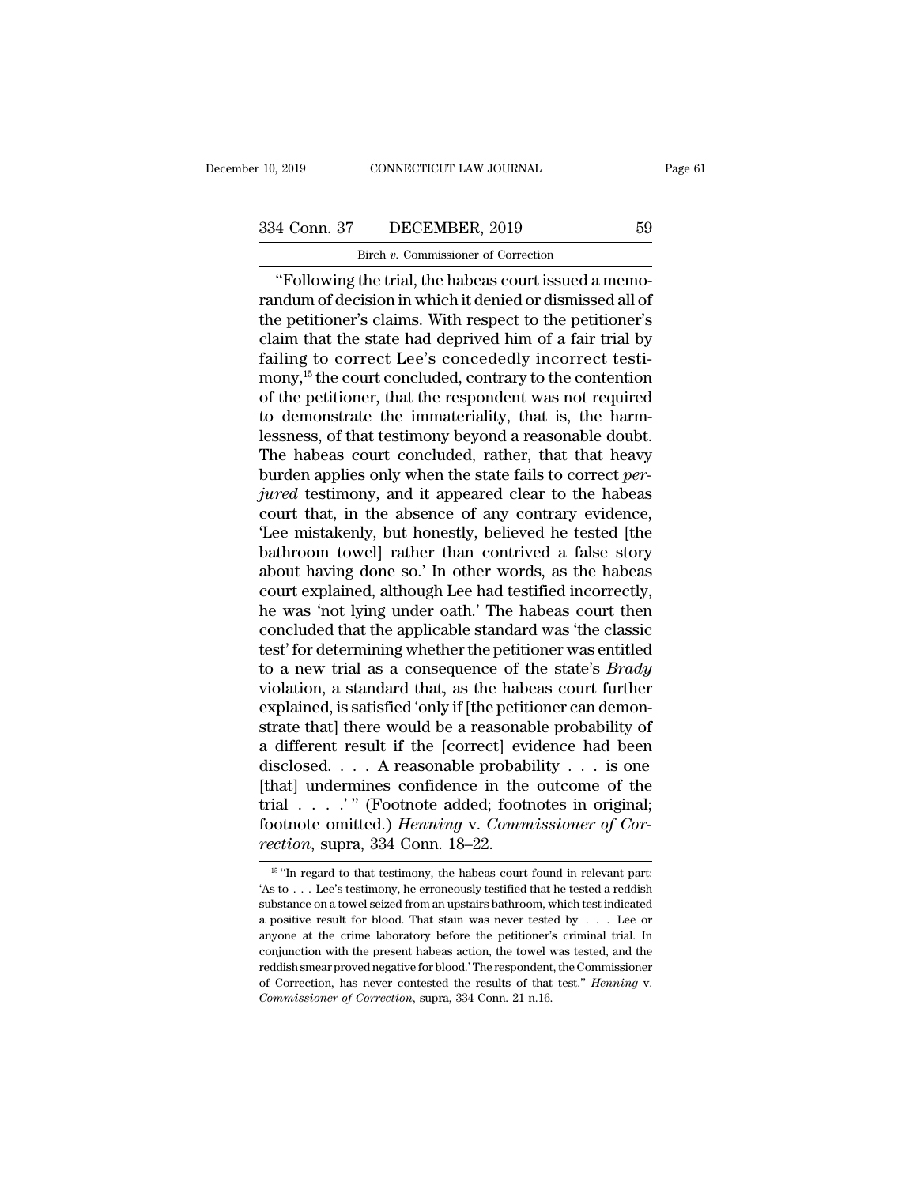"Following the trial, the habeas court issued a memorandum of decision in which it denied or dismissed all of the petitioner's claims. With respect to the petitioner's claim that the state had deprived him of a fair trial by failing to correct Lee's concededly incorrect testimony,[15] the court concluded, contrary to the contention of the petitioner, that the respondent was not required to demonstrate the immateriality, that is, the harmlessness, of that testimony beyond a reasonable doubt. The habeas court concluded, rather, that that heavy burden applies only when the state fails to correct *perjured* testimony, and it appeared clear to the habeas court that, in the absence of any contrary evidence, 'Lee mistakenly, but honestly, believed he tested [the bathroom towel] rather than contrived a false story about having done so.' In other words, as the habeas court explained, although Lee had testified incorrectly, he was 'not lying under oath.' The habeas court then concluded that the applicable standard was 'the classic test' for determining whether the petitioner was entitled to a new trial as a consequence of the state's *Brady* violation, a standard that, as the habeas court further explained, is satisfied 'only if [the petitioner can demonstrate that] there would be a reasonable probability of a different result if the [correct] evidence had been disclosed. . . . A reasonable probability . . . is one [that] undermines confidence in the outcome of the trial . . . .' " (Footnote added; footnotes in original; footnote omitted.) *Henning* v. *Commissioner of Correction*, supra, 334 Conn. 18–22.

[15] "In regard to that testimony, the habeas court found in relevant part: 'As to . . . Lee's testimony, he erroneously testified that he tested a reddish substance on a towel seized from an upstairs bathroom, which test indicated a positive result for blood. That stain was never tested by . . . Lee or anyone at the crime laboratory before the petitioner's criminal trial. In conjunction with the present habeas action, the towel was tested, and the reddish smear proved negative for blood.' The respondent, the Commissioner of Correction, has never contested the results of that test." *Henning* v. *Commissioner of Correction*, supra, 334 Conn. 21 n.16.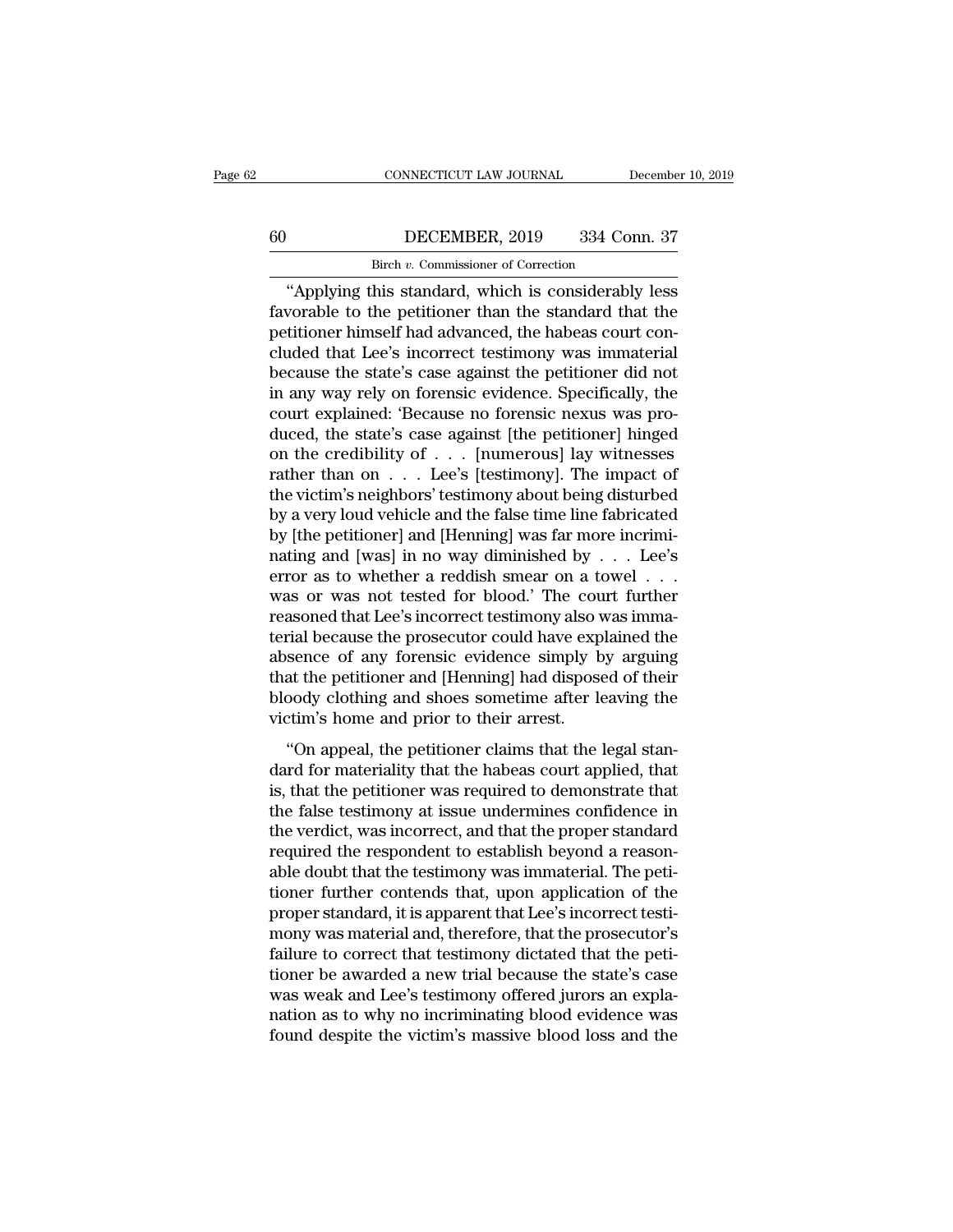"Applying this standard, which is considerably less favorable to the petitioner than the standard that the petitioner himself had advanced, the habeas court concluded that Lee's incorrect testimony was immaterial because the state's case against the petitioner did not in any way rely on forensic evidence. Specifically, the court explained: 'Because no forensic nexus was produced, the state's case against [the petitioner] hinged on the credibility of . . . [numerous] lay witnesses rather than on . . . Lee's [testimony]. The impact of the victim's neighbors' testimony about being disturbed by a very loud vehicle and the false time line fabricated by [the petitioner] and [Henning] was far more incriminating and [was] in no way diminished by . . . Lee's error as to whether a reddish smear on a towel . . . was or was not tested for blood.' The court further reasoned that Lee's incorrect testimony also was immaterial because the prosecutor could have explained the absence of any forensic evidence simply by arguing that the petitioner and [Henning] had disposed of their bloody clothing and shoes sometime after leaving the victim's home and prior to their arrest.

"On appeal, the petitioner claims that the legal standard for materiality that the habeas court applied, that is, that the petitioner was required to demonstrate that the false testimony at issue undermines confidence in the verdict, was incorrect, and that the proper standard required the respondent to establish beyond a reasonable doubt that the testimony was immaterial. The petitioner further contends that, upon application of the proper standard, it is apparent that Lee's incorrect testimony was material and, therefore, that the prosecutor's failure to correct that testimony dictated that the petitioner be awarded a new trial because the state's case was weak and Lee's testimony offered jurors an explanation as to why no incriminating blood evidence was found despite the victim's massive blood loss and the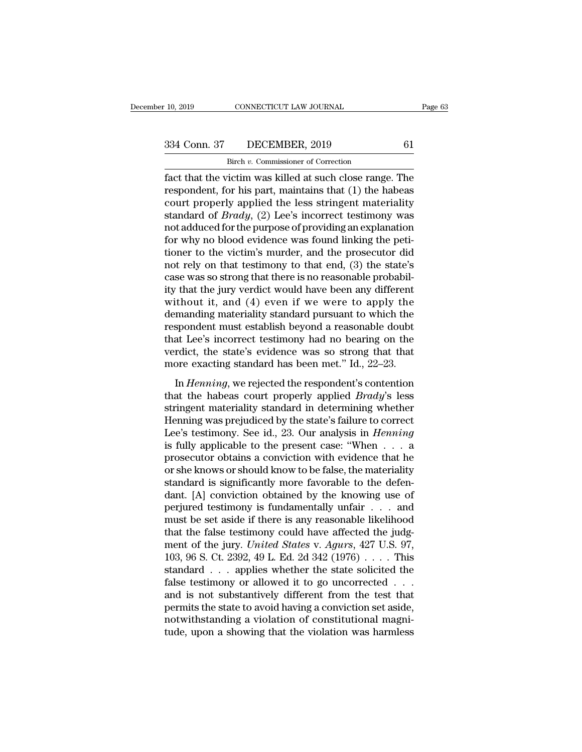fact that the victim was killed at such close range. The respondent, for his part, maintains that (1) the habeas court properly applied the less stringent materiality standard of *Brady*, (2) Lee's incorrect testimony was not adduced for the purpose of providing an explanation for why no blood evidence was found linking the petitioner to the victim's murder, and the prosecutor did not rely on that testimony to that end, (3) the state's case was so strong that there is no reasonable probability that the jury verdict would have been any different without it, and (4) even if we were to apply the demanding materiality standard pursuant to which the respondent must establish beyond a reasonable doubt that Lee's incorrect testimony had no bearing on the verdict, the state's evidence was so strong that that more exacting standard has been met." Id., 22–23.

In *Henning*, we rejected the respondent's contention that the habeas court properly applied *Brady*'s less stringent materiality standard in determining whether Henning was prejudiced by the state's failure to correct Lee's testimony. See id., 23. Our analysis in *Henning* is fully applicable to the present case: "When . . . a prosecutor obtains a conviction with evidence that he or she knows or should know to be false, the materiality standard is significantly more favorable to the defendant. [A] conviction obtained by the knowing use of perjured testimony is fundamentally unfair . . . and must be set aside if there is any reasonable likelihood that the false testimony could have affected the judgment of the jury. *United States* v. *Agurs*, 427 U.S. 97, 103, 96 S. Ct. 2392, 49 L. Ed. 2d 342 (1976) . . . . This standard . . . applies whether the state solicited the false testimony or allowed it to go uncorrected . . . and is not substantively different from the test that permits the state to avoid having a conviction set aside, notwithstanding a violation of constitutional magnitude, upon a showing that the violation was harmless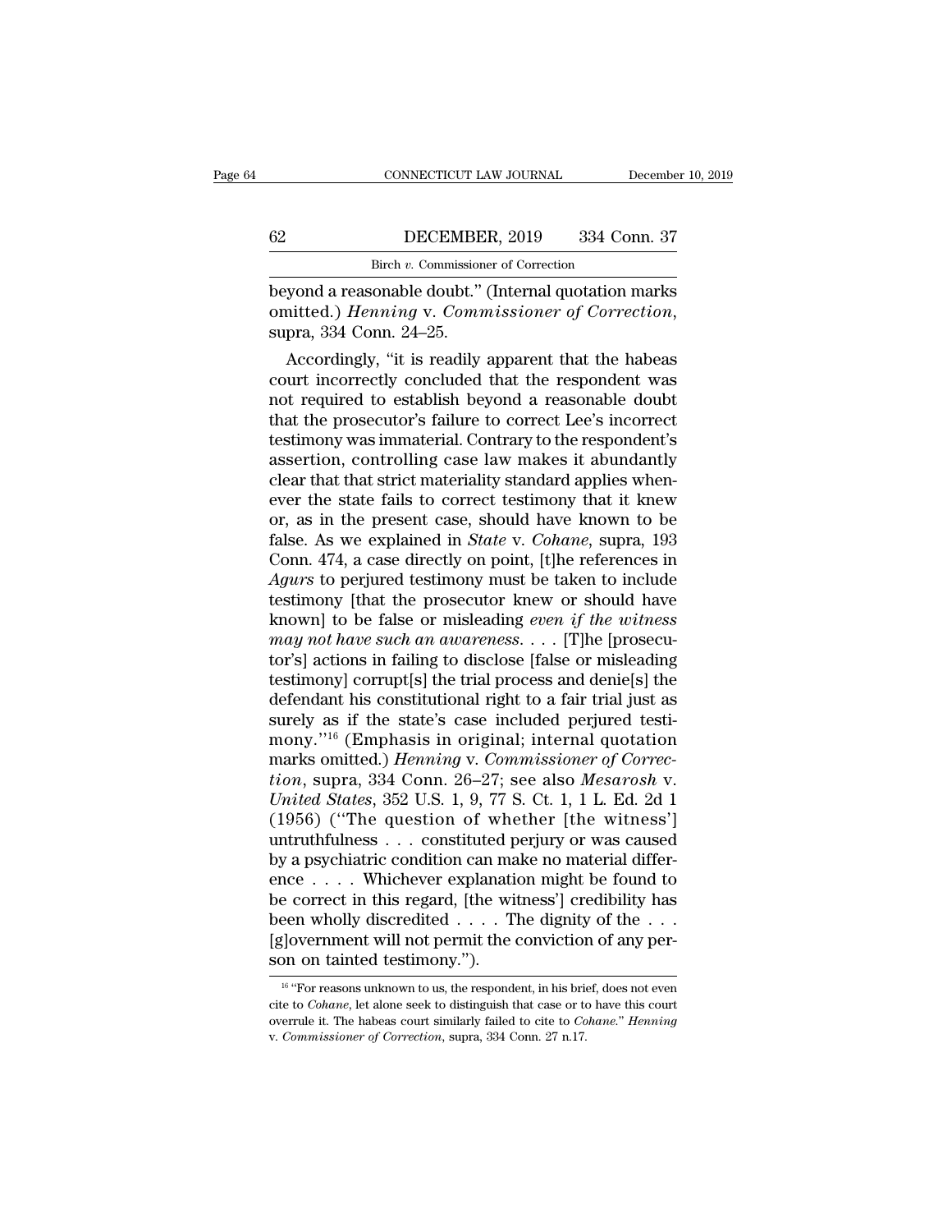beyond a reasonable doubt." (Internal quotation marks omitted.) *Henning* v. *Commissioner of Correction*, supra, 334 Conn. 24–25.

Accordingly, "it is readily apparent that the habeas court incorrectly concluded that the respondent was not required to establish beyond a reasonable doubt that the prosecutor's failure to correct Lee's incorrect testimony was immaterial. Contrary to the respondent's assertion, controlling case law makes it abundantly clear that that strict materiality standard applies whenever the state fails to correct testimony that it knew or, as in the present case, should have known to be false. As we explained in *State* v. *Cohane*, supra, 193 Conn. 474, a case directly on point, [t]he references in *Agurs* to perjured testimony must be taken to include testimony [that the prosecutor knew or should have known] to be false or misleading *even if the witness may not have such an awareness*. . . . [T]he [prosecutor's] actions in failing to disclose [false or misleading testimony] corrupt[s] the trial process and denie[s] the defendant his constitutional right to a fair trial just as surely as if the state's case included perjured testimony."[16] (Emphasis in original; internal quotation marks omitted.) *Henning* v. *Commissioner of Correction*, supra, 334 Conn. 26–27; see also *Mesarosh* v. *United States*, 352 U.S. 1, 9, 77 S. Ct. 1, 1 L. Ed. 2d 1 (1956) ("The question of whether [the witness'] untruthfulness . . . constituted perjury or was caused by a psychiatric condition can make no material difference . . . . Whichever explanation might be found to be correct in this regard, [the witness'] credibility has been wholly discredited . . . . The dignity of the . . . [g]overnment will not permit the conviction of any person on tainted testimony.").

[16] "For reasons unknown to us, the respondent, in his brief, does not even cite to *Cohane*, let alone seek to distinguish that case or to have this court overrule it. The habeas court similarly failed to cite to *Cohane*." *Henning* v. *Commissioner of Correction*, supra, 334 Conn. 27 n.17.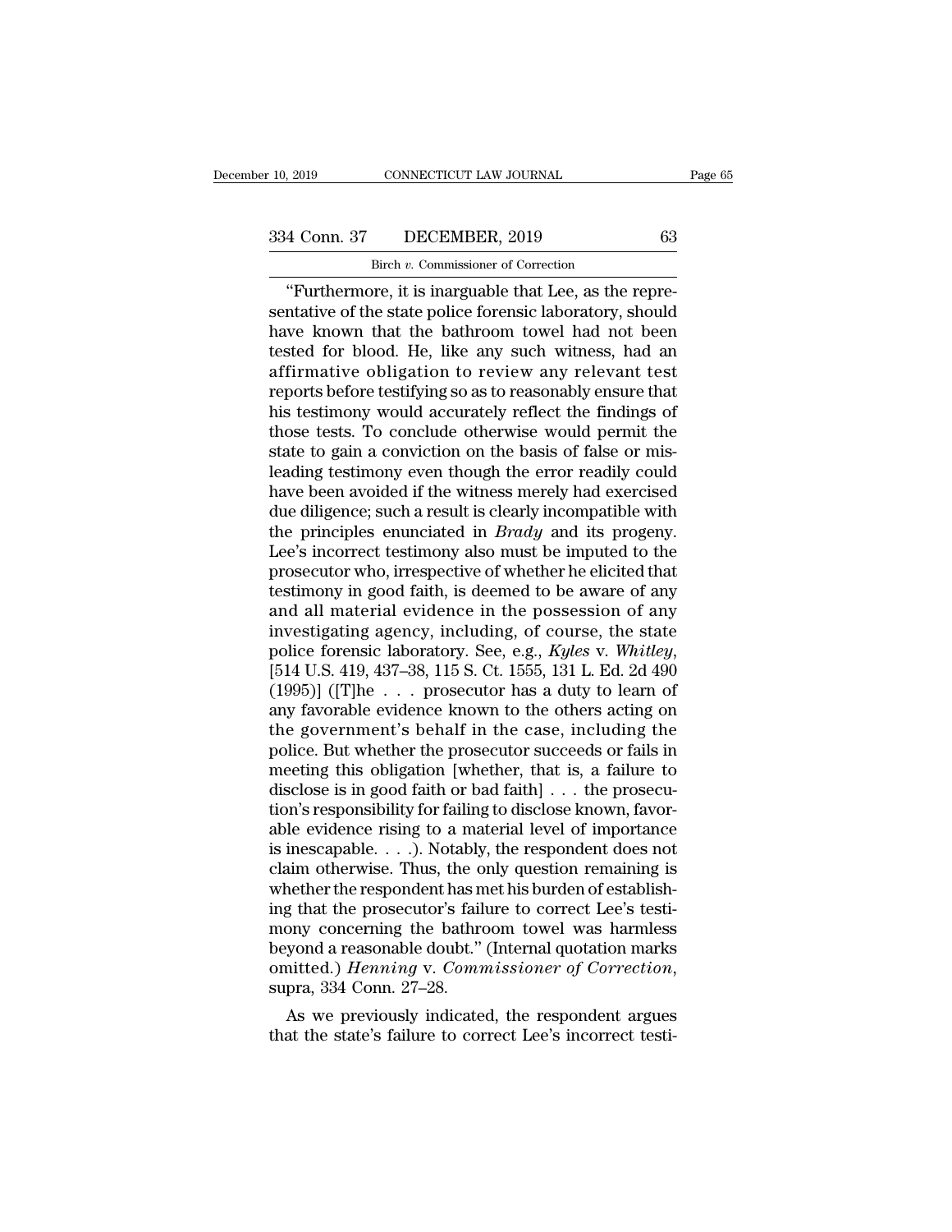"Furthermore, it is inarguable that Lee, as the representative of the state police forensic laboratory, should have known that the bathroom towel had not been tested for blood. He, like any such witness, had an affirmative obligation to review any relevant test reports before testifying so as to reasonably ensure that his testimony would accurately reflect the findings of those tests. To conclude otherwise would permit the state to gain a conviction on the basis of false or misleading testimony even though the error readily could have been avoided if the witness merely had exercised due diligence; such a result is clearly incompatible with the principles enunciated in *Brady* and its progeny. Lee's incorrect testimony also must be imputed to the prosecutor who, irrespective of whether he elicited that testimony in good faith, is deemed to be aware of any and all material evidence in the possession of any investigating agency, including, of course, the state police forensic laboratory. See, e.g., *Kyles* v. *Whitley*, [514 U.S. 419, 437–38, 115 S. Ct. 1555, 131 L. Ed. 2d 490 (1995)] ([T]he . . . prosecutor has a duty to learn of any favorable evidence known to the others acting on the government's behalf in the case, including the police. But whether the prosecutor succeeds or fails in meeting this obligation [whether, that is, a failure to disclose is in good faith or bad faith] . . . the prosecution's responsibility for failing to disclose known, favorable evidence rising to a material level of importance is inescapable. . . .). Notably, the respondent does not claim otherwise. Thus, the only question remaining is whether the respondent has met his burden of establishing that the prosecutor's failure to correct Lee's testimony concerning the bathroom towel was harmless beyond a reasonable doubt." (Internal quotation marks omitted.) *Henning* v. *Commissioner of Correction*, supra, 334 Conn. 27–28.

As we previously indicated, the respondent argues that the state's failure to correct Lee's incorrect testi-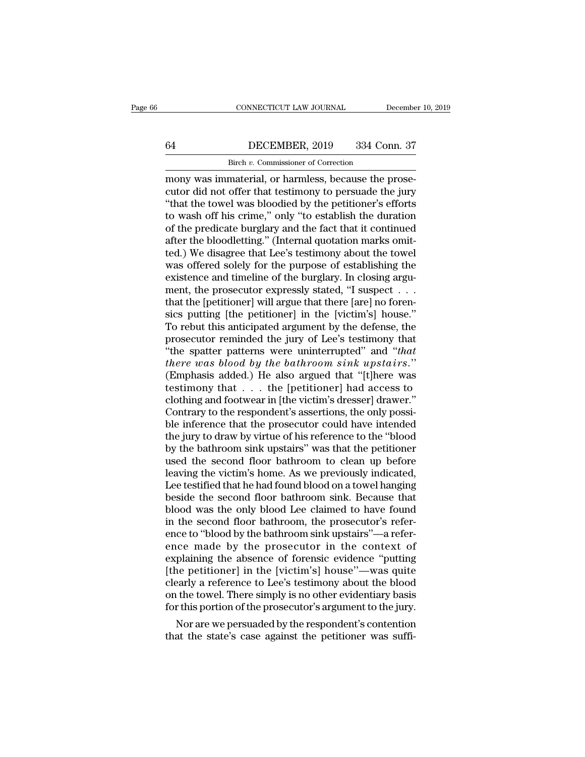mony was immaterial, or harmless, because the prosecutor did not offer that testimony to persuade the jury "that the towel was bloodied by the petitioner's efforts to wash off his crime," only "to establish the duration of the predicate burglary and the fact that it continued after the bloodletting." (Internal quotation marks omitted.) We disagree that Lee's testimony about the towel was offered solely for the purpose of establishing the existence and timeline of the burglary. In closing argument, the prosecutor expressly stated, "I suspect . . . that the [petitioner] will argue that there [are] no forensics putting [the petitioner] in the [victim's] house." To rebut this anticipated argument by the defense, the prosecutor reminded the jury of Lee's testimony that "the spatter patterns were uninterrupted" and "*that there was blood by the bathroom sink upstairs.*" (Emphasis added.) He also argued that "[t]here was testimony that . . . the [petitioner] had access to clothing and footwear in [the victim's dresser] drawer." Contrary to the respondent's assertions, the only possible inference that the prosecutor could have intended the jury to draw by virtue of his reference to the "blood by the bathroom sink upstairs" was that the petitioner used the second floor bathroom to clean up before leaving the victim's home. As we previously indicated, Lee testified that he had found blood on a towel hanging beside the second floor bathroom sink. Because that blood was the only blood Lee claimed to have found in the second floor bathroom, the prosecutor's reference to "blood by the bathroom sink upstairs"—a reference made by the prosecutor in the context of explaining the absence of forensic evidence "putting [the petitioner] in the [victim's] house"—was quite clearly a reference to Lee's testimony about the blood on the towel. There simply is no other evidentiary basis for this portion of the prosecutor's argument to the jury.

Nor are we persuaded by the respondent's contention that the state's case against the petitioner was suffi-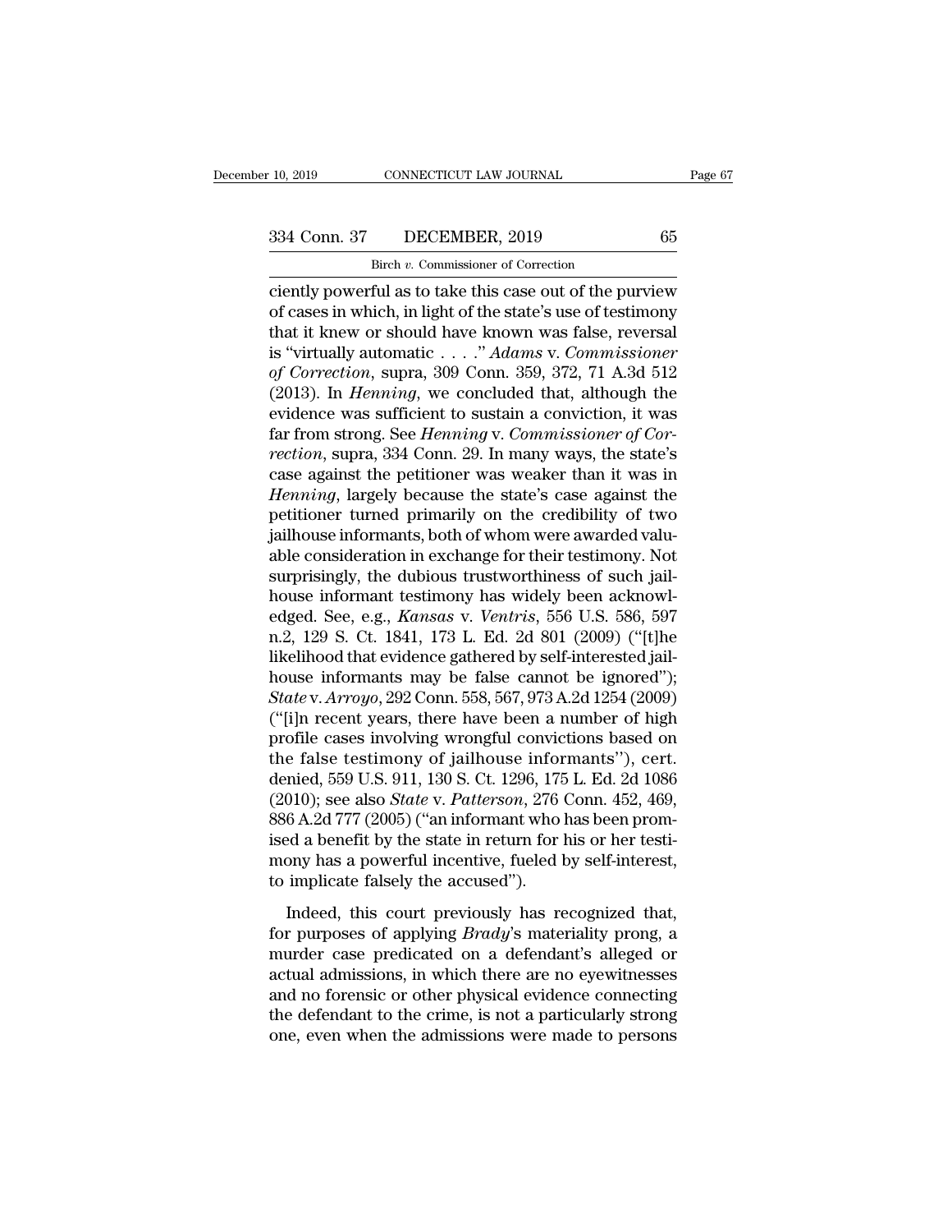ciently powerful as to take this case out of the purview of cases in which, in light of the state's use of testimony that it knew or should have known was false, reversal is "virtually automatic . . . ." *Adams* v. *Commissioner of Correction*, supra, 309 Conn. 359, 372, 71 A.3d 512 (2013). In *Henning*, we concluded that, although the evidence was sufficient to sustain a conviction, it was far from strong. See *Henning* v. *Commissioner of Correction*, supra, 334 Conn. 29. In many ways, the state's case against the petitioner was weaker than it was in *Henning*, largely because the state's case against the petitioner turned primarily on the credibility of two jailhouse informants, both of whom were awarded valuable consideration in exchange for their testimony. Not surprisingly, the dubious trustworthiness of such jailhouse informant testimony has widely been acknowledged. See, e.g., *Kansas* v. *Ventris*, 556 U.S. 586, 597 n.2, 129 S. Ct. 1841, 173 L. Ed. 2d 801 (2009) ("[t]he likelihood that evidence gathered by self-interested jailhouse informants may be false cannot be ignored"); *State* v. *Arroyo*, 292 Conn. 558, 567, 973 A.2d 1254 (2009) ("[i]n recent years, there have been a number of high profile cases involving wrongful convictions based on the false testimony of jailhouse informants"), cert. denied, 559 U.S. 911, 130 S. Ct. 1296, 175 L. Ed. 2d 1086 (2010); see also *State* v. *Patterson*, 276 Conn. 452, 469, 886 A.2d 777 (2005) ("an informant who has been promised a benefit by the state in return for his or her testimony has a powerful incentive, fueled by self-interest, to implicate falsely the accused").

Indeed, this court previously has recognized that, for purposes of applying *Brady*'s materiality prong, a murder case predicated on a defendant's alleged or actual admissions, in which there are no eyewitnesses and no forensic or other physical evidence connecting the defendant to the crime, is not a particularly strong one, even when the admissions were made to persons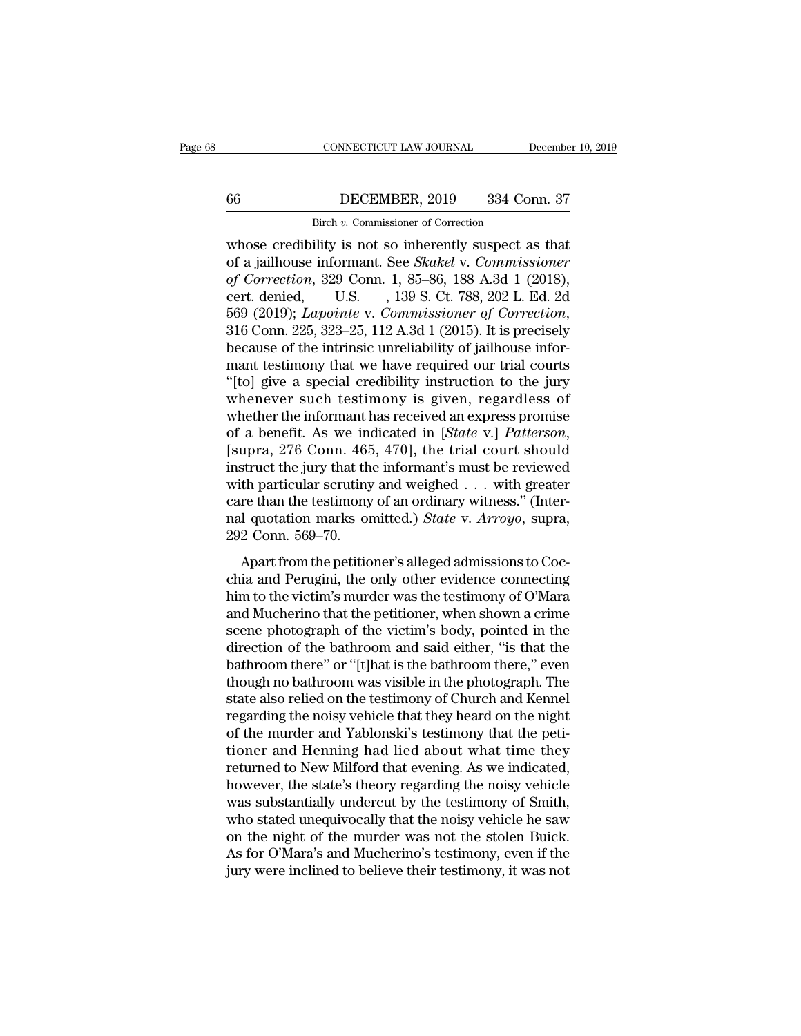whose credibility is not so inherently suspect as that of a jailhouse informant. See *Skakel* v. *Commissioner of Correction*, 329 Conn. 1, 85–86, 188 A.3d 1 (2018), cert. denied, U.S. , 139 S. Ct. 788, 202 L. Ed. 2d 569 (2019); *Lapointe* v. *Commissioner of Correction*, 316 Conn. 225, 323–25, 112 A.3d 1 (2015). It is precisely because of the intrinsic unreliability of jailhouse informant testimony that we have required our trial courts "[to] give a special credibility instruction to the jury whenever such testimony is given, regardless of whether the informant has received an express promise of a benefit. As we indicated in [*State* v.] *Patterson*, [supra, 276 Conn. 465, 470], the trial court should instruct the jury that the informant's must be reviewed with particular scrutiny and weighed . . . with greater care than the testimony of an ordinary witness." (Internal quotation marks omitted.) *State* v. *Arroyo*, supra, 292 Conn. 569–70.

Apart from the petitioner's alleged admissions to Cocchia and Perugini, the only other evidence connecting him to the victim's murder was the testimony of O'Mara and Mucherino that the petitioner, when shown a crime scene photograph of the victim's body, pointed in the direction of the bathroom and said either, "is that the bathroom there" or "[t]hat is the bathroom there," even though no bathroom was visible in the photograph. The state also relied on the testimony of Church and Kennel regarding the noisy vehicle that they heard on the night of the murder and Yablonski's testimony that the petitioner and Henning had lied about what time they returned to New Milford that evening. As we indicated, however, the state's theory regarding the noisy vehicle was substantially undercut by the testimony of Smith, who stated unequivocally that the noisy vehicle he saw on the night of the murder was not the stolen Buick. As for O'Mara's and Mucherino's testimony, even if the jury were inclined to believe their testimony, it was not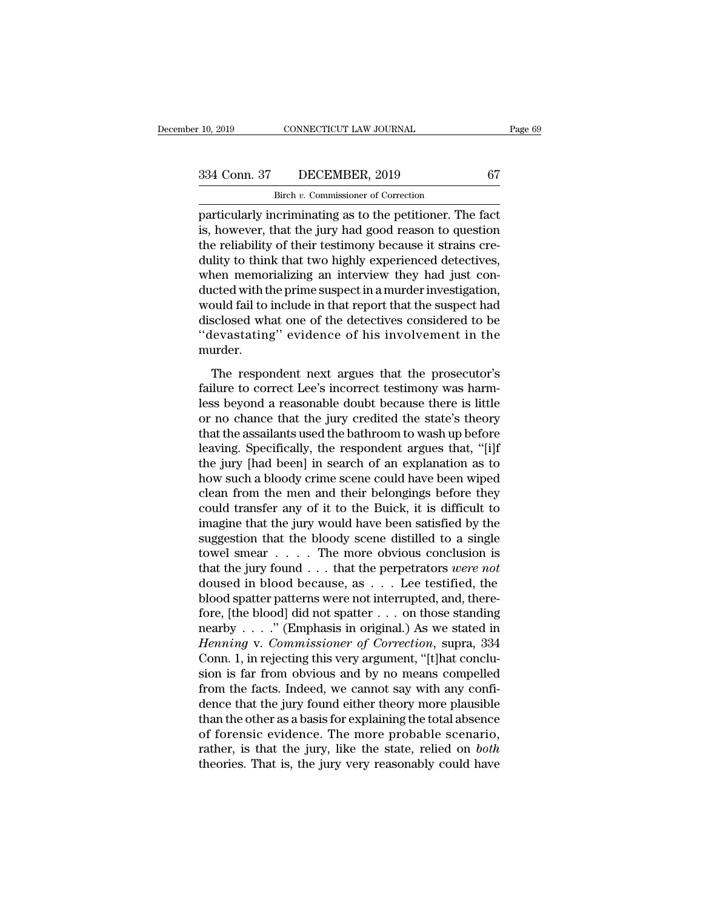particularly incriminating as to the petitioner. The fact is, however, that the jury had good reason to question the reliability of their testimony because it strains credulity to think that two highly experienced detectives, when memorializing an interview they had just conducted with the prime suspect in a murder investigation, would fail to include in that report that the suspect had disclosed what one of the detectives considered to be ''devastating'' evidence of his involvement in the murder.

The respondent next argues that the prosecutor's failure to correct Lee's incorrect testimony was harmless beyond a reasonable doubt because there is little or no chance that the jury credited the state's theory that the assailants used the bathroom to wash up before leaving. Specifically, the respondent argues that, ''[i]f the jury [had been] in search of an explanation as to how such a bloody crime scene could have been wiped clean from the men and their belongings before they could transfer any of it to the Buick, it is difficult to imagine that the jury would have been satisfied by the suggestion that the bloody scene distilled to a single towel smear . . . . The more obvious conclusion is that the jury found . . . that the perpetrators *were not* doused in blood because, as . . . Lee testified, the blood spatter patterns were not interrupted, and, therefore, [the blood] did not spatter . . . on those standing nearby . . . .'' (Emphasis in original.) As we stated in *Henning* v. *Commissioner of Correction*, supra, 334 Conn. 1, in rejecting this very argument, ''[t]hat conclusion is far from obvious and by no means compelled from the facts. Indeed, we cannot say with any confidence that the jury found either theory more plausible than the other as a basis for explaining the total absence of forensic evidence. The more probable scenario, rather, is that the jury, like the state, relied on *both* theories. That is, the jury very reasonably could have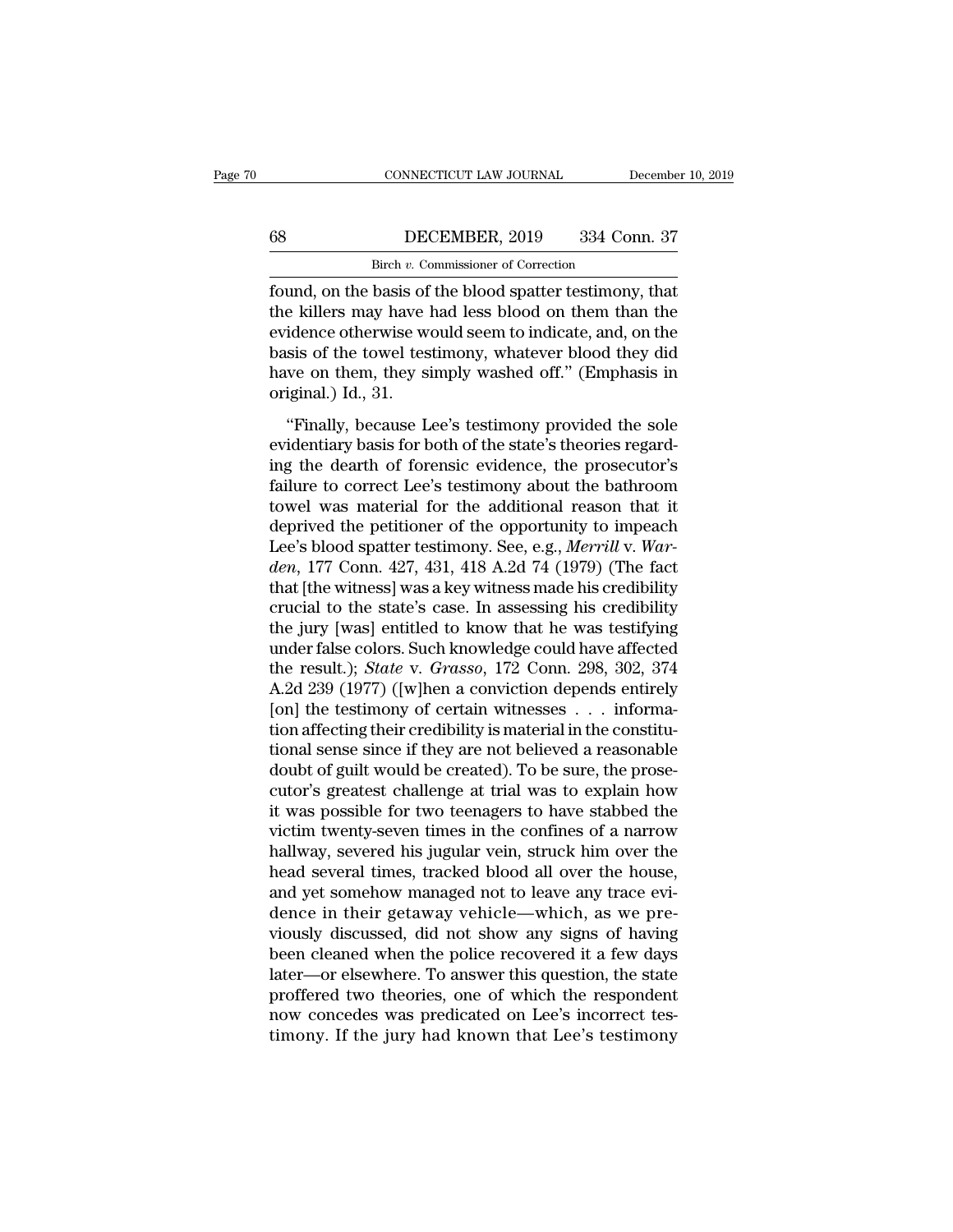found, on the basis of the blood spatter testimony, that the killers may have had less blood on them than the evidence otherwise would seem to indicate, and, on the basis of the towel testimony, whatever blood they did have on them, they simply washed off." (Emphasis in original.) Id., 31.

"Finally, because Lee's testimony provided the sole evidentiary basis for both of the state's theories regarding the dearth of forensic evidence, the prosecutor's failure to correct Lee's testimony about the bathroom towel was material for the additional reason that it deprived the petitioner of the opportunity to impeach Lee's blood spatter testimony. See, e.g., *Merrill* v. *Warden*, 177 Conn. 427, 431, 418 A.2d 74 (1979) (The fact that [the witness] was a key witness made his credibility crucial to the state's case. In assessing his credibility the jury [was] entitled to know that he was testifying under false colors. Such knowledge could have affected the result.); *State* v. *Grasso*, 172 Conn. 298, 302, 374 A.2d 239 (1977) ([w]hen a conviction depends entirely [on] the testimony of certain witnesses . . . information affecting their credibility is material in the constitutional sense since if they are not believed a reasonable doubt of guilt would be created). To be sure, the prosecutor's greatest challenge at trial was to explain how it was possible for two teenagers to have stabbed the victim twenty-seven times in the confines of a narrow hallway, severed his jugular vein, struck him over the head several times, tracked blood all over the house, and yet somehow managed not to leave any trace evidence in their getaway vehicle—which, as we previously discussed, did not show any signs of having been cleaned when the police recovered it a few days later—or elsewhere. To answer this question, the state proffered two theories, one of which the respondent now concedes was predicated on Lee's incorrect testimony. If the jury had known that Lee's testimony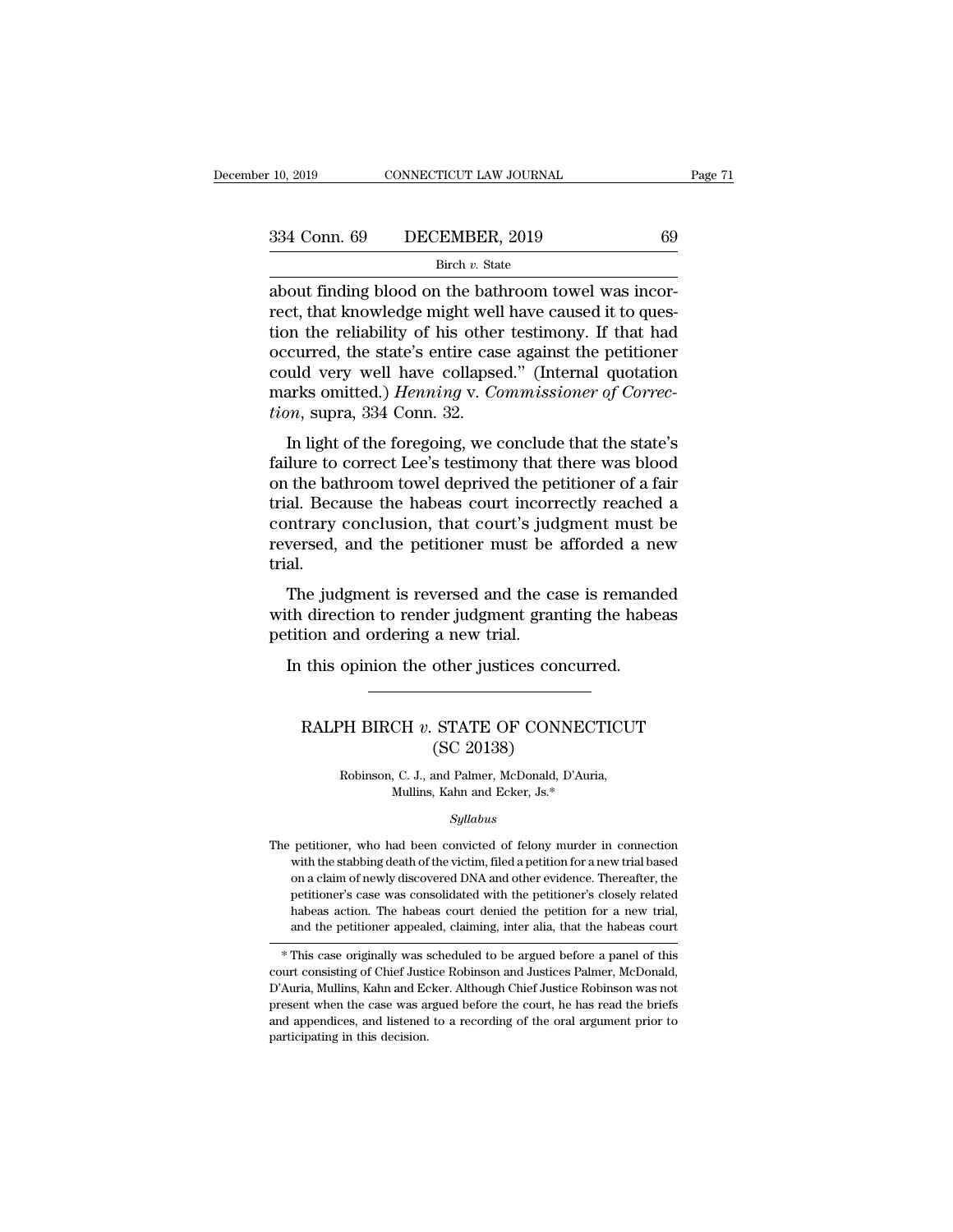about finding blood on the bathroom towel was incorrect, that knowledge might well have caused it to question the reliability of his other testimony. If that had occurred, the state's entire case against the petitioner could very well have collapsed." (Internal quotation marks omitted.) *Henning* v. *Commissioner of Correction*, supra, 334 Conn. 32.

In light of the foregoing, we conclude that the state's failure to correct Lee's testimony that there was blood on the bathroom towel deprived the petitioner of a fair trial. Because the habeas court incorrectly reached a contrary conclusion, that court's judgment must be reversed, and the petitioner must be afforded a new trial.

The judgment is reversed and the case is remanded with direction to render judgment granting the habeas petition and ordering a new trial.

In this opinion the other justices concurred.

---

# RALPH BIRCH *v.* STATE OF CONNECTICUT
## (SC 20138)

Robinson, C. J., and Palmer, McDonald, D'Auria, Mullins, Kahn and Ecker, Js.*

*Syllabus*

The petitioner, who had been convicted of felony murder in connection with the stabbing death of the victim, filed a petition for a new trial based on a claim of newly discovered DNA and other evidence. Thereafter, the petitioner's case was consolidated with the petitioner's closely related habeas action. The habeas court denied the petition for a new trial, and the petitioner appealed, claiming, inter alia, that the habeas court

---

* This case originally was scheduled to be argued before a panel of this court consisting of Chief Justice Robinson and Justices Palmer, McDonald, D'Auria, Mullins, Kahn and Ecker. Although Chief Justice Robinson was not present when the case was argued before the court, he has read the briefs and appendices, and listened to a recording of the oral argument prior to participating in this decision.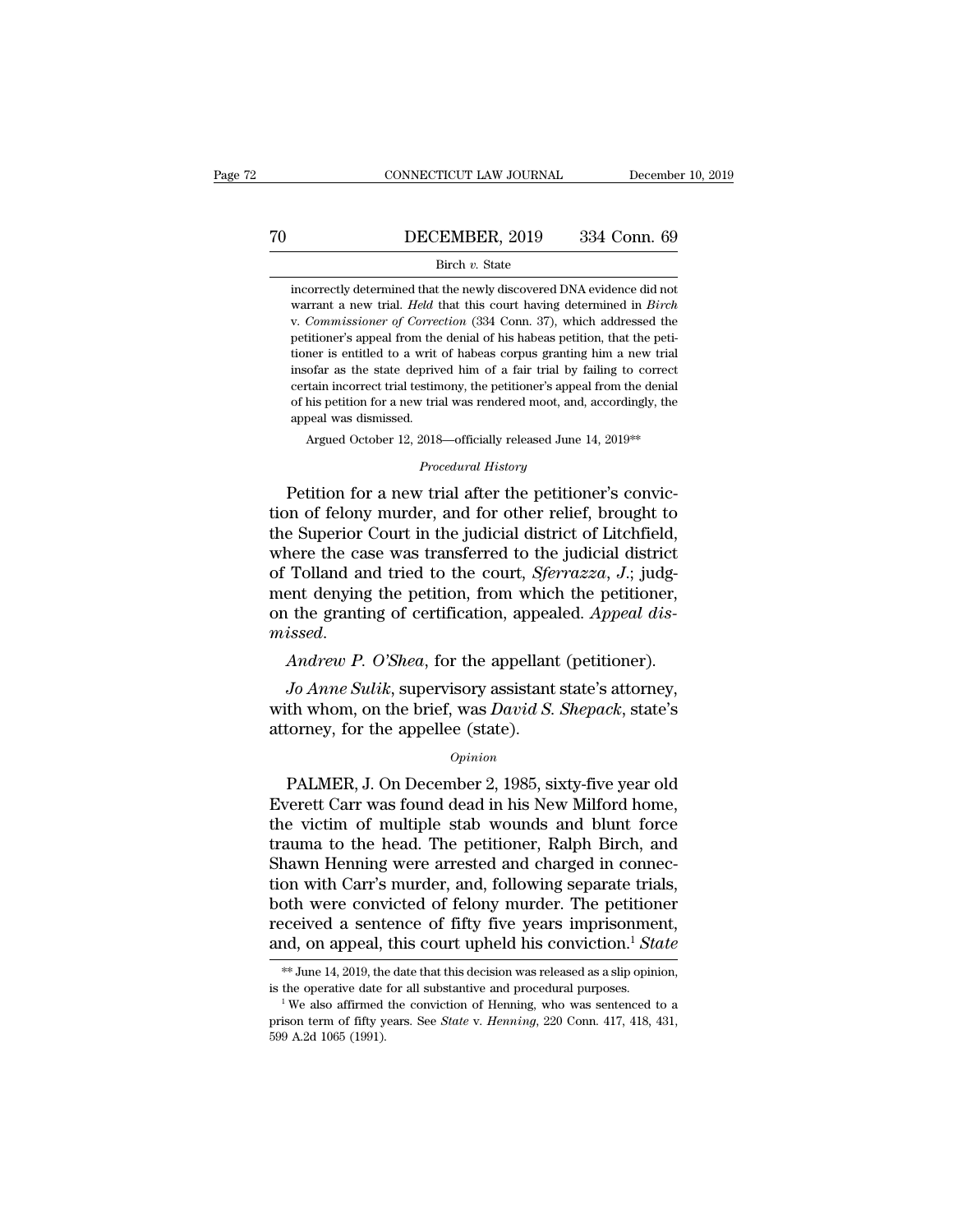incorrectly determined that the newly discovered DNA evidence did not warrant a new trial. *Held* that this court having determined in *Birch* v. *Commissioner of Correction* (334 Conn. 37), which addressed the petitioner's appeal from the denial of his habeas petition, that the petitioner is entitled to a writ of habeas corpus granting him a new trial insofar as the state deprived him of a fair trial by failing to correct certain incorrect trial testimony, the petitioner's appeal from the denial of his petition for a new trial was rendered moot, and, accordingly, the appeal was dismissed.

Argued October 12, 2018—officially released June 14, 2019**

*Procedural History*

Petition for a new trial after the petitioner's conviction of felony murder, and for other relief, brought to the Superior Court in the judicial district of Litchfield, where the case was transferred to the judicial district of Tolland and tried to the court, *Sferrazza, J.*; judgment denying the petition, from which the petitioner, on the granting of certification, appealed. *Appeal dismissed.*

*Andrew P. O'Shea*, for the appellant (petitioner).

*Jo Anne Sulik*, supervisory assistant state's attorney, with whom, on the brief, was *David S. Shepack*, state's attorney, for the appellee (state).

*Opinion*

PALMER, J. On December 2, 1985, sixty-five year old Everett Carr was found dead in his New Milford home, the victim of multiple stab wounds and blunt force trauma to the head. The petitioner, Ralph Birch, and Shawn Henning were arrested and charged in connection with Carr's murder, and, following separate trials, both were convicted of felony murder. The petitioner received a sentence of fifty five years imprisonment, and, on appeal, this court upheld his conviction.[1] *State*

** June 14, 2019, the date that this decision was released as a slip opinion, is the operative date for all substantive and procedural purposes.

[1] We also affirmed the conviction of Henning, who was sentenced to a prison term of fifty years. See *State* v. *Henning*, 220 Conn. 417, 418, 431, 599 A.2d 1065 (1991).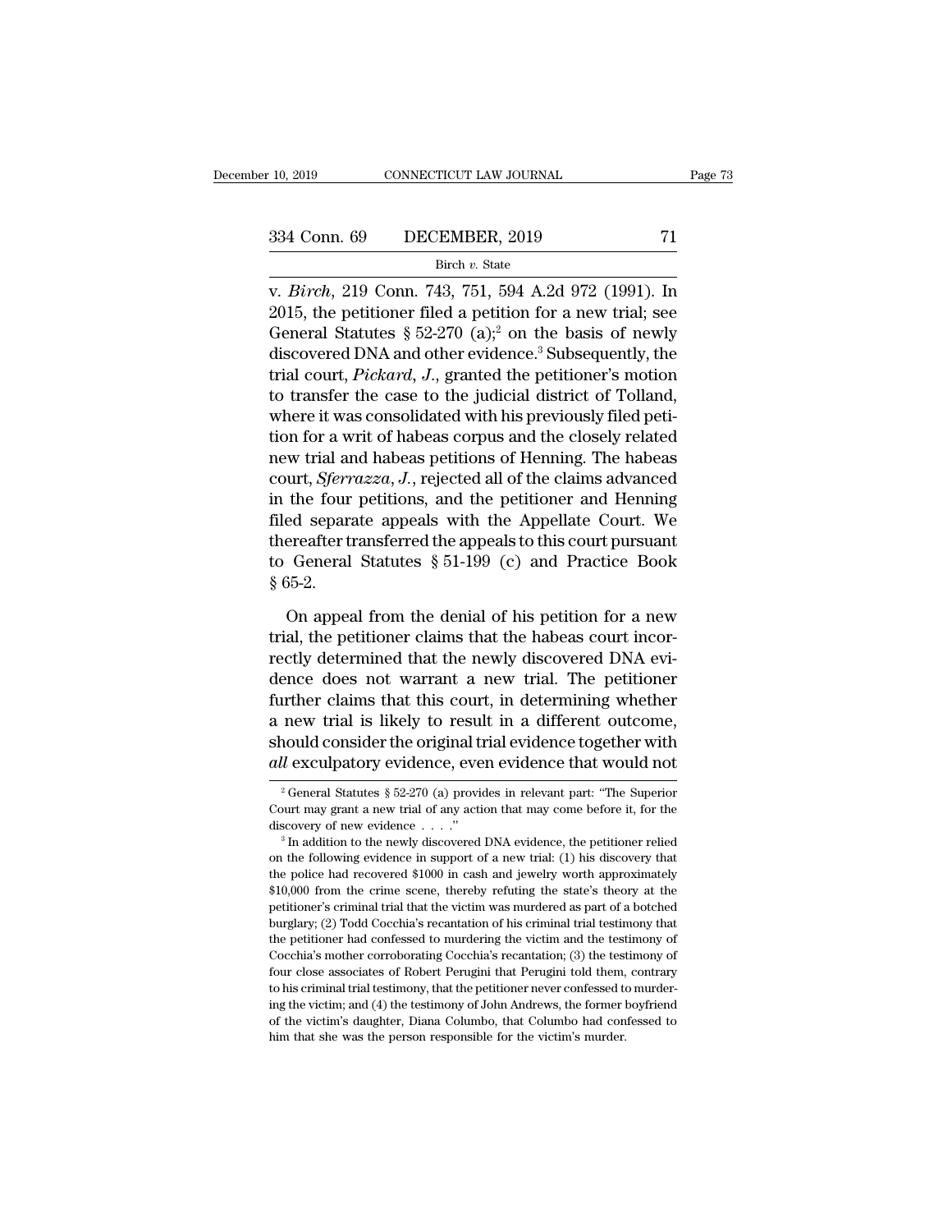v. *Birch*, 219 Conn. 743, 751, 594 A.2d 972 (1991). In 2015, the petitioner filed a petition for a new trial; see General Statutes § 52-270 (a);[2] on the basis of newly discovered DNA and other evidence.[3] Subsequently, the trial court, *Pickard, J.*, granted the petitioner's motion to transfer the case to the judicial district of Tolland, where it was consolidated with his previously filed petition for a writ of habeas corpus and the closely related new trial and habeas petitions of Henning. The habeas court, *Sferrazza, J.*, rejected all of the claims advanced in the four petitions, and the petitioner and Henning filed separate appeals with the Appellate Court. We thereafter transferred the appeals to this court pursuant to General Statutes § 51-199 (c) and Practice Book § 65-2.

On appeal from the denial of his petition for a new trial, the petitioner claims that the habeas court incorrectly determined that the newly discovered DNA evidence does not warrant a new trial. The petitioner further claims that this court, in determining whether a new trial is likely to result in a different outcome, should consider the original trial evidence together with *all* exculpatory evidence, even evidence that would not

---

[2] General Statutes § 52-270 (a) provides in relevant part: "The Superior Court may grant a new trial of any action that may come before it, for the discovery of new evidence . . . ."

[3] In addition to the newly discovered DNA evidence, the petitioner relied on the following evidence in support of a new trial: (1) his discovery that the police had recovered $1000 in cash and jewelry worth approximately $10,000 from the crime scene, thereby refuting the state's theory at the petitioner's criminal trial that the victim was murdered as part of a botched burglary; (2) Todd Cocchia's recantation of his criminal trial testimony that the petitioner had confessed to murdering the victim and the testimony of Cocchia's mother corroborating Cocchia's recantation; (3) the testimony of four close associates of Robert Perugini that Perugini told them, contrary to his criminal trial testimony, that the petitioner never confessed to murdering the victim; and (4) the testimony of John Andrews, the former boyfriend of the victim's daughter, Diana Columbo, that Columbo had confessed to him that she was the person responsible for the victim's murder.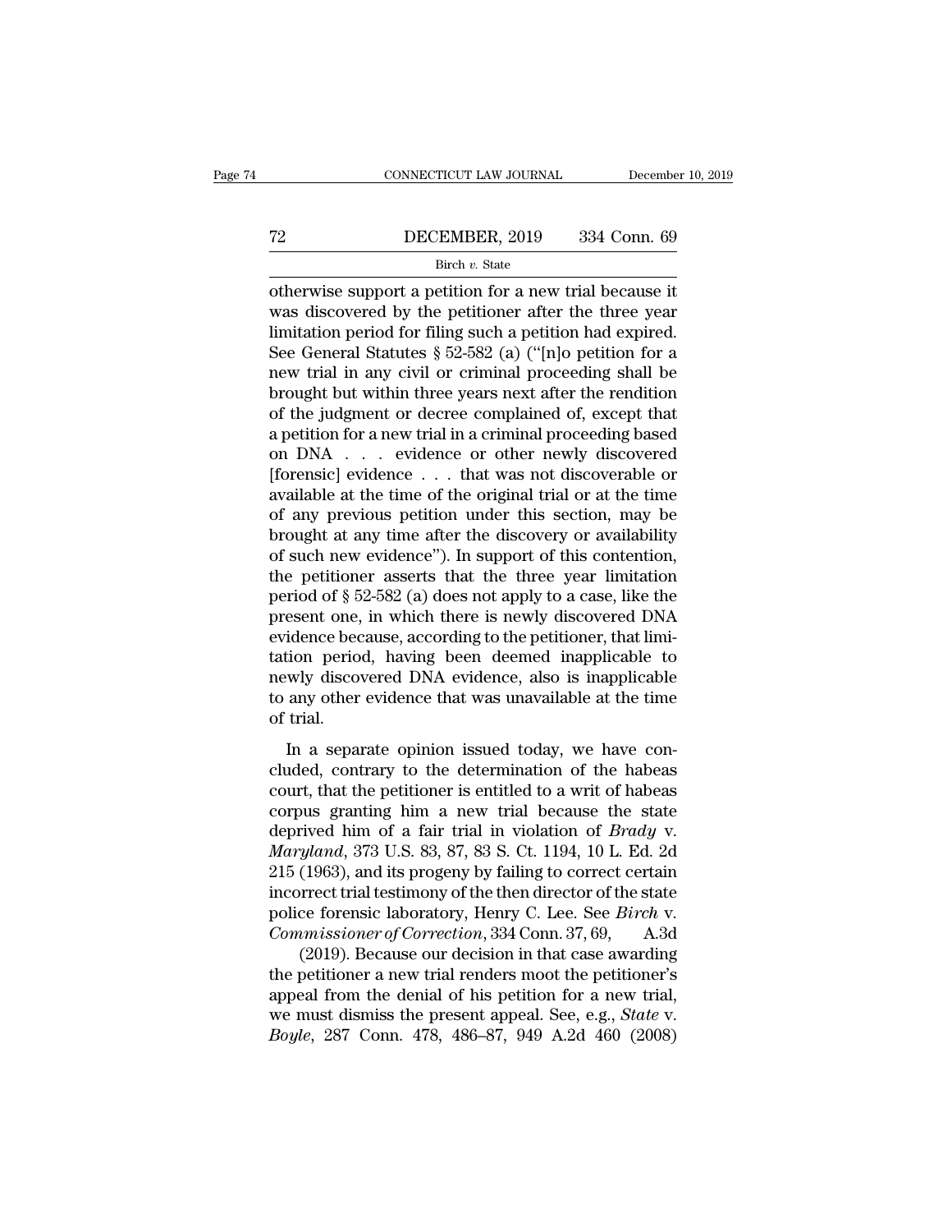otherwise support a petition for a new trial because it was discovered by the petitioner after the three year limitation period for filing such a petition had expired. See General Statutes § 52-582 (a) ("[n]o petition for a new trial in any civil or criminal proceeding shall be brought but within three years next after the rendition of the judgment or decree complained of, except that a petition for a new trial in a criminal proceeding based on DNA . . . evidence or other newly discovered [forensic] evidence . . . that was not discoverable or available at the time of the original trial or at the time of any previous petition under this section, may be brought at any time after the discovery or availability of such new evidence"). In support of this contention, the petitioner asserts that the three year limitation period of § 52-582 (a) does not apply to a case, like the present one, in which there is newly discovered DNA evidence because, according to the petitioner, that limitation period, having been deemed inapplicable to newly discovered DNA evidence, also is inapplicable to any other evidence that was unavailable at the time of trial.

In a separate opinion issued today, we have concluded, contrary to the determination of the habeas court, that the petitioner is entitled to a writ of habeas corpus granting him a new trial because the state deprived him of a fair trial in violation of *Brady* v. *Maryland*, 373 U.S. 83, 87, 83 S. Ct. 1194, 10 L. Ed. 2d 215 (1963), and its progeny by failing to correct certain incorrect trial testimony of the then director of the state police forensic laboratory, Henry C. Lee. See *Birch* v. *Commissioner of Correction*, 334 Conn. 37, 69, A.3d (2019). Because our decision in that case awarding the petitioner a new trial renders moot the petitioner's appeal from the denial of his petition for a new trial, we must dismiss the present appeal. See, e.g., *State* v. *Boyle*, 287 Conn. 478, 486–87, 949 A.2d 460 (2008)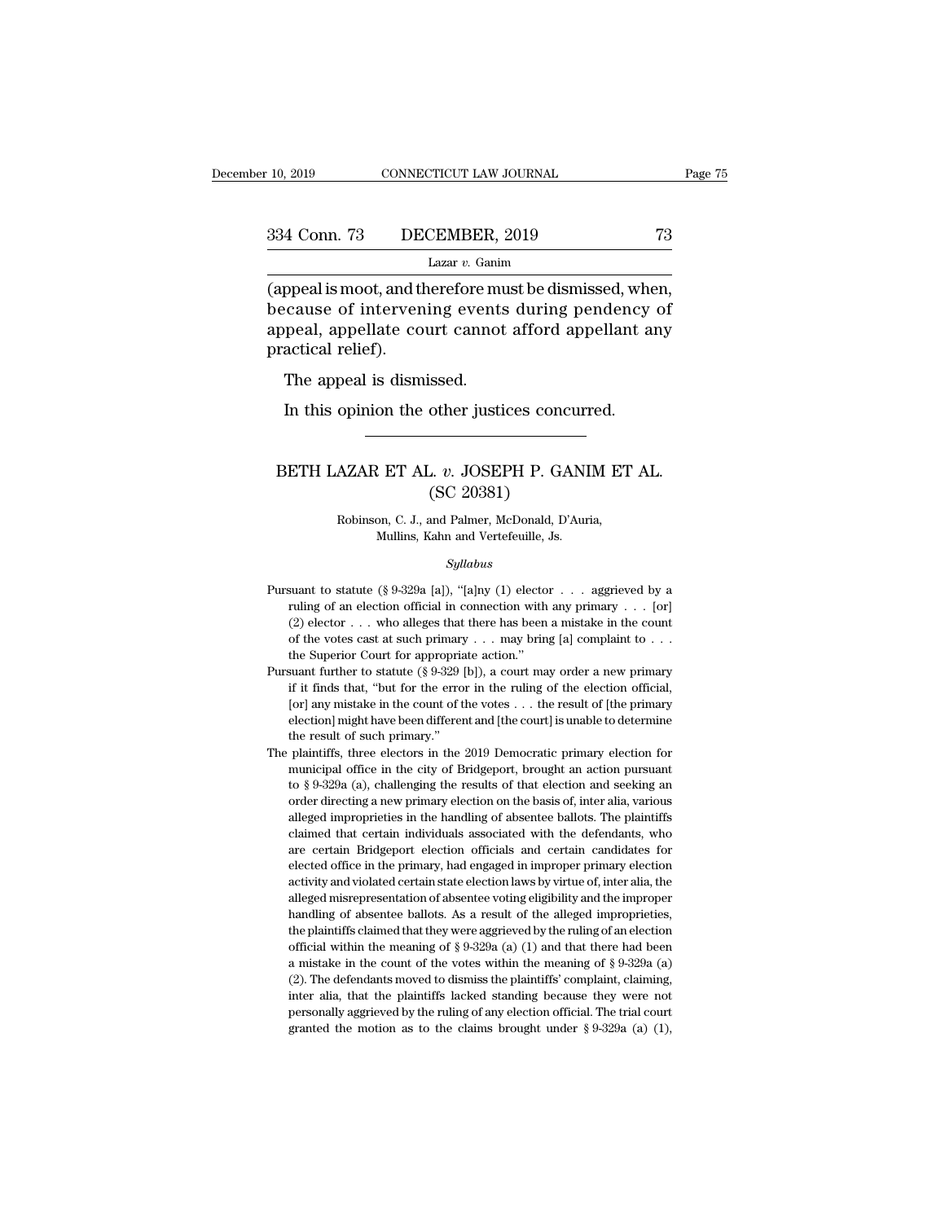(appeal is moot, and therefore must be dismissed, when, because of intervening events during pendency of appeal, appellate court cannot afford appellant any practical relief).

The appeal is dismissed.

In this opinion the other justices concurred.

---

# BETH LAZAR ET AL. *v.* JOSEPH P. GANIM ET AL.
## (SC 20381)

Robinson, C. J., and Palmer, McDonald, D'Auria, Mullins, Kahn and Vertefeuille, Js.

*Syllabus*

Pursuant to statute (§ 9-329a [a]), "[a]ny (1) elector . . . aggrieved by a ruling of an election official in connection with any primary . . . [or] (2) elector . . . who alleges that there has been a mistake in the count of the votes cast at such primary . . . may bring [a] complaint to . . . the Superior Court for appropriate action."

Pursuant further to statute (§ 9-329 [b]), a court may order a new primary if it finds that, "but for the error in the ruling of the election official, [or] any mistake in the count of the votes . . . the result of [the primary election] might have been different and [the court] is unable to determine the result of such primary."

The plaintiffs, three electors in the 2019 Democratic primary election for municipal office in the city of Bridgeport, brought an action pursuant to § 9-329a (a), challenging the results of that election and seeking an order directing a new primary election on the basis of, inter alia, various alleged improprieties in the handling of absentee ballots. The plaintiffs claimed that certain individuals associated with the defendants, who are certain Bridgeport election officials and certain candidates for elected office in the primary, had engaged in improper primary election activity and violated certain state election laws by virtue of, inter alia, the alleged misrepresentation of absentee voting eligibility and the improper handling of absentee ballots. As a result of the alleged improprieties, the plaintiffs claimed that they were aggrieved by the ruling of an election official within the meaning of § 9-329a (a) (1) and that there had been a mistake in the count of the votes within the meaning of § 9-329a (a) (2). The defendants moved to dismiss the plaintiffs' complaint, claiming, inter alia, that the plaintiffs lacked standing because they were not personally aggrieved by the ruling of any election official. The trial court granted the motion as to the claims brought under § 9-329a (a) (1),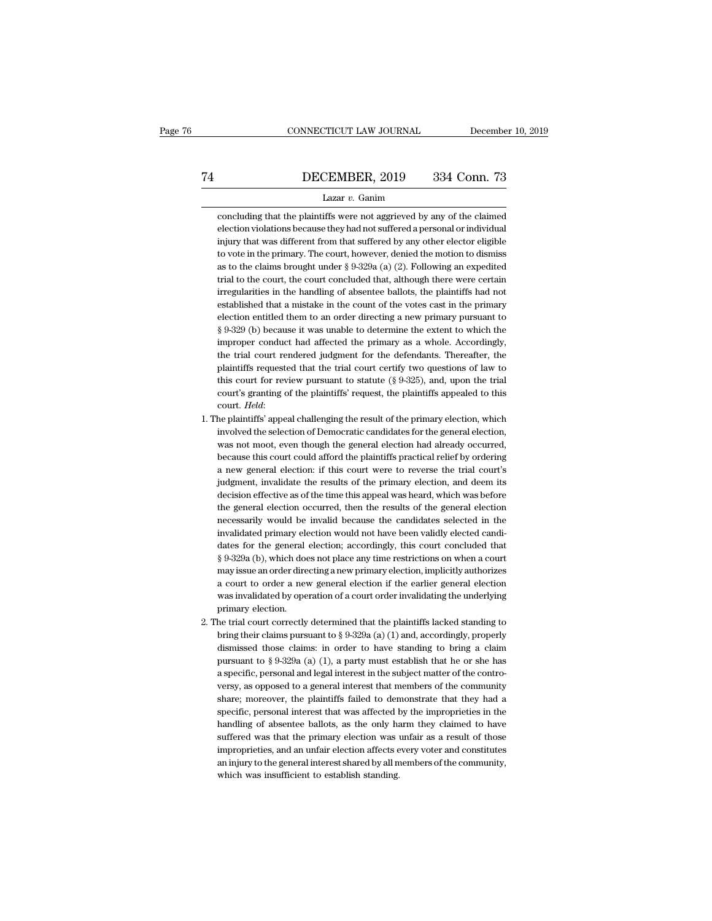concluding that the plaintiffs were not aggrieved by any of the claimed election violations because they had not suffered a personal or individual injury that was different from that suffered by any other elector eligible to vote in the primary. The court, however, denied the motion to dismiss as to the claims brought under § 9-329a (a) (2). Following an expedited trial to the court, the court concluded that, although there were certain irregularities in the handling of absentee ballots, the plaintiffs had not established that a mistake in the count of the votes cast in the primary election entitled them to an order directing a new primary pursuant to § 9-329 (b) because it was unable to determine the extent to which the improper conduct had affected the primary as a whole. Accordingly, the trial court rendered judgment for the defendants. Thereafter, the plaintiffs requested that the trial court certify two questions of law to this court for review pursuant to statute (§ 9-325), and, upon the trial court's granting of the plaintiffs' request, the plaintiffs appealed to this court. *Held*:

1. The plaintiffs' appeal challenging the result of the primary election, which involved the selection of Democratic candidates for the general election, was not moot, even though the general election had already occurred, because this court could afford the plaintiffs practical relief by ordering a new general election: if this court were to reverse the trial court's judgment, invalidate the results of the primary election, and deem its decision effective as of the time this appeal was heard, which was before the general election occurred, then the results of the general election necessarily would be invalid because the candidates selected in the invalidated primary election would not have been validly elected candidates for the general election; accordingly, this court concluded that § 9-329a (b), which does not place any time restrictions on when a court may issue an order directing a new primary election, implicitly authorizes a court to order a new general election if the earlier general election was invalidated by operation of a court order invalidating the underlying primary election.

2. The trial court correctly determined that the plaintiffs lacked standing to bring their claims pursuant to § 9-329a (a) (1) and, accordingly, properly dismissed those claims: in order to have standing to bring a claim pursuant to § 9-329a (a) (1), a party must establish that he or she has a specific, personal and legal interest in the subject matter of the controversy, as opposed to a general interest that members of the community share; moreover, the plaintiffs failed to demonstrate that they had a specific, personal interest that was affected by the improprieties in the handling of absentee ballots, as the only harm they claimed to have suffered was that the primary election was unfair as a result of those improprieties, and an unfair election affects every voter and constitutes an injury to the general interest shared by all members of the community, which was insufficient to establish standing.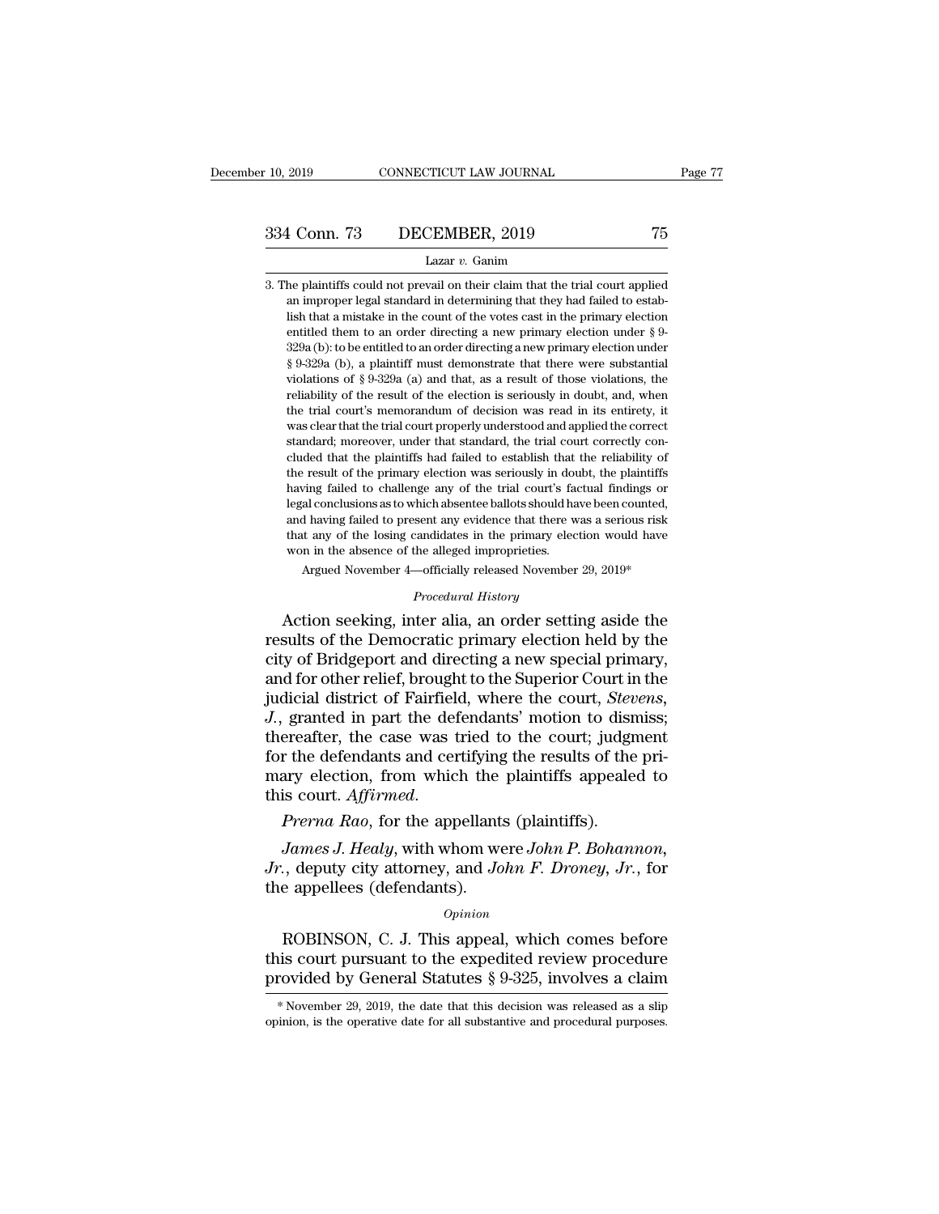3. The plaintiffs could not prevail on their claim that the trial court applied an improper legal standard in determining that they had failed to establish that a mistake in the count of the votes cast in the primary election entitled them to an order directing a new primary election under § 9-329a (b): to be entitled to an order directing a new primary election under § 9-329a (b), a plaintiff must demonstrate that there were substantial violations of § 9-329a (a) and that, as a result of those violations, the reliability of the result of the election is seriously in doubt, and, when the trial court's memorandum of decision was read in its entirety, it was clear that the trial court properly understood and applied the correct standard; moreover, under that standard, the trial court correctly concluded that the plaintiffs had failed to establish that the reliability of the result of the primary election was seriously in doubt, the plaintiffs having failed to challenge any of the trial court's factual findings or legal conclusions as to which absentee ballots should have been counted, and having failed to present any evidence that there was a serious risk that any of the losing candidates in the primary election would have won in the absence of the alleged improprieties.

Argued November 4—officially released November 29, 2019*

*Procedural History*

Action seeking, inter alia, an order setting aside the results of the Democratic primary election held by the city of Bridgeport and directing a new special primary, and for other relief, brought to the Superior Court in the judicial district of Fairfield, where the court, *Stevens, J.*, granted in part the defendants' motion to dismiss; thereafter, the case was tried to the court; judgment for the defendants and certifying the results of the primary election, from which the plaintiffs appealed to this court. *Affirmed.*

*Prerna Rao*, for the appellants (plaintiffs).

*James J. Healy*, with whom were *John P. Bohannon, Jr.*, deputy city attorney, and *John F. Droney, Jr.*, for the appellees (defendants).

*Opinion*

ROBINSON, C. J. This appeal, which comes before this court pursuant to the expedited review procedure provided by General Statutes § 9-325, involves a claim

\* November 29, 2019, the date that this decision was released as a slip opinion, is the operative date for all substantive and procedural purposes.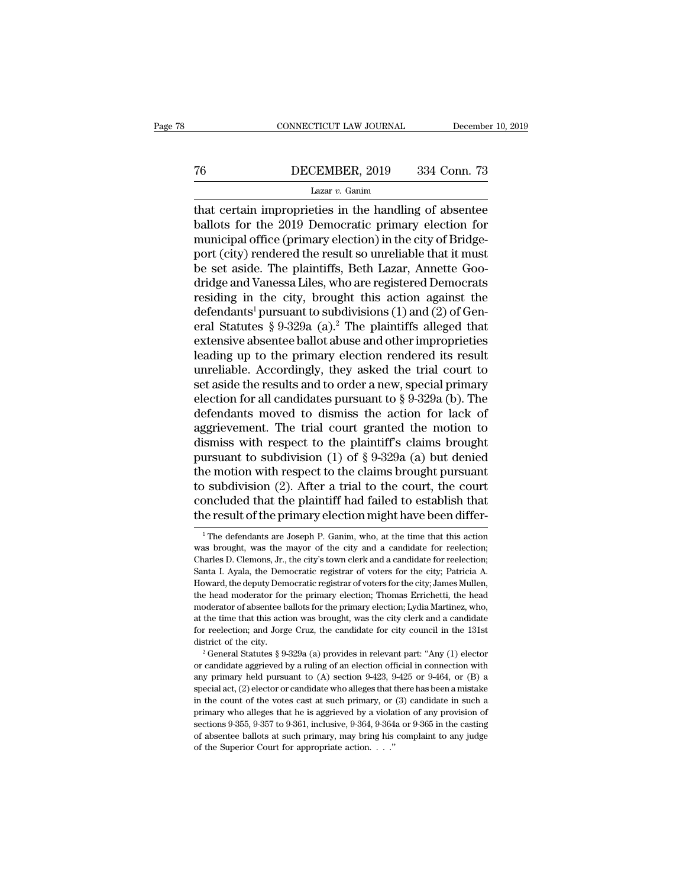that certain improprieties in the handling of absentee ballots for the 2019 Democratic primary election for municipal office (primary election) in the city of Bridgeport (city) rendered the result so unreliable that it must be set aside. The plaintiffs, Beth Lazar, Annette Goodridge and Vanessa Liles, who are registered Democrats residing in the city, brought this action against the defendants[1] pursuant to subdivisions (1) and (2) of General Statutes § 9-329a (a).[2] The plaintiffs alleged that extensive absentee ballot abuse and other improprieties leading up to the primary election rendered its result unreliable. Accordingly, they asked the trial court to set aside the results and to order a new, special primary election for all candidates pursuant to § 9-329a (b). The defendants moved to dismiss the action for lack of aggrievement. The trial court granted the motion to dismiss with respect to the plaintiff's claims brought pursuant to subdivision (1) of § 9-329a (a) but denied the motion with respect to the claims brought pursuant to subdivision (2). After a trial to the court, the court concluded that the plaintiff had failed to establish that the result of the primary election might have been differ-

[1] The defendants are Joseph P. Ganim, who, at the time that this action was brought, was the mayor of the city and a candidate for reelection; Charles D. Clemons, Jr., the city's town clerk and a candidate for reelection; Santa I. Ayala, the Democratic registrar of voters for the city; Patricia A. Howard, the deputy Democratic registrar of voters for the city; James Mullen, the head moderator for the primary election; Thomas Errichetti, the head moderator of absentee ballots for the primary election; Lydia Martinez, who, at the time that this action was brought, was the city clerk and a candidate for reelection; and Jorge Cruz, the candidate for city council in the 131st district of the city.

[2] General Statutes § 9-329a (a) provides in relevant part: "Any (1) elector or candidate aggrieved by a ruling of an election official in connection with any primary held pursuant to (A) section 9-423, 9-425 or 9-464, or (B) a special act, (2) elector or candidate who alleges that there has been a mistake in the count of the votes cast at such primary, or (3) candidate in such a primary who alleges that he is aggrieved by a violation of any provision of sections 9-355, 9-357 to 9-361, inclusive, 9-364, 9-364a or 9-365 in the casting of absentee ballots at such primary, may bring his complaint to any judge of the Superior Court for appropriate action. . . ."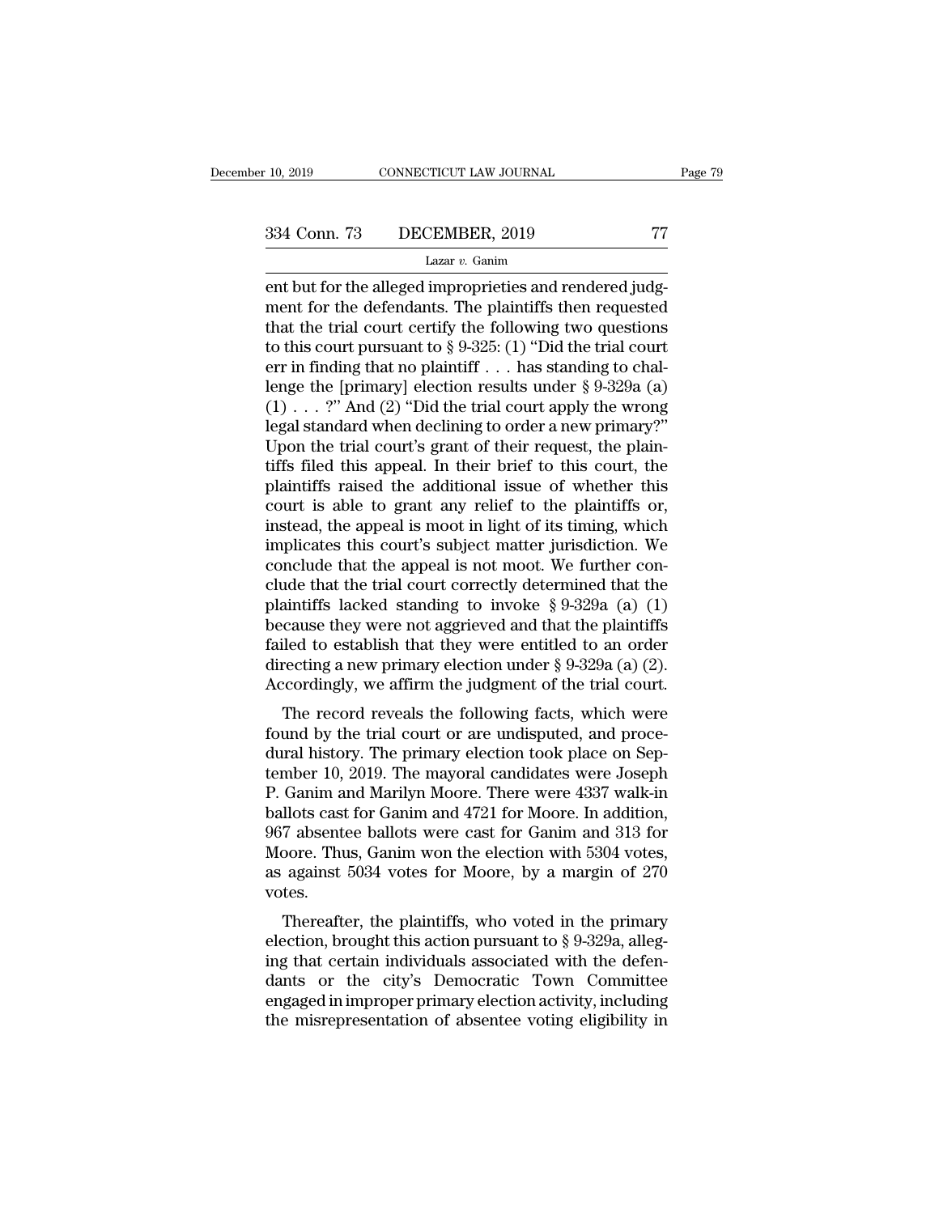ent but for the alleged improprieties and rendered judgment for the defendants. The plaintiffs then requested that the trial court certify the following two questions to this court pursuant to § 9-325: (1) "Did the trial court err in finding that no plaintiff . . . has standing to challenge the [primary] election results under § 9-329a (a) (1) . . . ?" And (2) "Did the trial court apply the wrong legal standard when declining to order a new primary?" Upon the trial court's grant of their request, the plaintiffs filed this appeal. In their brief to this court, the plaintiffs raised the additional issue of whether this court is able to grant any relief to the plaintiffs or, instead, the appeal is moot in light of its timing, which implicates this court's subject matter jurisdiction. We conclude that the appeal is not moot. We further conclude that the trial court correctly determined that the plaintiffs lacked standing to invoke § 9-329a (a) (1) because they were not aggrieved and that the plaintiffs failed to establish that they were entitled to an order directing a new primary election under § 9-329a (a) (2). Accordingly, we affirm the judgment of the trial court.

The record reveals the following facts, which were found by the trial court or are undisputed, and procedural history. The primary election took place on September 10, 2019. The mayoral candidates were Joseph P. Ganim and Marilyn Moore. There were 4337 walk-in ballots cast for Ganim and 4721 for Moore. In addition, 967 absentee ballots were cast for Ganim and 313 for Moore. Thus, Ganim won the election with 5304 votes, as against 5034 votes for Moore, by a margin of 270 votes.

Thereafter, the plaintiffs, who voted in the primary election, brought this action pursuant to § 9-329a, alleging that certain individuals associated with the defendants or the city's Democratic Town Committee engaged in improper primary election activity, including the misrepresentation of absentee voting eligibility in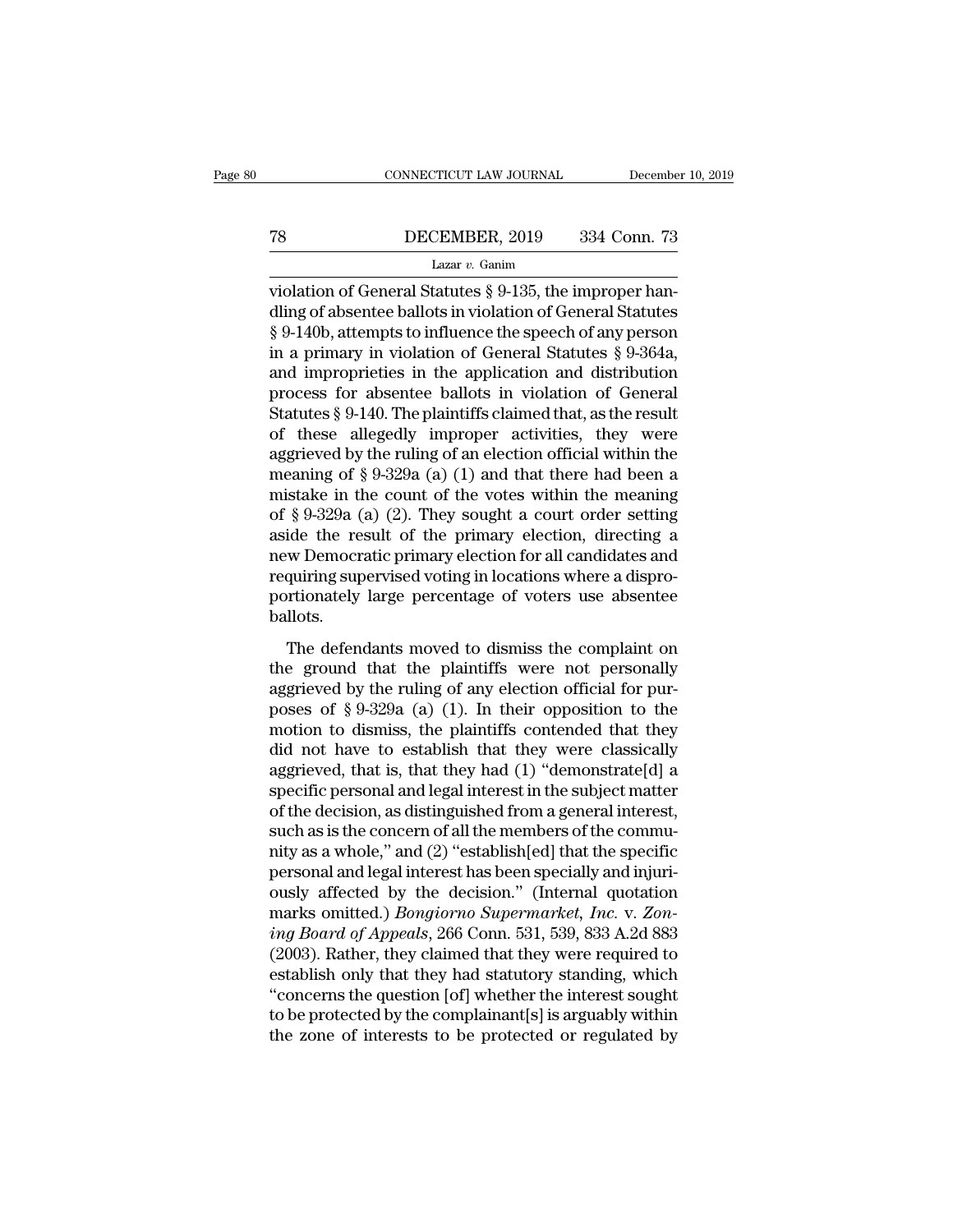violation of General Statutes § 9-135, the improper handling of absentee ballots in violation of General Statutes § 9-140b, attempts to influence the speech of any person in a primary in violation of General Statutes § 9-364a, and improprieties in the application and distribution process for absentee ballots in violation of General Statutes § 9-140. The plaintiffs claimed that, as the result of these allegedly improper activities, they were aggrieved by the ruling of an election official within the meaning of § 9-329a (a) (1) and that there had been a mistake in the count of the votes within the meaning of § 9-329a (a) (2). They sought a court order setting aside the result of the primary election, directing a new Democratic primary election for all candidates and requiring supervised voting in locations where a disproportionately large percentage of voters use absentee ballots.

The defendants moved to dismiss the complaint on the ground that the plaintiffs were not personally aggrieved by the ruling of any election official for purposes of § 9-329a (a) (1). In their opposition to the motion to dismiss, the plaintiffs contended that they did not have to establish that they were classically aggrieved, that is, that they had (1) "demonstrate[d] a specific personal and legal interest in the subject matter of the decision, as distinguished from a general interest, such as is the concern of all the members of the community as a whole," and (2) "establish[ed] that the specific personal and legal interest has been specially and injuriously affected by the decision." (Internal quotation marks omitted.) *Bongiorno Supermarket, Inc.* v. *Zoning Board of Appeals*, 266 Conn. 531, 539, 833 A.2d 883 (2003). Rather, they claimed that they were required to establish only that they had statutory standing, which "concerns the question [of] whether the interest sought to be protected by the complainant[s] is arguably within the zone of interests to be protected or regulated by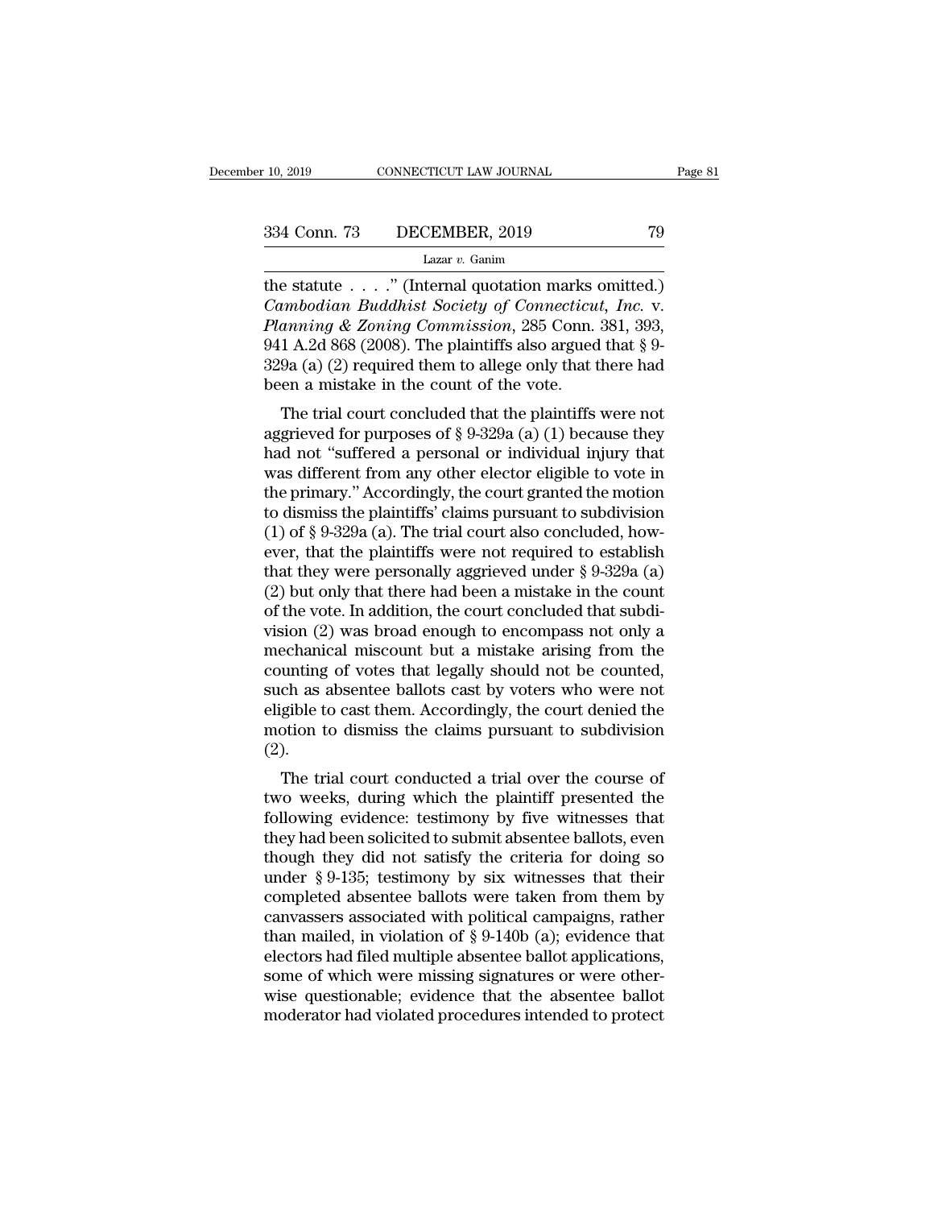the statute . . . .'' (Internal quotation marks omitted.) *Cambodian Buddhist Society of Connecticut, Inc.* v. *Planning & Zoning Commission*, 285 Conn. 381, 393, 941 A.2d 868 (2008). The plaintiffs also argued that § 9-329a (a) (2) required them to allege only that there had been a mistake in the count of the vote.

The trial court concluded that the plaintiffs were not aggrieved for purposes of § 9-329a (a) (1) because they had not ''suffered a personal or individual injury that was different from any other elector eligible to vote in the primary.'' Accordingly, the court granted the motion to dismiss the plaintiffs' claims pursuant to subdivision (1) of § 9-329a (a). The trial court also concluded, however, that the plaintiffs were not required to establish that they were personally aggrieved under § 9-329a (a) (2) but only that there had been a mistake in the count of the vote. In addition, the court concluded that subdivision (2) was broad enough to encompass not only a mechanical miscount but a mistake arising from the counting of votes that legally should not be counted, such as absentee ballots cast by voters who were not eligible to cast them. Accordingly, the court denied the motion to dismiss the claims pursuant to subdivision (2).

The trial court conducted a trial over the course of two weeks, during which the plaintiff presented the following evidence: testimony by five witnesses that they had been solicited to submit absentee ballots, even though they did not satisfy the criteria for doing so under § 9-135; testimony by six witnesses that their completed absentee ballots were taken from them by canvassers associated with political campaigns, rather than mailed, in violation of § 9-140b (a); evidence that electors had filed multiple absentee ballot applications, some of which were missing signatures or were otherwise questionable; evidence that the absentee ballot moderator had violated procedures intended to protect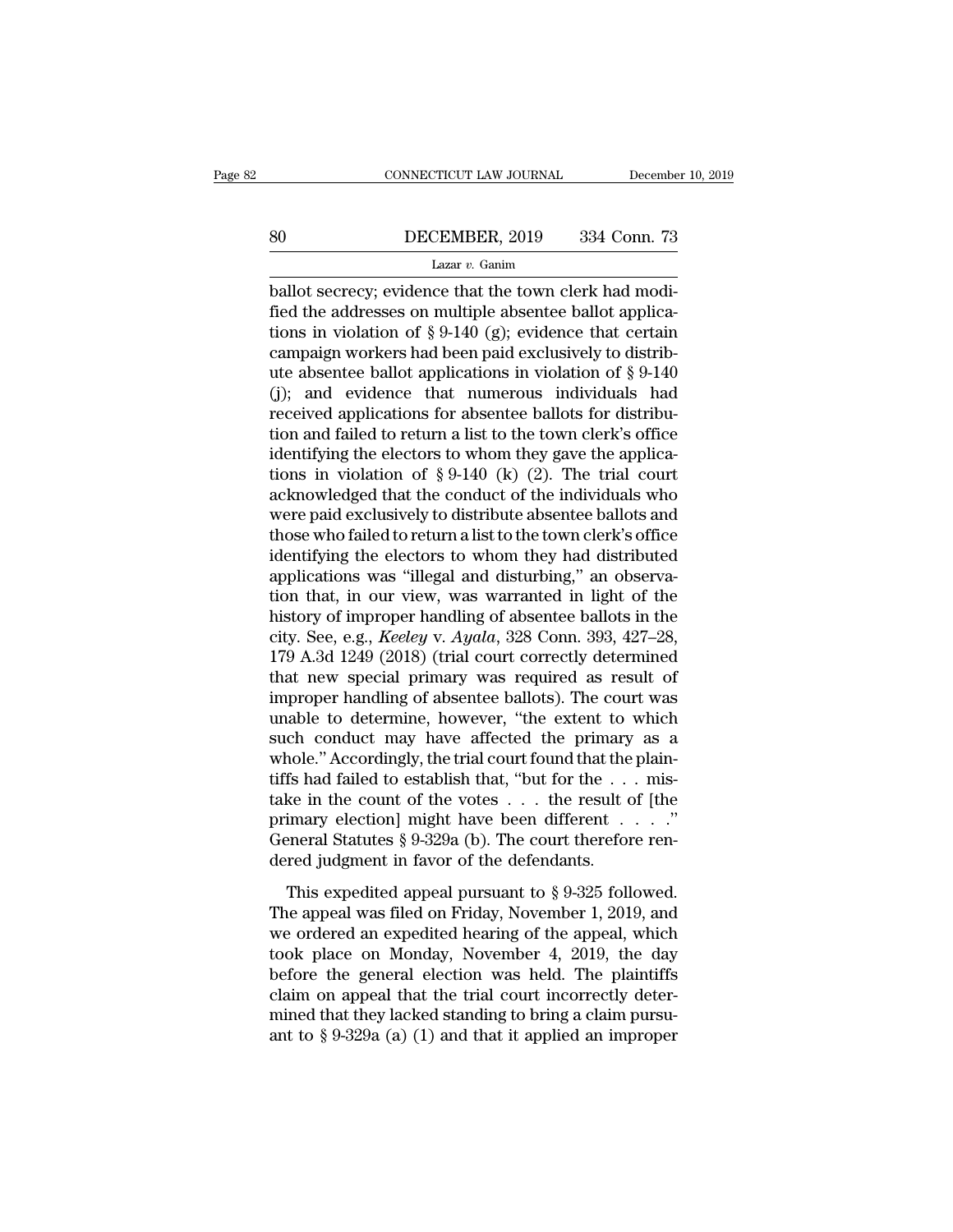ballot secrecy; evidence that the town clerk had modified the addresses on multiple absentee ballot applications in violation of § 9-140 (g); evidence that certain campaign workers had been paid exclusively to distribute absentee ballot applications in violation of § 9-140 (j); and evidence that numerous individuals had received applications for absentee ballots for distribution and failed to return a list to the town clerk's office identifying the electors to whom they gave the applications in violation of § 9-140 (k) (2). The trial court acknowledged that the conduct of the individuals who were paid exclusively to distribute absentee ballots and those who failed to return a list to the town clerk's office identifying the electors to whom they had distributed applications was "illegal and disturbing," an observation that, in our view, was warranted in light of the history of improper handling of absentee ballots in the city. See, e.g., *Keeley* v. *Ayala*, 328 Conn. 393, 427–28, 179 A.3d 1249 (2018) (trial court correctly determined that new special primary was required as result of improper handling of absentee ballots). The court was unable to determine, however, "the extent to which such conduct may have affected the primary as a whole." Accordingly, the trial court found that the plaintiffs had failed to establish that, "but for the . . . mistake in the count of the votes . . . the result of [the primary election] might have been different . . . ." General Statutes § 9-329a (b). The court therefore rendered judgment in favor of the defendants.

This expedited appeal pursuant to § 9-325 followed. The appeal was filed on Friday, November 1, 2019, and we ordered an expedited hearing of the appeal, which took place on Monday, November 4, 2019, the day before the general election was held. The plaintiffs claim on appeal that the trial court incorrectly determined that they lacked standing to bring a claim pursuant to § 9-329a (a) (1) and that it applied an improper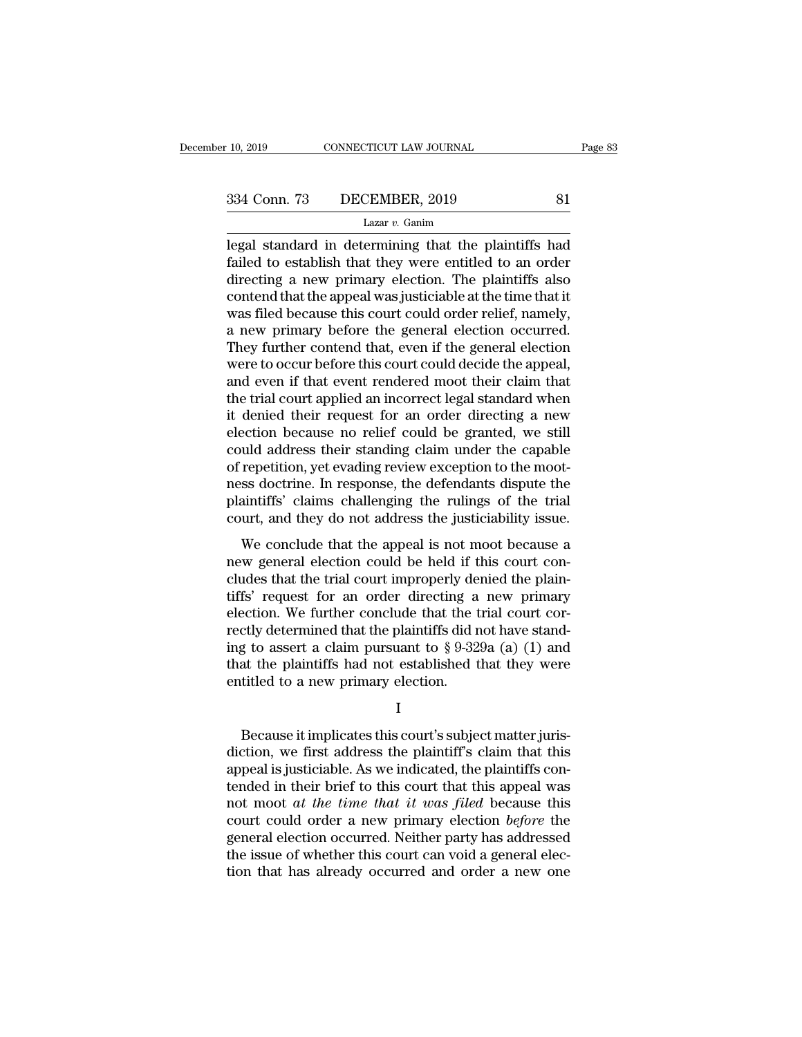legal standard in determining that the plaintiffs had failed to establish that they were entitled to an order directing a new primary election. The plaintiffs also contend that the appeal was justiciable at the time that it was filed because this court could order relief, namely, a new primary before the general election occurred. They further contend that, even if the general election were to occur before this court could decide the appeal, and even if that event rendered moot their claim that the trial court applied an incorrect legal standard when it denied their request for an order directing a new election because no relief could be granted, we still could address their standing claim under the capable of repetition, yet evading review exception to the mootness doctrine. In response, the defendants dispute the plaintiffs' claims challenging the rulings of the trial court, and they do not address the justiciability issue.

We conclude that the appeal is not moot because a new general election could be held if this court concludes that the trial court improperly denied the plaintiffs' request for an order directing a new primary election. We further conclude that the trial court correctly determined that the plaintiffs did not have standing to assert a claim pursuant to § 9-329a (a) (1) and that the plaintiffs had not established that they were entitled to a new primary election.

I

Because it implicates this court's subject matter jurisdiction, we first address the plaintiff's claim that this appeal is justiciable. As we indicated, the plaintiffs contended in their brief to this court that this appeal was not moot *at the time that it was filed* because this court could order a new primary election *before* the general election occurred. Neither party has addressed the issue of whether this court can void a general election that has already occurred and order a new one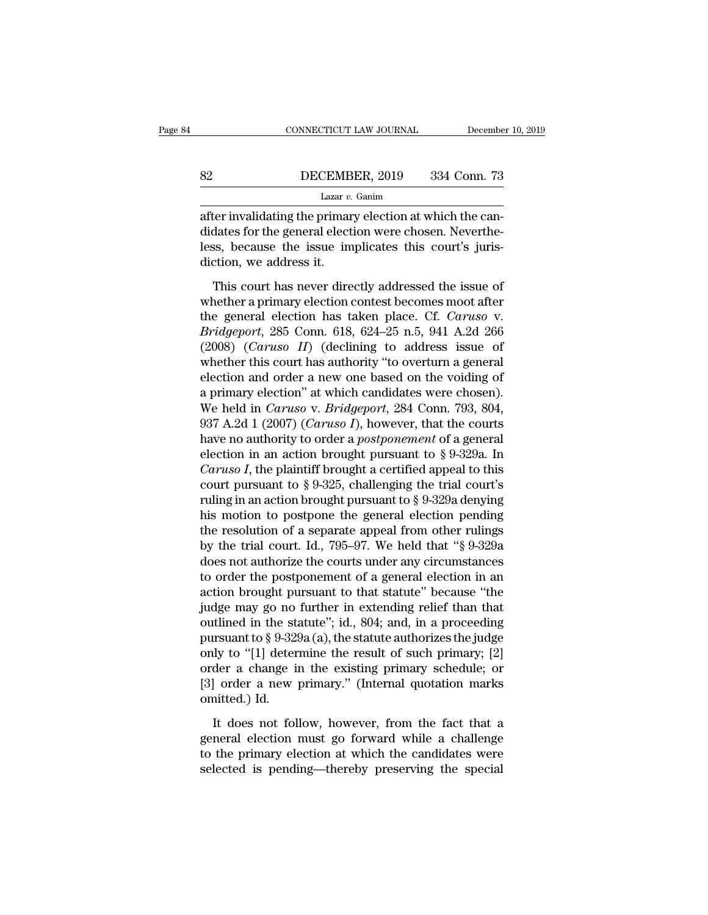after invalidating the primary election at which the candidates for the general election were chosen. Nevertheless, because the issue implicates this court's jurisdiction, we address it.

This court has never directly addressed the issue of whether a primary election contest becomes moot after the general election has taken place. Cf. *Caruso* v. *Bridgeport*, 285 Conn. 618, 624–25 n.5, 941 A.2d 266 (2008) (*Caruso II*) (declining to address issue of whether this court has authority "to overturn a general election and order a new one based on the voiding of a primary election" at which candidates were chosen). We held in *Caruso* v. *Bridgeport*, 284 Conn. 793, 804, 937 A.2d 1 (2007) (*Caruso I*), however, that the courts have no authority to order a *postponement* of a general election in an action brought pursuant to § 9-329a. In *Caruso I*, the plaintiff brought a certified appeal to this court pursuant to § 9-325, challenging the trial court's ruling in an action brought pursuant to § 9-329a denying his motion to postpone the general election pending the resolution of a separate appeal from other rulings by the trial court. Id., 795–97. We held that "§ 9-329a does not authorize the courts under any circumstances to order the postponement of a general election in an action brought pursuant to that statute" because "the judge may go no further in extending relief than that outlined in the statute"; id., 804; and, in a proceeding pursuant to § 9-329a (a), the statute authorizes the judge only to "[1] determine the result of such primary; [2] order a change in the existing primary schedule; or [3] order a new primary." (Internal quotation marks omitted.) Id.

It does not follow, however, from the fact that a general election must go forward while a challenge to the primary election at which the candidates were selected is pending—thereby preserving the special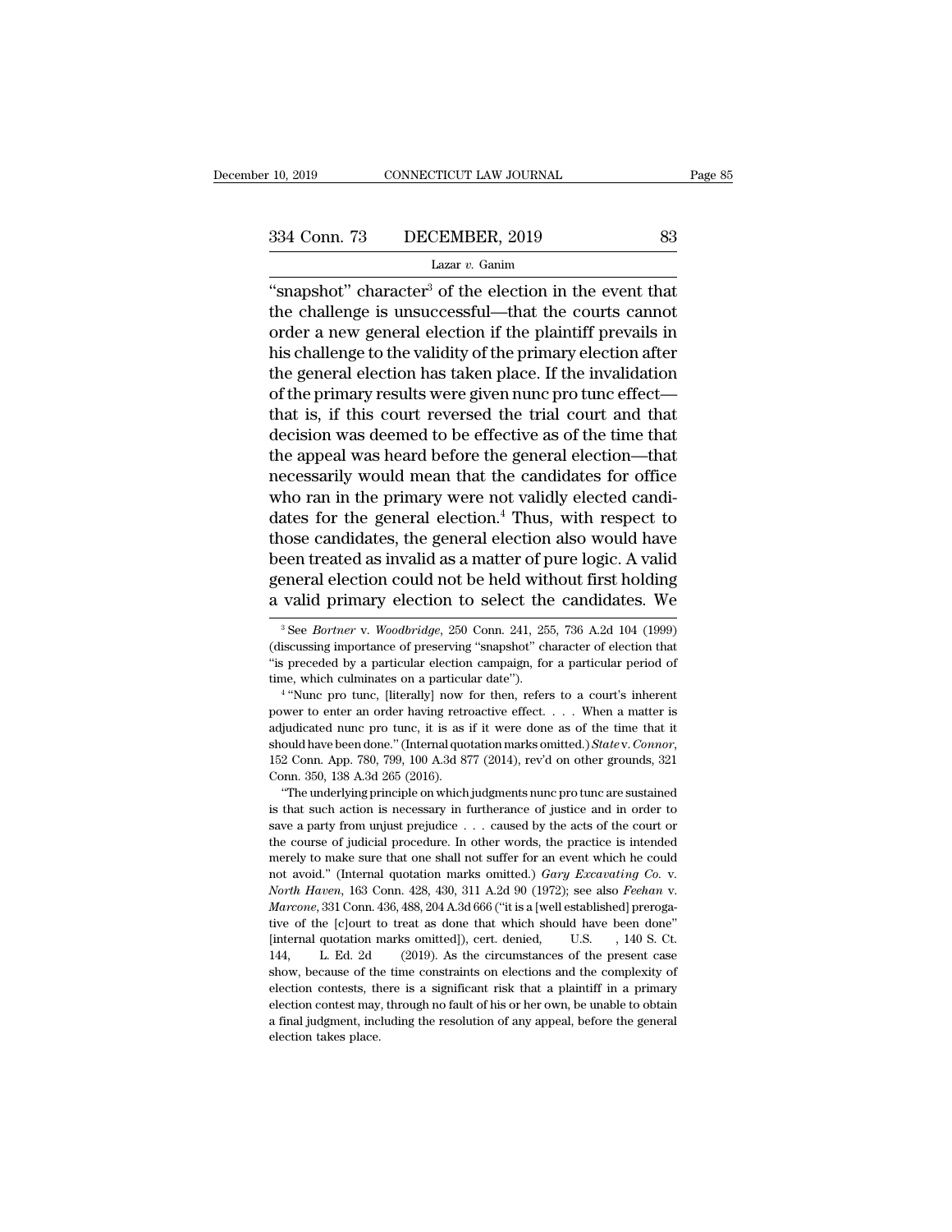"snapshot" character[3] of the election in the event that the challenge is unsuccessful—that the courts cannot order a new general election if the plaintiff prevails in his challenge to the validity of the primary election after the general election has taken place. If the invalidation of the primary results were given nunc pro tunc effect—that is, if this court reversed the trial court and that decision was deemed to be effective as of the time that the appeal was heard before the general election—that necessarily would mean that the candidates for office who ran in the primary were not validly elected candidates for the general election.[4] Thus, with respect to those candidates, the general election also would have been treated as invalid as a matter of pure logic. A valid general election could not be held without first holding a valid primary election to select the candidates. We

[3] See *Bortner* v. *Woodbridge*, 250 Conn. 241, 255, 736 A.2d 104 (1999) (discussing importance of preserving "snapshot" character of election that "is preceded by a particular election campaign, for a particular period of time, which culminates on a particular date").

[4] "Nunc pro tunc, [literally] now for then, refers to a court's inherent power to enter an order having retroactive effect. . . . When a matter is adjudicated nunc pro tunc, it is as if it were done as of the time that it should have been done." (Internal quotation marks omitted.) *State* v. *Connor*, 152 Conn. App. 780, 799, 100 A.3d 877 (2014), rev'd on other grounds, 321 Conn. 350, 138 A.3d 265 (2016).

"The underlying principle on which judgments nunc pro tunc are sustained is that such action is necessary in furtherance of justice and in order to save a party from unjust prejudice . . . caused by the acts of the court or the course of judicial procedure. In other words, the practice is intended merely to make sure that one shall not suffer for an event which he could not avoid." (Internal quotation marks omitted.) *Gary Excavating Co.* v. *North Haven*, 163 Conn. 428, 430, 311 A.2d 90 (1972); see also *Feehan* v. *Marcone*, 331 Conn. 436, 488, 204 A.3d 666 ("it is a [well established] prerogative of the [c]ourt to treat as done that which should have been done" [internal quotation marks omitted]), cert. denied, U.S. , 140 S. Ct. 144, L. Ed. 2d (2019). As the circumstances of the present case show, because of the time constraints on elections and the complexity of election contests, there is a significant risk that a plaintiff in a primary election contest may, through no fault of his or her own, be unable to obtain a final judgment, including the resolution of any appeal, before the general election takes place.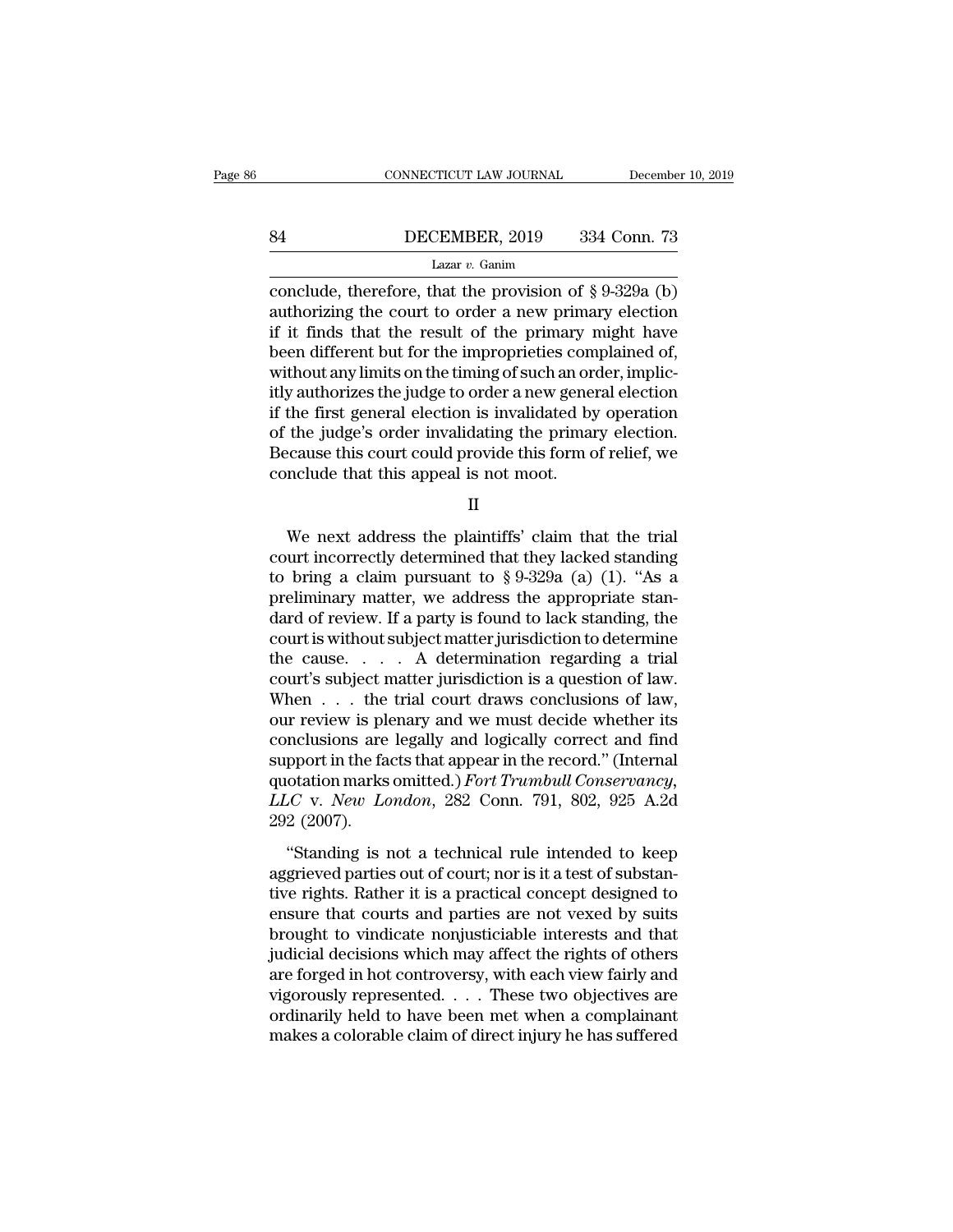conclude, therefore, that the provision of § 9-329a (b) authorizing the court to order a new primary election if it finds that the result of the primary might have been different but for the improprieties complained of, without any limits on the timing of such an order, implicitly authorizes the judge to order a new general election if the first general election is invalidated by operation of the judge's order invalidating the primary election. Because this court could provide this form of relief, we conclude that this appeal is not moot.

## II

We next address the plaintiffs' claim that the trial court incorrectly determined that they lacked standing to bring a claim pursuant to § 9-329a (a) (1). "As a preliminary matter, we address the appropriate standard of review. If a party is found to lack standing, the court is without subject matter jurisdiction to determine the cause. . . . A determination regarding a trial court's subject matter jurisdiction is a question of law. When . . . the trial court draws conclusions of law, our review is plenary and we must decide whether its conclusions are legally and logically correct and find support in the facts that appear in the record." (Internal quotation marks omitted.) *Fort Trumbull Conservancy, LLC* v. *New London*, 282 Conn. 791, 802, 925 A.2d 292 (2007).

"Standing is not a technical rule intended to keep aggrieved parties out of court; nor is it a test of substantive rights. Rather it is a practical concept designed to ensure that courts and parties are not vexed by suits brought to vindicate nonjusticiable interests and that judicial decisions which may affect the rights of others are forged in hot controversy, with each view fairly and vigorously represented. . . . These two objectives are ordinarily held to have been met when a complainant makes a colorable claim of direct injury he has suffered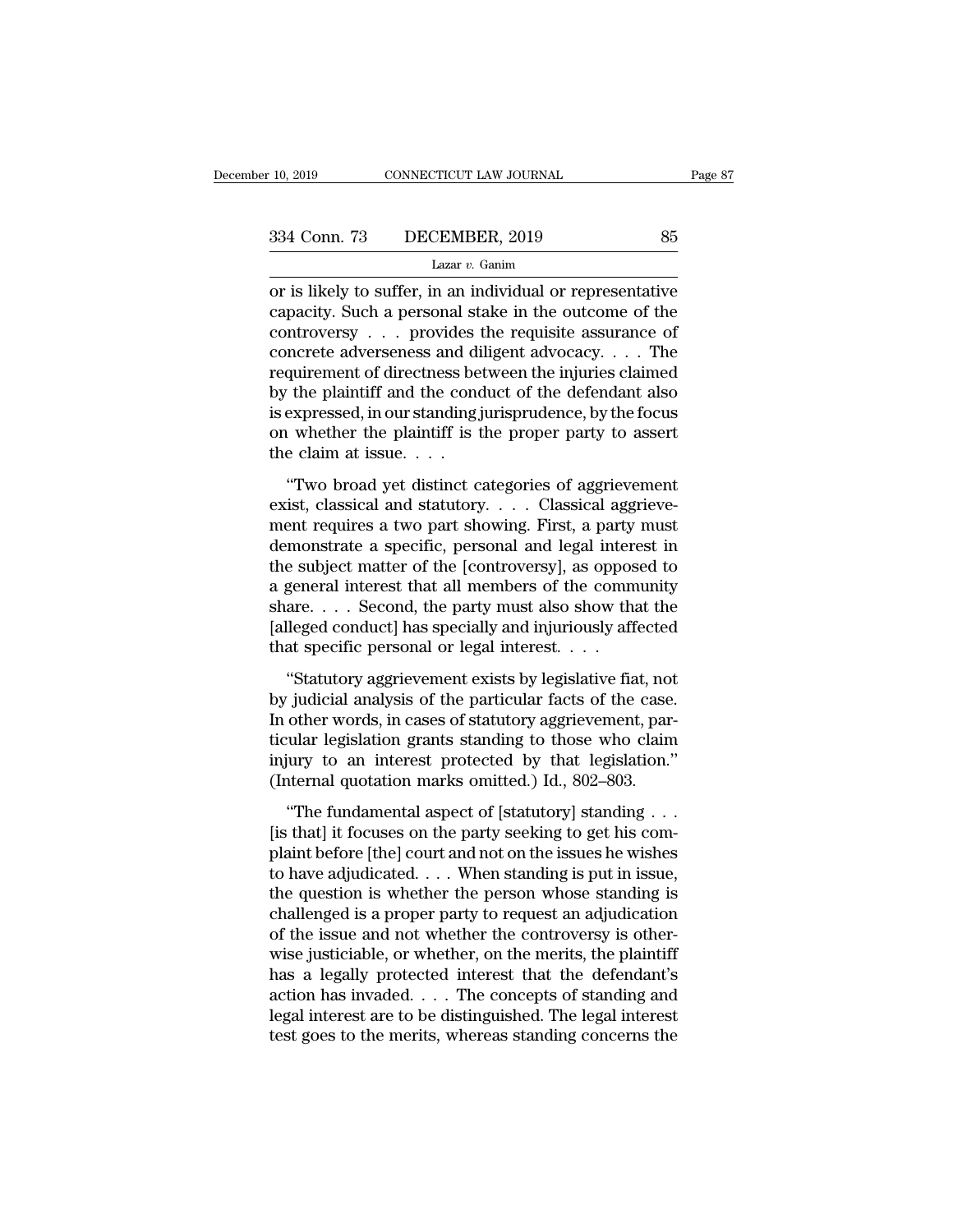or is likely to suffer, in an individual or representative capacity. Such a personal stake in the outcome of the controversy . . . provides the requisite assurance of concrete adverseness and diligent advocacy. . . . The requirement of directness between the injuries claimed by the plaintiff and the conduct of the defendant also is expressed, in our standing jurisprudence, by the focus on whether the plaintiff is the proper party to assert the claim at issue. . . .

"Two broad yet distinct categories of aggrievement exist, classical and statutory. . . . Classical aggrievement requires a two part showing. First, a party must demonstrate a specific, personal and legal interest in the subject matter of the [controversy], as opposed to a general interest that all members of the community share. . . . Second, the party must also show that the [alleged conduct] has specially and injuriously affected that specific personal or legal interest. . . .

"Statutory aggrievement exists by legislative fiat, not by judicial analysis of the particular facts of the case. In other words, in cases of statutory aggrievement, particular legislation grants standing to those who claim injury to an interest protected by that legislation." (Internal quotation marks omitted.) Id., 802–803.

"The fundamental aspect of [statutory] standing . . . [is that] it focuses on the party seeking to get his complaint before [the] court and not on the issues he wishes to have adjudicated. . . . When standing is put in issue, the question is whether the person whose standing is challenged is a proper party to request an adjudication of the issue and not whether the controversy is otherwise justiciable, or whether, on the merits, the plaintiff has a legally protected interest that the defendant's action has invaded. . . . The concepts of standing and legal interest are to be distinguished. The legal interest test goes to the merits, whereas standing concerns the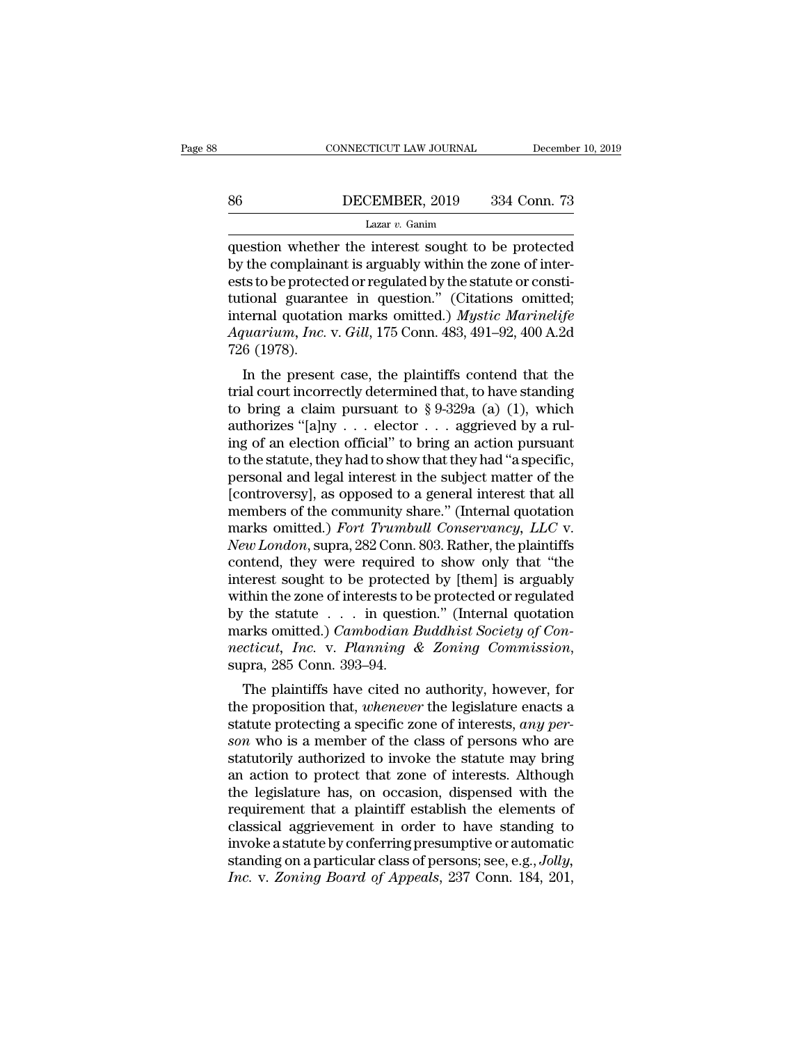question whether the interest sought to be protected by the complainant is arguably within the zone of interests to be protected or regulated by the statute or constitutional guarantee in question." (Citations omitted; internal quotation marks omitted.) *Mystic Marinelife Aquarium, Inc.* v. *Gill*, 175 Conn. 483, 491–92, 400 A.2d 726 (1978).

In the present case, the plaintiffs contend that the trial court incorrectly determined that, to have standing to bring a claim pursuant to § 9-329a (a) (1), which authorizes "[a]ny . . . elector . . . aggrieved by a ruling of an election official" to bring an action pursuant to the statute, they had to show that they had "a specific, personal and legal interest in the subject matter of the [controversy], as opposed to a general interest that all members of the community share." (Internal quotation marks omitted.) *Fort Trumbull Conservancy, LLC* v. *New London*, supra, 282 Conn. 803. Rather, the plaintiffs contend, they were required to show only that "the interest sought to be protected by [them] is arguably within the zone of interests to be protected or regulated by the statute . . . in question." (Internal quotation marks omitted.) *Cambodian Buddhist Society of Connecticut, Inc.* v. *Planning & Zoning Commission*, supra, 285 Conn. 393–94.

The plaintiffs have cited no authority, however, for the proposition that, *whenever* the legislature enacts a statute protecting a specific zone of interests, *any person* who is a member of the class of persons who are statutorily authorized to invoke the statute may bring an action to protect that zone of interests. Although the legislature has, on occasion, dispensed with the requirement that a plaintiff establish the elements of classical aggrievement in order to have standing to invoke a statute by conferring presumptive or automatic standing on a particular class of persons; see, e.g., *Jolly, Inc.* v. *Zoning Board of Appeals*, 237 Conn. 184, 201,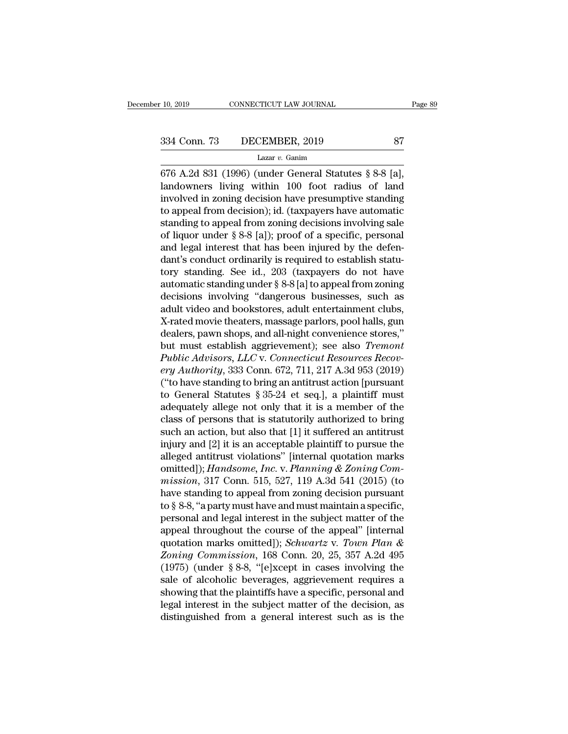676 A.2d 831 (1996) (under General Statutes § 8-8 [a], landowners living within 100 foot radius of land involved in zoning decision have presumptive standing to appeal from decision); id. (taxpayers have automatic standing to appeal from zoning decisions involving sale of liquor under § 8-8 [a]); proof of a specific, personal and legal interest that has been injured by the defendant's conduct ordinarily is required to establish statutory standing. See id., 203 (taxpayers do not have automatic standing under § 8-8 [a] to appeal from zoning decisions involving "dangerous businesses, such as adult video and bookstores, adult entertainment clubs, X-rated movie theaters, massage parlors, pool halls, gun dealers, pawn shops, and all-night convenience stores," but must establish aggrievement); see also *Tremont Public Advisors, LLC* v. *Connecticut Resources Recovery Authority*, 333 Conn. 672, 711, 217 A.3d 953 (2019) ("to have standing to bring an antitrust action [pursuant to General Statutes § 35-24 et seq.], a plaintiff must adequately allege not only that it is a member of the class of persons that is statutorily authorized to bring such an action, but also that [1] it suffered an antitrust injury and [2] it is an acceptable plaintiff to pursue the alleged antitrust violations" [internal quotation marks omitted]); *Handsome, Inc.* v. *Planning & Zoning Commission*, 317 Conn. 515, 527, 119 A.3d 541 (2015) (to have standing to appeal from zoning decision pursuant to § 8-8, "a party must have and must maintain a specific, personal and legal interest in the subject matter of the appeal throughout the course of the appeal" [internal quotation marks omitted]); *Schwartz* v. *Town Plan & Zoning Commission*, 168 Conn. 20, 25, 357 A.2d 495 (1975) (under § 8-8, "[e]xcept in cases involving the sale of alcoholic beverages, aggrievement requires a showing that the plaintiffs have a specific, personal and legal interest in the subject matter of the decision, as distinguished from a general interest such as is the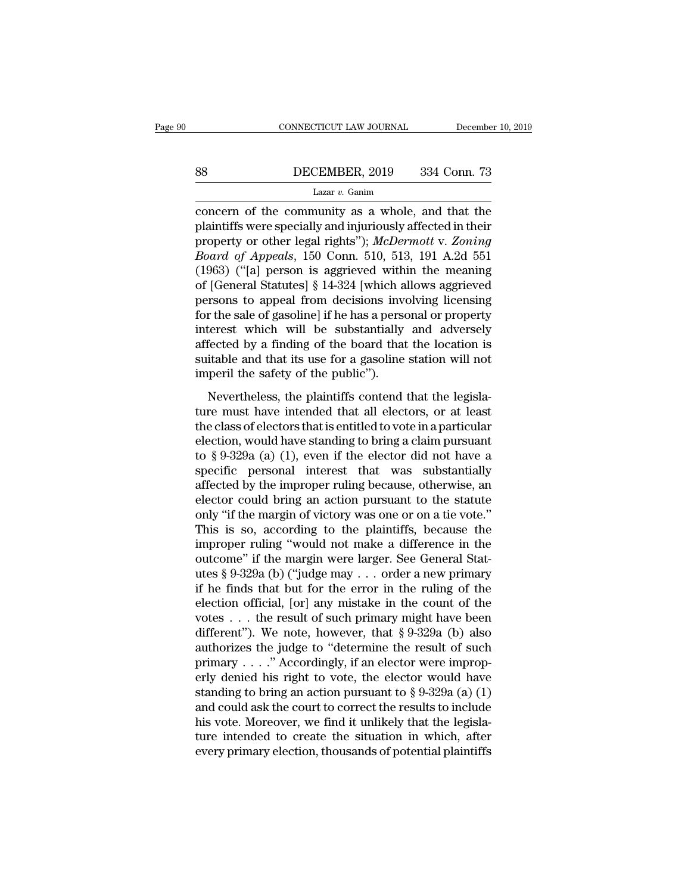concern of the community as a whole, and that the plaintiffs were specially and injuriously affected in their property or other legal rights"); *McDermott* v. *Zoning Board of Appeals*, 150 Conn. 510, 513, 191 A.2d 551 (1963) ("[a] person is aggrieved within the meaning of [General Statutes] § 14-324 [which allows aggrieved persons to appeal from decisions involving licensing for the sale of gasoline] if he has a personal or property interest which will be substantially and adversely affected by a finding of the board that the location is suitable and that its use for a gasoline station will not imperil the safety of the public").

Nevertheless, the plaintiffs contend that the legislature must have intended that all electors, or at least the class of electors that is entitled to vote in a particular election, would have standing to bring a claim pursuant to § 9-329a (a) (1), even if the elector did not have a specific personal interest that was substantially affected by the improper ruling because, otherwise, an elector could bring an action pursuant to the statute only "if the margin of victory was one or on a tie vote." This is so, according to the plaintiffs, because the improper ruling "would not make a difference in the outcome" if the margin were larger. See General Statutes § 9-329a (b) ("judge may . . . order a new primary if he finds that but for the error in the ruling of the election official, [or] any mistake in the count of the votes . . . the result of such primary might have been different"). We note, however, that § 9-329a (b) also authorizes the judge to "determine the result of such primary . . . ." Accordingly, if an elector were improperly denied his right to vote, the elector would have standing to bring an action pursuant to § 9-329a (a) (1) and could ask the court to correct the results to include his vote. Moreover, we find it unlikely that the legislature intended to create the situation in which, after every primary election, thousands of potential plaintiffs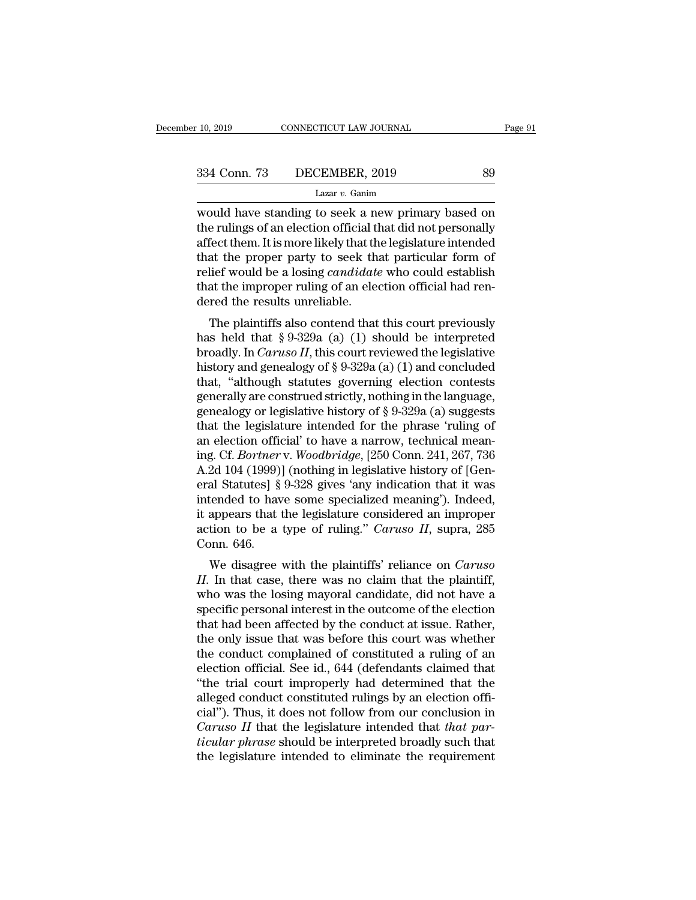would have standing to seek a new primary based on the rulings of an election official that did not personally affect them. It is more likely that the legislature intended that the proper party to seek that particular form of relief would be a losing *candidate* who could establish that the improper ruling of an election official had rendered the results unreliable.

The plaintiffs also contend that this court previously has held that § 9-329a (a) (1) should be interpreted broadly. In *Caruso II*, this court reviewed the legislative history and genealogy of § 9-329a (a) (1) and concluded that, "although statutes governing election contests generally are construed strictly, nothing in the language, genealogy or legislative history of § 9-329a (a) suggests that the legislature intended for the phrase 'ruling of an election official' to have a narrow, technical meaning. Cf. *Bortner* v. *Woodbridge*, [250 Conn. 241, 267, 736 A.2d 104 (1999)] (nothing in legislative history of [General Statutes] § 9-328 gives 'any indication that it was intended to have some specialized meaning'). Indeed, it appears that the legislature considered an improper action to be a type of ruling." *Caruso II*, supra, 285 Conn. 646.

We disagree with the plaintiffs' reliance on *Caruso II*. In that case, there was no claim that the plaintiff, who was the losing mayoral candidate, did not have a specific personal interest in the outcome of the election that had been affected by the conduct at issue. Rather, the only issue that was before this court was whether the conduct complained of constituted a ruling of an election official. See id., 644 (defendants claimed that "the trial court improperly had determined that the alleged conduct constituted rulings by an election official"). Thus, it does not follow from our conclusion in *Caruso II* that the legislature intended that *that particular phrase* should be interpreted broadly such that the legislature intended to eliminate the requirement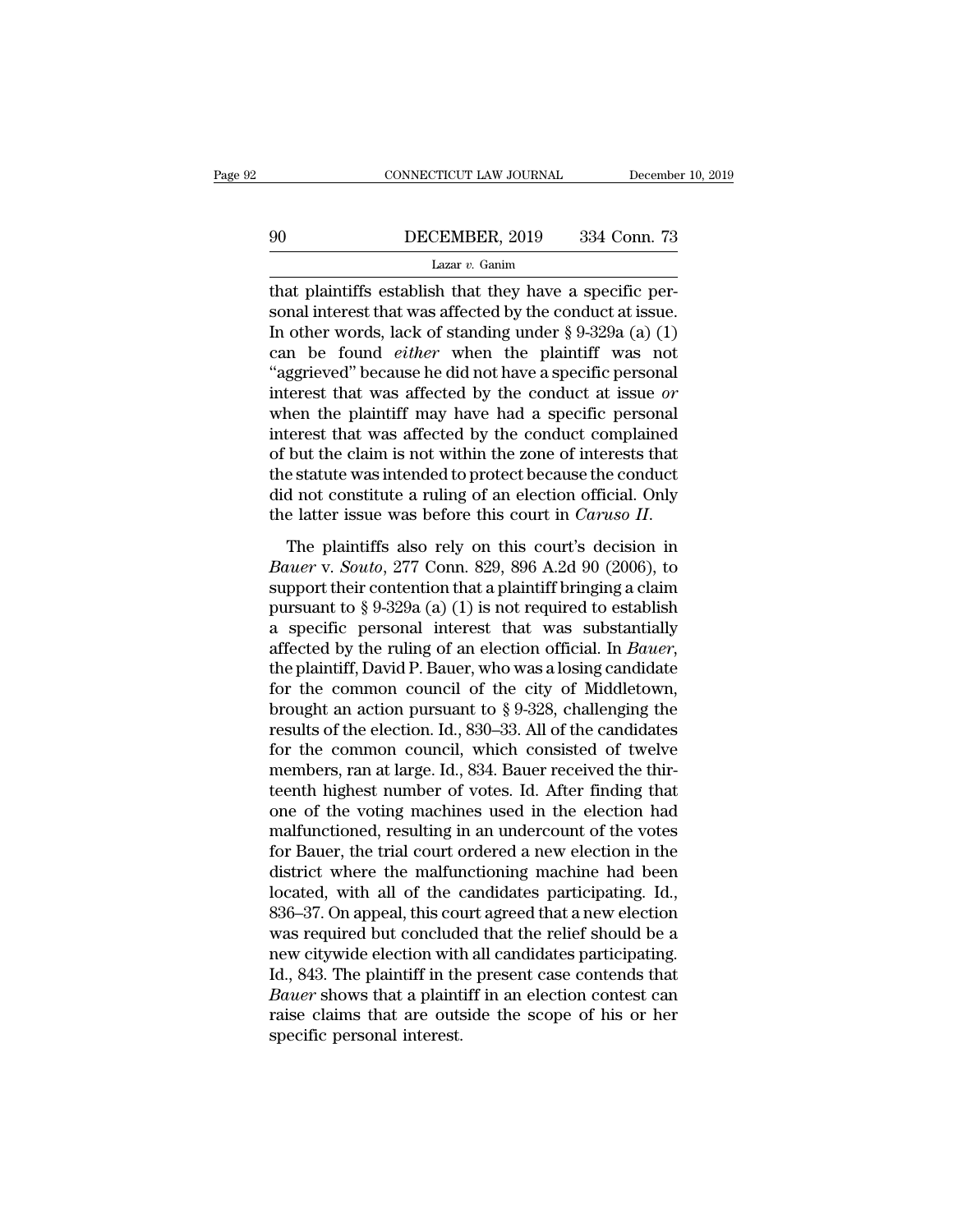that plaintiffs establish that they have a specific personal interest that was affected by the conduct at issue. In other words, lack of standing under § 9-329a (a) (1) can be found *either* when the plaintiff was not "aggrieved" because he did not have a specific personal interest that was affected by the conduct at issue *or* when the plaintiff may have had a specific personal interest that was affected by the conduct complained of but the claim is not within the zone of interests that the statute was intended to protect because the conduct did not constitute a ruling of an election official. Only the latter issue was before this court in *Caruso II*.

The plaintiffs also rely on this court's decision in *Bauer* v. *Souto*, 277 Conn. 829, 896 A.2d 90 (2006), to support their contention that a plaintiff bringing a claim pursuant to § 9-329a (a) (1) is not required to establish a specific personal interest that was substantially affected by the ruling of an election official. In *Bauer*, the plaintiff, David P. Bauer, who was a losing candidate for the common council of the city of Middletown, brought an action pursuant to § 9-328, challenging the results of the election. Id., 830–33. All of the candidates for the common council, which consisted of twelve members, ran at large. Id., 834. Bauer received the thirteenth highest number of votes. Id. After finding that one of the voting machines used in the election had malfunctioned, resulting in an undercount of the votes for Bauer, the trial court ordered a new election in the district where the malfunctioning machine had been located, with all of the candidates participating. Id., 836–37. On appeal, this court agreed that a new election was required but concluded that the relief should be a new citywide election with all candidates participating. Id., 843. The plaintiff in the present case contends that *Bauer* shows that a plaintiff in an election contest can raise claims that are outside the scope of his or her specific personal interest.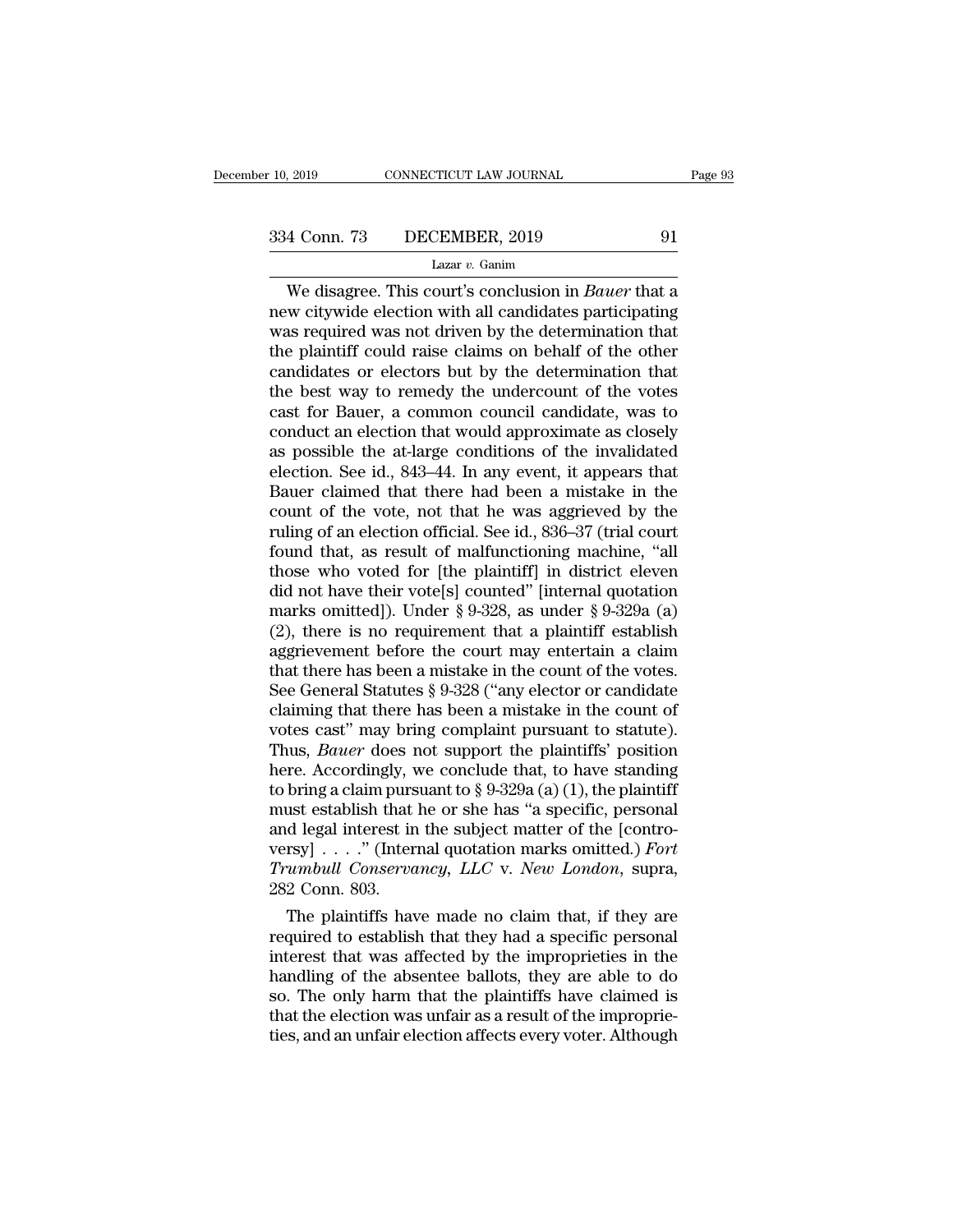We disagree. This court's conclusion in *Bauer* that a new citywide election with all candidates participating was required was not driven by the determination that the plaintiff could raise claims on behalf of the other candidates or electors but by the determination that the best way to remedy the undercount of the votes cast for Bauer, a common council candidate, was to conduct an election that would approximate as closely as possible the at-large conditions of the invalidated election. See id., 843–44. In any event, it appears that Bauer claimed that there had been a mistake in the count of the vote, not that he was aggrieved by the ruling of an election official. See id., 836–37 (trial court found that, as result of malfunctioning machine, "all those who voted for [the plaintiff] in district eleven did not have their vote[s] counted" [internal quotation marks omitted]). Under § 9-328, as under § 9-329a (a) (2), there is no requirement that a plaintiff establish aggrievement before the court may entertain a claim that there has been a mistake in the count of the votes. See General Statutes § 9-328 ("any elector or candidate claiming that there has been a mistake in the count of votes cast" may bring complaint pursuant to statute). Thus, *Bauer* does not support the plaintiffs' position here. Accordingly, we conclude that, to have standing to bring a claim pursuant to § 9-329a (a) (1), the plaintiff must establish that he or she has "a specific, personal and legal interest in the subject matter of the [controversy] . . . ." (Internal quotation marks omitted.) *Fort Trumbull Conservancy, LLC* v. *New London*, supra, 282 Conn. 803.

The plaintiffs have made no claim that, if they are required to establish that they had a specific personal interest that was affected by the improprieties in the handling of the absentee ballots, they are able to do so. The only harm that the plaintiffs have claimed is that the election was unfair as a result of the improprieties, and an unfair election affects every voter. Although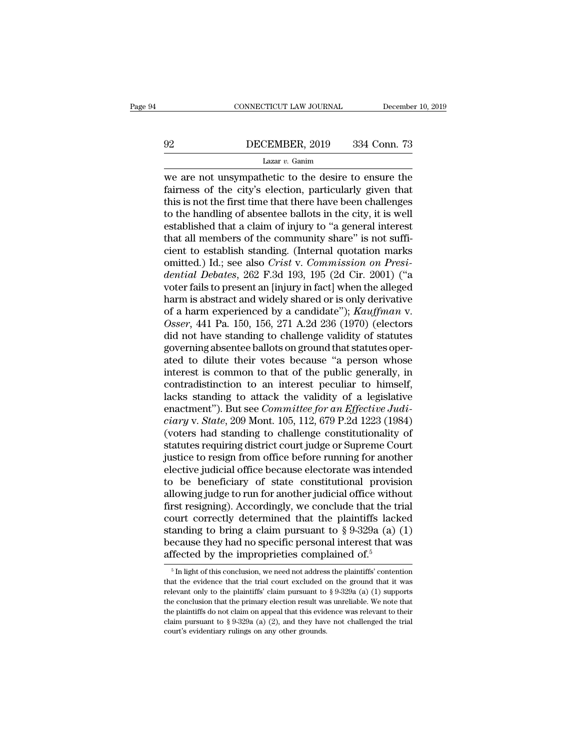we are not unsympathetic to the desire to ensure the fairness of the city's election, particularly given that this is not the first time that there have been challenges to the handling of absentee ballots in the city, it is well established that a claim of injury to "a general interest that all members of the community share" is not sufficient to establish standing. (Internal quotation marks omitted.) Id.; see also *Crist* v. *Commission on Presidential Debates*, 262 F.3d 193, 195 (2d Cir. 2001) ("a voter fails to present an [injury in fact] when the alleged harm is abstract and widely shared or is only derivative of a harm experienced by a candidate"); *Kauffman* v. *Osser*, 441 Pa. 150, 156, 271 A.2d 236 (1970) (electors did not have standing to challenge validity of statutes governing absentee ballots on ground that statutes operated to dilute their votes because "a person whose interest is common to that of the public generally, in contradistinction to an interest peculiar to himself, lacks standing to attack the validity of a legislative enactment"). But see *Committee for an Effective Judiciary* v. *State*, 209 Mont. 105, 112, 679 P.2d 1223 (1984) (voters had standing to challenge constitutionality of statutes requiring district court judge or Supreme Court justice to resign from office before running for another elective judicial office because electorate was intended to be beneficiary of state constitutional provision allowing judge to run for another judicial office without first resigning). Accordingly, we conclude that the trial court correctly determined that the plaintiffs lacked standing to bring a claim pursuant to § 9-329a (a) (1) because they had no specific personal interest that was affected by the improprieties complained of.[5]

[5] In light of this conclusion, we need not address the plaintiffs' contention that the evidence that the trial court excluded on the ground that it was relevant only to the plaintiffs' claim pursuant to § 9-329a (a) (1) supports the conclusion that the primary election result was unreliable. We note that the plaintiffs do not claim on appeal that this evidence was relevant to their claim pursuant to § 9-329a (a) (2), and they have not challenged the trial court's evidentiary rulings on any other grounds.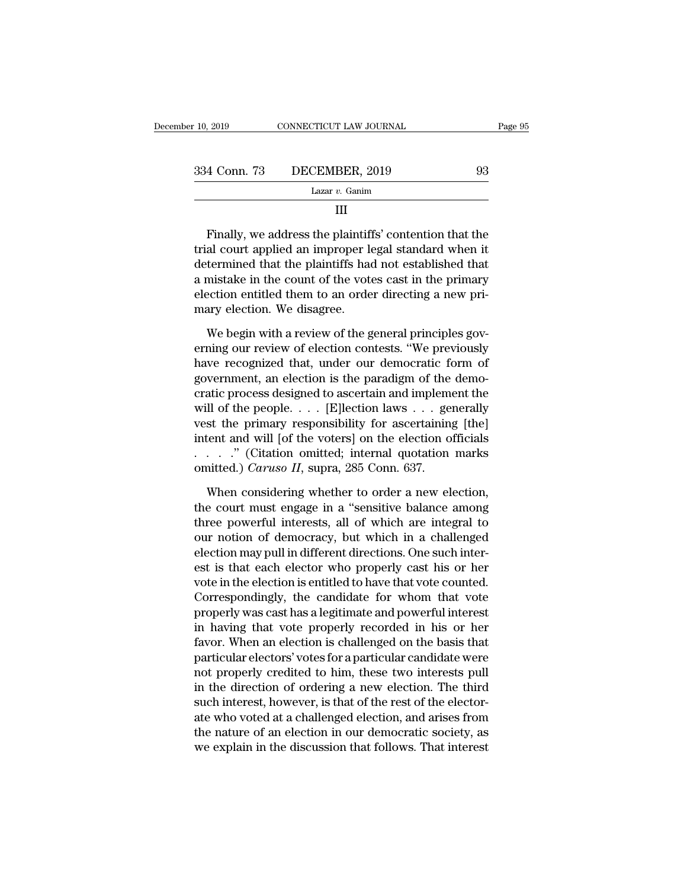III

Finally, we address the plaintiffs' contention that the trial court applied an improper legal standard when it determined that the plaintiffs had not established that a mistake in the count of the votes cast in the primary election entitled them to an order directing a new primary election. We disagree.

We begin with a review of the general principles governing our review of election contests. "We previously have recognized that, under our democratic form of government, an election is the paradigm of the democratic process designed to ascertain and implement the will of the people. . . . [E]lection laws . . . generally vest the primary responsibility for ascertaining [the] intent and will [of the voters] on the election officials . . . ." (Citation omitted; internal quotation marks omitted.) *Caruso II*, supra, 285 Conn. 637.

When considering whether to order a new election, the court must engage in a "sensitive balance among three powerful interests, all of which are integral to our notion of democracy, but which in a challenged election may pull in different directions. One such interest is that each elector who properly cast his or her vote in the election is entitled to have that vote counted. Correspondingly, the candidate for whom that vote properly was cast has a legitimate and powerful interest in having that vote properly recorded in his or her favor. When an election is challenged on the basis that particular electors' votes for a particular candidate were not properly credited to him, these two interests pull in the direction of ordering a new election. The third such interest, however, is that of the rest of the electorate who voted at a challenged election, and arises from the nature of an election in our democratic society, as we explain in the discussion that follows. That interest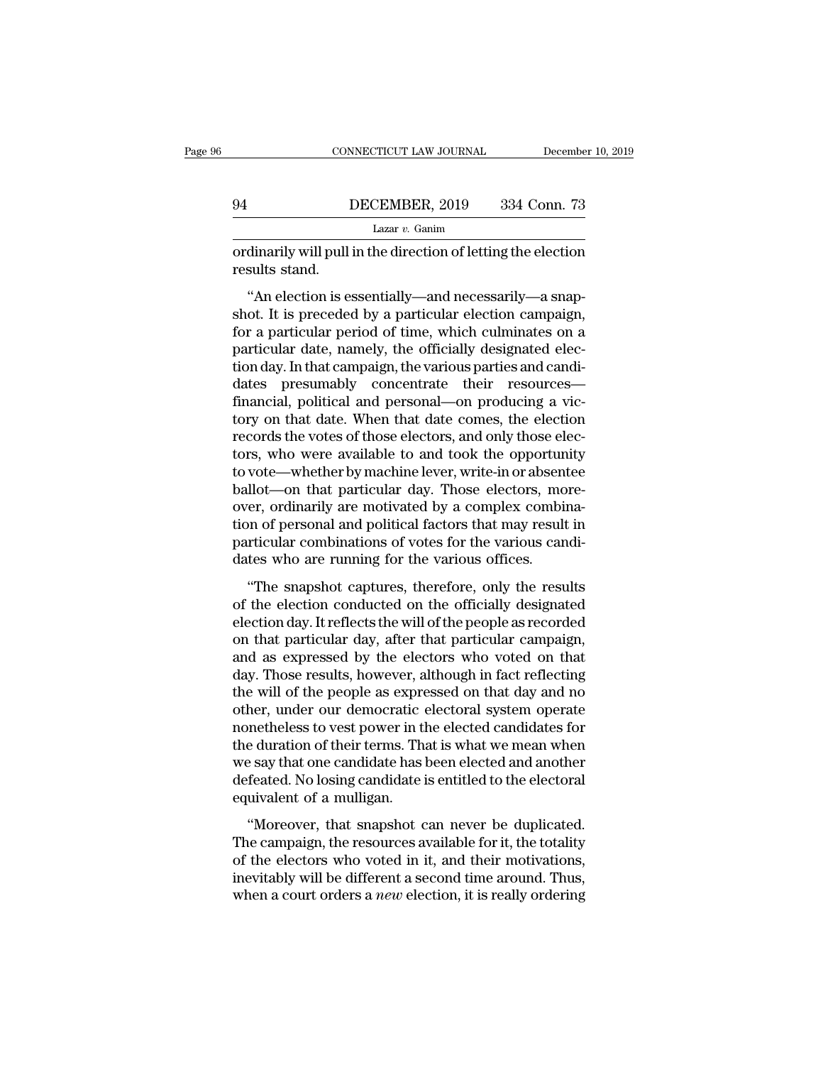ordinarily will pull in the direction of letting the election results stand.

"An election is essentially—and necessarily—a snapshot. It is preceded by a particular election campaign, for a particular period of time, which culminates on a particular date, namely, the officially designated election day. In that campaign, the various parties and candidates presumably concentrate their resources—financial, political and personal—on producing a victory on that date. When that date comes, the election records the votes of those electors, and only those electors, who were available to and took the opportunity to vote—whether by machine lever, write-in or absentee ballot—on that particular day. Those electors, moreover, ordinarily are motivated by a complex combination of personal and political factors that may result in particular combinations of votes for the various candidates who are running for the various offices.

"The snapshot captures, therefore, only the results of the election conducted on the officially designated election day. It reflects the will of the people as recorded on that particular day, after that particular campaign, and as expressed by the electors who voted on that day. Those results, however, although in fact reflecting the will of the people as expressed on that day and no other, under our democratic electoral system operate nonetheless to vest power in the elected candidates for the duration of their terms. That is what we mean when we say that one candidate has been elected and another defeated. No losing candidate is entitled to the electoral equivalent of a mulligan.

"Moreover, that snapshot can never be duplicated. The campaign, the resources available for it, the totality of the electors who voted in it, and their motivations, inevitably will be different a second time around. Thus, when a court orders a *new* election, it is really ordering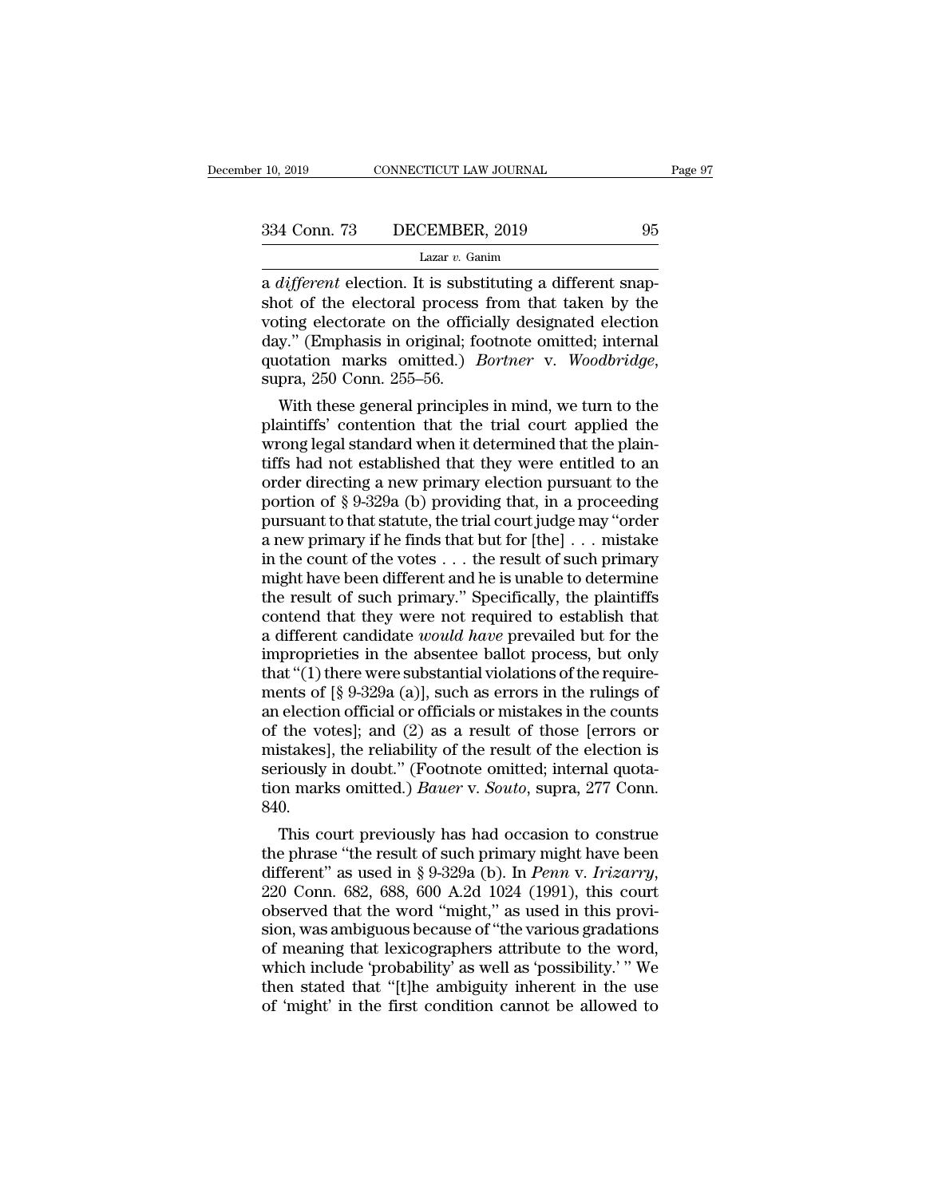a *different* election. It is substituting a different snapshot of the electoral process from that taken by the voting electorate on the officially designated election day." (Emphasis in original; footnote omitted; internal quotation marks omitted.) *Bortner* v. *Woodbridge*, supra, 250 Conn. 255–56.

With these general principles in mind, we turn to the plaintiffs' contention that the trial court applied the wrong legal standard when it determined that the plaintiffs had not established that they were entitled to an order directing a new primary election pursuant to the portion of § 9-329a (b) providing that, in a proceeding pursuant to that statute, the trial court judge may "order a new primary if he finds that but for [the] . . . mistake in the count of the votes . . . the result of such primary might have been different and he is unable to determine the result of such primary." Specifically, the plaintiffs contend that they were not required to establish that a different candidate *would have* prevailed but for the improprieties in the absentee ballot process, but only that "(1) there were substantial violations of the requirements of [§ 9-329a (a)], such as errors in the rulings of an election official or officials or mistakes in the counts of the votes]; and (2) as a result of those [errors or mistakes], the reliability of the result of the election is seriously in doubt." (Footnote omitted; internal quotation marks omitted.) *Bauer* v. *Souto*, supra, 277 Conn. 840.

This court previously has had occasion to construe the phrase "the result of such primary might have been different" as used in § 9-329a (b). In *Penn* v. *Irizarry*, 220 Conn. 682, 688, 600 A.2d 1024 (1991), this court observed that the word "might," as used in this provision, was ambiguous because of "the various gradations of meaning that lexicographers attribute to the word, which include 'probability' as well as 'possibility.' " We then stated that "[t]he ambiguity inherent in the use of 'might' in the first condition cannot be allowed to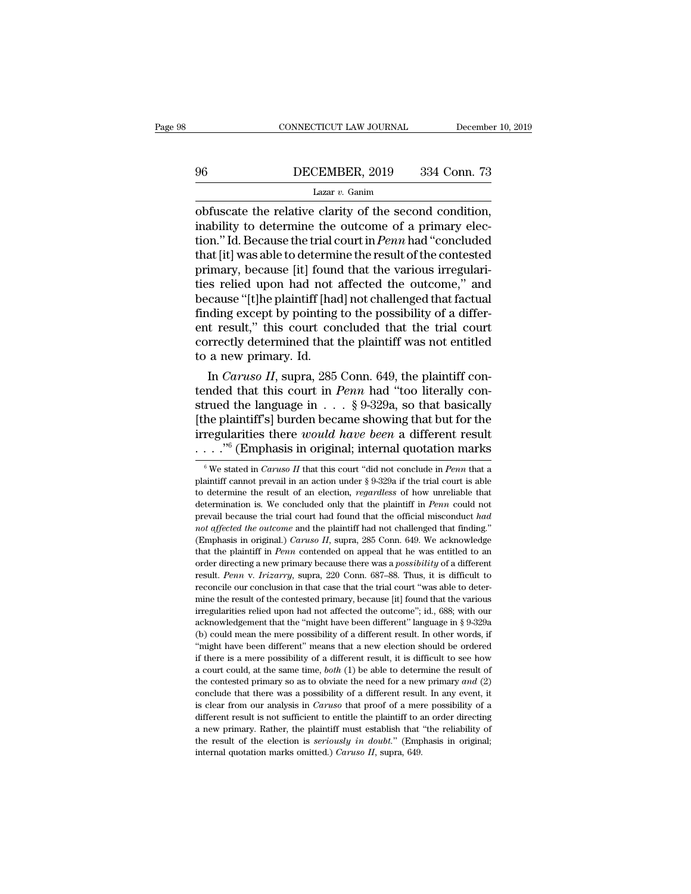obfuscate the relative clarity of the second condition, inability to determine the outcome of a primary election." Id. Because the trial court in *Penn* had "concluded that [it] was able to determine the result of the contested primary, because [it] found that the various irregularities relied upon had not affected the outcome," and because "[t]he plaintiff [had] not challenged that factual finding except by pointing to the possibility of a different result," this court concluded that the trial court correctly determined that the plaintiff was not entitled to a new primary. Id.

In *Caruso II*, supra, 285 Conn. 649, the plaintiff contended that this court in *Penn* had "too literally construed the language in . . . § 9-329a, so that basically [the plaintiff's] burden became showing that but for the irregularities there *would have been* a different result . . . ."[6] (Emphasis in original; internal quotation marks

---

[6] We stated in *Caruso II* that this court "did not conclude in *Penn* that a plaintiff cannot prevail in an action under § 9-329a if the trial court is able to determine the result of an election, *regardless* of how unreliable that determination is. We concluded only that the plaintiff in *Penn* could not prevail because the trial court had found that the official misconduct *had not affected the outcome* and the plaintiff had not challenged that finding." (Emphasis in original.) *Caruso II*, supra, 285 Conn. 649. We acknowledge that the plaintiff in *Penn* contended on appeal that he was entitled to an order directing a new primary because there was a *possibility* of a different result. *Penn* v. *Irizarry*, supra, 220 Conn. 687–88. Thus, it is difficult to reconcile our conclusion in that case that the trial court "was able to determine the result of the contested primary, because [it] found that the various irregularities relied upon had not affected the outcome"; id., 688; with our acknowledgement that the "might have been different" language in § 9-329a (b) could mean the mere possibility of a different result. In other words, if "might have been different" means that a new election should be ordered if there is a mere possibility of a different result, it is difficult to see how a court could, at the same time, *both* (1) be able to determine the result of the contested primary so as to obviate the need for a new primary *and* (2) conclude that there was a possibility of a different result. In any event, it is clear from our analysis in *Caruso* that proof of a mere possibility of a different result is not sufficient to entitle the plaintiff to an order directing a new primary. Rather, the plaintiff must establish that "the reliability of the result of the election is *seriously in doubt*." (Emphasis in original; internal quotation marks omitted.) *Caruso II*, supra, 649.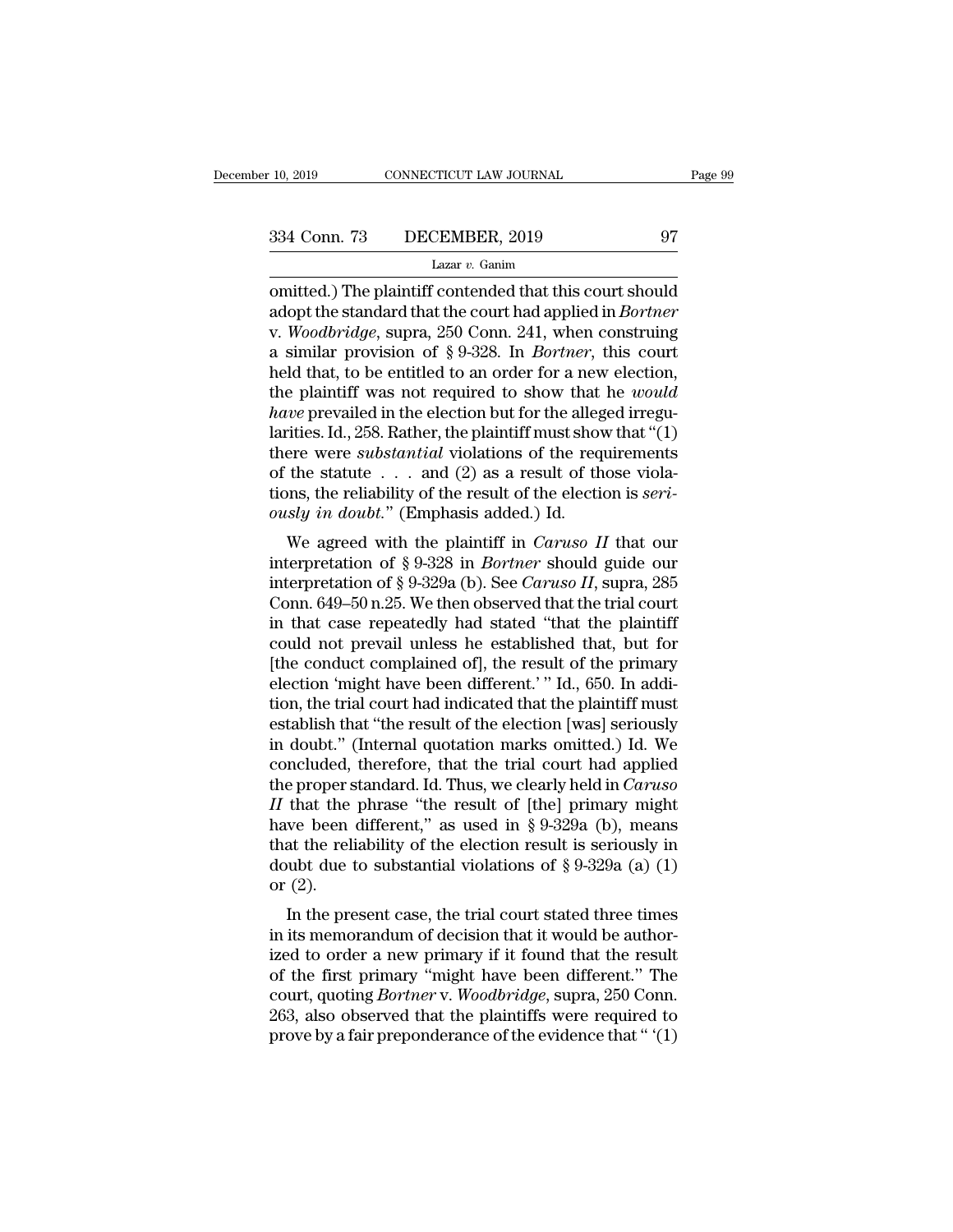omitted.) The plaintiff contended that this court should adopt the standard that the court had applied in *Bortner* v. *Woodbridge*, supra, 250 Conn. 241, when construing a similar provision of § 9-328. In *Bortner*, this court held that, to be entitled to an order for a new election, the plaintiff was not required to show that he *would have* prevailed in the election but for the alleged irregularities. Id., 258. Rather, the plaintiff must show that "(1) there were *substantial* violations of the requirements of the statute . . . and (2) as a result of those violations, the reliability of the result of the election is *seriously in doubt*." (Emphasis added.) Id.

We agreed with the plaintiff in *Caruso II* that our interpretation of § 9-328 in *Bortner* should guide our interpretation of § 9-329a (b). See *Caruso II*, supra, 285 Conn. 649–50 n.25. We then observed that the trial court in that case repeatedly had stated "that the plaintiff could not prevail unless he established that, but for [the conduct complained of], the result of the primary election 'might have been different.'" Id., 650. In addition, the trial court had indicated that the plaintiff must establish that "the result of the election [was] seriously in doubt." (Internal quotation marks omitted.) Id. We concluded, therefore, that the trial court had applied the proper standard. Id. Thus, we clearly held in *Caruso II* that the phrase "the result of [the] primary might have been different," as used in § 9-329a (b), means that the reliability of the election result is seriously in doubt due to substantial violations of § 9-329a (a) (1) or (2).

In the present case, the trial court stated three times in its memorandum of decision that it would be authorized to order a new primary if it found that the result of the first primary "might have been different." The court, quoting *Bortner* v. *Woodbridge*, supra, 250 Conn. 263, also observed that the plaintiffs were required to prove by a fair preponderance of the evidence that " '(1)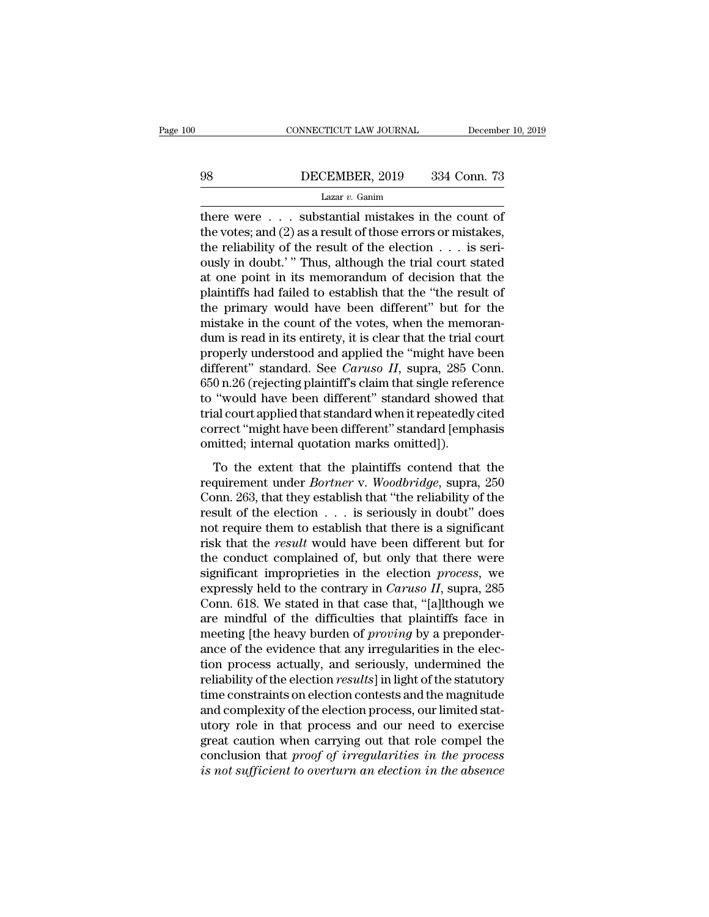there were . . . substantial mistakes in the count of the votes; and (2) as a result of those errors or mistakes, the reliability of the result of the election . . . is seriously in doubt.' " Thus, although the trial court stated at one point in its memorandum of decision that the plaintiffs had failed to establish that the "the result of the primary would have been different" but for the mistake in the count of the votes, when the memorandum is read in its entirety, it is clear that the trial court properly understood and applied the "might have been different" standard. See *Caruso II*, supra, 285 Conn. 650 n.26 (rejecting plaintiff's claim that single reference to "would have been different" standard showed that trial court applied that standard when it repeatedly cited correct "might have been different" standard [emphasis omitted; internal quotation marks omitted]).

To the extent that the plaintiffs contend that the requirement under *Bortner* v. *Woodbridge*, supra, 250 Conn. 263, that they establish that "the reliability of the result of the election . . . is seriously in doubt" does not require them to establish that there is a significant risk that the *result* would have been different but for the conduct complained of, but only that there were significant improprieties in the election *process*, we expressly held to the contrary in *Caruso II*, supra, 285 Conn. 618. We stated in that case that, "[a]lthough we are mindful of the difficulties that plaintiffs face in meeting [the heavy burden of *proving* by a preponderance of the evidence that any irregularities in the election process actually, and seriously, undermined the reliability of the election *results*] in light of the statutory time constraints on election contests and the magnitude and complexity of the election process, our limited statutory role in that process and our need to exercise great caution when carrying out that role compel the conclusion that *proof of irregularities in the process is not sufficient to overturn an election in the absence*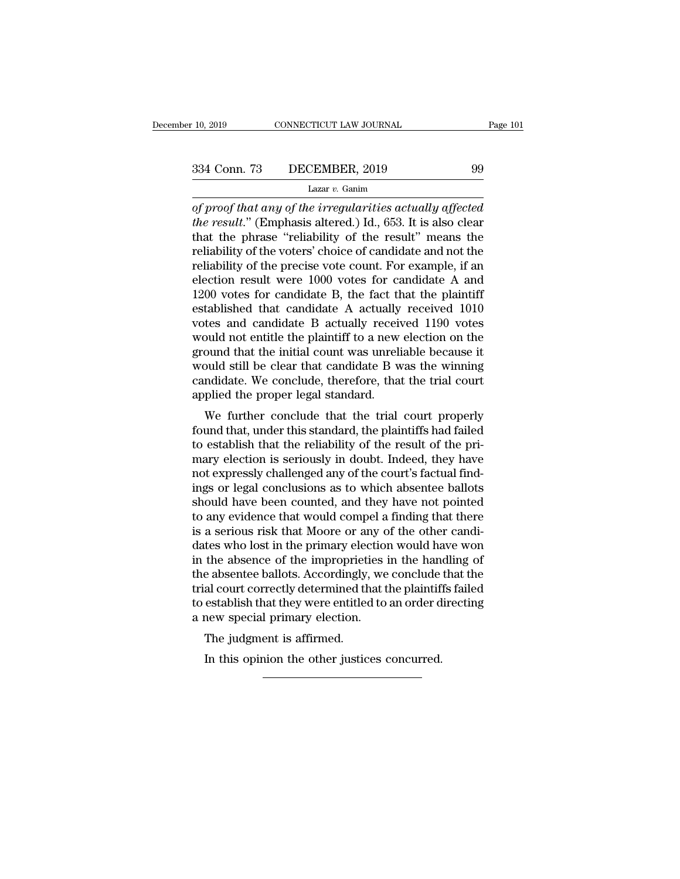*of proof that any of the irregularities actually affected the result.*" (Emphasis altered.) Id., 653. It is also clear that the phrase "reliability of the result" means the reliability of the voters' choice of candidate and not the reliability of the precise vote count. For example, if an election result were 1000 votes for candidate A and 1200 votes for candidate B, the fact that the plaintiff established that candidate A actually received 1010 votes and candidate B actually received 1190 votes would not entitle the plaintiff to a new election on the ground that the initial count was unreliable because it would still be clear that candidate B was the winning candidate. We conclude, therefore, that the trial court applied the proper legal standard.

We further conclude that the trial court properly found that, under this standard, the plaintiffs had failed to establish that the reliability of the result of the primary election is seriously in doubt. Indeed, they have not expressly challenged any of the court's factual findings or legal conclusions as to which absentee ballots should have been counted, and they have not pointed to any evidence that would compel a finding that there is a serious risk that Moore or any of the other candidates who lost in the primary election would have won in the absence of the improprieties in the handling of the absentee ballots. Accordingly, we conclude that the trial court correctly determined that the plaintiffs failed to establish that they were entitled to an order directing a new special primary election.

The judgment is affirmed.

In this opinion the other justices concurred.